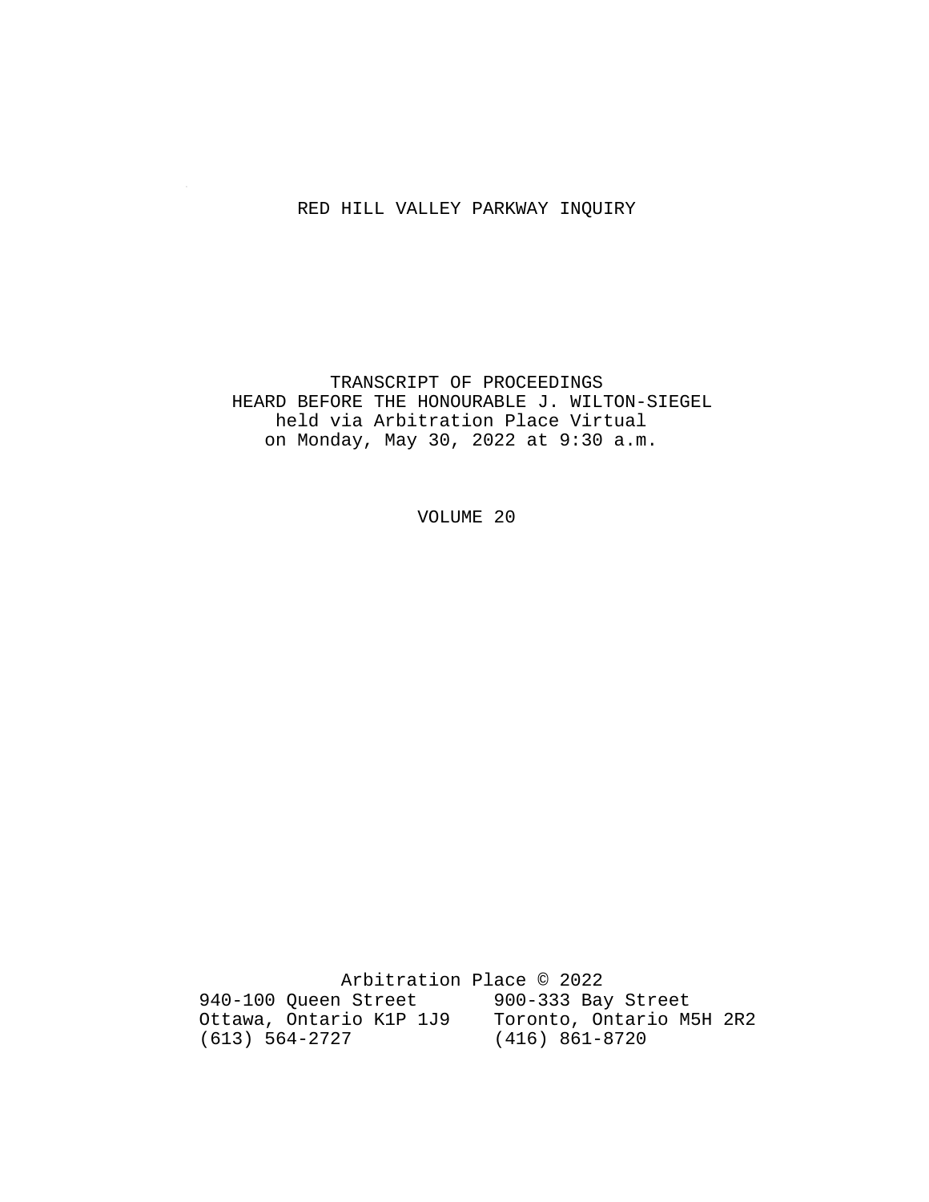# RED HILL VALLEY PARKWAY INQUIRY

TRANSCRIPT OF PROCEEDINGS
HEARD BEFORE THE HONOURABLE J. WILTON-SIEGEL
held via Arbitration Place Virtual
on Monday, May 30, 2022 at 9:30 a.m.

VOLUME 20

Arbitration Place © 2022

940-100 Queen Street
Ottawa, Ontario K1P 1J9
(613) 564-2727

900-333 Bay Street
Toronto, Ontario M5H 2R2
(416) 861-8720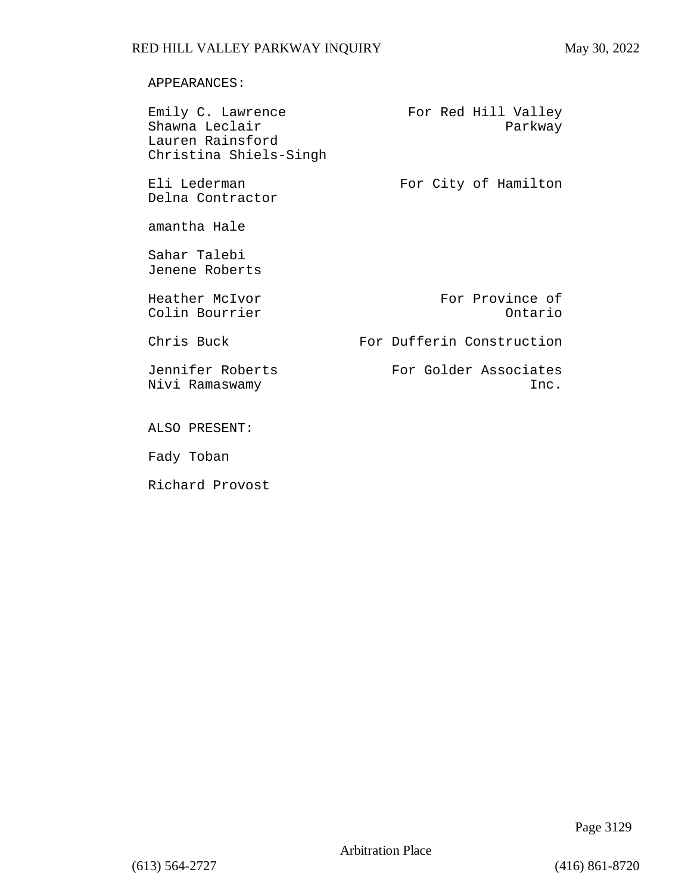APPEARANCES:

| | |
|---|---|
| Emily C. Lawrence<br>Shawna Leclair<br>Lauren Rainsford<br>Christina Shiels-Singh | For Red Hill Valley Parkway |
| Eli Lederman<br>Delna Contractor | For City of Hamilton |
| amantha Hale | |
| Sahar Talebi<br>Jenene Roberts | |
| Heather McIvor<br>Colin Bourrier | For Province of Ontario |
| Chris Buck | For Dufferin Construction |
| Jennifer Roberts<br>Nivi Ramaswamy | For Golder Associates Inc. |

ALSO PRESENT:

Fady Toban

Richard Provost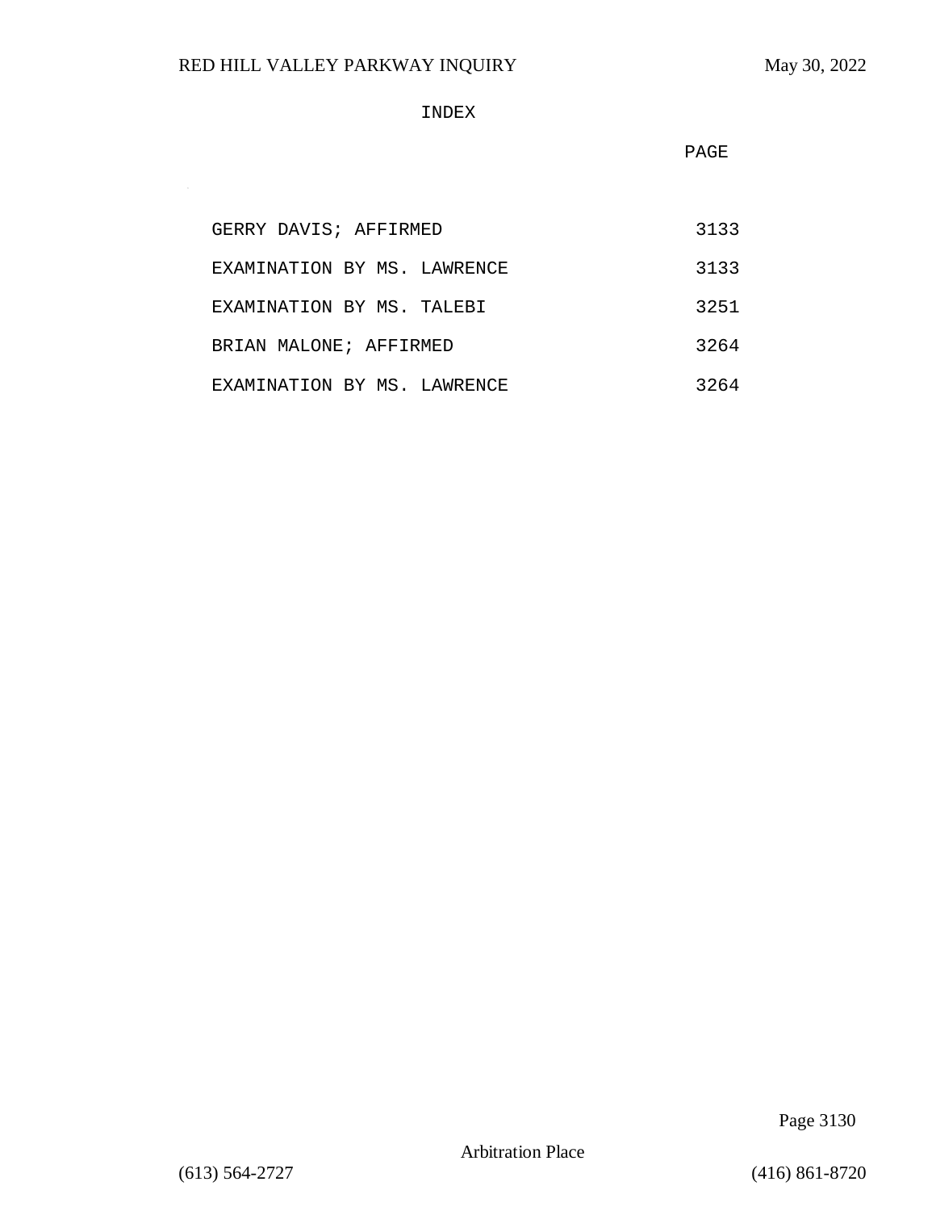# INDEX

| | PAGE |
|---|---|
| GERRY DAVIS; AFFIRMED | 3133 |
| EXAMINATION BY MS. LAWRENCE | 3133 |
| EXAMINATION BY MS. TALEBI | 3251 |
| BRIAN MALONE; AFFIRMED | 3264 |
| EXAMINATION BY MS. LAWRENCE | 3264 |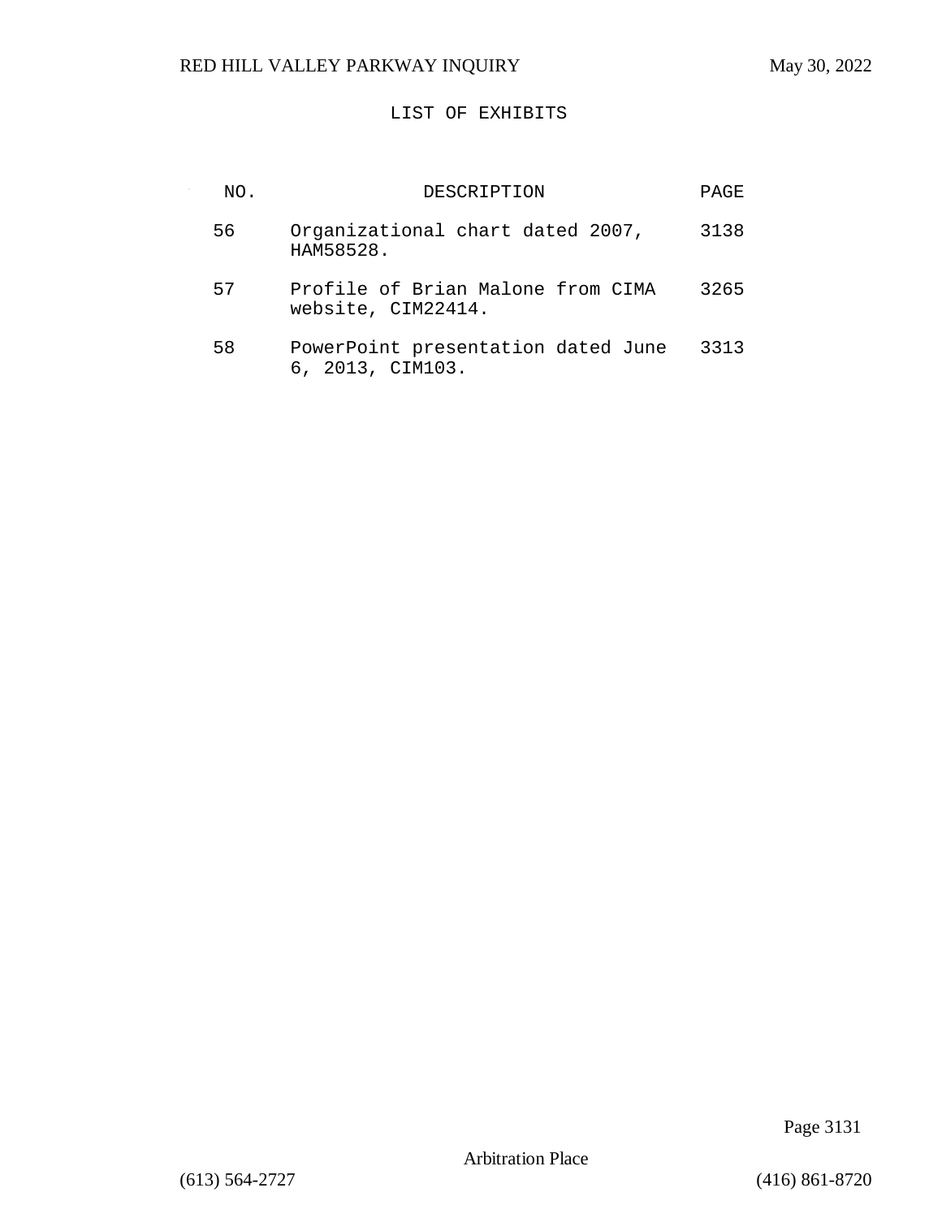# LIST OF EXHIBITS

| NO. | DESCRIPTION | PAGE |
|---|---|---|
| 56 | Organizational chart dated 2007, HAM58528. | 3138 |
| 57 | Profile of Brian Malone from CIMA website, CIM22414. | 3265 |
| 58 | PowerPoint presentation dated June 6, 2013, CIM103. | 3313 |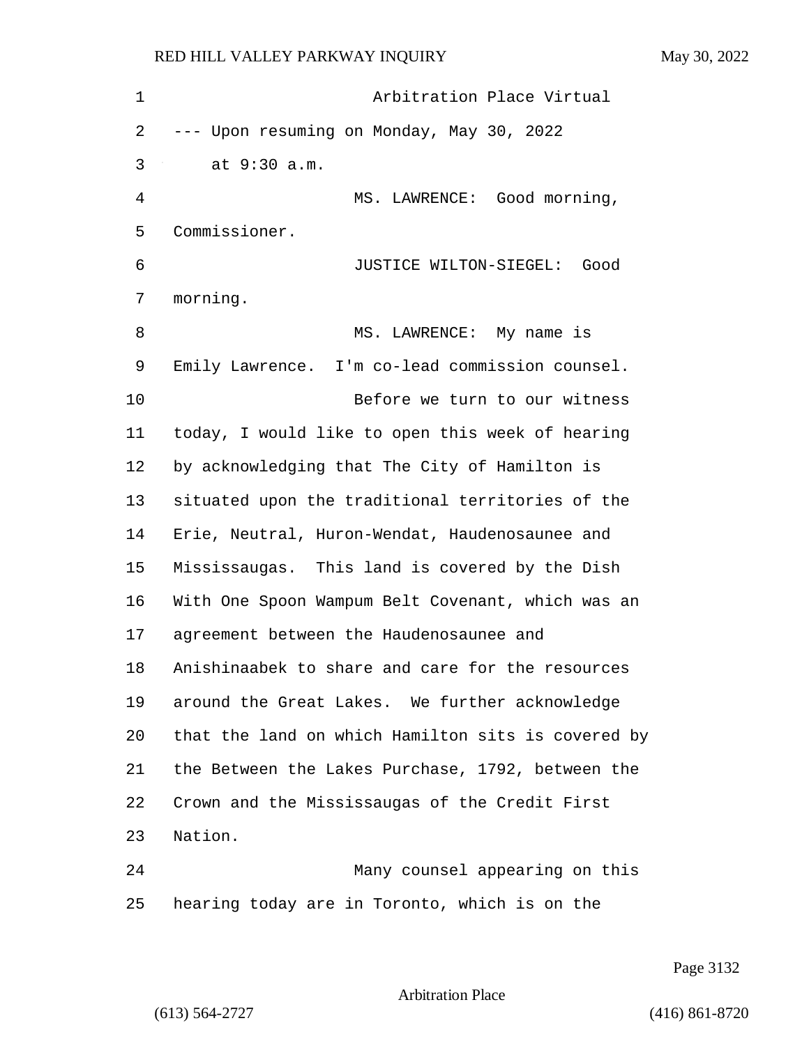Arbitration Place Virtual

--- Upon resuming on Monday, May 30, 2022 at 9:30 a.m.

MS. LAWRENCE: Good morning, Commissioner.

JUSTICE WILTON-SIEGEL: Good morning.

MS. LAWRENCE: My name is Emily Lawrence. I'm co-lead commission counsel.

Before we turn to our witness today, I would like to open this week of hearing by acknowledging that The City of Hamilton is situated upon the traditional territories of the Erie, Neutral, Huron-Wendat, Haudenosaunee and Mississaugas. This land is covered by the Dish With One Spoon Wampum Belt Covenant, which was an agreement between the Haudenosaunee and Anishinaabek to share and care for the resources around the Great Lakes. We further acknowledge that the land on which Hamilton sits is covered by the Between the Lakes Purchase, 1792, between the Crown and the Mississaugas of the Credit First Nation.

Many counsel appearing on this hearing today are in Toronto, which is on the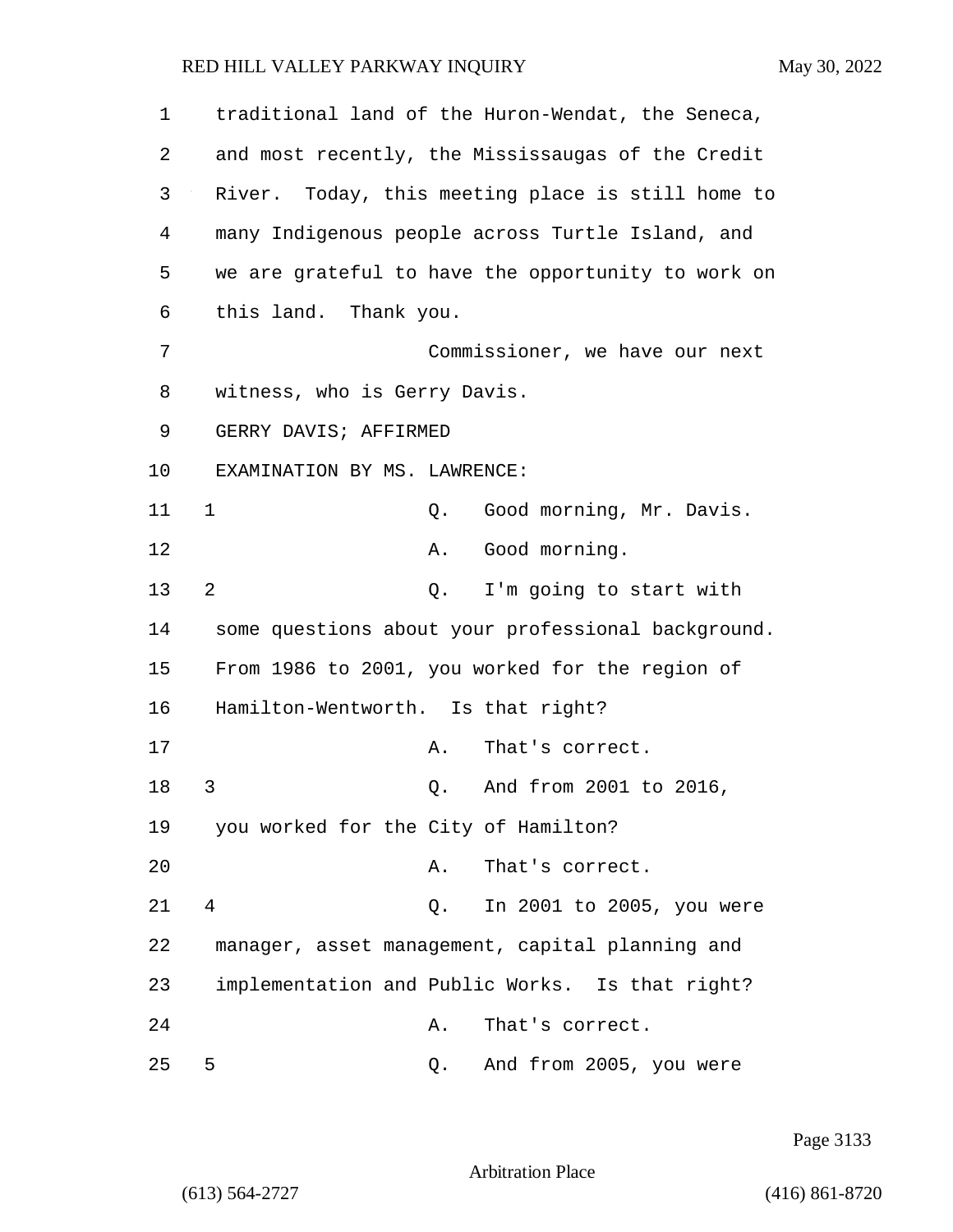traditional land of the Huron-Wendat, the Seneca, and most recently, the Mississaugas of the Credit River. Today, this meeting place is still home to many Indigenous people across Turtle Island, and we are grateful to have the opportunity to work on this land. Thank you.

Commissioner, we have our next witness, who is Gerry Davis.

GERRY DAVIS; AFFIRMED

EXAMINATION BY MS. LAWRENCE:

1 Q. Good morning, Mr. Davis.

A. Good morning.

2 Q. I'm going to start with some questions about your professional background. From 1986 to 2001, you worked for the region of Hamilton-Wentworth. Is that right?

A. That's correct.

3 Q. And from 2001 to 2016, you worked for the City of Hamilton?

A. That's correct.

4 Q. In 2001 to 2005, you were manager, asset management, capital planning and implementation and Public Works. Is that right?

A. That's correct.

5 Q. And from 2005, you were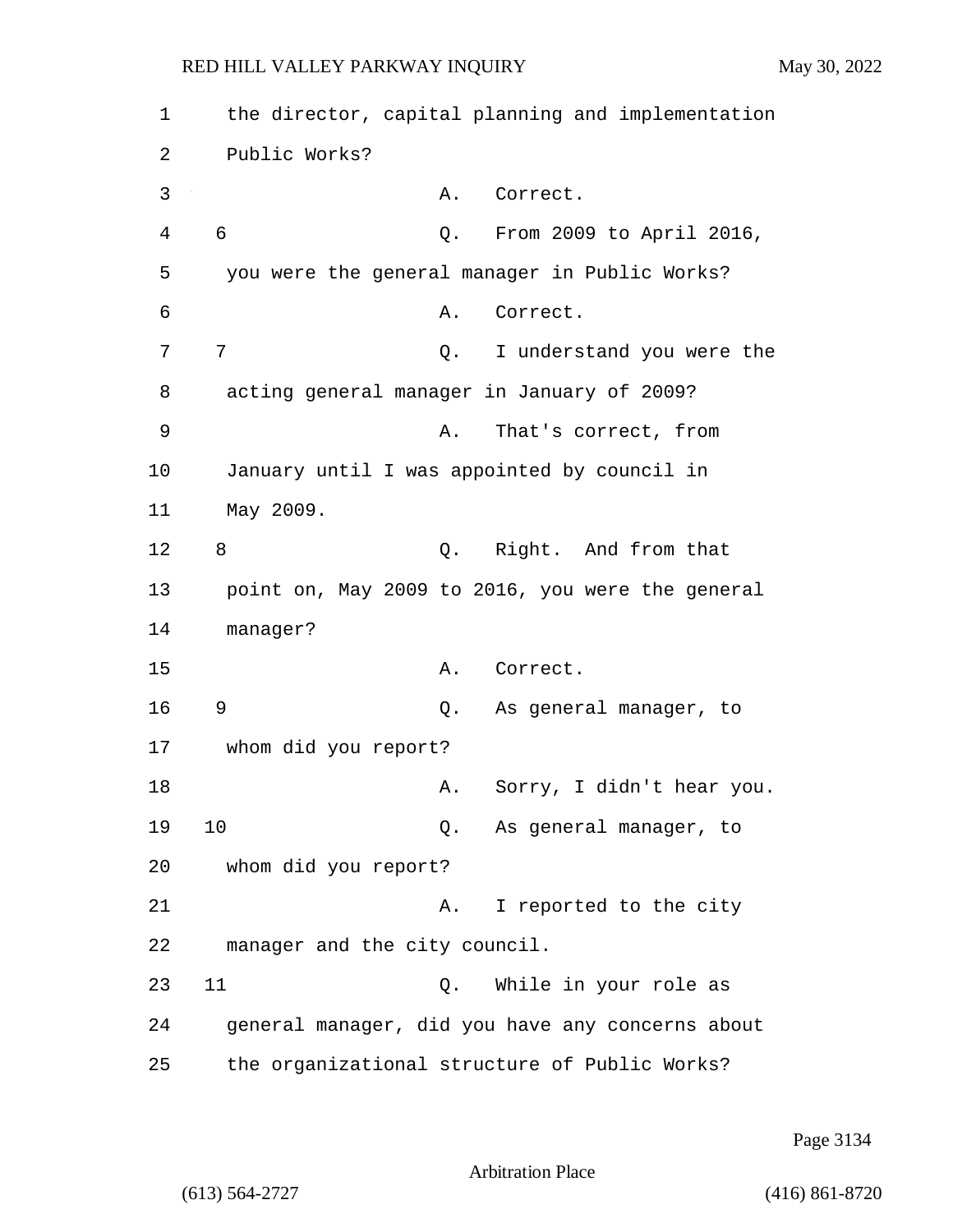the director, capital planning and implementation Public Works?

A. Correct.

6 Q. From 2009 to April 2016, you were the general manager in Public Works?

A. Correct.

7 Q. I understand you were the acting general manager in January of 2009?

A. That's correct, from January until I was appointed by council in May 2009.

8 Q. Right. And from that point on, May 2009 to 2016, you were the general manager?

A. Correct.

9 Q. As general manager, to whom did you report?

A. Sorry, I didn't hear you.

10 Q. As general manager, to whom did you report?

A. I reported to the city manager and the city council.

11 Q. While in your role as general manager, did you have any concerns about the organizational structure of Public Works?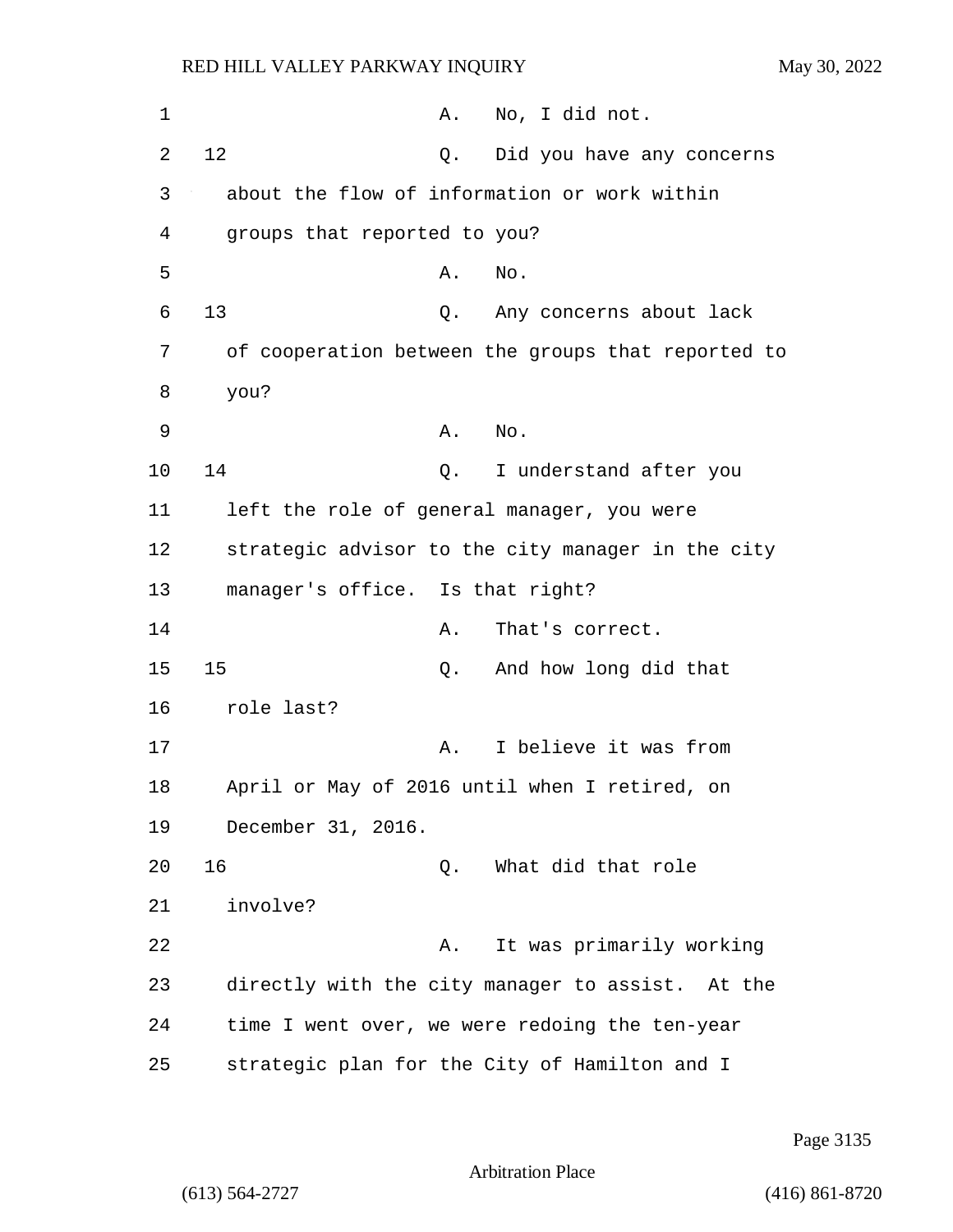A. No, I did not.

12 Q. Did you have any concerns about the flow of information or work within groups that reported to you?

A. No.

13 Q. Any concerns about lack of cooperation between the groups that reported to you?

A. No.

14 Q. I understand after you left the role of general manager, you were strategic advisor to the city manager in the city manager's office. Is that right?

A. That's correct.

15 Q. And how long did that role last?

A. I believe it was from April or May of 2016 until when I retired, on December 31, 2016.

16 Q. What did that role involve?

A. It was primarily working directly with the city manager to assist. At the time I went over, we were redoing the ten-year strategic plan for the City of Hamilton and I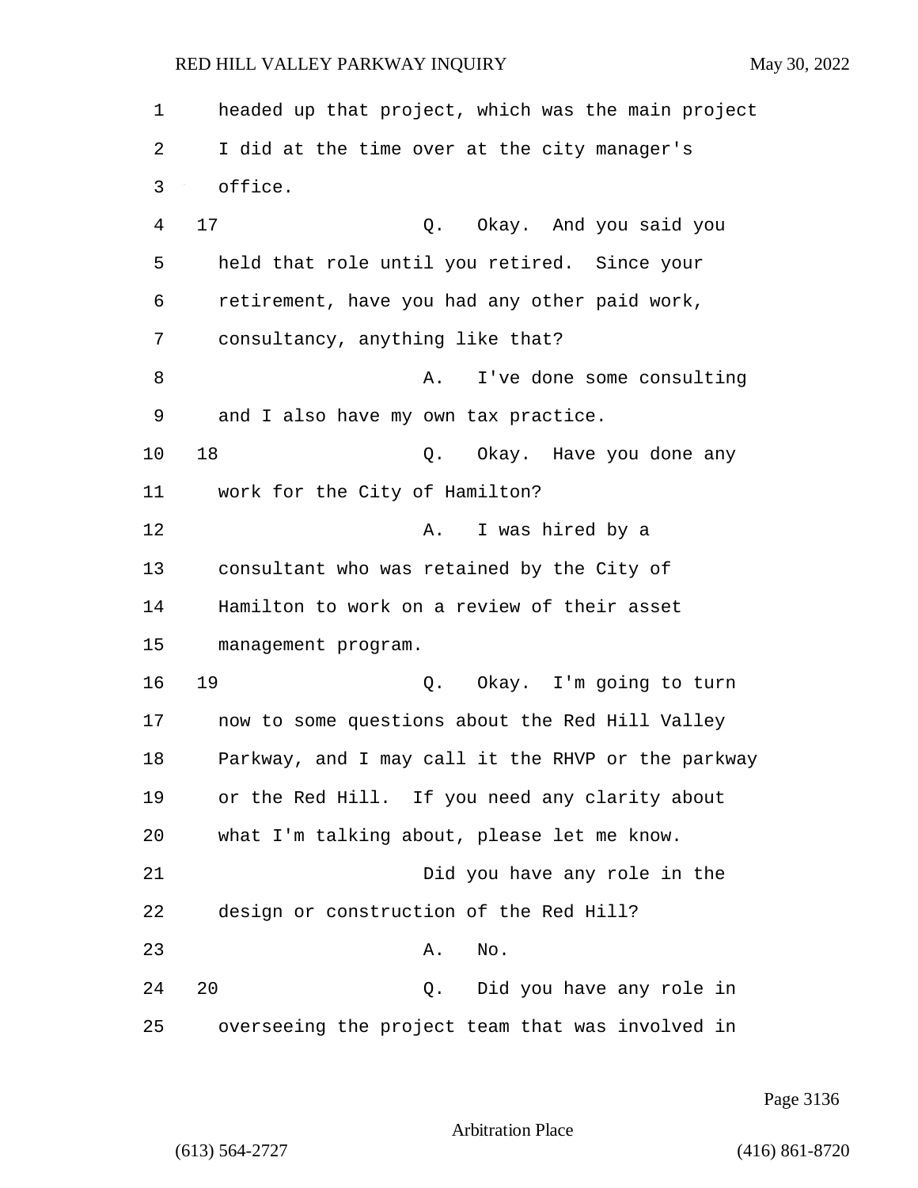headed up that project, which was the main project I did at the time over at the city manager's office.

17 Q. Okay. And you said you held that role until you retired. Since your retirement, have you had any other paid work, consultancy, anything like that?

A. I've done some consulting and I also have my own tax practice.

18 Q. Okay. Have you done any work for the City of Hamilton?

A. I was hired by a consultant who was retained by the City of Hamilton to work on a review of their asset management program.

19 Q. Okay. I'm going to turn now to some questions about the Red Hill Valley Parkway, and I may call it the RHVP or the parkway or the Red Hill. If you need any clarity about what I'm talking about, please let me know.

Did you have any role in the design or construction of the Red Hill?

A. No.

20 Q. Did you have any role in overseeing the project team that was involved in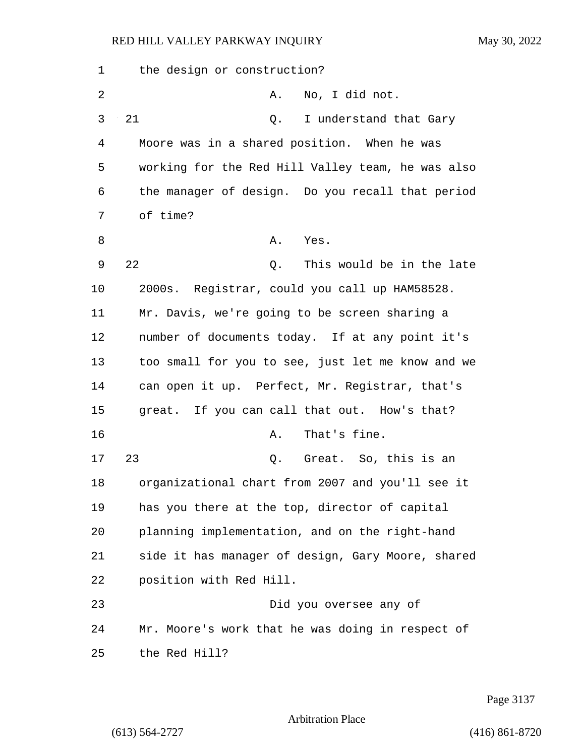1 the design or construction?

2 A. No, I did not.

3 21 Q. I understand that Gary

4 Moore was in a shared position. When he was

5 working for the Red Hill Valley team, he was also

6 the manager of design. Do you recall that period

7 of time?

8 A. Yes.

9 22 Q. This would be in the late

10 2000s. Registrar, could you call up HAM58528.

11 Mr. Davis, we're going to be screen sharing a

12 number of documents today. If at any point it's

13 too small for you to see, just let me know and we

14 can open it up. Perfect, Mr. Registrar, that's

15 great. If you can call that out. How's that?

16 A. That's fine.

17 23 Q. Great. So, this is an

18 organizational chart from 2007 and you'll see it

19 has you there at the top, director of capital

20 planning implementation, and on the right-hand

21 side it has manager of design, Gary Moore, shared

22 position with Red Hill.

23 Did you oversee any of

24 Mr. Moore's work that he was doing in respect of

25 the Red Hill?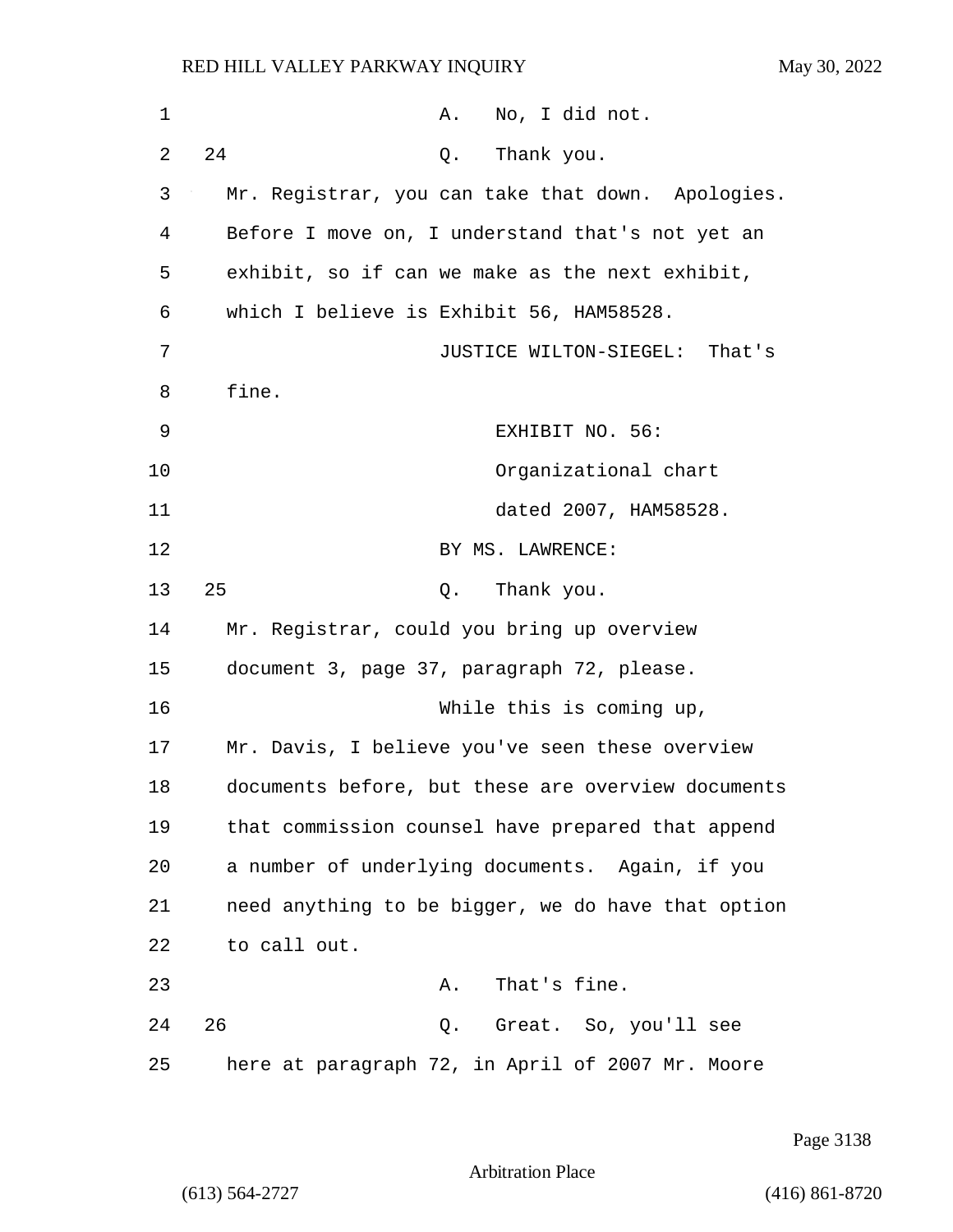A. No, I did not.

24 Q. Thank you.

Mr. Registrar, you can take that down. Apologies. Before I move on, I understand that's not yet an exhibit, so if can we make as the next exhibit, which I believe is Exhibit 56, HAM58528.

JUSTICE WILTON-SIEGEL: That's fine.

EXHIBIT NO. 56: Organizational chart dated 2007, HAM58528.

BY MS. LAWRENCE:

25 Q. Thank you.

Mr. Registrar, could you bring up overview document 3, page 37, paragraph 72, please.

While this is coming up, Mr. Davis, I believe you've seen these overview documents before, but these are overview documents that commission counsel have prepared that append a number of underlying documents. Again, if you need anything to be bigger, we do have that option to call out.

A. That's fine.

26 Q. Great. So, you'll see here at paragraph 72, in April of 2007 Mr. Moore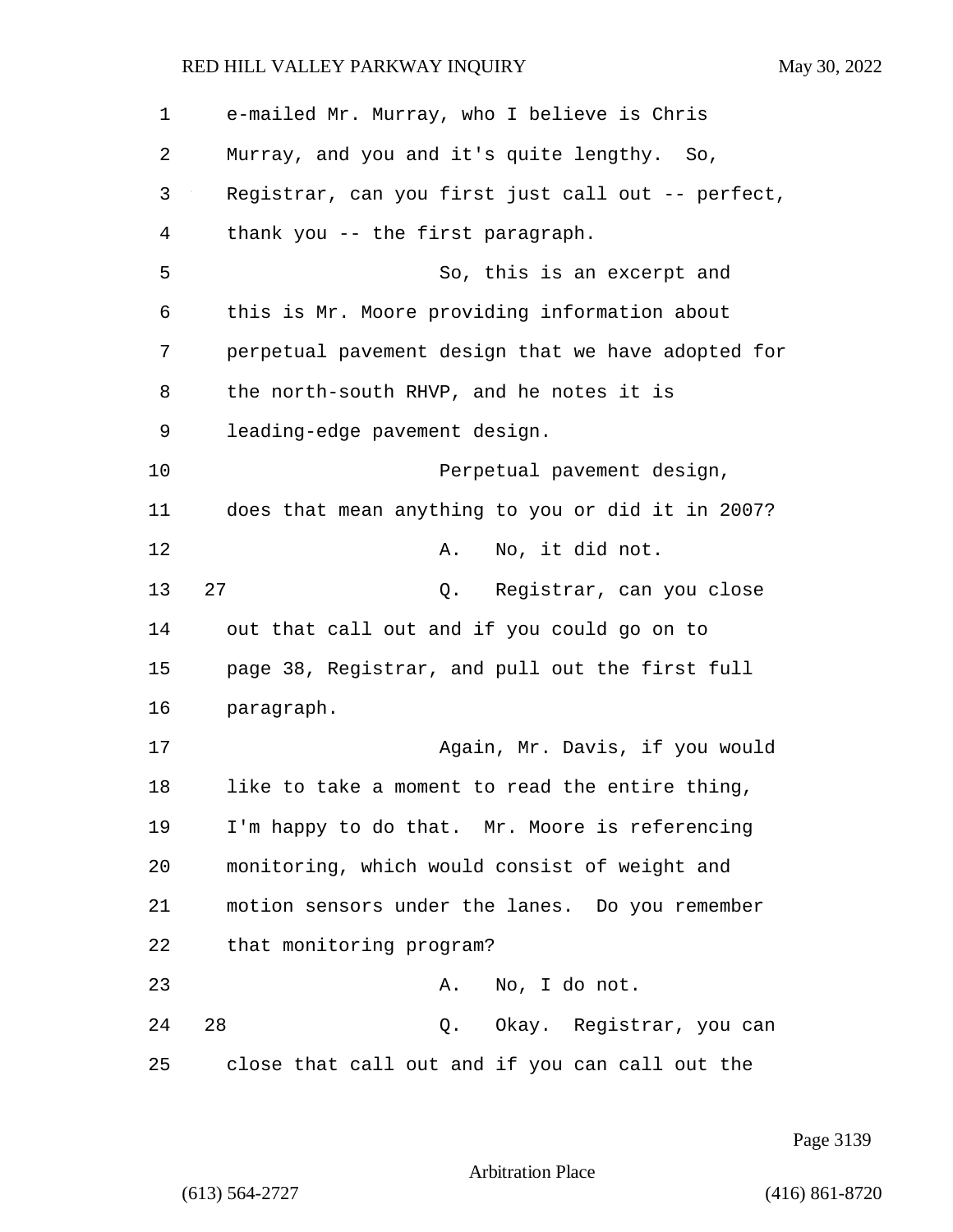e-mailed Mr. Murray, who I believe is Chris Murray, and you and it's quite lengthy. So, Registrar, can you first just call out -- perfect, thank you -- the first paragraph.

So, this is an excerpt and this is Mr. Moore providing information about perpetual pavement design that we have adopted for the north-south RHVP, and he notes it is leading-edge pavement design.

Perpetual pavement design, does that mean anything to you or did it in 2007?

A. No, it did not.

27 Q. Registrar, can you close out that call out and if you could go on to page 38, Registrar, and pull out the first full paragraph.

Again, Mr. Davis, if you would like to take a moment to read the entire thing, I'm happy to do that. Mr. Moore is referencing monitoring, which would consist of weight and motion sensors under the lanes. Do you remember that monitoring program?

A. No, I do not.

28 Q. Okay. Registrar, you can close that call out and if you can call out the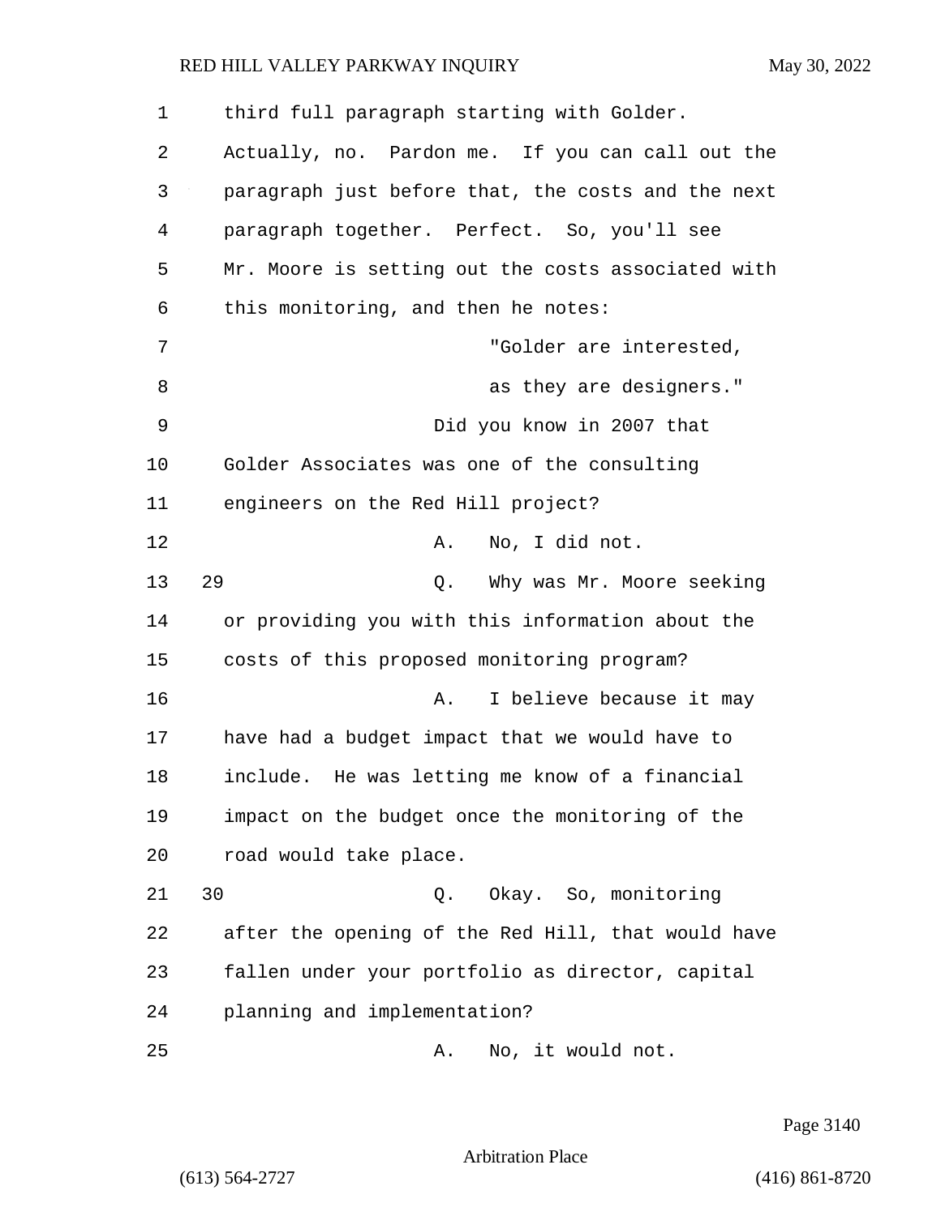1 third full paragraph starting with Golder.
2 Actually, no. Pardon me. If you can call out the
3 paragraph just before that, the costs and the next
4 paragraph together. Perfect. So, you'll see
5 Mr. Moore is setting out the costs associated with
6 this monitoring, and then he notes:

7 "Golder are interested,
8 as they are designers."

9 Did you know in 2007 that
10 Golder Associates was one of the consulting
11 engineers on the Red Hill project?

12 A. No, I did not.

13 29 Q. Why was Mr. Moore seeking
14 or providing you with this information about the
15 costs of this proposed monitoring program?

16 A. I believe because it may
17 have had a budget impact that we would have to
18 include. He was letting me know of a financial
19 impact on the budget once the monitoring of the
20 road would take place.

21 30 Q. Okay. So, monitoring
22 after the opening of the Red Hill, that would have
23 fallen under your portfolio as director, capital
24 planning and implementation?

25 A. No, it would not.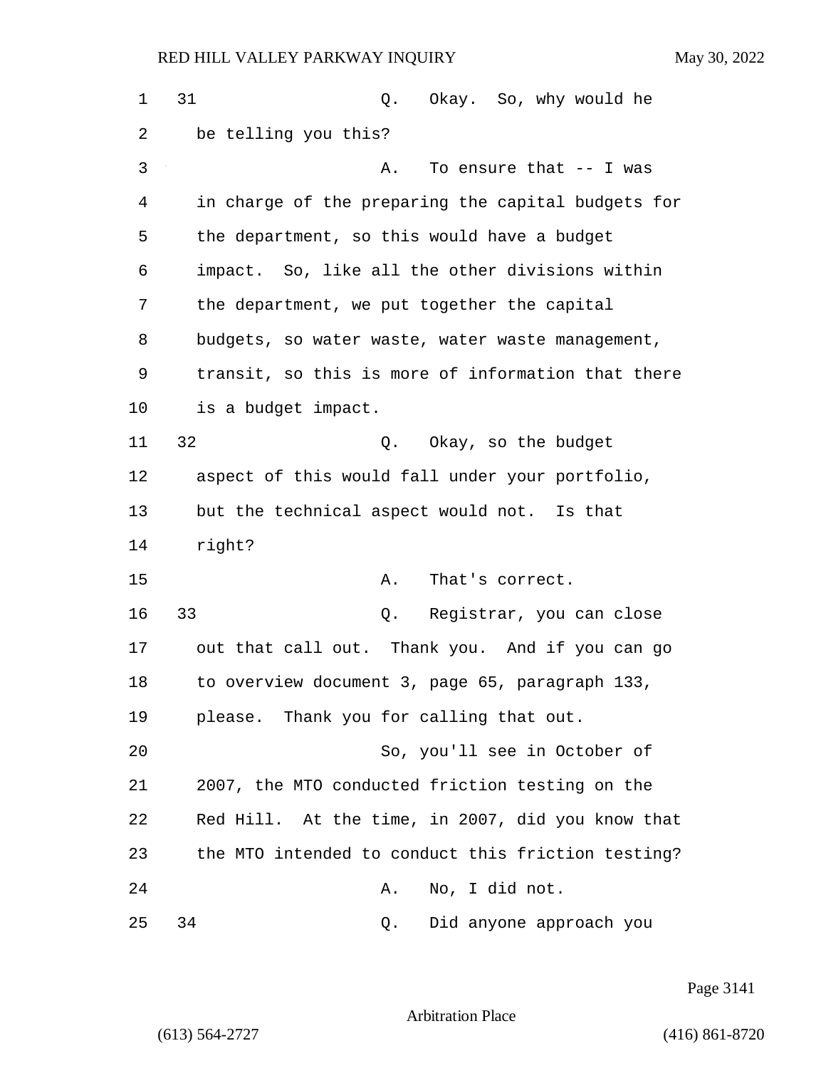31 Q. Okay. So, why would he be telling you this?

A. To ensure that -- I was in charge of the preparing the capital budgets for the department, so this would have a budget impact. So, like all the other divisions within the department, we put together the capital budgets, so water waste, water waste management, transit, so this is more of information that there is a budget impact.

32 Q. Okay, so the budget aspect of this would fall under your portfolio, but the technical aspect would not. Is that right?

A. That's correct.

33 Q. Registrar, you can close out that call out. Thank you. And if you can go to overview document 3, page 65, paragraph 133, please. Thank you for calling that out.

So, you'll see in October of 2007, the MTO conducted friction testing on the Red Hill. At the time, in 2007, did you know that the MTO intended to conduct this friction testing?

A. No, I did not.

34 Q. Did anyone approach you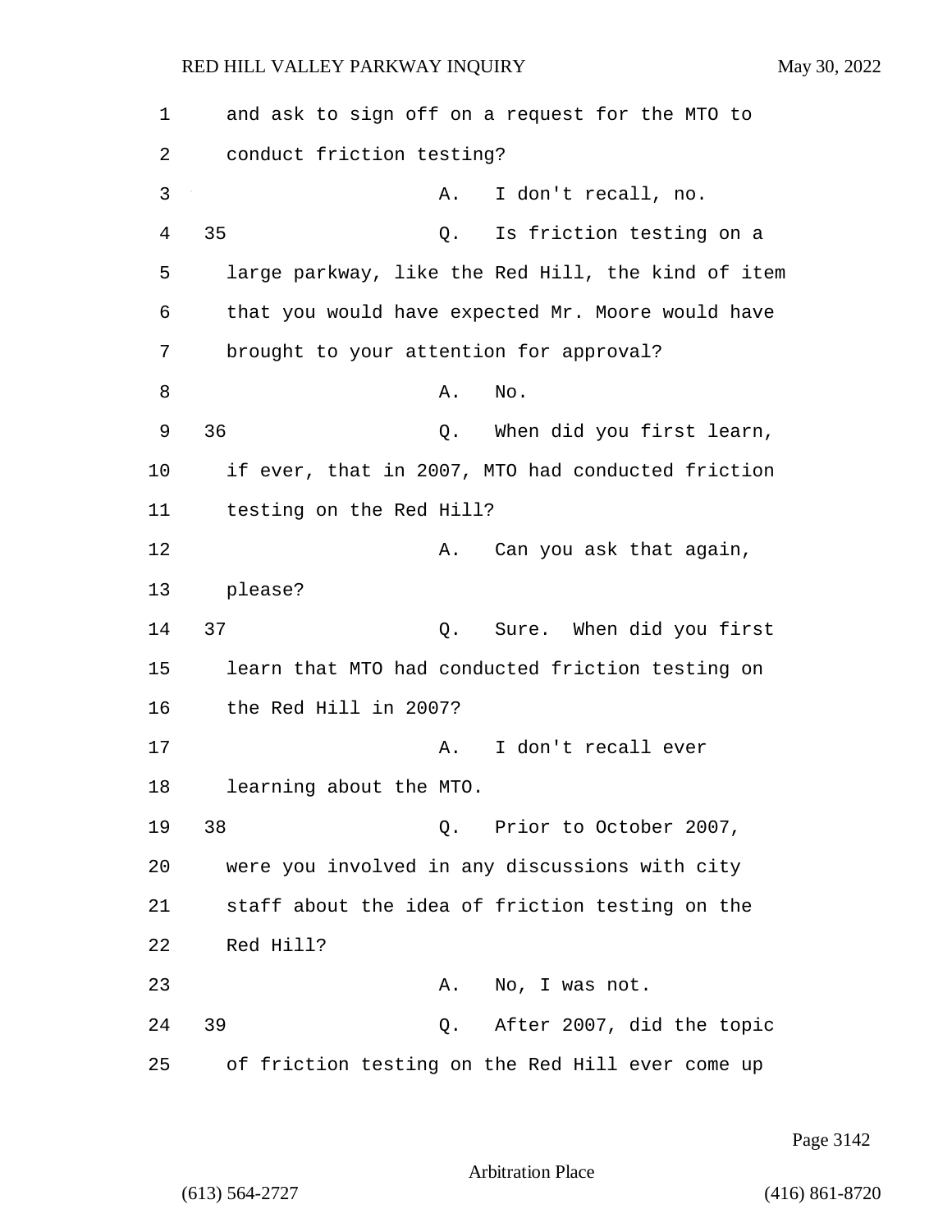1 and ask to sign off on a request for the MTO to

2 conduct friction testing?

3 A. I don't recall, no.

4 35 Q. Is friction testing on a

5 large parkway, like the Red Hill, the kind of item

6 that you would have expected Mr. Moore would have

7 brought to your attention for approval?

8 A. No.

9 36 Q. When did you first learn,

10 if ever, that in 2007, MTO had conducted friction

11 testing on the Red Hill?

12 A. Can you ask that again,

13 please?

14 37 Q. Sure. When did you first

15 learn that MTO had conducted friction testing on

16 the Red Hill in 2007?

17 A. I don't recall ever

18 learning about the MTO.

19 38 Q. Prior to October 2007,

20 were you involved in any discussions with city

21 staff about the idea of friction testing on the

22 Red Hill?

23 A. No, I was not.

24 39 Q. After 2007, did the topic

25 of friction testing on the Red Hill ever come up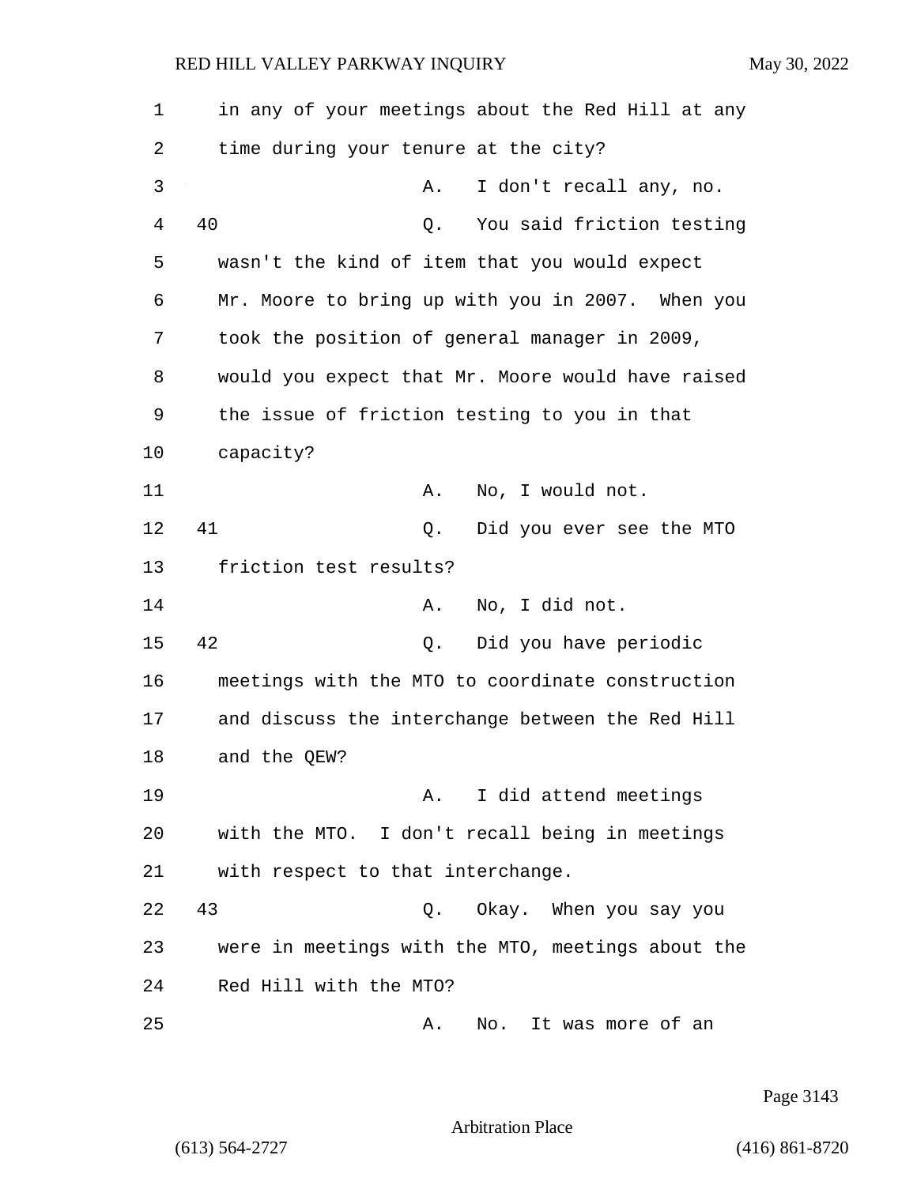in any of your meetings about the Red Hill at any time during your tenure at the city?

A. I don't recall any, no.

40 Q. You said friction testing wasn't the kind of item that you would expect Mr. Moore to bring up with you in 2007. When you took the position of general manager in 2009, would you expect that Mr. Moore would have raised the issue of friction testing to you in that capacity?

A. No, I would not.

41 Q. Did you ever see the MTO friction test results?

A. No, I did not.

42 Q. Did you have periodic meetings with the MTO to coordinate construction and discuss the interchange between the Red Hill and the QEW?

A. I did attend meetings with the MTO. I don't recall being in meetings with respect to that interchange.

43 Q. Okay. When you say you were in meetings with the MTO, meetings about the Red Hill with the MTO?

A. No. It was more of an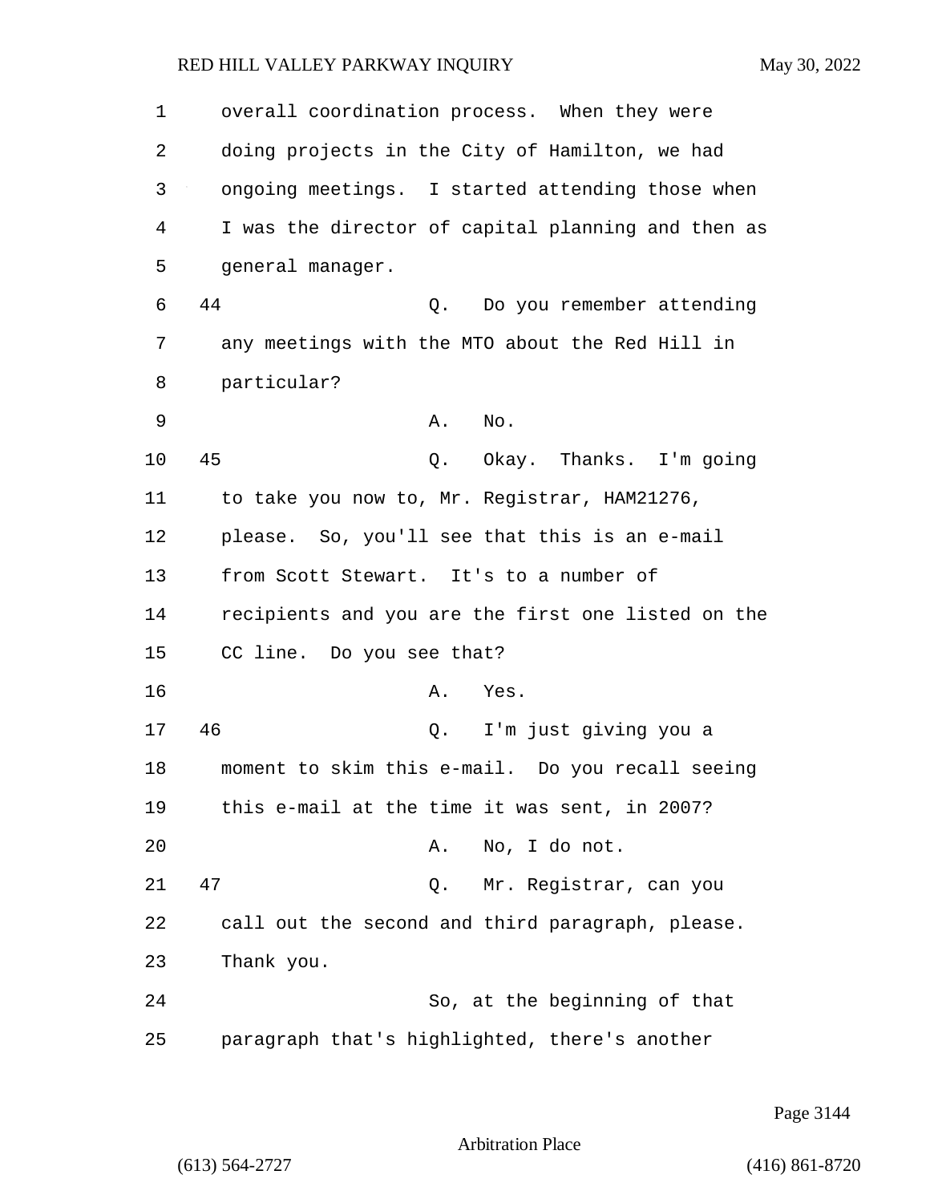overall coordination process. When they were doing projects in the City of Hamilton, we had ongoing meetings. I started attending those when I was the director of capital planning and then as general manager.

44 Q. Do you remember attending any meetings with the MTO about the Red Hill in particular?

A. No.

45 Q. Okay. Thanks. I'm going to take you now to, Mr. Registrar, HAM21276, please. So, you'll see that this is an e-mail from Scott Stewart. It's to a number of recipients and you are the first one listed on the CC line. Do you see that?

A. Yes.

46 Q. I'm just giving you a moment to skim this e-mail. Do you recall seeing this e-mail at the time it was sent, in 2007?

A. No, I do not.

47 Q. Mr. Registrar, can you call out the second and third paragraph, please. Thank you.

So, at the beginning of that paragraph that's highlighted, there's another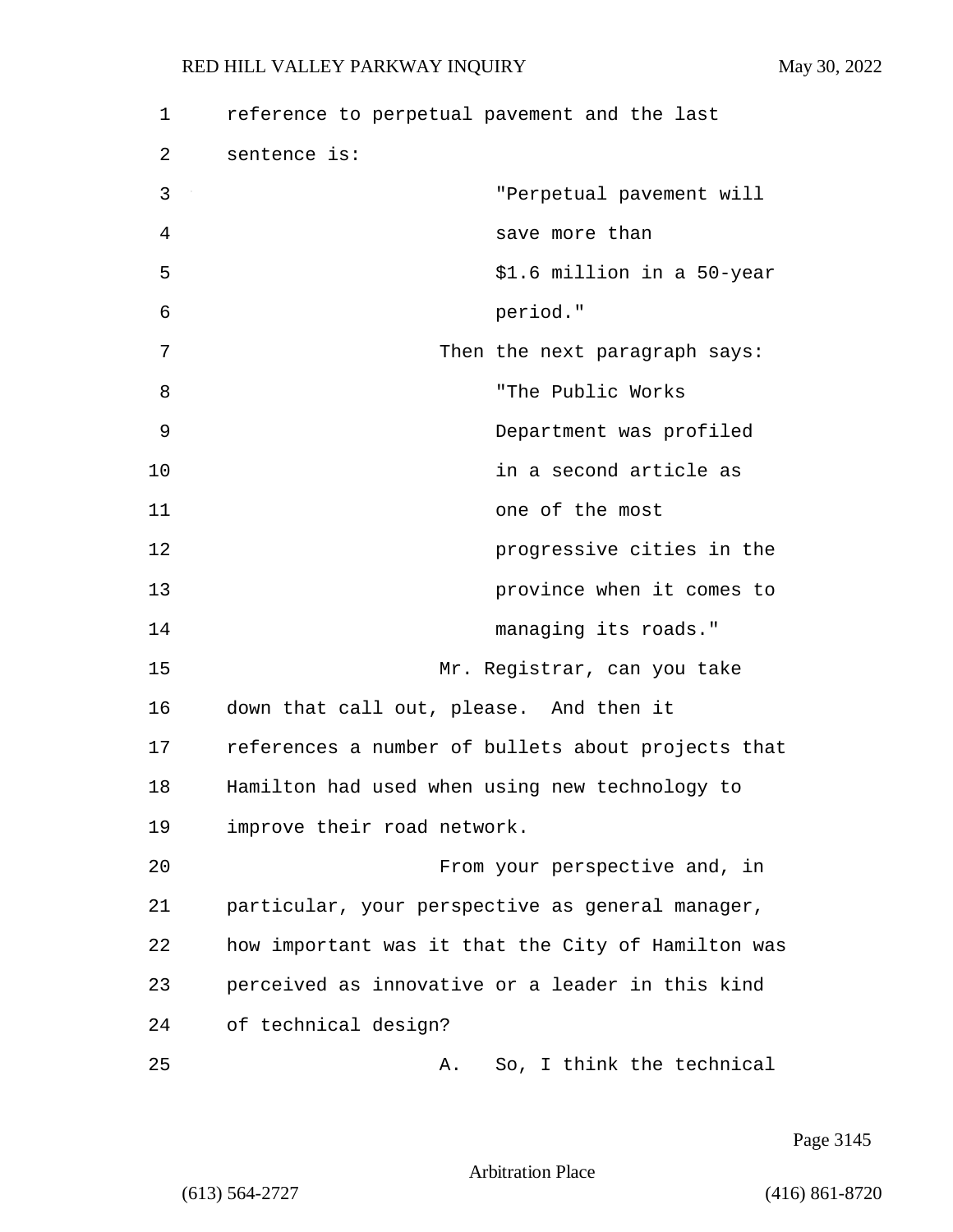reference to perpetual pavement and the last sentence is:

> "Perpetual pavement will save more than $1.6 million in a 50-year period."

Then the next paragraph says:

> "The Public Works Department was profiled in a second article as one of the most progressive cities in the province when it comes to managing its roads."

Mr. Registrar, can you take down that call out, please. And then it references a number of bullets about projects that Hamilton had used when using new technology to improve their road network.

From your perspective and, in particular, your perspective as general manager, how important was it that the City of Hamilton was perceived as innovative or a leader in this kind of technical design?

A. So, I think the technical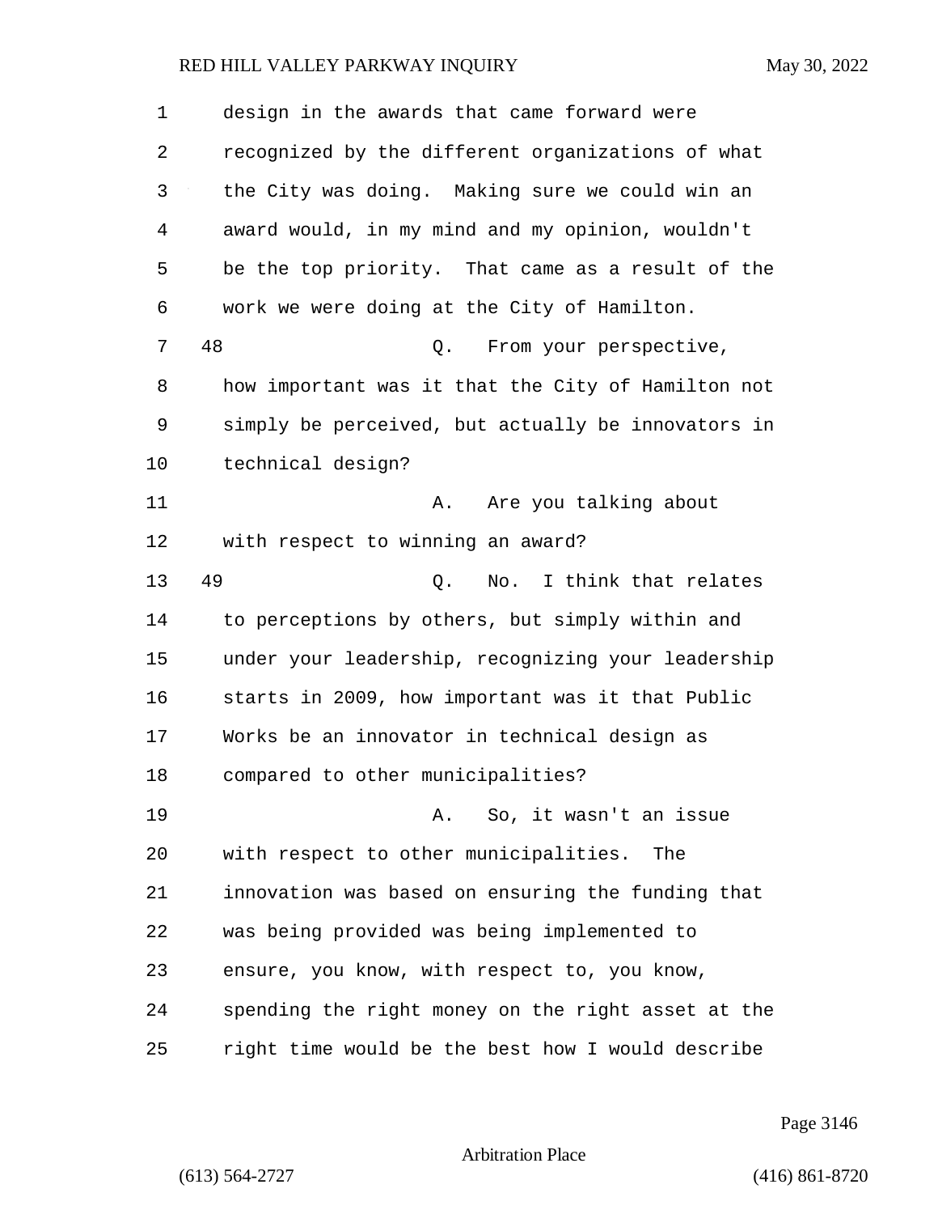design in the awards that came forward were recognized by the different organizations of what the City was doing. Making sure we could win an award would, in my mind and my opinion, wouldn't be the top priority. That came as a result of the work we were doing at the City of Hamilton.

48 Q. From your perspective, how important was it that the City of Hamilton not simply be perceived, but actually be innovators in technical design?

A. Are you talking about with respect to winning an award?

49 Q. No. I think that relates to perceptions by others, but simply within and under your leadership, recognizing your leadership starts in 2009, how important was it that Public Works be an innovator in technical design as compared to other municipalities?

A. So, it wasn't an issue with respect to other municipalities. The innovation was based on ensuring the funding that was being provided was being implemented to ensure, you know, with respect to, you know, spending the right money on the right asset at the right time would be the best how I would describe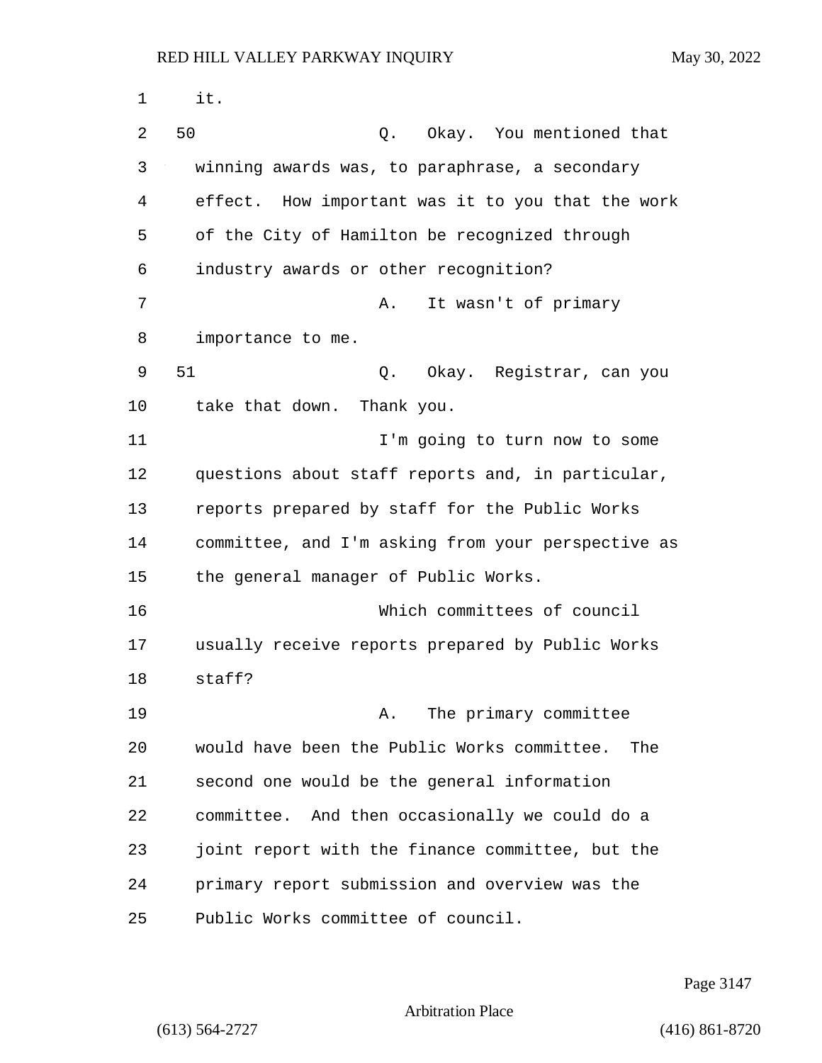it.

50 Q. Okay. You mentioned that winning awards was, to paraphrase, a secondary effect. How important was it to you that the work of the City of Hamilton be recognized through industry awards or other recognition?

A. It wasn't of primary importance to me.

51 Q. Okay. Registrar, can you take that down. Thank you.

I'm going to turn now to some questions about staff reports and, in particular, reports prepared by staff for the Public Works committee, and I'm asking from your perspective as the general manager of Public Works.

Which committees of council usually receive reports prepared by Public Works staff?

A. The primary committee would have been the Public Works committee. The second one would be the general information committee. And then occasionally we could do a joint report with the finance committee, but the primary report submission and overview was the Public Works committee of council.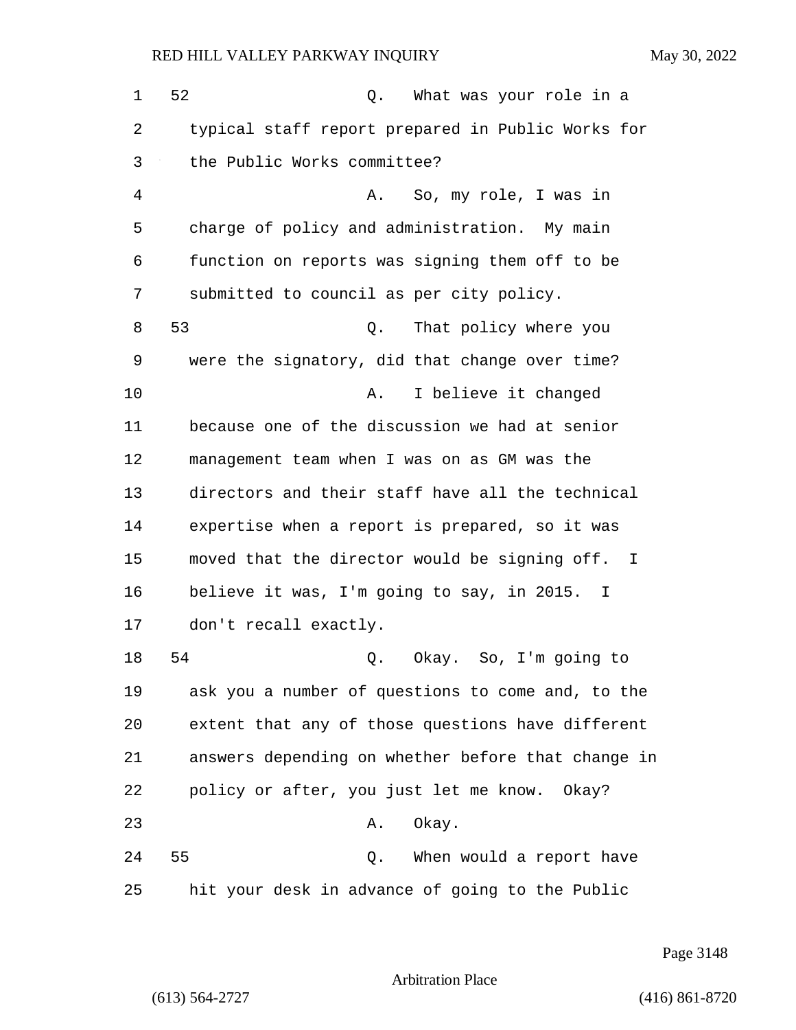52 Q. What was your role in a typical staff report prepared in Public Works for the Public Works committee?

A. So, my role, I was in charge of policy and administration. My main function on reports was signing them off to be submitted to council as per city policy.

53 Q. That policy where you were the signatory, did that change over time?

A. I believe it changed because one of the discussion we had at senior management team when I was on as GM was the directors and their staff have all the technical expertise when a report is prepared, so it was moved that the director would be signing off. I believe it was, I'm going to say, in 2015. I don't recall exactly.

54 Q. Okay. So, I'm going to ask you a number of questions to come and, to the extent that any of those questions have different answers depending on whether before that change in policy or after, you just let me know. Okay?

A. Okay.

55 Q. When would a report have hit your desk in advance of going to the Public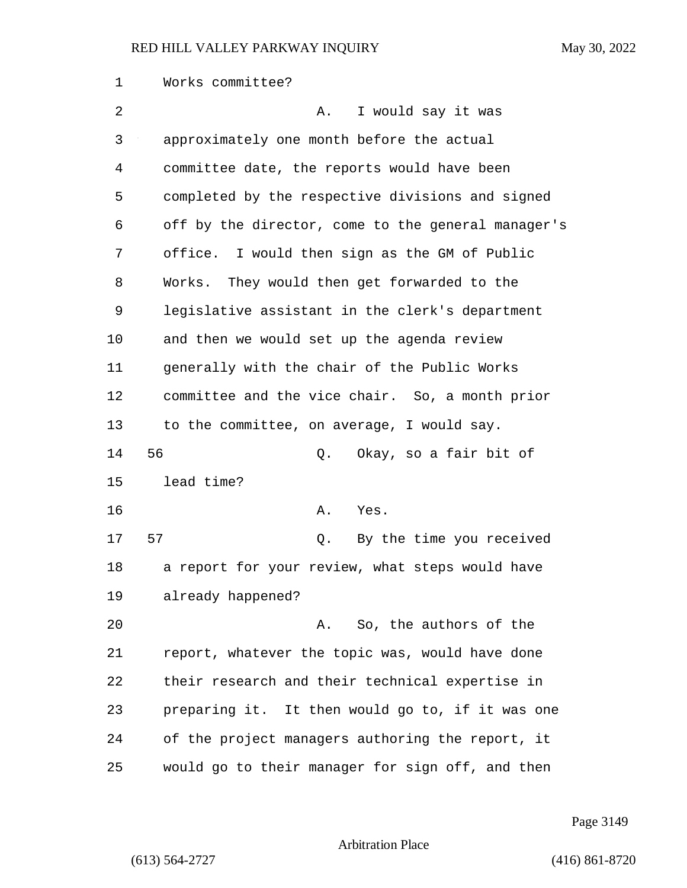Works committee?

A. I would say it was approximately one month before the actual committee date, the reports would have been completed by the respective divisions and signed off by the director, come to the general manager's office. I would then sign as the GM of Public Works. They would then get forwarded to the legislative assistant in the clerk's department and then we would set up the agenda review generally with the chair of the Public Works committee and the vice chair. So, a month prior to the committee, on average, I would say.

56 Q. Okay, so a fair bit of lead time?

A. Yes.

57 Q. By the time you received a report for your review, what steps would have already happened?

A. So, the authors of the report, whatever the topic was, would have done their research and their technical expertise in preparing it. It then would go to, if it was one of the project managers authoring the report, it would go to their manager for sign off, and then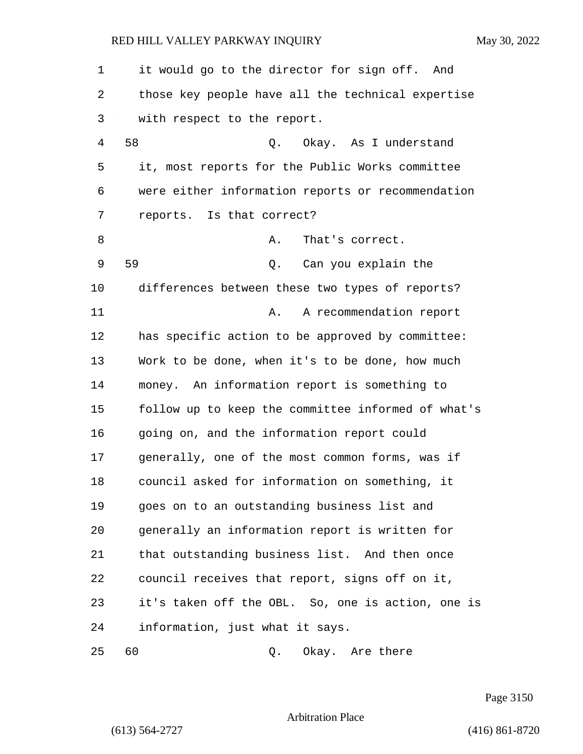it would go to the director for sign off. And those key people have all the technical expertise with respect to the report.

58 Q. Okay. As I understand it, most reports for the Public Works committee were either information reports or recommendation reports. Is that correct?

A. That's correct.

59 Q. Can you explain the differences between these two types of reports?

A. A recommendation report has specific action to be approved by committee: Work to be done, when it's to be done, how much money. An information report is something to follow up to keep the committee informed of what's going on, and the information report could generally, one of the most common forms, was if council asked for information on something, it goes on to an outstanding business list and generally an information report is written for that outstanding business list. And then once council receives that report, signs off on it, it's taken off the OBL. So, one is action, one is information, just what it says.

60 Q. Okay. Are there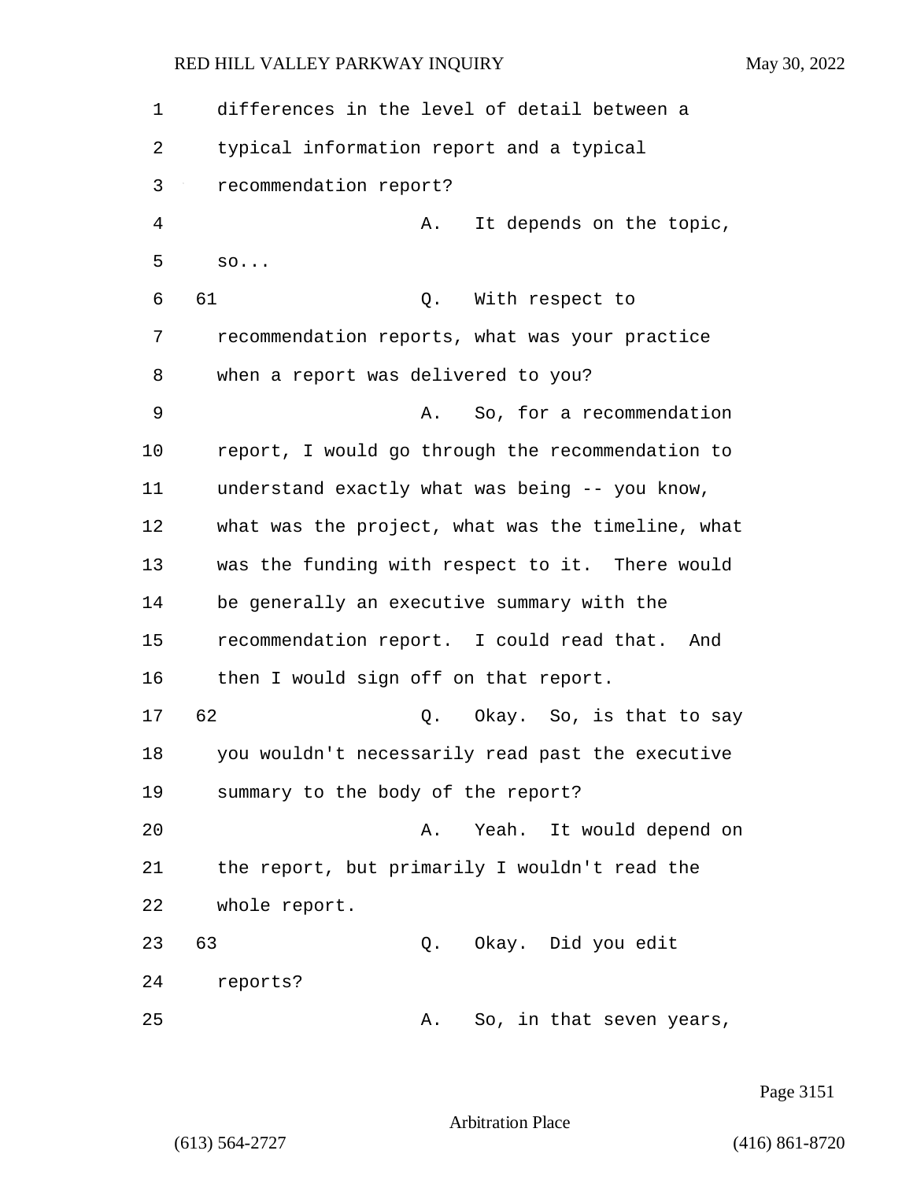differences in the level of detail between a typical information report and a typical recommendation report?

A. It depends on the topic, so...

61 Q. With respect to recommendation reports, what was your practice when a report was delivered to you?

A. So, for a recommendation report, I would go through the recommendation to understand exactly what was being -- you know, what was the project, what was the timeline, what was the funding with respect to it. There would be generally an executive summary with the recommendation report. I could read that. And then I would sign off on that report.

62 Q. Okay. So, is that to say you wouldn't necessarily read past the executive summary to the body of the report?

A. Yeah. It would depend on the report, but primarily I wouldn't read the whole report.

63 Q. Okay. Did you edit reports?

A. So, in that seven years,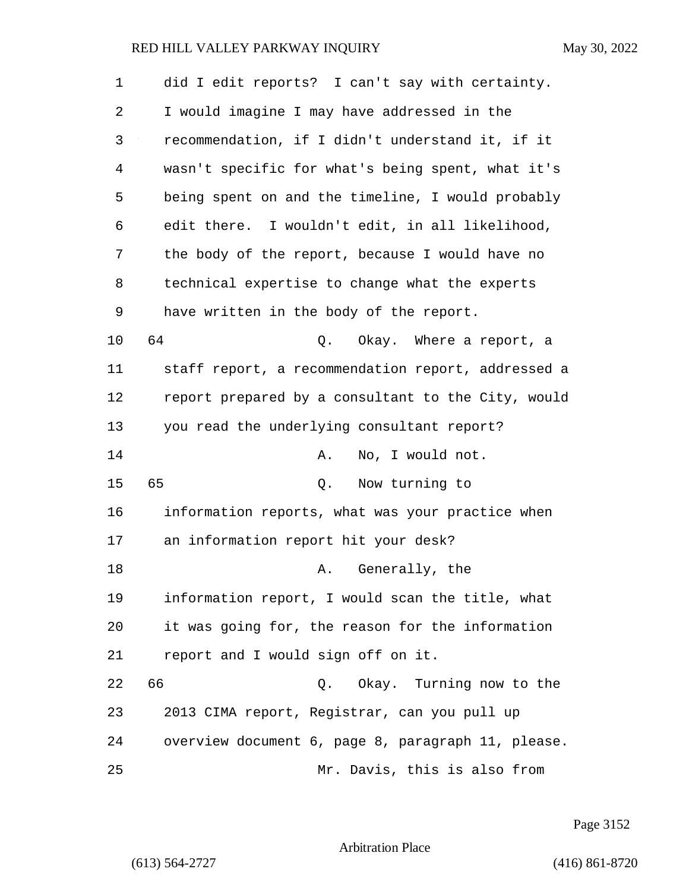did I edit reports? I can't say with certainty. I would imagine I may have addressed in the recommendation, if I didn't understand it, if it wasn't specific for what's being spent, what it's being spent on and the timeline, I would probably edit there. I wouldn't edit, in all likelihood, the body of the report, because I would have no technical expertise to change what the experts have written in the body of the report.

64 Q. Okay. Where a report, a staff report, a recommendation report, addressed a report prepared by a consultant to the City, would you read the underlying consultant report?

A. No, I would not.

65 Q. Now turning to information reports, what was your practice when an information report hit your desk?

A. Generally, the information report, I would scan the title, what it was going for, the reason for the information report and I would sign off on it.

66 Q. Okay. Turning now to the 2013 CIMA report, Registrar, can you pull up overview document 6, page 8, paragraph 11, please.

Mr. Davis, this is also from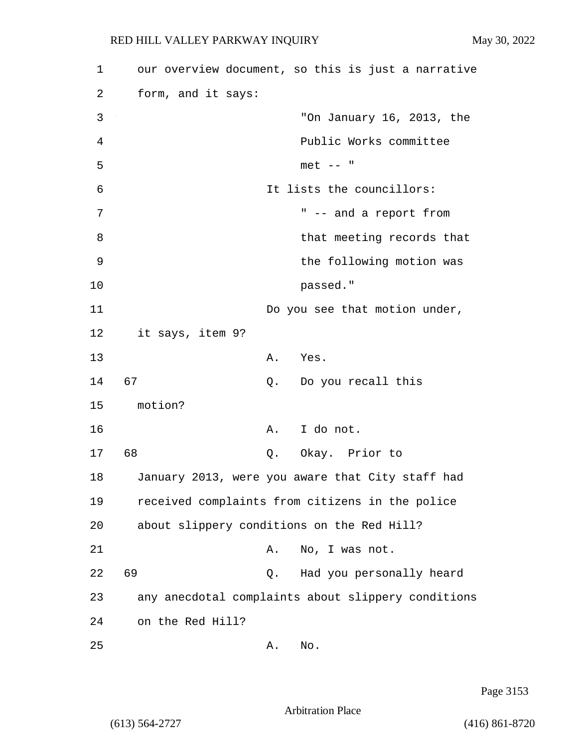our overview document, so this is just a narrative form, and it says:

> "On January 16, 2013, the Public Works committee met -- "

It lists the councillors:

> " -- and a report from that meeting records that the following motion was passed."

Do you see that motion under, it says, item 9?

A. Yes.

67 Q. Do you recall this motion?

A. I do not.

68 Q. Okay. Prior to January 2013, were you aware that City staff had received complaints from citizens in the police about slippery conditions on the Red Hill?

A. No, I was not.

69 Q. Had you personally heard any anecdotal complaints about slippery conditions on the Red Hill?

A. No.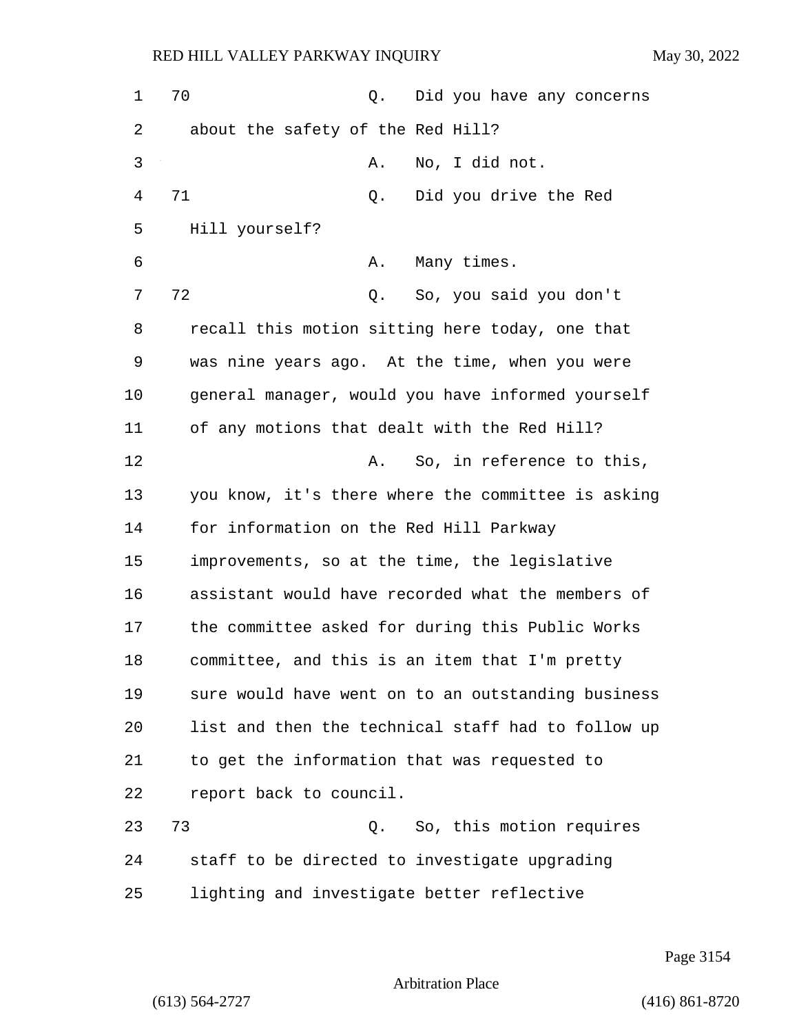70 Q. Did you have any concerns about the safety of the Red Hill?

A. No, I did not.

71 Q. Did you drive the Red Hill yourself?

A. Many times.

72 Q. So, you said you don't recall this motion sitting here today, one that was nine years ago. At the time, when you were general manager, would you have informed yourself of any motions that dealt with the Red Hill?

A. So, in reference to this, you know, it's there where the committee is asking for information on the Red Hill Parkway improvements, so at the time, the legislative assistant would have recorded what the members of the committee asked for during this Public Works committee, and this is an item that I'm pretty sure would have went on to an outstanding business list and then the technical staff had to follow up to get the information that was requested to report back to council.

73 Q. So, this motion requires staff to be directed to investigate upgrading lighting and investigate better reflective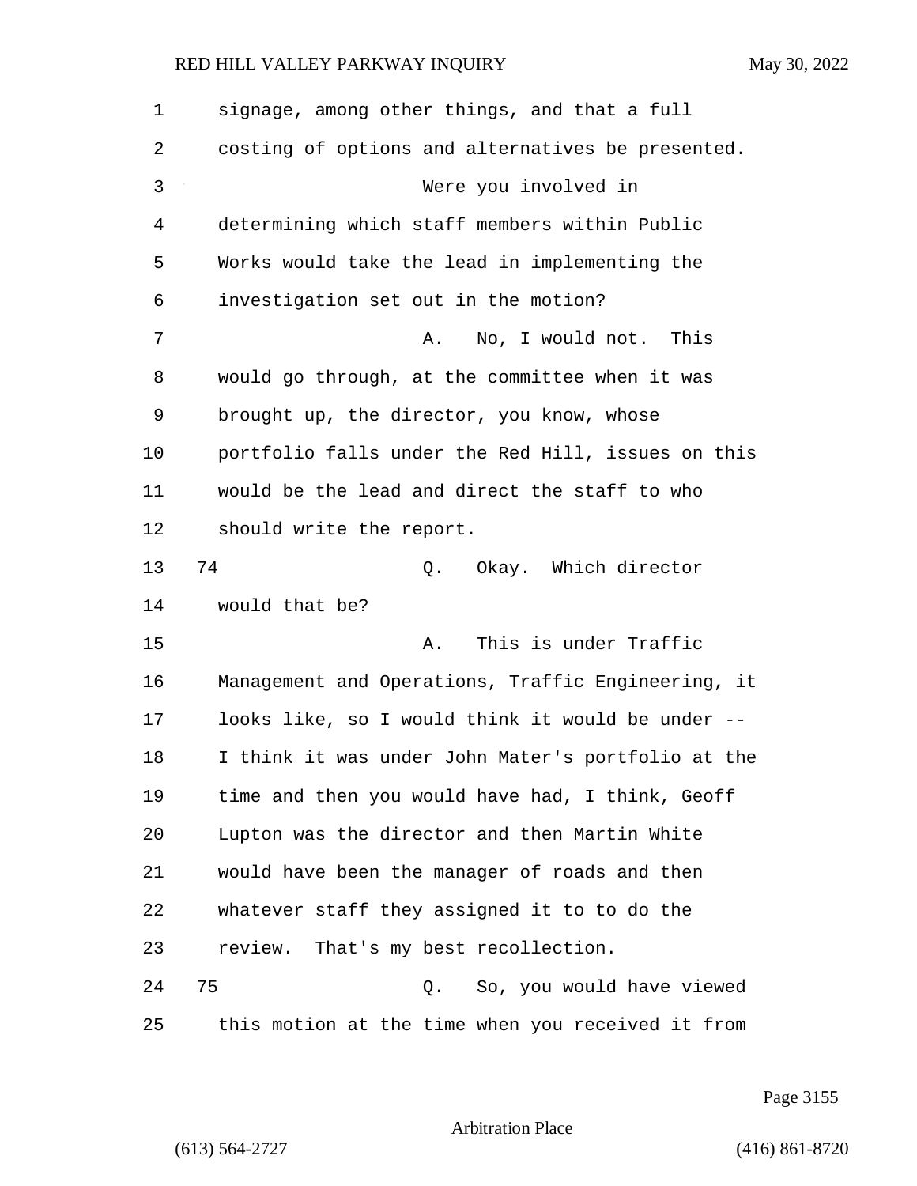1 signage, among other things, and that a full

2 costing of options and alternatives be presented.

3 Were you involved in

4 determining which staff members within Public

5 Works would take the lead in implementing the

6 investigation set out in the motion?

7 A. No, I would not. This

8 would go through, at the committee when it was

9 brought up, the director, you know, whose

10 portfolio falls under the Red Hill, issues on this

11 would be the lead and direct the staff to who

12 should write the report.

13 74 Q. Okay. Which director

14 would that be?

15 A. This is under Traffic

16 Management and Operations, Traffic Engineering, it

17 looks like, so I would think it would be under --

18 I think it was under John Mater's portfolio at the

19 time and then you would have had, I think, Geoff

20 Lupton was the director and then Martin White

21 would have been the manager of roads and then

22 whatever staff they assigned it to to do the

23 review. That's my best recollection.

24 75 Q. So, you would have viewed

25 this motion at the time when you received it from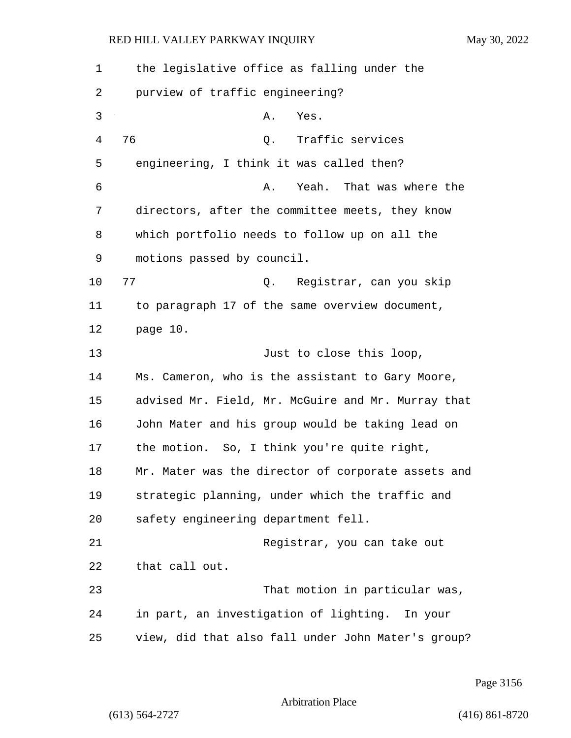the legislative office as falling under the purview of traffic engineering?

A. Yes.

76 Q. Traffic services engineering, I think it was called then?

A. Yeah. That was where the directors, after the committee meets, they know which portfolio needs to follow up on all the motions passed by council.

77 Q. Registrar, can you skip to paragraph 17 of the same overview document, page 10.

Just to close this loop, Ms. Cameron, who is the assistant to Gary Moore, advised Mr. Field, Mr. McGuire and Mr. Murray that John Mater and his group would be taking lead on the motion. So, I think you're quite right, Mr. Mater was the director of corporate assets and strategic planning, under which the traffic and safety engineering department fell.

Registrar, you can take out that call out.

That motion in particular was, in part, an investigation of lighting. In your view, did that also fall under John Mater's group?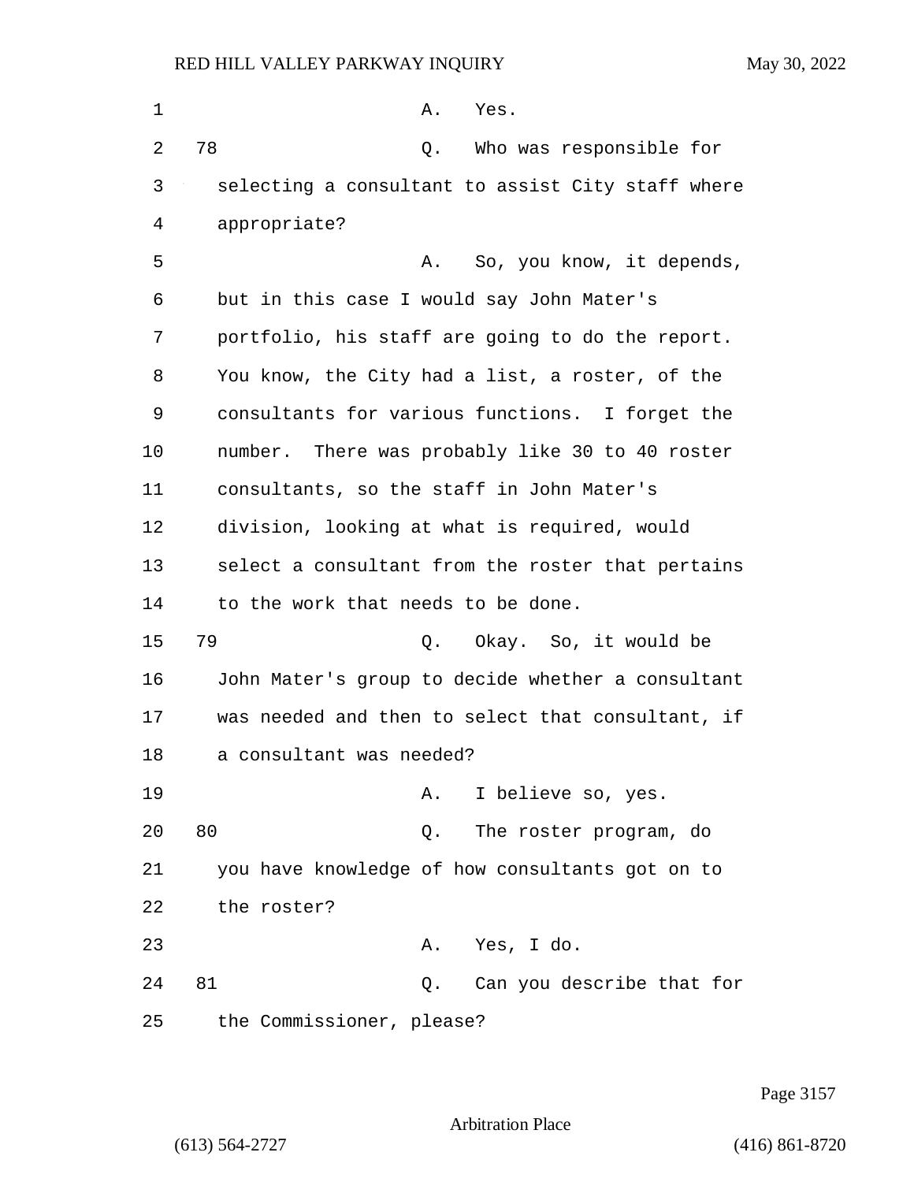A. Yes.

78 Q. Who was responsible for selecting a consultant to assist City staff where appropriate?

A. So, you know, it depends, but in this case I would say John Mater's portfolio, his staff are going to do the report. You know, the City had a list, a roster, of the consultants for various functions. I forget the number. There was probably like 30 to 40 roster consultants, so the staff in John Mater's division, looking at what is required, would select a consultant from the roster that pertains to the work that needs to be done.

79 Q. Okay. So, it would be John Mater's group to decide whether a consultant was needed and then to select that consultant, if a consultant was needed?

A. I believe so, yes.

80 Q. The roster program, do you have knowledge of how consultants got on to the roster?

A. Yes, I do.

81 Q. Can you describe that for the Commissioner, please?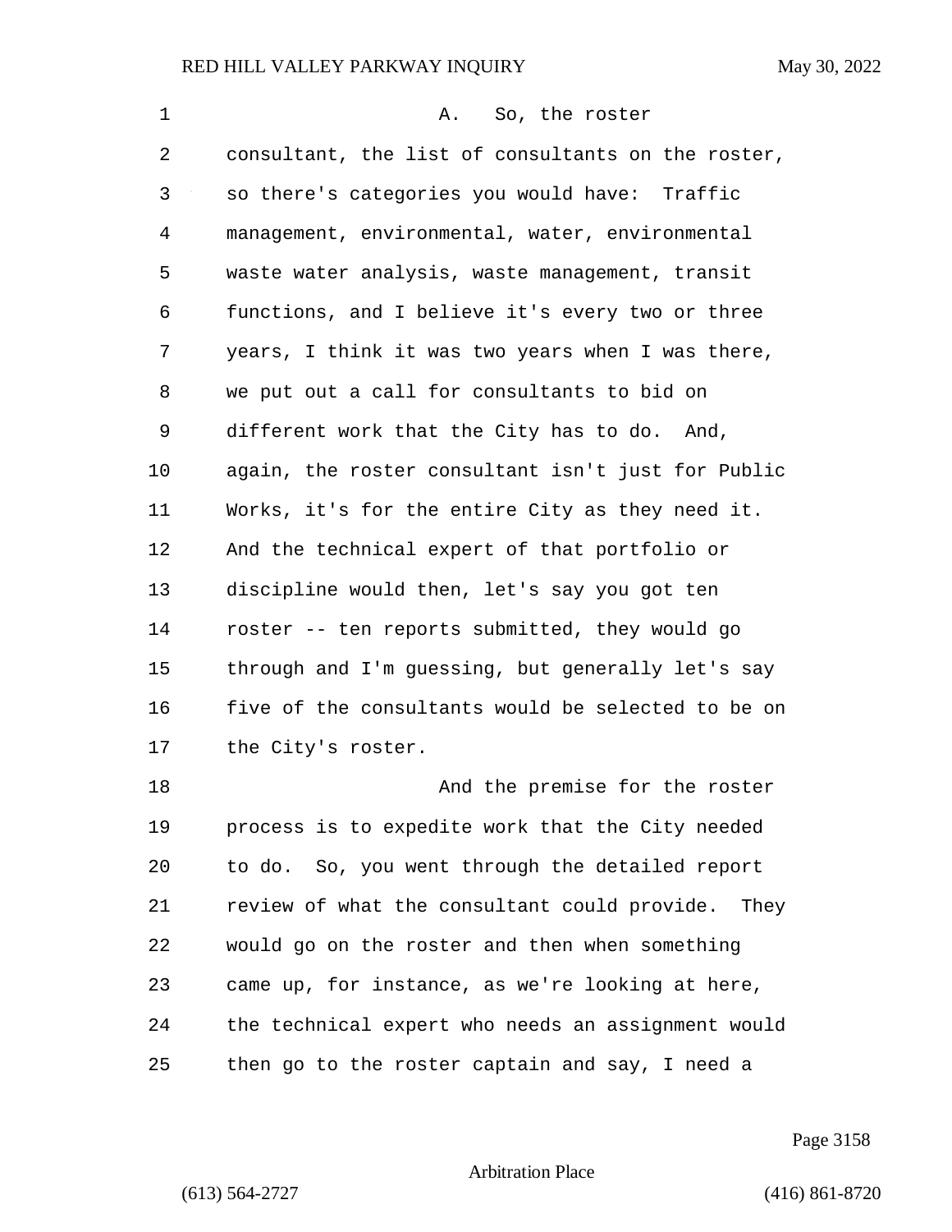A. So, the roster consultant, the list of consultants on the roster, so there's categories you would have: Traffic management, environmental, water, environmental waste water analysis, waste management, transit functions, and I believe it's every two or three years, I think it was two years when I was there, we put out a call for consultants to bid on different work that the City has to do. And, again, the roster consultant isn't just for Public Works, it's for the entire City as they need it. And the technical expert of that portfolio or discipline would then, let's say you got ten roster -- ten reports submitted, they would go through and I'm guessing, but generally let's say five of the consultants would be selected to be on the City's roster.

And the premise for the roster process is to expedite work that the City needed to do. So, you went through the detailed report review of what the consultant could provide. They would go on the roster and then when something came up, for instance, as we're looking at here, the technical expert who needs an assignment would then go to the roster captain and say, I need a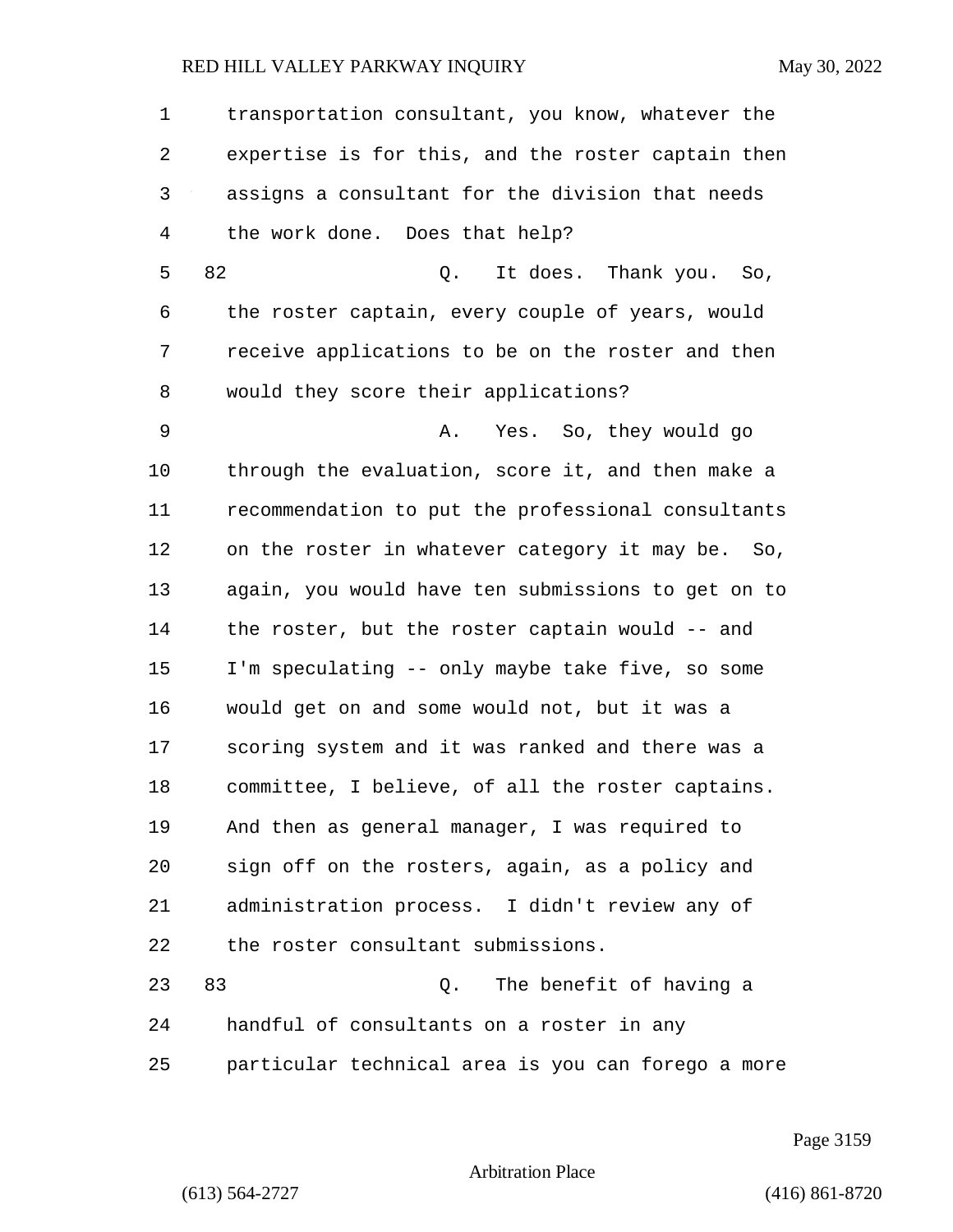transportation consultant, you know, whatever the expertise is for this, and the roster captain then assigns a consultant for the division that needs the work done. Does that help?

82 Q. It does. Thank you. So, the roster captain, every couple of years, would receive applications to be on the roster and then would they score their applications?

A. Yes. So, they would go through the evaluation, score it, and then make a recommendation to put the professional consultants on the roster in whatever category it may be. So, again, you would have ten submissions to get on to the roster, but the roster captain would -- and I'm speculating -- only maybe take five, so some would get on and some would not, but it was a scoring system and it was ranked and there was a committee, I believe, of all the roster captains. And then as general manager, I was required to sign off on the rosters, again, as a policy and administration process. I didn't review any of the roster consultant submissions.

83 Q. The benefit of having a handful of consultants on a roster in any particular technical area is you can forego a more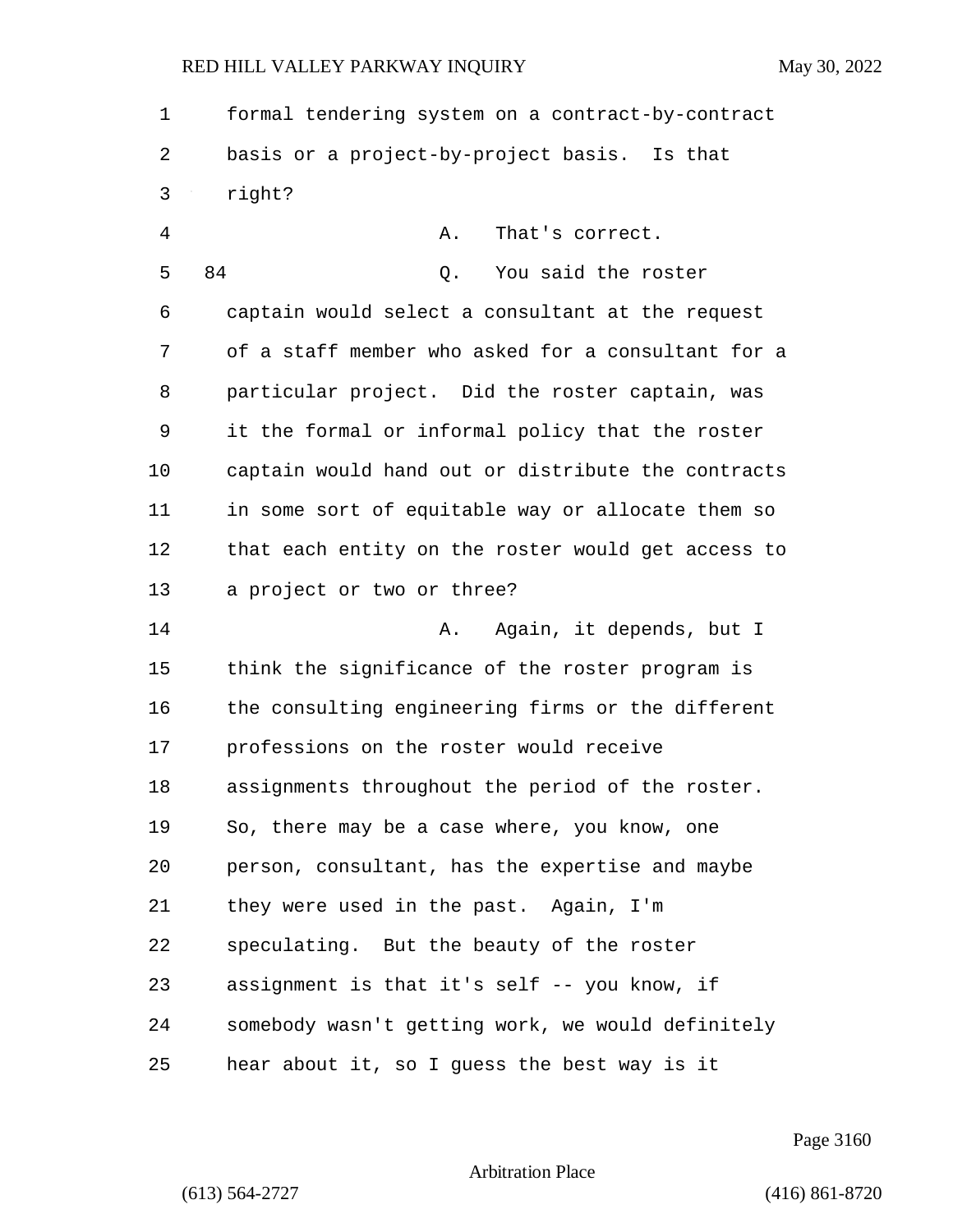formal tendering system on a contract-by-contract basis or a project-by-project basis. Is that right?

A. That's correct.

84 Q. You said the roster captain would select a consultant at the request of a staff member who asked for a consultant for a particular project. Did the roster captain, was it the formal or informal policy that the roster captain would hand out or distribute the contracts in some sort of equitable way or allocate them so that each entity on the roster would get access to a project or two or three?

A. Again, it depends, but I think the significance of the roster program is the consulting engineering firms or the different professions on the roster would receive assignments throughout the period of the roster. So, there may be a case where, you know, one person, consultant, has the expertise and maybe they were used in the past. Again, I'm speculating. But the beauty of the roster assignment is that it's self -- you know, if somebody wasn't getting work, we would definitely hear about it, so I guess the best way is it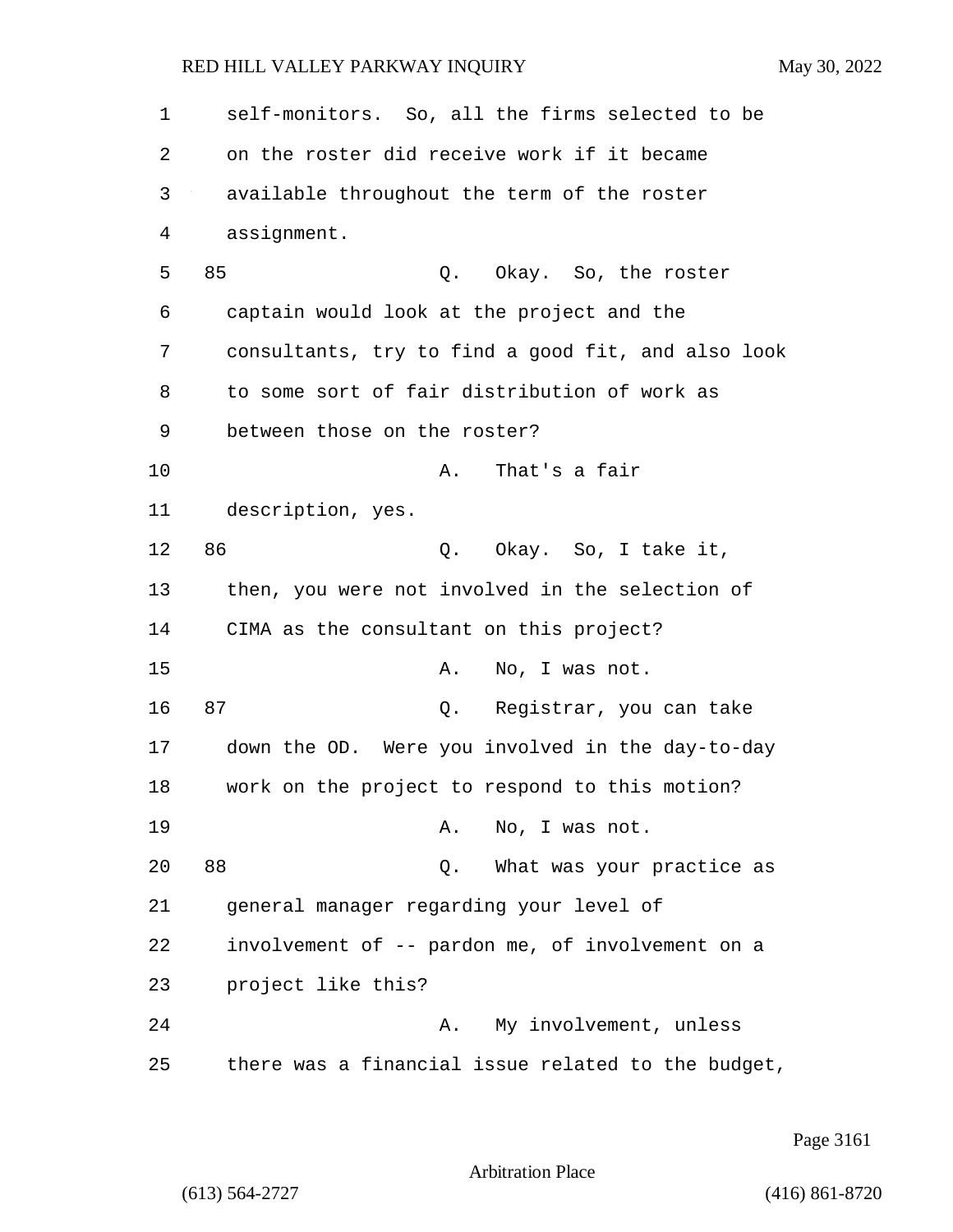self-monitors. So, all the firms selected to be on the roster did receive work if it became available throughout the term of the roster assignment.

85 Q. Okay. So, the roster captain would look at the project and the consultants, try to find a good fit, and also look to some sort of fair distribution of work as between those on the roster?

A. That's a fair description, yes.

86 Q. Okay. So, I take it, then, you were not involved in the selection of CIMA as the consultant on this project?

A. No, I was not.

87 Q. Registrar, you can take down the OD. Were you involved in the day-to-day work on the project to respond to this motion?

A. No, I was not.

88 Q. What was your practice as general manager regarding your level of involvement of -- pardon me, of involvement on a project like this?

A. My involvement, unless there was a financial issue related to the budget,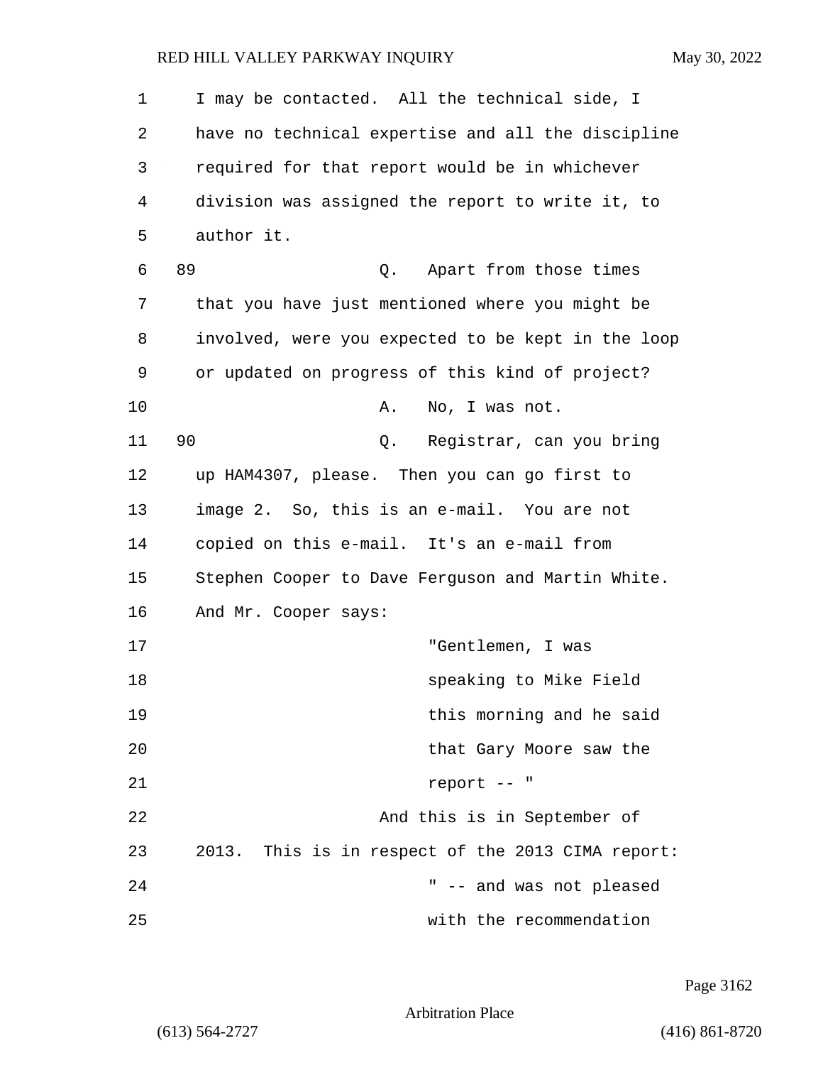I may be contacted. All the technical side, I have no technical expertise and all the discipline required for that report would be in whichever division was assigned the report to write it, to author it.

89 Q. Apart from those times that you have just mentioned where you might be involved, were you expected to be kept in the loop or updated on progress of this kind of project?

A. No, I was not.

90 Q. Registrar, can you bring up HAM4307, please. Then you can go first to image 2. So, this is an e-mail. You are not copied on this e-mail. It's an e-mail from Stephen Cooper to Dave Ferguson and Martin White. And Mr. Cooper says:

> "Gentlemen, I was speaking to Mike Field this morning and he said that Gary Moore saw the report -- "

And this is in September of 2013. This is in respect of the 2013 CIMA report:

> " -- and was not pleased with the recommendation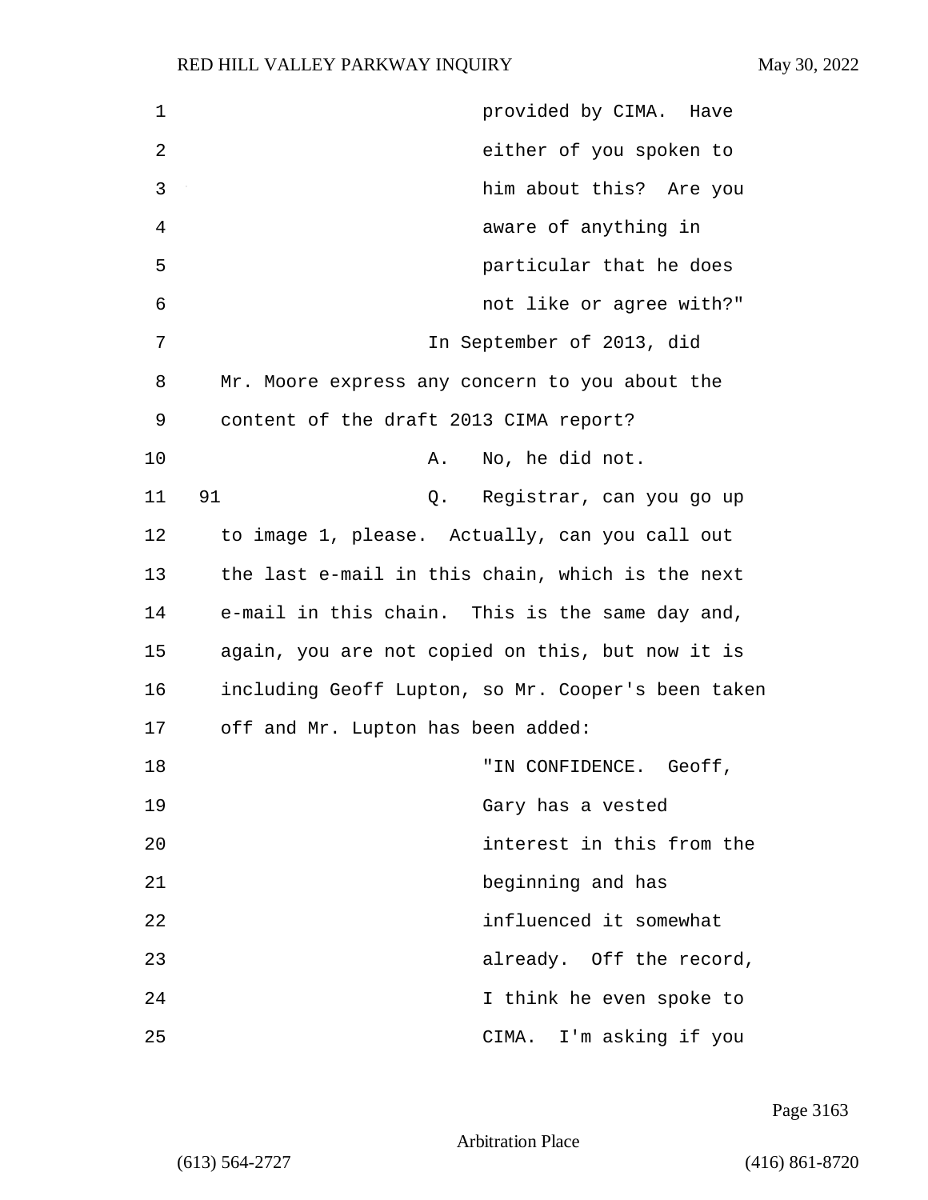provided by CIMA. Have either of you spoken to him about this? Are you aware of anything in particular that he does not like or agree with?"

In September of 2013, did Mr. Moore express any concern to you about the content of the draft 2013 CIMA report?

A. No, he did not.

91 Q. Registrar, can you go up to image 1, please. Actually, can you call out the last e-mail in this chain, which is the next e-mail in this chain. This is the same day and, again, you are not copied on this, but now it is including Geoff Lupton, so Mr. Cooper's been taken off and Mr. Lupton has been added:

"IN CONFIDENCE. Geoff, Gary has a vested interest in this from the beginning and has influenced it somewhat already. Off the record, I think he even spoke to CIMA. I'm asking if you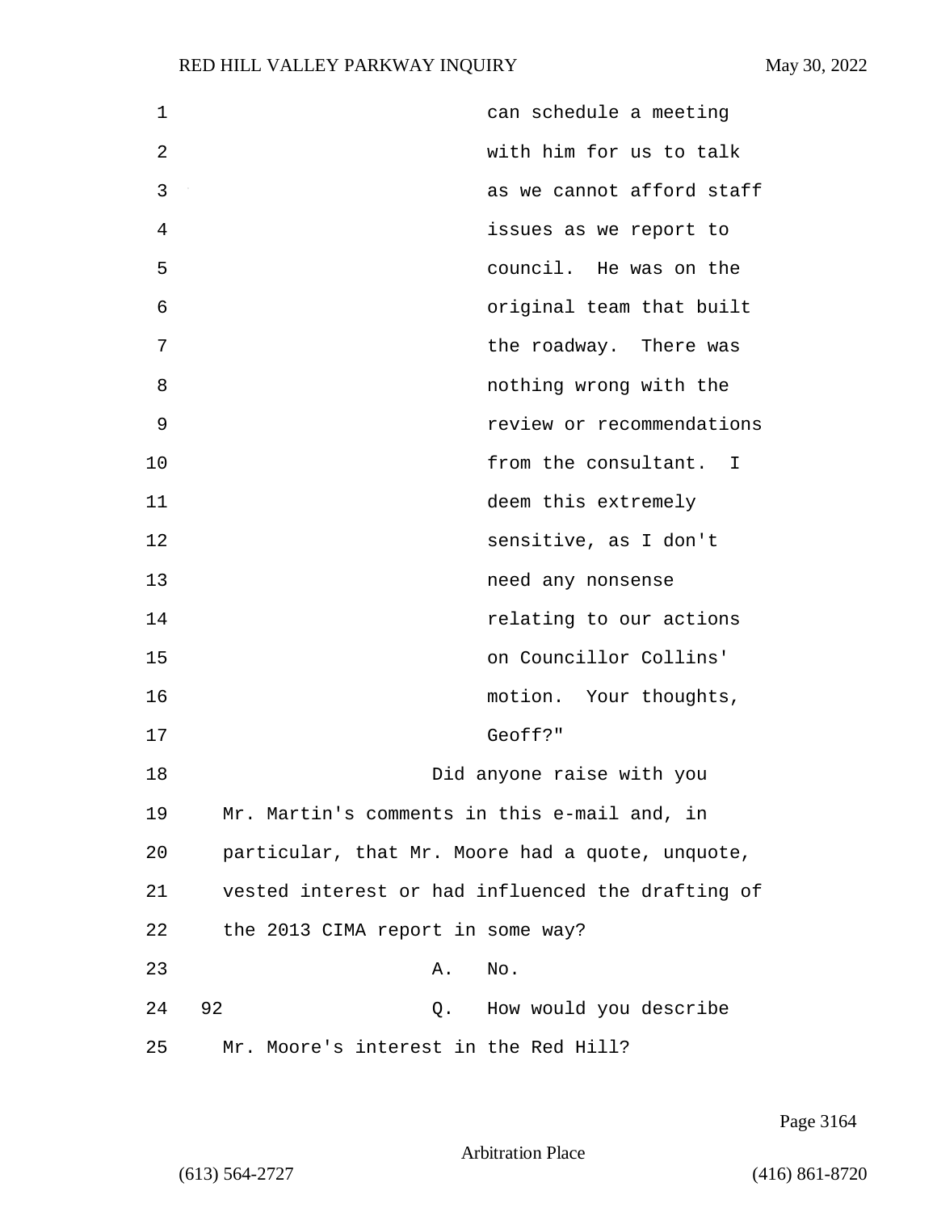can schedule a meeting with him for us to talk as we cannot afford staff issues as we report to council. He was on the original team that built the roadway. There was nothing wrong with the review or recommendations from the consultant. I deem this extremely sensitive, as I don't need any nonsense relating to our actions on Councillor Collins' motion. Your thoughts, Geoff?"

Did anyone raise with you Mr. Martin's comments in this e-mail and, in particular, that Mr. Moore had a quote, unquote, vested interest or had influenced the drafting of the 2013 CIMA report in some way?

A. No.

92 Q. How would you describe Mr. Moore's interest in the Red Hill?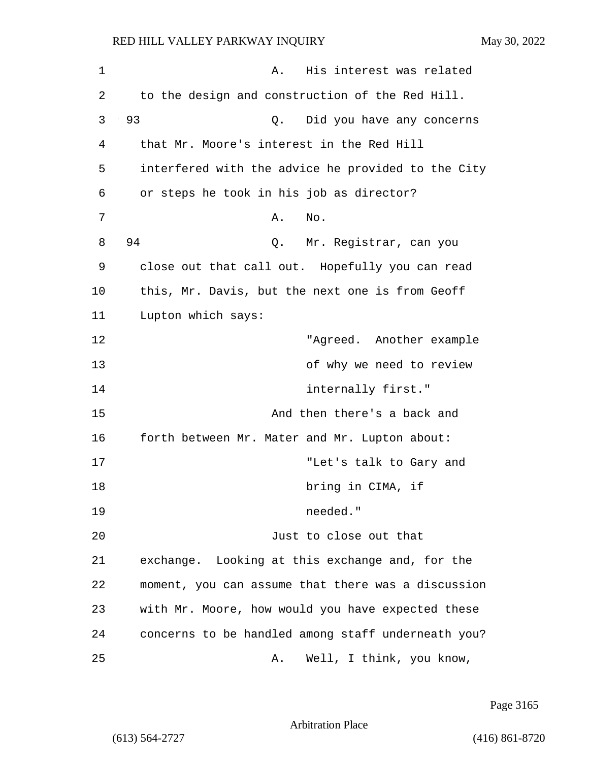A. His interest was related to the design and construction of the Red Hill.

93 Q. Did you have any concerns that Mr. Moore's interest in the Red Hill interfered with the advice he provided to the City or steps he took in his job as director?

A. No.

94 Q. Mr. Registrar, can you close out that call out. Hopefully you can read this, Mr. Davis, but the next one is from Geoff Lupton which says:

> "Agreed. Another example of why we need to review internally first."

And then there's a back and forth between Mr. Mater and Mr. Lupton about:

> "Let's talk to Gary and bring in CIMA, if needed."

Just to close out that exchange. Looking at this exchange and, for the moment, you can assume that there was a discussion with Mr. Moore, how would you have expected these concerns to be handled among staff underneath you?

A. Well, I think, you know,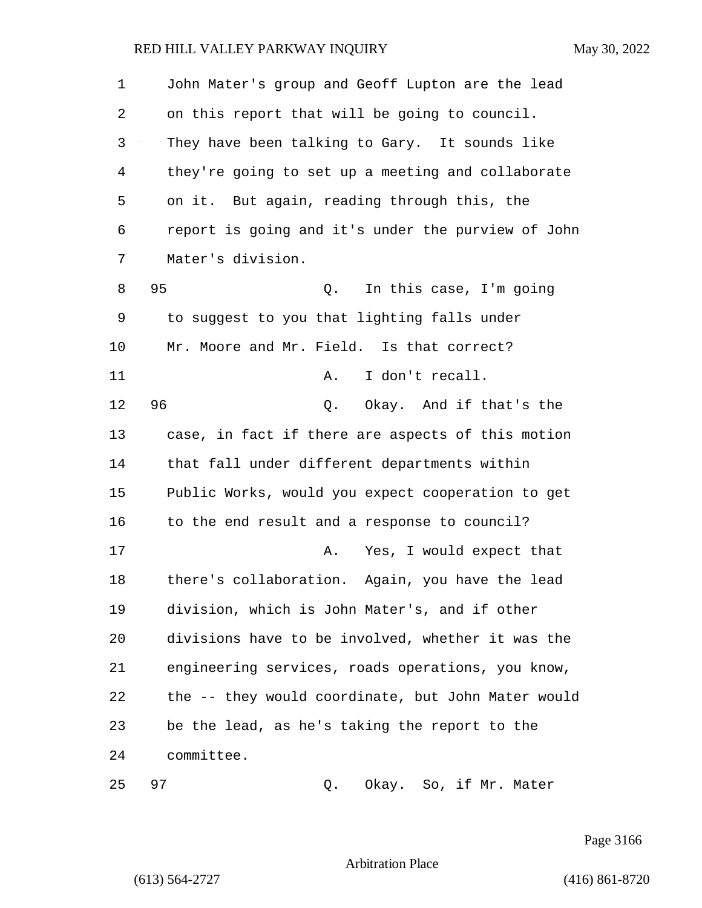John Mater's group and Geoff Lupton are the lead on this report that will be going to council. They have been talking to Gary. It sounds like they're going to set up a meeting and collaborate on it. But again, reading through this, the report is going and it's under the purview of John Mater's division.

95 Q. In this case, I'm going to suggest to you that lighting falls under Mr. Moore and Mr. Field. Is that correct?

A. I don't recall.

96 Q. Okay. And if that's the case, in fact if there are aspects of this motion that fall under different departments within Public Works, would you expect cooperation to get to the end result and a response to council?

A. Yes, I would expect that there's collaboration. Again, you have the lead division, which is John Mater's, and if other divisions have to be involved, whether it was the engineering services, roads operations, you know, the -- they would coordinate, but John Mater would be the lead, as he's taking the report to the committee.

97 Q. Okay. So, if Mr. Mater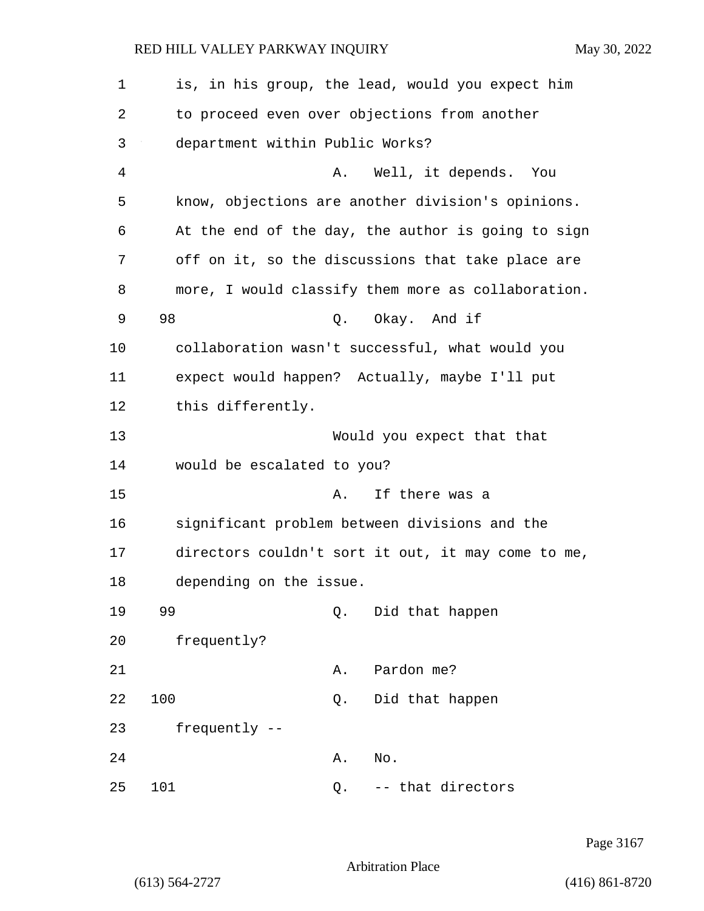is, in his group, the lead, would you expect him to proceed even over objections from another department within Public Works?

A. Well, it depends. You know, objections are another division's opinions. At the end of the day, the author is going to sign off on it, so the discussions that take place are more, I would classify them more as collaboration.

98 Q. Okay. And if collaboration wasn't successful, what would you expect would happen? Actually, maybe I'll put this differently.

Would you expect that that would be escalated to you?

A. If there was a significant problem between divisions and the directors couldn't sort it out, it may come to me, depending on the issue.

99 Q. Did that happen frequently?

A. Pardon me?

100 Q. Did that happen frequently --

A. No.

101 Q. -- that directors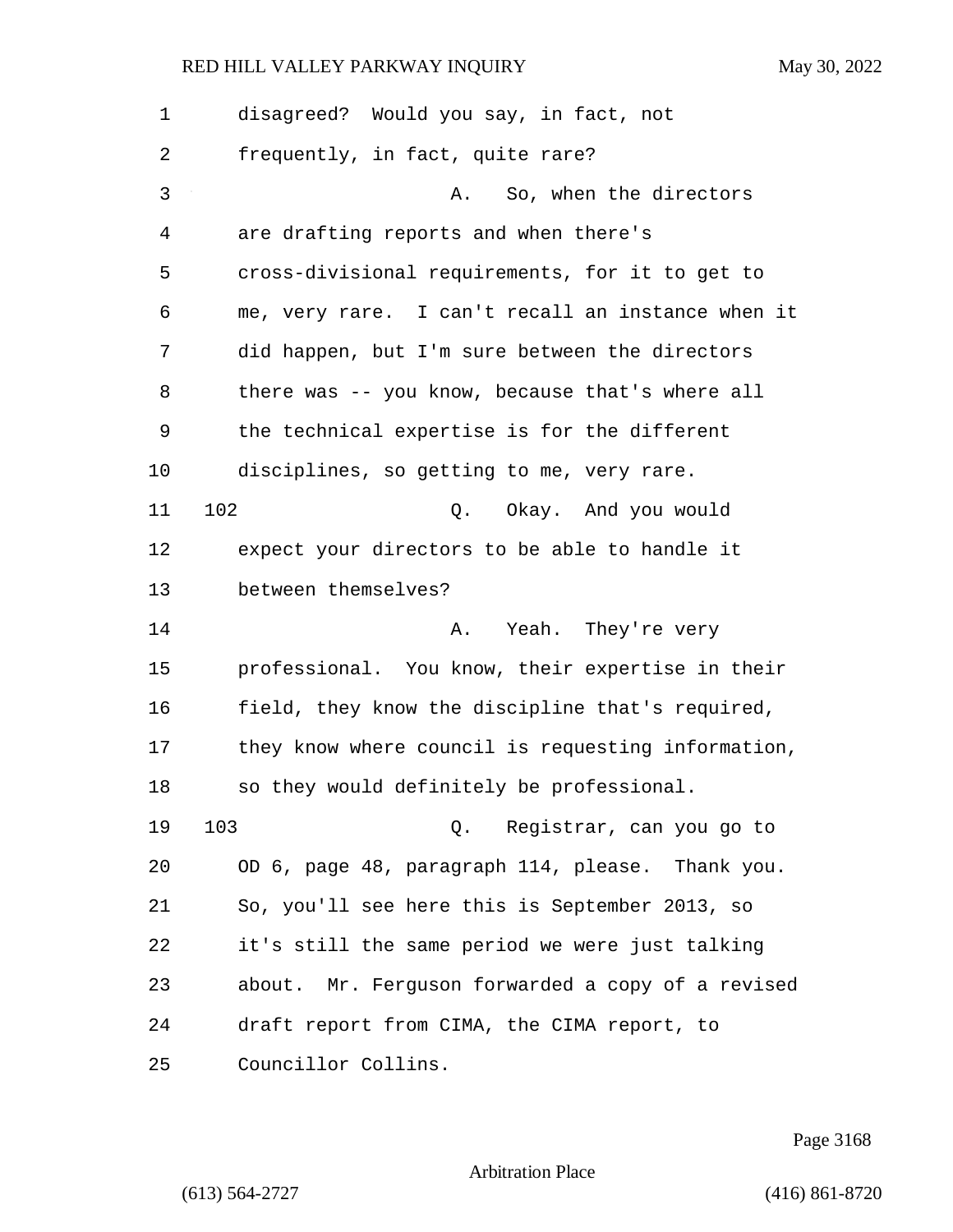disagreed? Would you say, in fact, not frequently, in fact, quite rare?

A. So, when the directors are drafting reports and when there's cross-divisional requirements, for it to get to me, very rare. I can't recall an instance when it did happen, but I'm sure between the directors there was -- you know, because that's where all the technical expertise is for the different disciplines, so getting to me, very rare.

102 Q. Okay. And you would expect your directors to be able to handle it between themselves?

A. Yeah. They're very professional. You know, their expertise in their field, they know the discipline that's required, they know where council is requesting information, so they would definitely be professional.

103 Q. Registrar, can you go to OD 6, page 48, paragraph 114, please. Thank you. So, you'll see here this is September 2013, so it's still the same period we were just talking about. Mr. Ferguson forwarded a copy of a revised draft report from CIMA, the CIMA report, to Councillor Collins.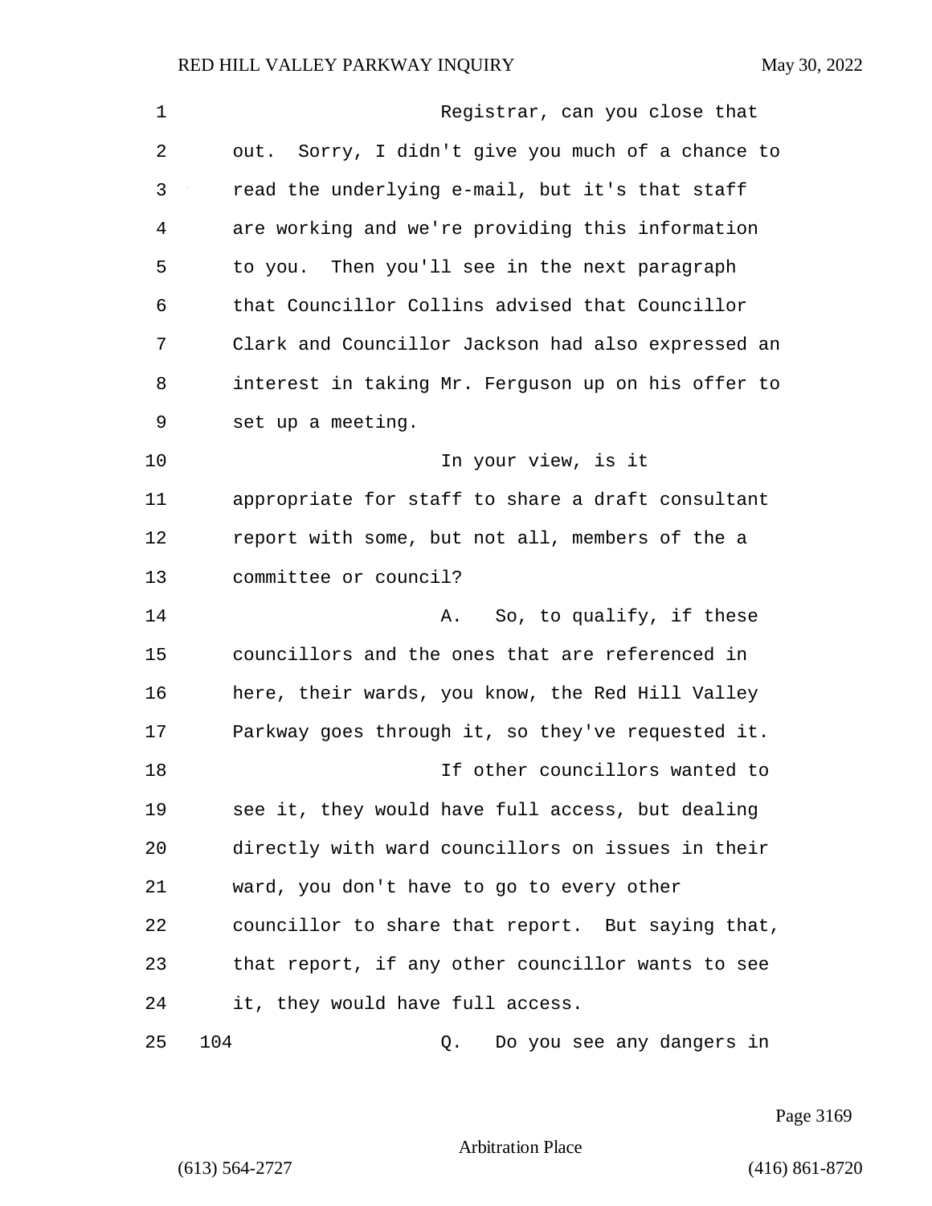Registrar, can you close that out. Sorry, I didn't give you much of a chance to read the underlying e-mail, but it's that staff are working and we're providing this information to you. Then you'll see in the next paragraph that Councillor Collins advised that Councillor Clark and Councillor Jackson had also expressed an interest in taking Mr. Ferguson up on his offer to set up a meeting.

In your view, is it appropriate for staff to share a draft consultant report with some, but not all, members of the a committee or council?

A. So, to qualify, if these councillors and the ones that are referenced in here, their wards, you know, the Red Hill Valley Parkway goes through it, so they've requested it.

If other councillors wanted to see it, they would have full access, but dealing directly with ward councillors on issues in their ward, you don't have to go to every other councillor to share that report. But saying that, that report, if any other councillor wants to see it, they would have full access.

104 Q. Do you see any dangers in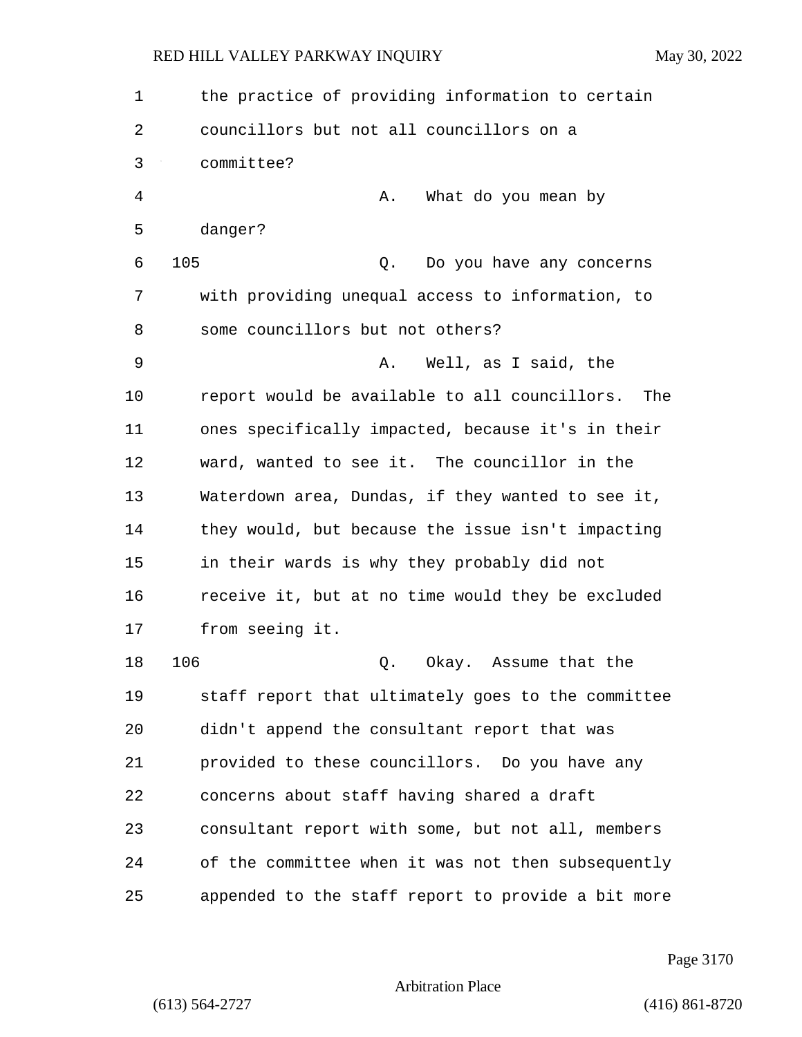the practice of providing information to certain councillors but not all councillors on a committee?

A. What do you mean by danger?

105 Q. Do you have any concerns with providing unequal access to information, to some councillors but not others?

A. Well, as I said, the report would be available to all councillors. The ones specifically impacted, because it's in their ward, wanted to see it. The councillor in the Waterdown area, Dundas, if they wanted to see it, they would, but because the issue isn't impacting in their wards is why they probably did not receive it, but at no time would they be excluded from seeing it.

106 Q. Okay. Assume that the staff report that ultimately goes to the committee didn't append the consultant report that was provided to these councillors. Do you have any concerns about staff having shared a draft consultant report with some, but not all, members of the committee when it was not then subsequently appended to the staff report to provide a bit more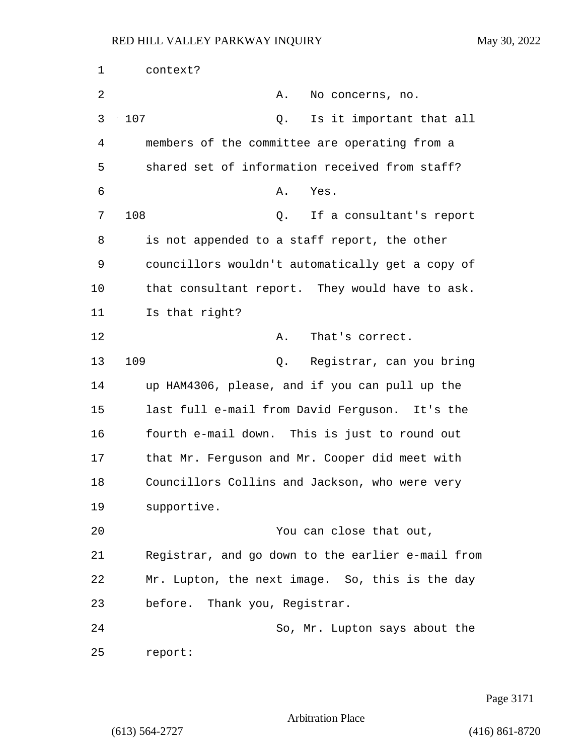context?

A. No concerns, no.

107 Q. Is it important that all members of the committee are operating from a shared set of information received from staff?

A. Yes.

108 Q. If a consultant's report is not appended to a staff report, the other councillors wouldn't automatically get a copy of that consultant report. They would have to ask. Is that right?

A. That's correct.

109 Q. Registrar, can you bring up HAM4306, please, and if you can pull up the last full e-mail from David Ferguson. It's the fourth e-mail down. This is just to round out that Mr. Ferguson and Mr. Cooper did meet with Councillors Collins and Jackson, who were very supportive.

You can close that out, Registrar, and go down to the earlier e-mail from Mr. Lupton, the next image. So, this is the day before. Thank you, Registrar.

So, Mr. Lupton says about the report: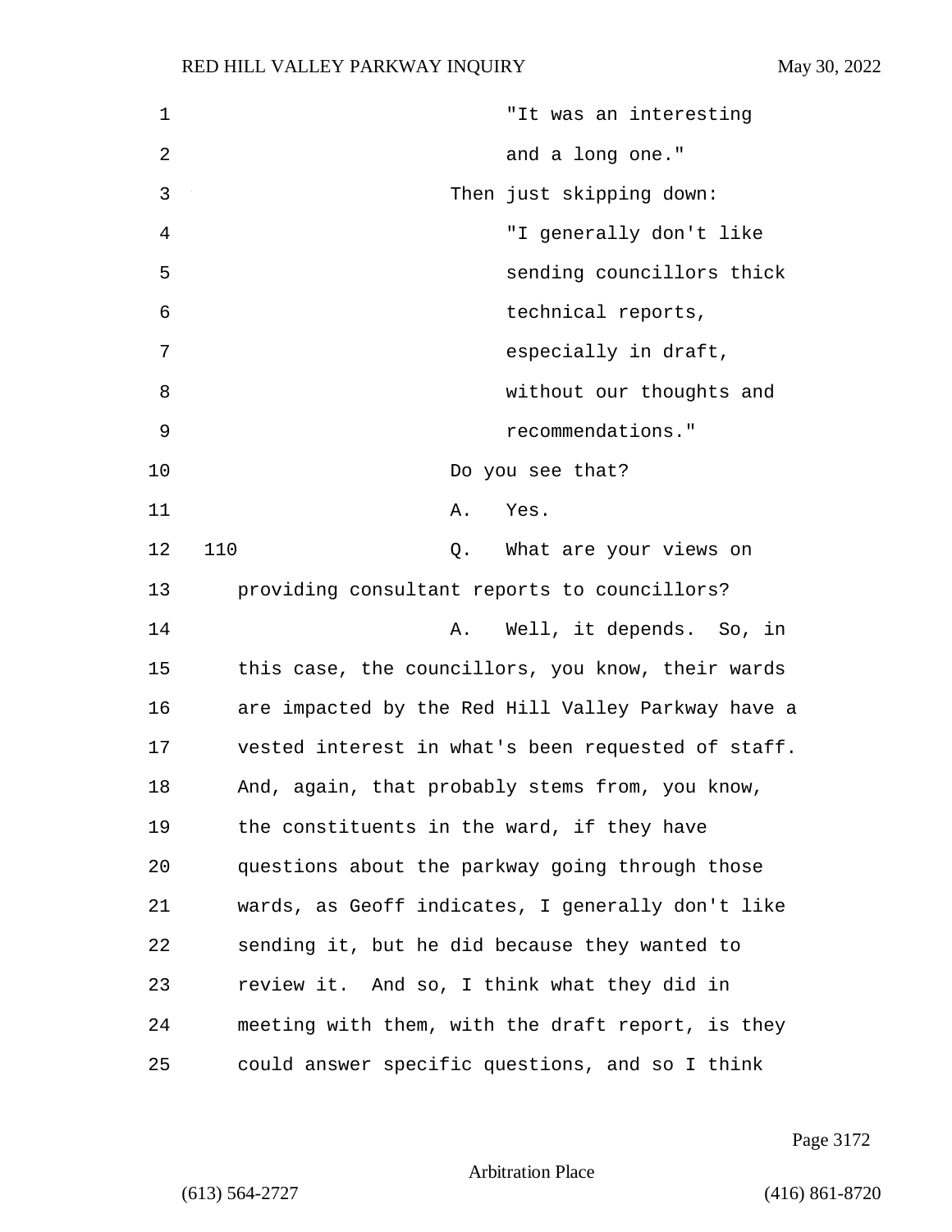"It was an interesting and a long one."

Then just skipping down:

"I generally don't like sending councillors thick technical reports, especially in draft, without our thoughts and recommendations."

Do you see that?

A. Yes.

110 Q. What are your views on providing consultant reports to councillors?

A. Well, it depends. So, in this case, the councillors, you know, their wards are impacted by the Red Hill Valley Parkway have a vested interest in what's been requested of staff. And, again, that probably stems from, you know, the constituents in the ward, if they have questions about the parkway going through those wards, as Geoff indicates, I generally don't like sending it, but he did because they wanted to review it. And so, I think what they did in meeting with them, with the draft report, is they could answer specific questions, and so I think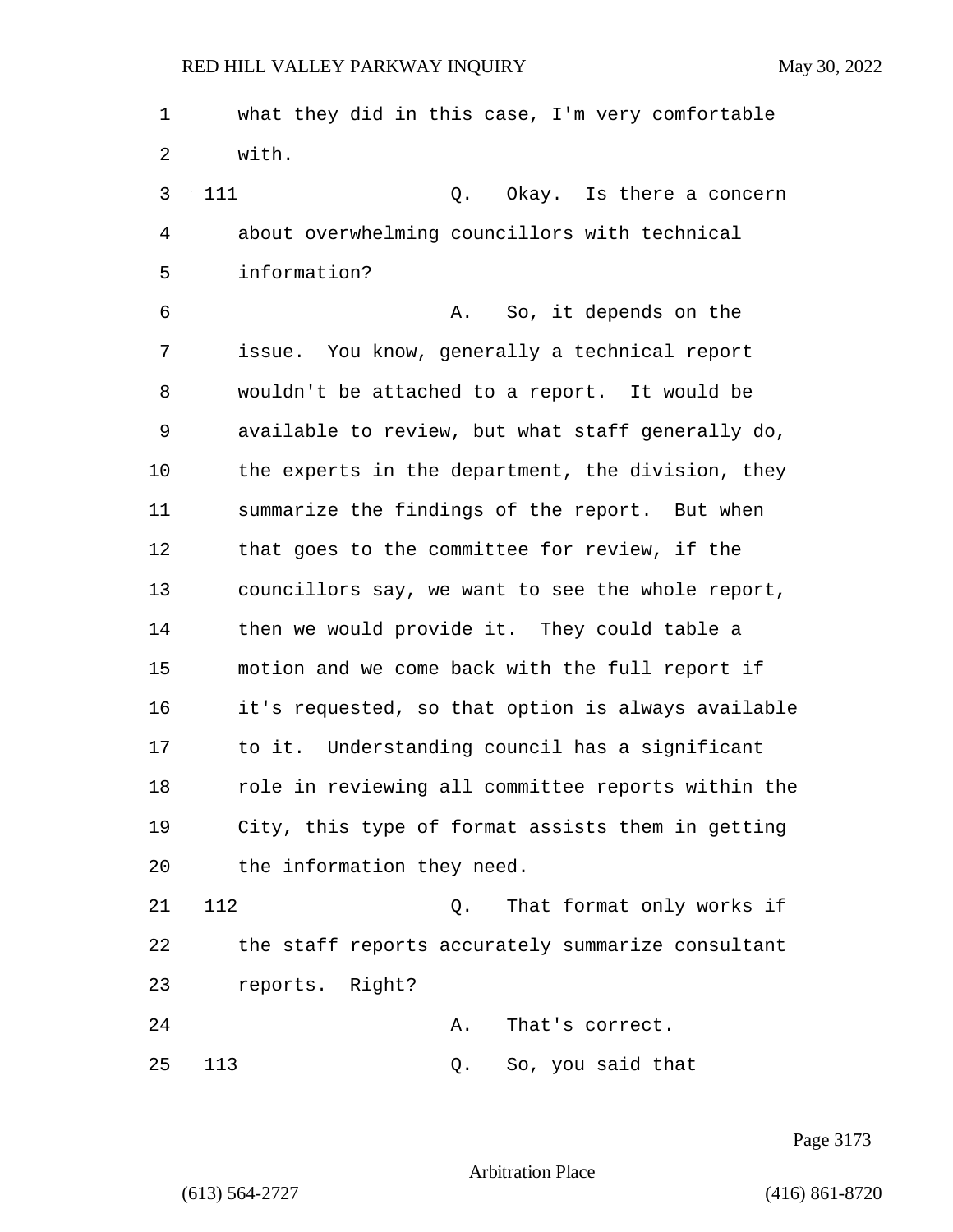what they did in this case, I'm very comfortable with.

111 Q. Okay. Is there a concern about overwhelming councillors with technical information?

A. So, it depends on the issue. You know, generally a technical report wouldn't be attached to a report. It would be available to review, but what staff generally do, the experts in the department, the division, they summarize the findings of the report. But when that goes to the committee for review, if the councillors say, we want to see the whole report, then we would provide it. They could table a motion and we come back with the full report if it's requested, so that option is always available to it. Understanding council has a significant role in reviewing all committee reports within the City, this type of format assists them in getting the information they need.

112 Q. That format only works if the staff reports accurately summarize consultant reports. Right?

A. That's correct.

113 Q. So, you said that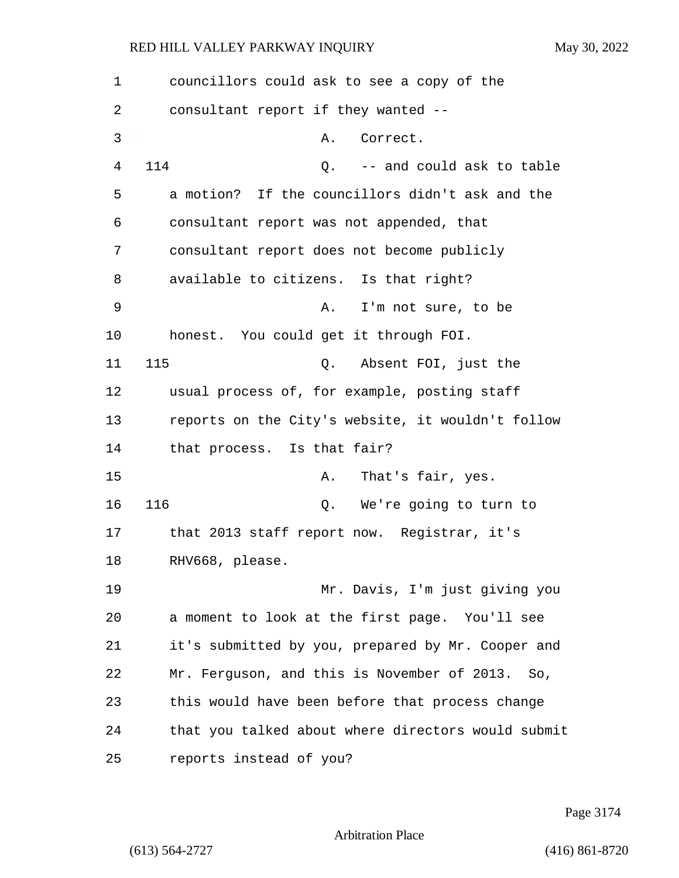councillors could ask to see a copy of the consultant report if they wanted --

A. Correct.

114 Q. -- and could ask to table a motion? If the councillors didn't ask and the consultant report was not appended, that consultant report does not become publicly available to citizens. Is that right?

A. I'm not sure, to be honest. You could get it through FOI.

115 Q. Absent FOI, just the usual process of, for example, posting staff reports on the City's website, it wouldn't follow that process. Is that fair?

A. That's fair, yes.

116 Q. We're going to turn to that 2013 staff report now. Registrar, it's RHV668, please.

Mr. Davis, I'm just giving you a moment to look at the first page. You'll see it's submitted by you, prepared by Mr. Cooper and Mr. Ferguson, and this is November of 2013. So, this would have been before that process change that you talked about where directors would submit reports instead of you?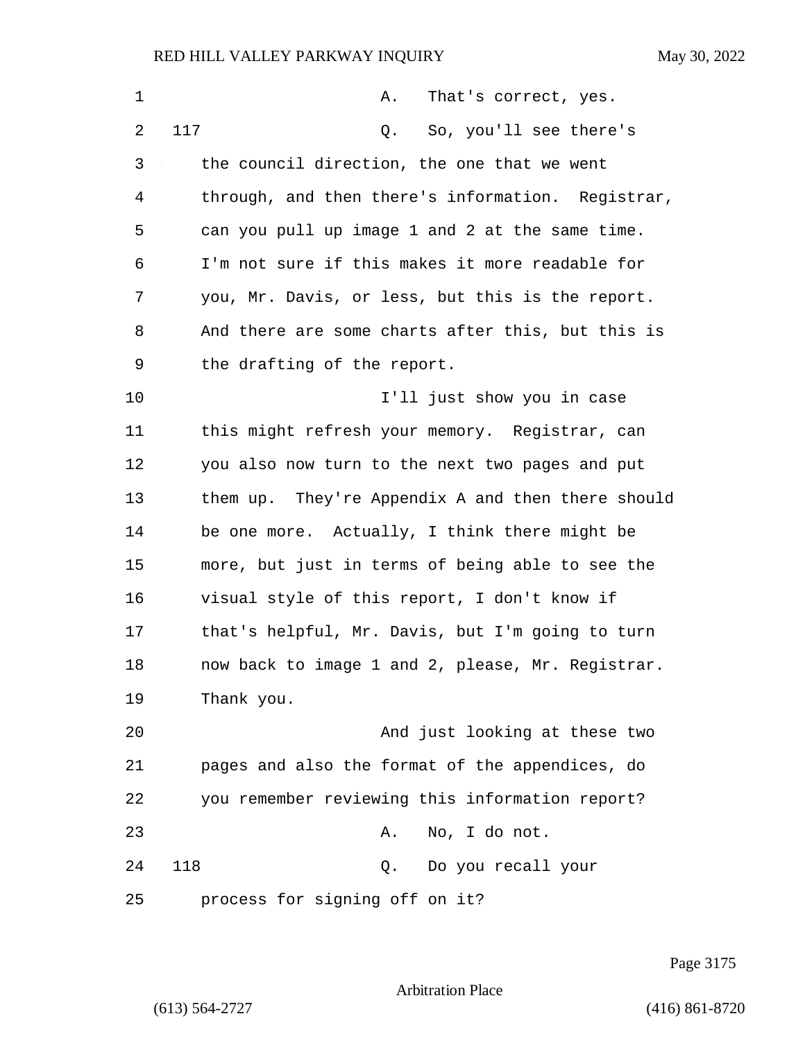A. That's correct, yes.

117 Q. So, you'll see there's the council direction, the one that we went through, and then there's information. Registrar, can you pull up image 1 and 2 at the same time. I'm not sure if this makes it more readable for you, Mr. Davis, or less, but this is the report. And there are some charts after this, but this is the drafting of the report.

I'll just show you in case this might refresh your memory. Registrar, can you also now turn to the next two pages and put them up. They're Appendix A and then there should be one more. Actually, I think there might be more, but just in terms of being able to see the visual style of this report, I don't know if that's helpful, Mr. Davis, but I'm going to turn now back to image 1 and 2, please, Mr. Registrar. Thank you.

And just looking at these two pages and also the format of the appendices, do you remember reviewing this information report?

A. No, I do not.

118 Q. Do you recall your process for signing off on it?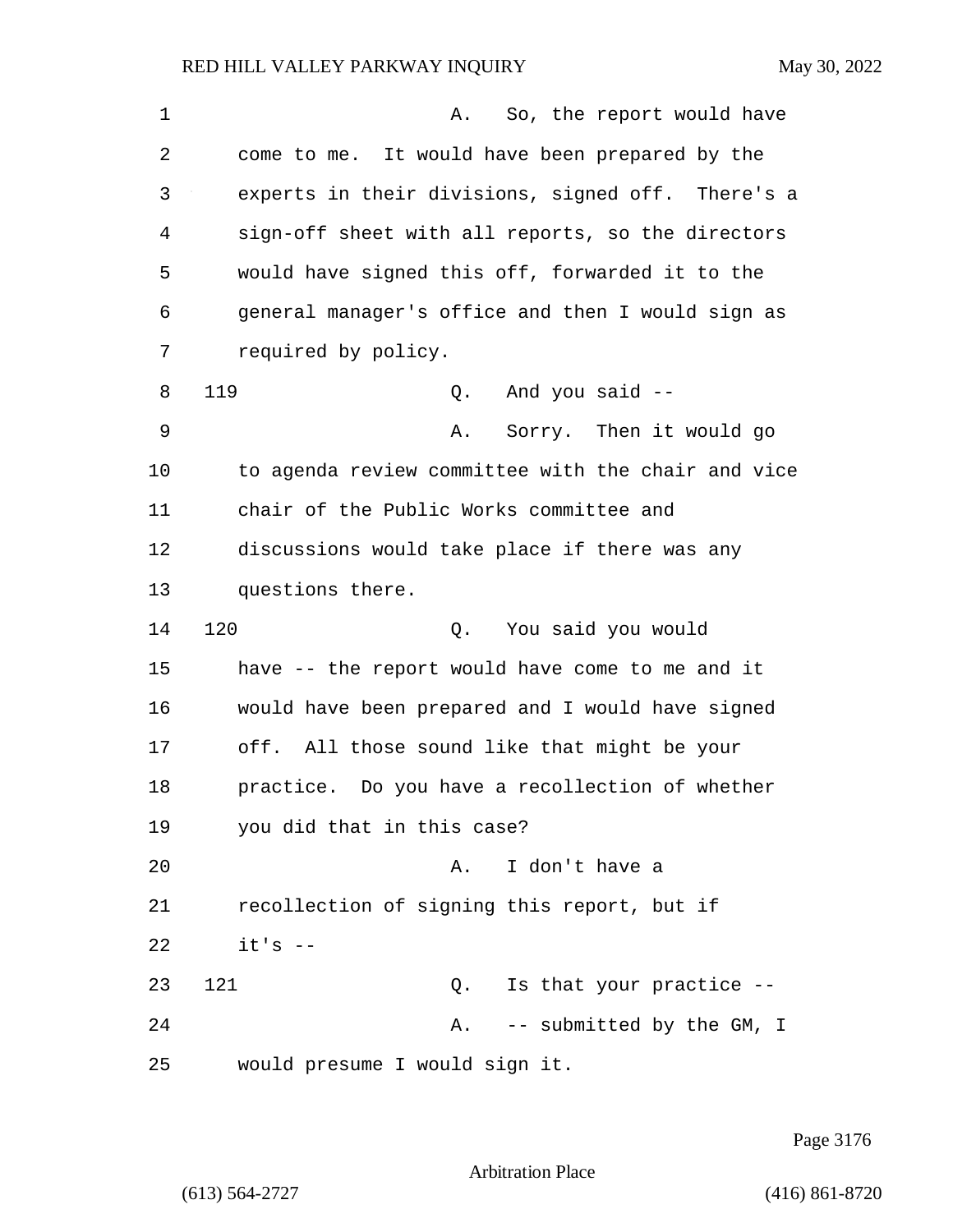A. So, the report would have come to me. It would have been prepared by the experts in their divisions, signed off. There's a sign-off sheet with all reports, so the directors would have signed this off, forwarded it to the general manager's office and then I would sign as required by policy.

119 Q. And you said --

A. Sorry. Then it would go to agenda review committee with the chair and vice chair of the Public Works committee and discussions would take place if there was any questions there.

120 Q. You said you would have -- the report would have come to me and it would have been prepared and I would have signed off. All those sound like that might be your practice. Do you have a recollection of whether you did that in this case?

A. I don't have a recollection of signing this report, but if it's --

121 Q. Is that your practice --

A. -- submitted by the GM, I would presume I would sign it.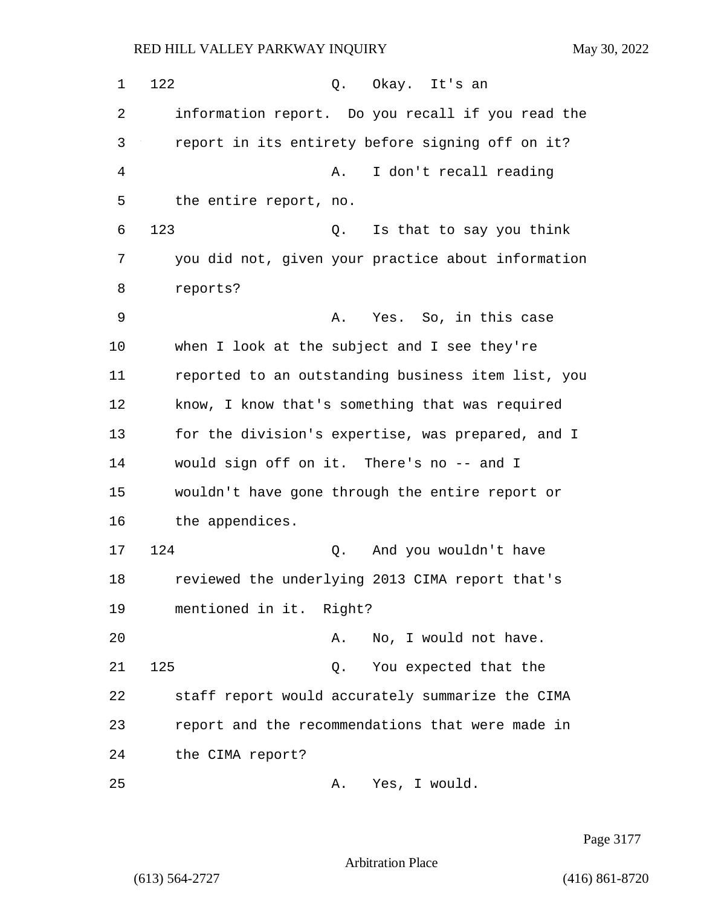122 Q. Okay. It's an information report. Do you recall if you read the report in its entirety before signing off on it?

A. I don't recall reading the entire report, no.

123 Q. Is that to say you think you did not, given your practice about information reports?

A. Yes. So, in this case when I look at the subject and I see they're reported to an outstanding business item list, you know, I know that's something that was required for the division's expertise, was prepared, and I would sign off on it. There's no -- and I wouldn't have gone through the entire report or the appendices.

124 Q. And you wouldn't have reviewed the underlying 2013 CIMA report that's mentioned in it. Right?

A. No, I would not have.

125 Q. You expected that the staff report would accurately summarize the CIMA report and the recommendations that were made in the CIMA report?

A. Yes, I would.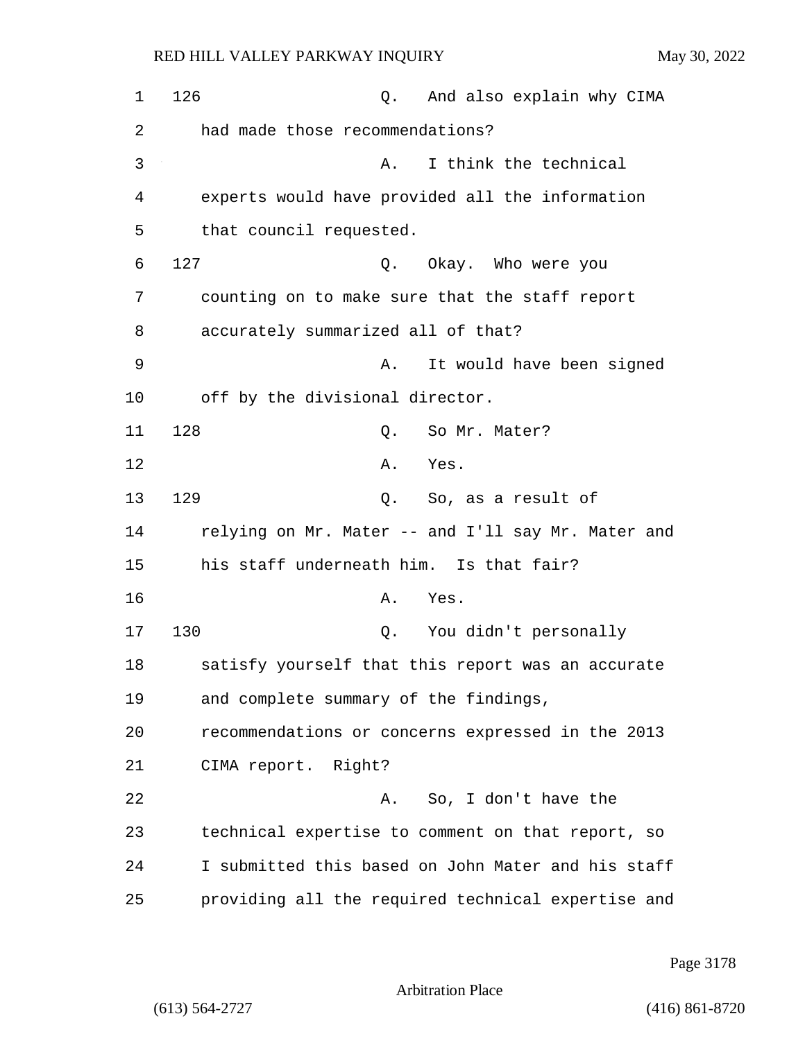126 Q. And also explain why CIMA had made those recommendations?

A. I think the technical experts would have provided all the information that council requested.

127 Q. Okay. Who were you counting on to make sure that the staff report accurately summarized all of that?

A. It would have been signed off by the divisional director.

128 Q. So Mr. Mater?

A. Yes.

129 Q. So, as a result of relying on Mr. Mater -- and I'll say Mr. Mater and his staff underneath him. Is that fair?

A. Yes.

130 Q. You didn't personally satisfy yourself that this report was an accurate and complete summary of the findings, recommendations or concerns expressed in the 2013 CIMA report. Right?

A. So, I don't have the technical expertise to comment on that report, so I submitted this based on John Mater and his staff providing all the required technical expertise and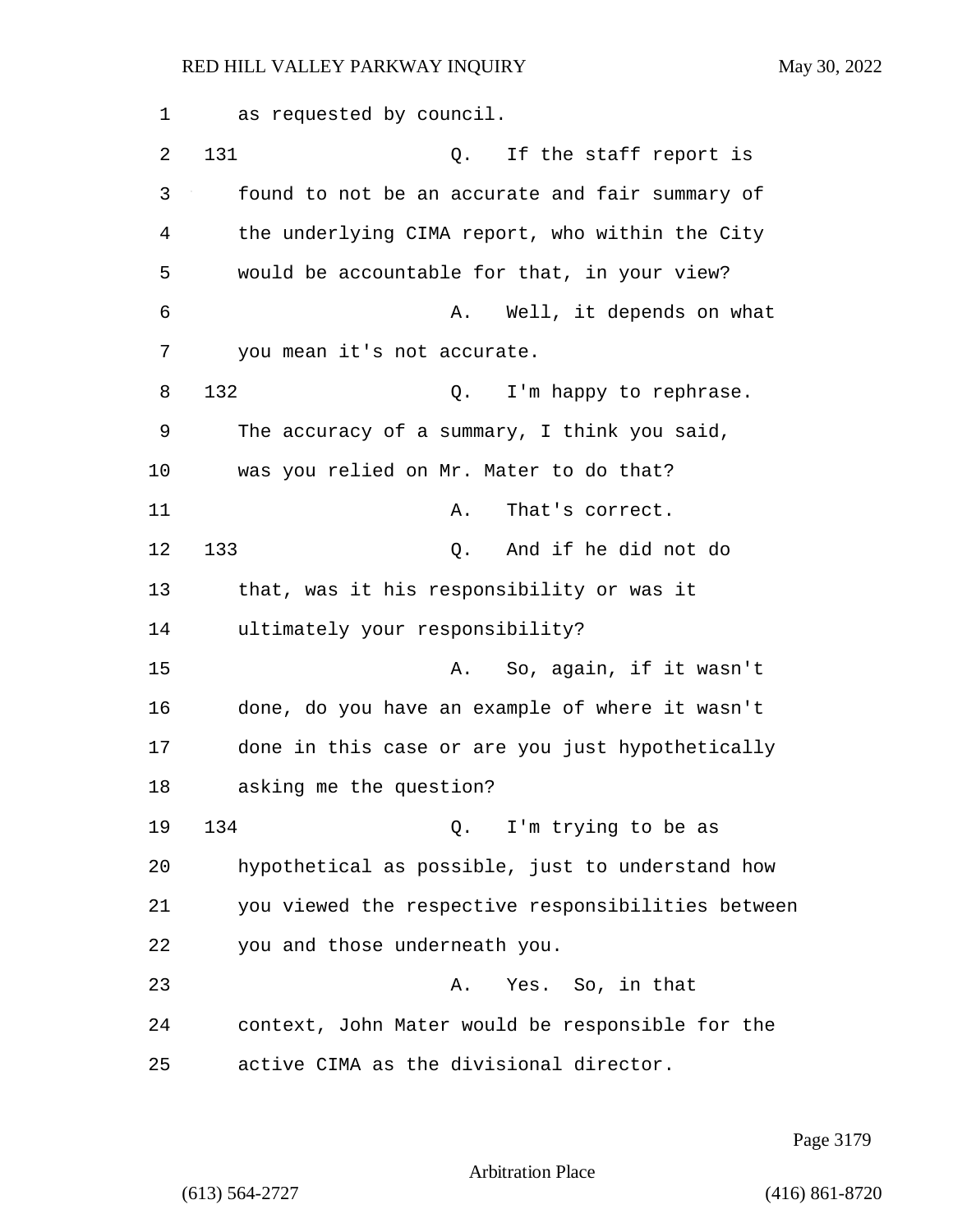as requested by council.

131 Q. If the staff report is found to not be an accurate and fair summary of the underlying CIMA report, who within the City would be accountable for that, in your view?

A. Well, it depends on what you mean it's not accurate.

132 Q. I'm happy to rephrase. The accuracy of a summary, I think you said, was you relied on Mr. Mater to do that?

A. That's correct.

133 Q. And if he did not do that, was it his responsibility or was it ultimately your responsibility?

A. So, again, if it wasn't done, do you have an example of where it wasn't done in this case or are you just hypothetically asking me the question?

134 Q. I'm trying to be as hypothetical as possible, just to understand how you viewed the respective responsibilities between you and those underneath you.

A. Yes. So, in that context, John Mater would be responsible for the active CIMA as the divisional director.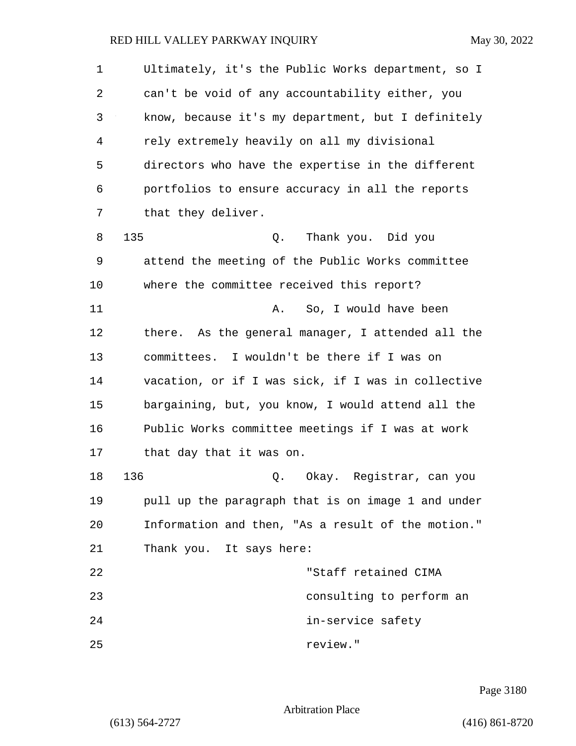Ultimately, it's the Public Works department, so I can't be void of any accountability either, you know, because it's my department, but I definitely rely extremely heavily on all my divisional directors who have the expertise in the different portfolios to ensure accuracy in all the reports that they deliver.

135 Q. Thank you. Did you attend the meeting of the Public Works committee where the committee received this report?

A. So, I would have been there. As the general manager, I attended all the committees. I wouldn't be there if I was on vacation, or if I was sick, if I was in collective bargaining, but, you know, I would attend all the Public Works committee meetings if I was at work that day that it was on.

136 Q. Okay. Registrar, can you pull up the paragraph that is on image 1 and under Information and then, "As a result of the motion." Thank you. It says here:

> "Staff retained CIMA consulting to perform an in-service safety review."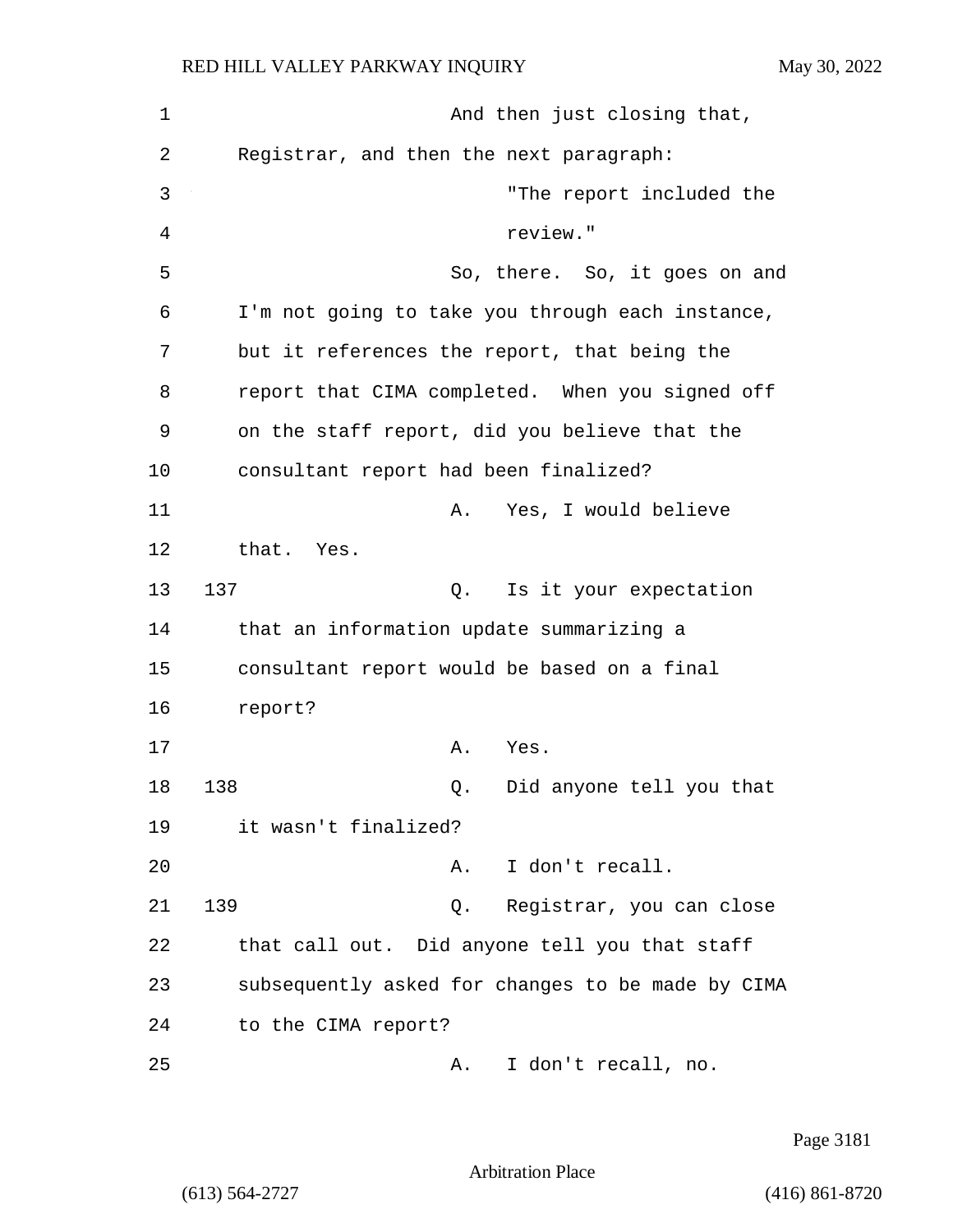And then just closing that, Registrar, and then the next paragraph:

"The report included the review."

So, there. So, it goes on and I'm not going to take you through each instance, but it references the report, that being the report that CIMA completed. When you signed off on the staff report, did you believe that the consultant report had been finalized?

A. Yes, I would believe that. Yes.

137 Q. Is it your expectation that an information update summarizing a consultant report would be based on a final report?

A. Yes.

138 Q. Did anyone tell you that it wasn't finalized?

A. I don't recall.

139 Q. Registrar, you can close that call out. Did anyone tell you that staff subsequently asked for changes to be made by CIMA to the CIMA report?

A. I don't recall, no.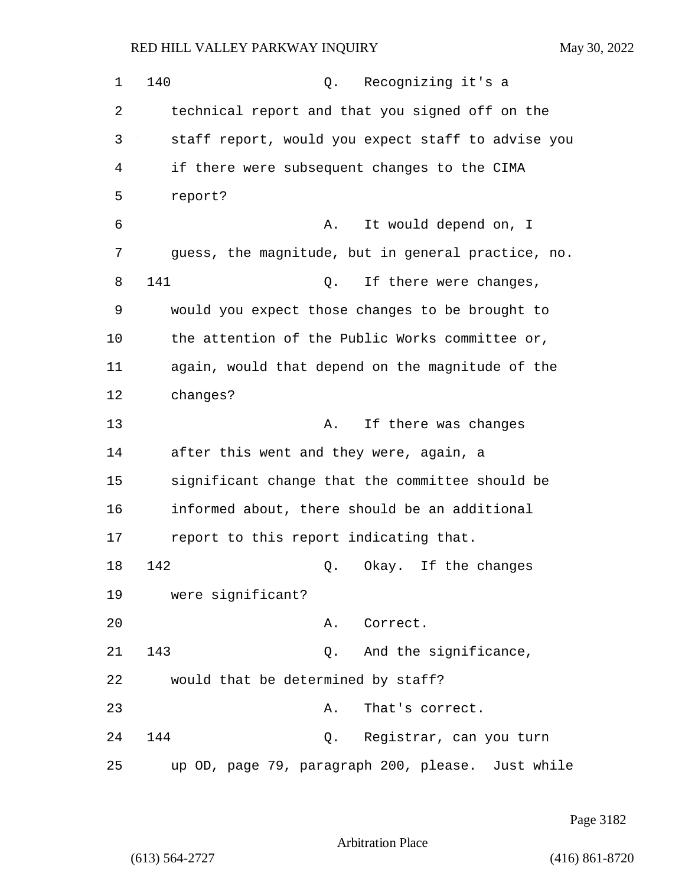140 Q. Recognizing it's a technical report and that you signed off on the staff report, would you expect staff to advise you if there were subsequent changes to the CIMA report?

A. It would depend on, I guess, the magnitude, but in general practice, no.

141 Q. If there were changes, would you expect those changes to be brought to the attention of the Public Works committee or, again, would that depend on the magnitude of the changes?

A. If there was changes after this went and they were, again, a significant change that the committee should be informed about, there should be an additional report to this report indicating that.

142 Q. Okay. If the changes were significant?

A. Correct.

143 Q. And the significance, would that be determined by staff?

A. That's correct.

144 Q. Registrar, can you turn up OD, page 79, paragraph 200, please. Just while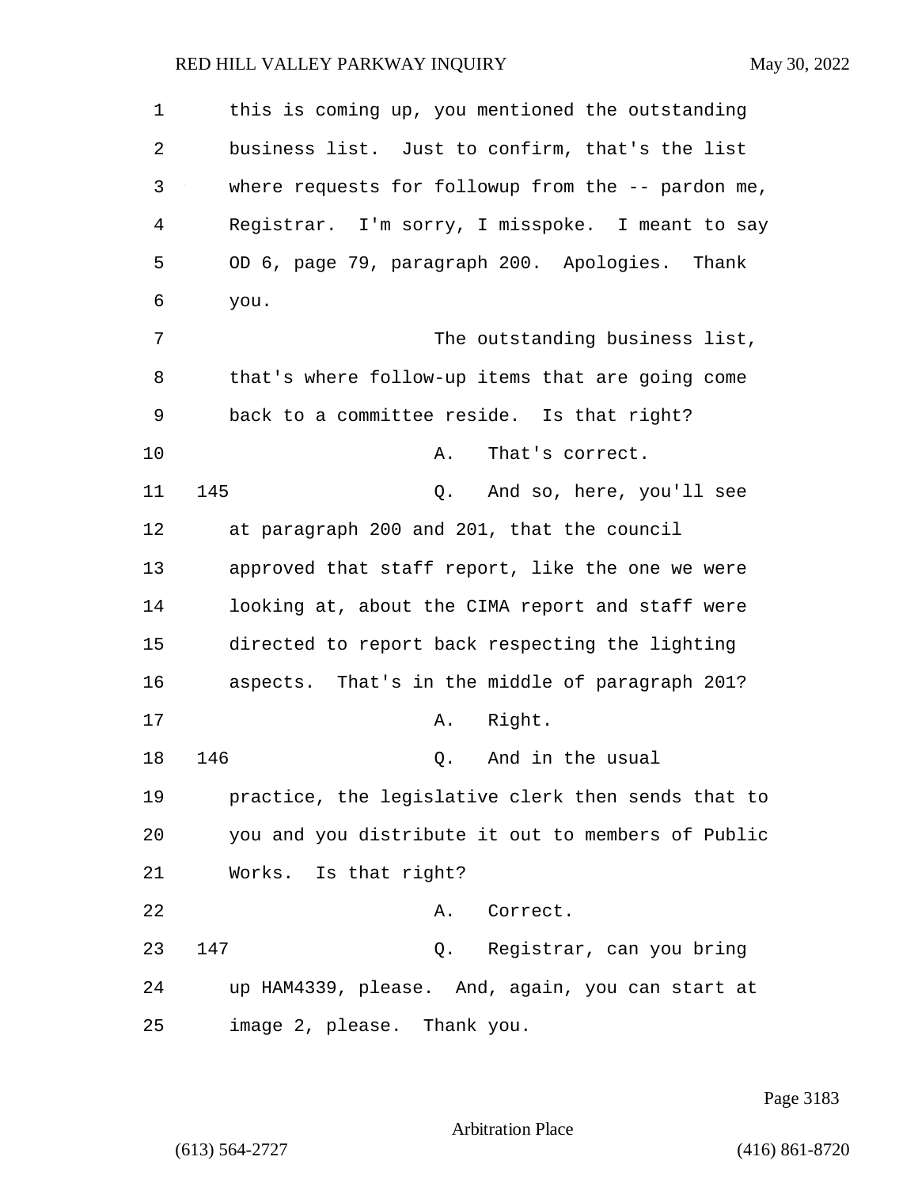this is coming up, you mentioned the outstanding business list. Just to confirm, that's the list where requests for followup from the -- pardon me, Registrar. I'm sorry, I misspoke. I meant to say OD 6, page 79, paragraph 200. Apologies. Thank you.

The outstanding business list, that's where follow-up items that are going come back to a committee reside. Is that right?

A. That's correct.

145 Q. And so, here, you'll see at paragraph 200 and 201, that the council approved that staff report, like the one we were looking at, about the CIMA report and staff were directed to report back respecting the lighting aspects. That's in the middle of paragraph 201?

A. Right.

146 Q. And in the usual practice, the legislative clerk then sends that to you and you distribute it out to members of Public Works. Is that right?

A. Correct.

147 Q. Registrar, can you bring up HAM4339, please. And, again, you can start at image 2, please. Thank you.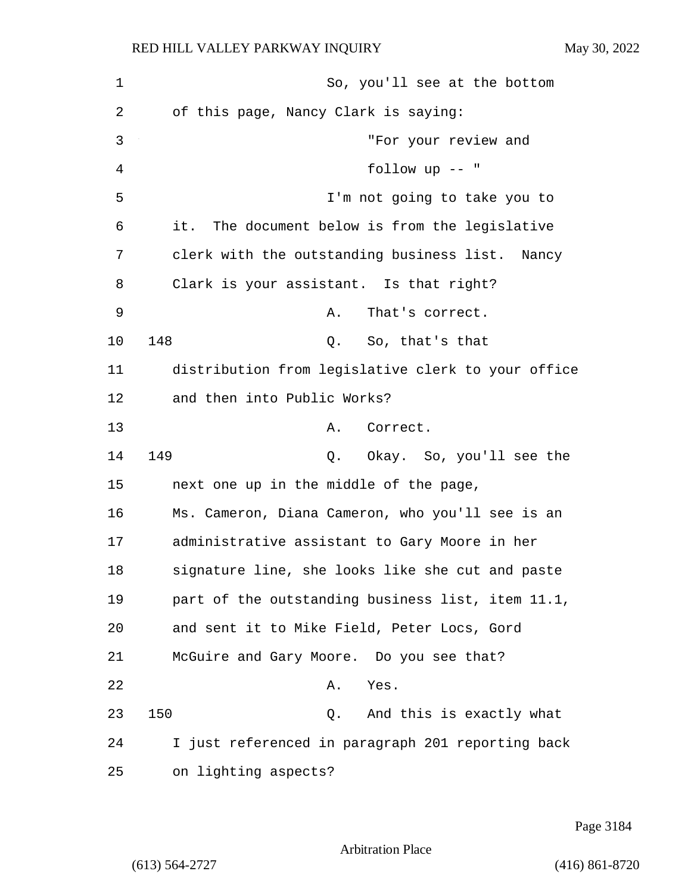So, you'll see at the bottom of this page, Nancy Clark is saying:

"For your review and follow up -- "

I'm not going to take you to it. The document below is from the legislative clerk with the outstanding business list. Nancy Clark is your assistant. Is that right?

A. That's correct.

148 Q. So, that's that distribution from legislative clerk to your office and then into Public Works?

A. Correct.

149 Q. Okay. So, you'll see the next one up in the middle of the page, Ms. Cameron, Diana Cameron, who you'll see is an administrative assistant to Gary Moore in her signature line, she looks like she cut and paste part of the outstanding business list, item 11.1, and sent it to Mike Field, Peter Locs, Gord McGuire and Gary Moore. Do you see that?

A. Yes.

150 Q. And this is exactly what I just referenced in paragraph 201 reporting back on lighting aspects?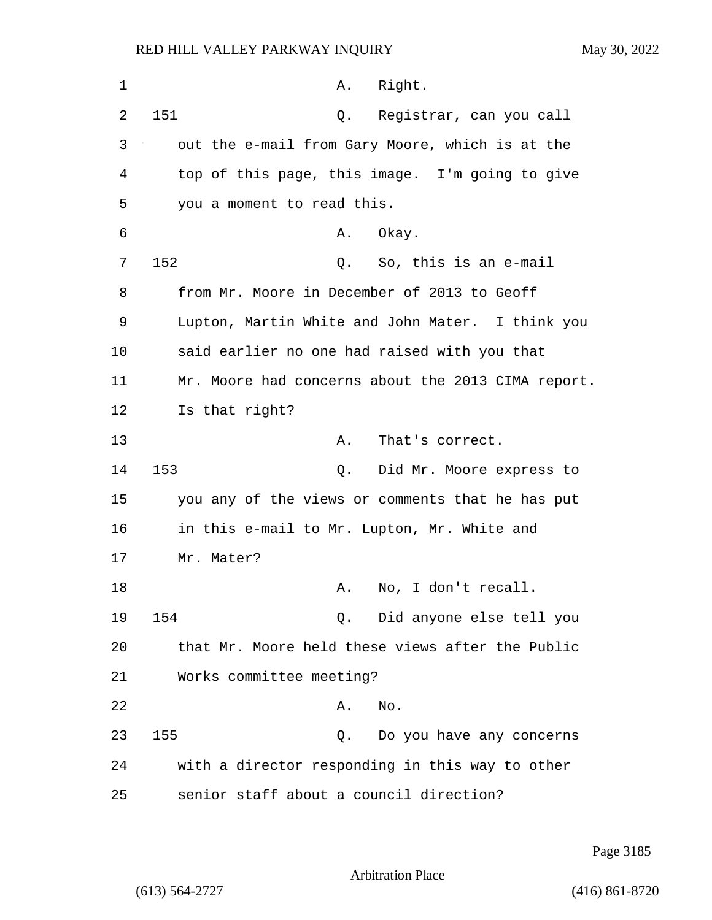A. Right.

151 Q. Registrar, can you call out the e-mail from Gary Moore, which is at the top of this page, this image. I'm going to give you a moment to read this.

A. Okay.

152 Q. So, this is an e-mail from Mr. Moore in December of 2013 to Geoff Lupton, Martin White and John Mater. I think you said earlier no one had raised with you that Mr. Moore had concerns about the 2013 CIMA report. Is that right?

A. That's correct.

153 Q. Did Mr. Moore express to you any of the views or comments that he has put in this e-mail to Mr. Lupton, Mr. White and Mr. Mater?

A. No, I don't recall.

154 Q. Did anyone else tell you that Mr. Moore held these views after the Public Works committee meeting?

A. No.

155 Q. Do you have any concerns with a director responding in this way to other senior staff about a council direction?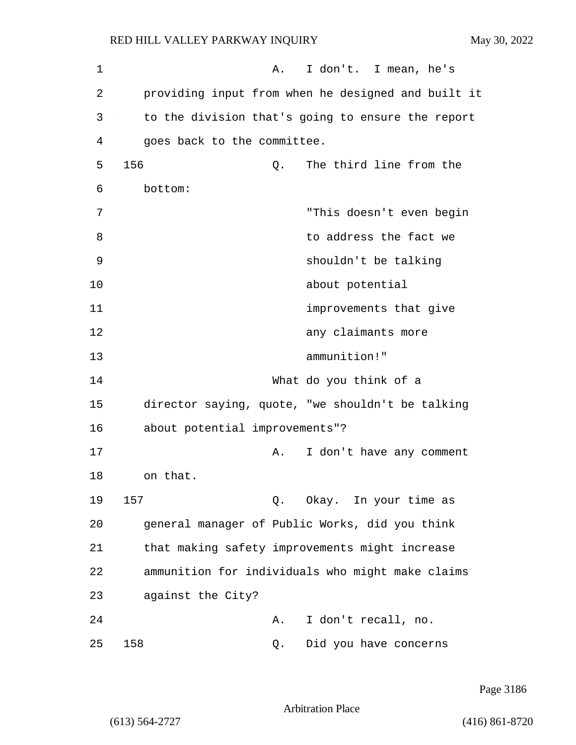A. I don't. I mean, he's providing input from when he designed and built it to the division that's going to ensure the report goes back to the committee.

156 Q. The third line from the bottom:

> "This doesn't even begin to address the fact we shouldn't be talking about potential improvements that give any claimants more ammunition!"

What do you think of a director saying, quote, "we shouldn't be talking about potential improvements"?

A. I don't have any comment on that.

157 Q. Okay. In your time as general manager of Public Works, did you think that making safety improvements might increase ammunition for individuals who might make claims against the City?

A. I don't recall, no.

158 Q. Did you have concerns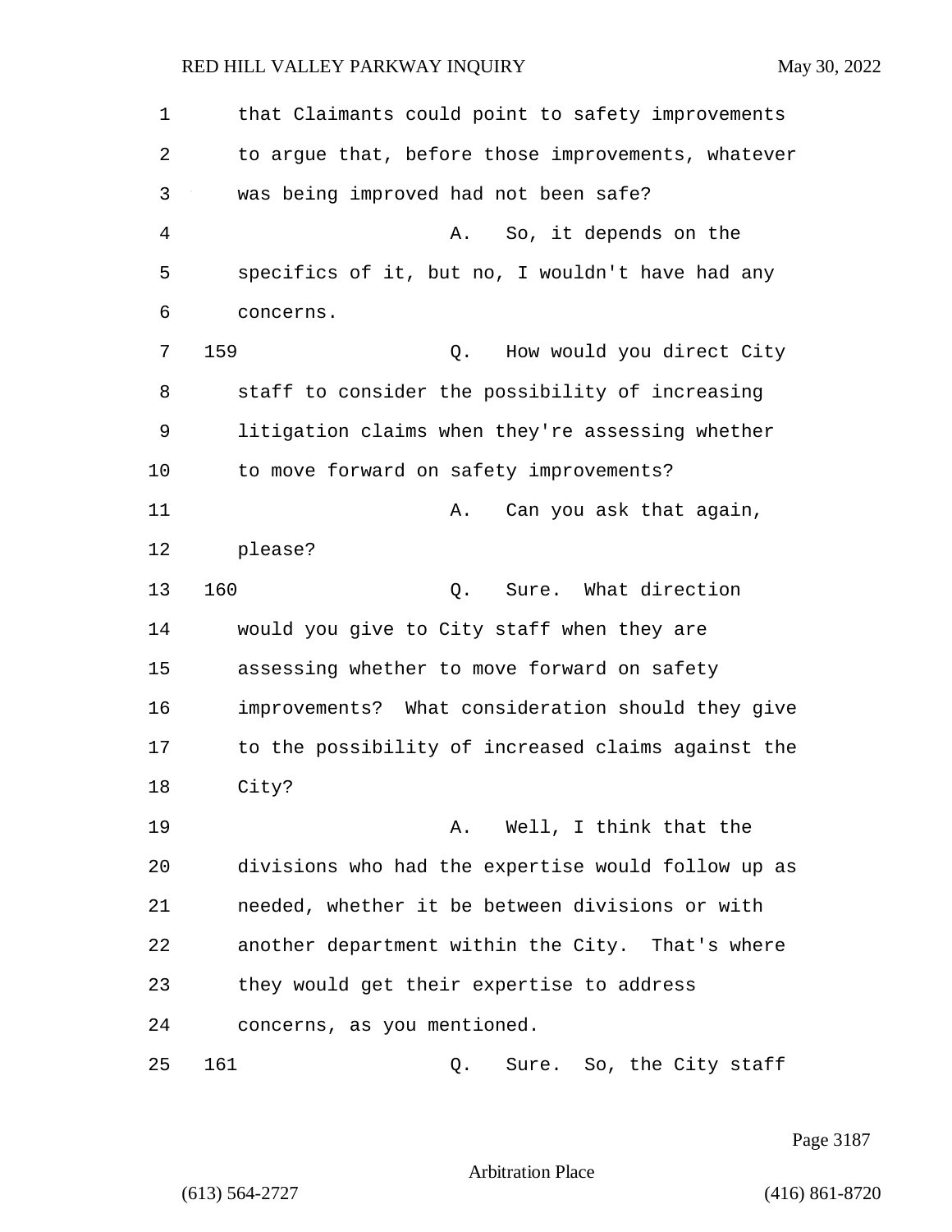that Claimants could point to safety improvements to argue that, before those improvements, whatever was being improved had not been safe?

A. So, it depends on the specifics of it, but no, I wouldn't have had any concerns.

159 Q. How would you direct City staff to consider the possibility of increasing litigation claims when they're assessing whether to move forward on safety improvements?

A. Can you ask that again, please?

160 Q. Sure. What direction would you give to City staff when they are assessing whether to move forward on safety improvements? What consideration should they give to the possibility of increased claims against the City?

A. Well, I think that the divisions who had the expertise would follow up as needed, whether it be between divisions or with another department within the City. That's where they would get their expertise to address concerns, as you mentioned.

161 Q. Sure. So, the City staff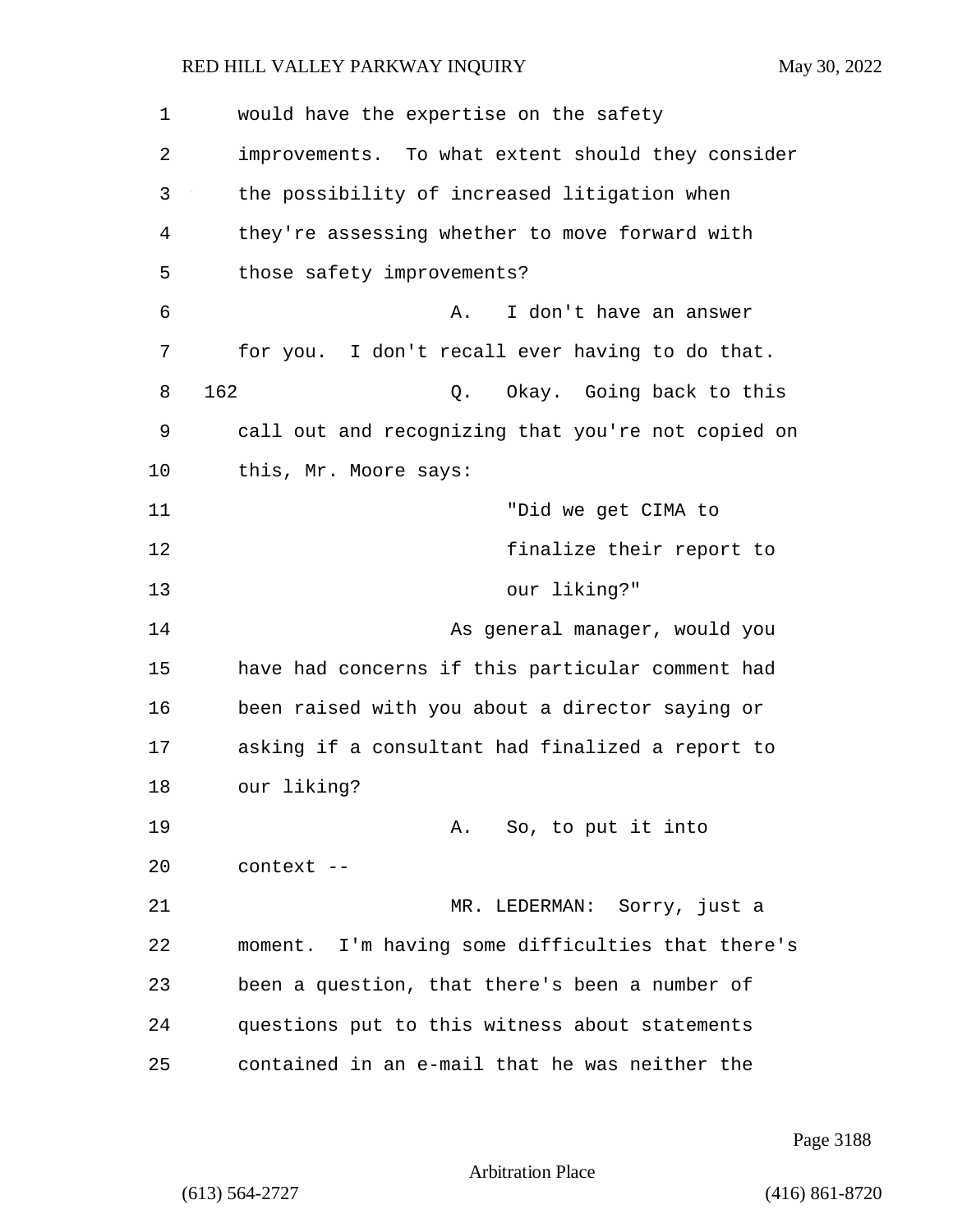would have the expertise on the safety improvements. To what extent should they consider the possibility of increased litigation when they're assessing whether to move forward with those safety improvements?

A. I don't have an answer for you. I don't recall ever having to do that.

162 Q. Okay. Going back to this call out and recognizing that you're not copied on this, Mr. Moore says:

> "Did we get CIMA to finalize their report to our liking?"

As general manager, would you have had concerns if this particular comment had been raised with you about a director saying or asking if a consultant had finalized a report to our liking?

A. So, to put it into context --

MR. LEDERMAN: Sorry, just a moment. I'm having some difficulties that there's been a question, that there's been a number of questions put to this witness about statements contained in an e-mail that he was neither the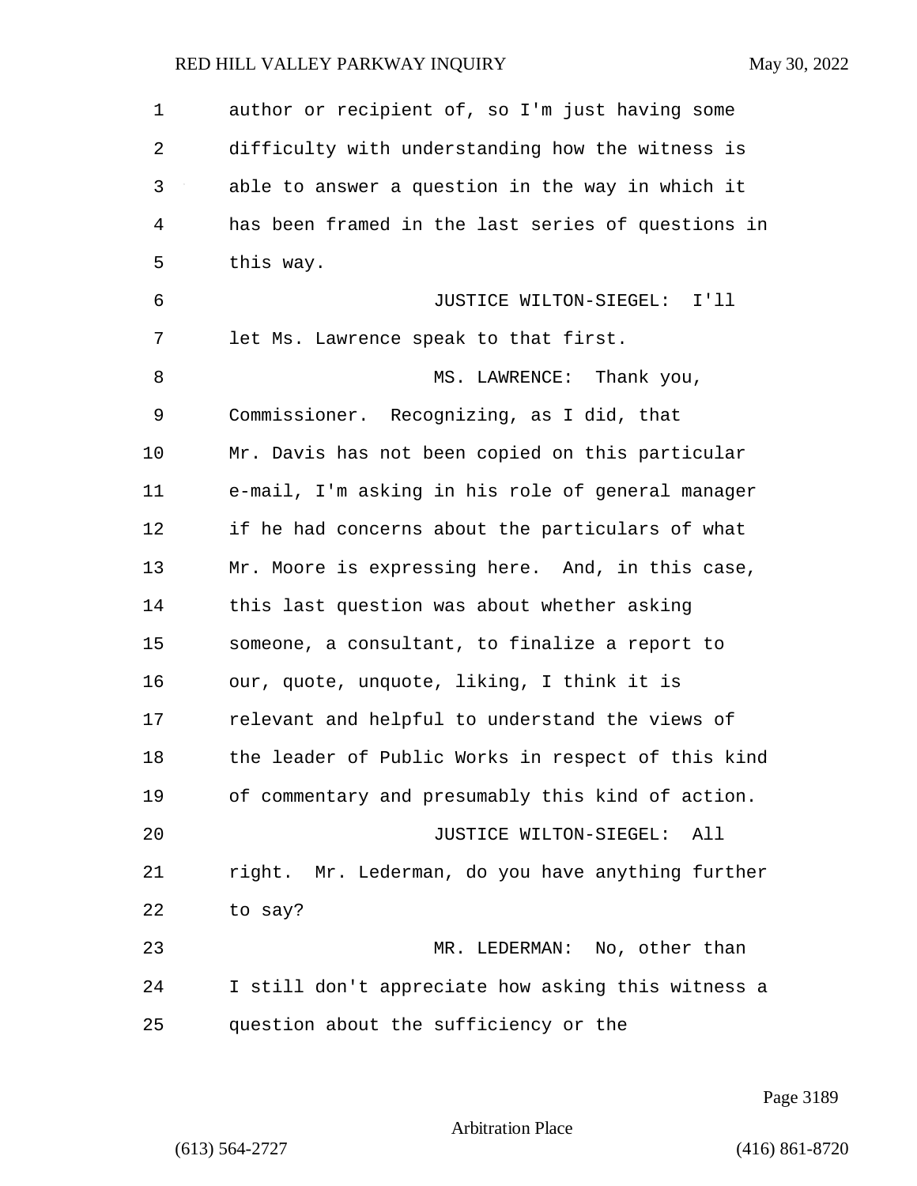author or recipient of, so I'm just having some difficulty with understanding how the witness is able to answer a question in the way in which it has been framed in the last series of questions in this way.

JUSTICE WILTON-SIEGEL: I'll let Ms. Lawrence speak to that first.

MS. LAWRENCE: Thank you, Commissioner. Recognizing, as I did, that Mr. Davis has not been copied on this particular e-mail, I'm asking in his role of general manager if he had concerns about the particulars of what Mr. Moore is expressing here. And, in this case, this last question was about whether asking someone, a consultant, to finalize a report to our, quote, unquote, liking, I think it is relevant and helpful to understand the views of the leader of Public Works in respect of this kind of commentary and presumably this kind of action.

JUSTICE WILTON-SIEGEL: All right. Mr. Lederman, do you have anything further to say?

MR. LEDERMAN: No, other than I still don't appreciate how asking this witness a question about the sufficiency or the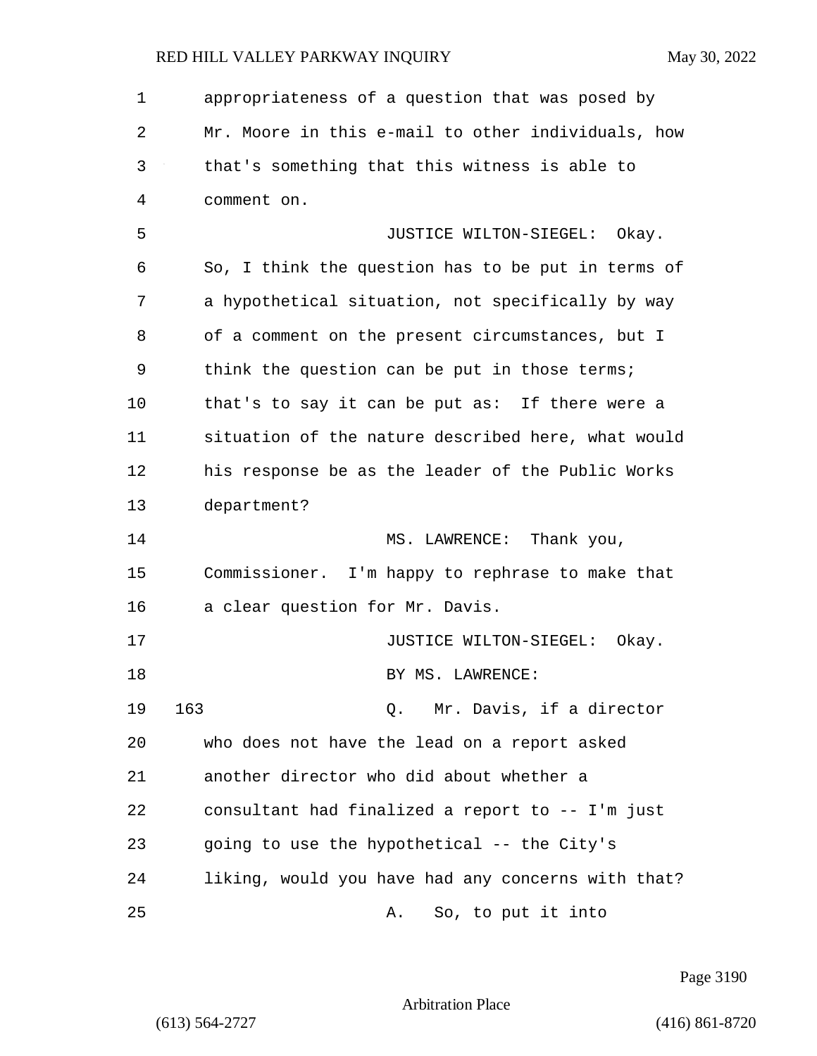appropriateness of a question that was posed by Mr. Moore in this e-mail to other individuals, how that's something that this witness is able to comment on.

JUSTICE WILTON-SIEGEL: Okay. So, I think the question has to be put in terms of a hypothetical situation, not specifically by way of a comment on the present circumstances, but I think the question can be put in those terms; that's to say it can be put as: If there were a situation of the nature described here, what would his response be as the leader of the Public Works department?

MS. LAWRENCE: Thank you, Commissioner. I'm happy to rephrase to make that a clear question for Mr. Davis.

JUSTICE WILTON-SIEGEL: Okay.

BY MS. LAWRENCE:

163 Q. Mr. Davis, if a director who does not have the lead on a report asked another director who did about whether a consultant had finalized a report to -- I'm just going to use the hypothetical -- the City's liking, would you have had any concerns with that?

A. So, to put it into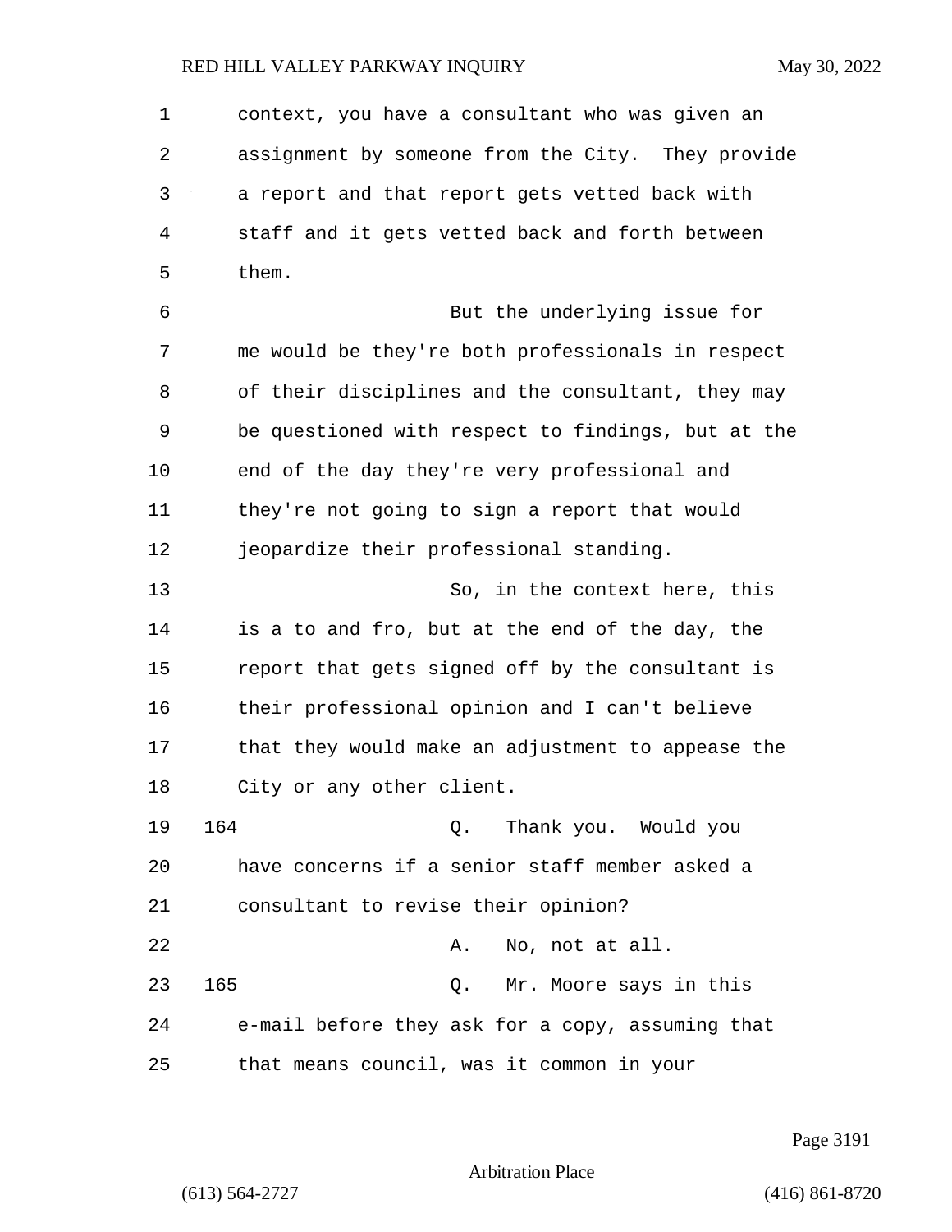context, you have a consultant who was given an assignment by someone from the City. They provide a report and that report gets vetted back with staff and it gets vetted back and forth between them.

But the underlying issue for me would be they're both professionals in respect of their disciplines and the consultant, they may be questioned with respect to findings, but at the end of the day they're very professional and they're not going to sign a report that would jeopardize their professional standing.

So, in the context here, this is a to and fro, but at the end of the day, the report that gets signed off by the consultant is their professional opinion and I can't believe that they would make an adjustment to appease the City or any other client.

164 Q. Thank you. Would you have concerns if a senior staff member asked a consultant to revise their opinion?

A. No, not at all.

165 Q. Mr. Moore says in this e-mail before they ask for a copy, assuming that that means council, was it common in your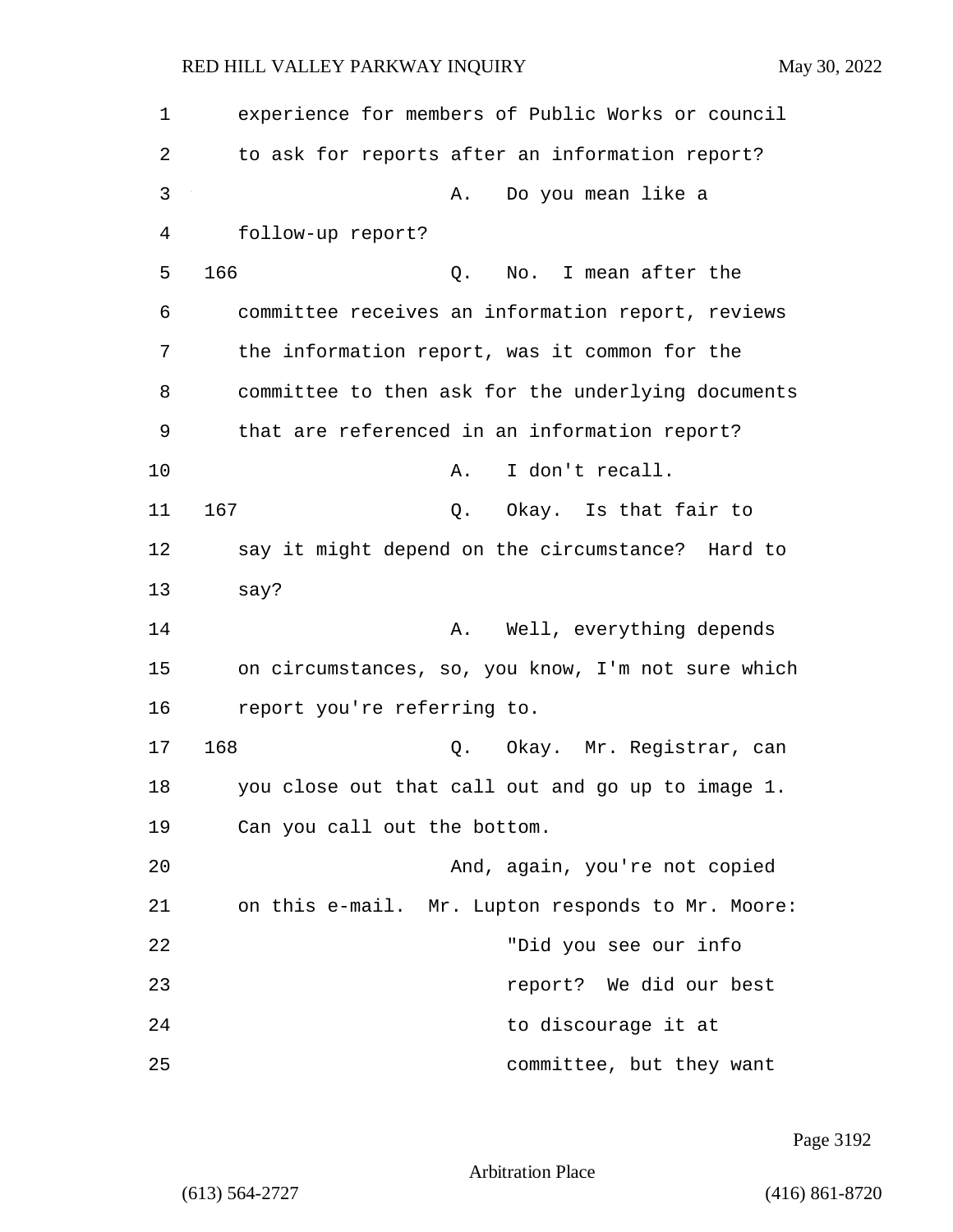experience for members of Public Works or council to ask for reports after an information report?

A. Do you mean like a follow-up report?

166 Q. No. I mean after the committee receives an information report, reviews the information report, was it common for the committee to then ask for the underlying documents that are referenced in an information report?

A. I don't recall.

167 Q. Okay. Is that fair to say it might depend on the circumstance? Hard to say?

A. Well, everything depends on circumstances, so, you know, I'm not sure which report you're referring to.

168 Q. Okay. Mr. Registrar, can you close out that call out and go up to image 1. Can you call out the bottom.

And, again, you're not copied on this e-mail. Mr. Lupton responds to Mr. Moore:

> "Did you see our info report? We did our best to discourage it at committee, but they want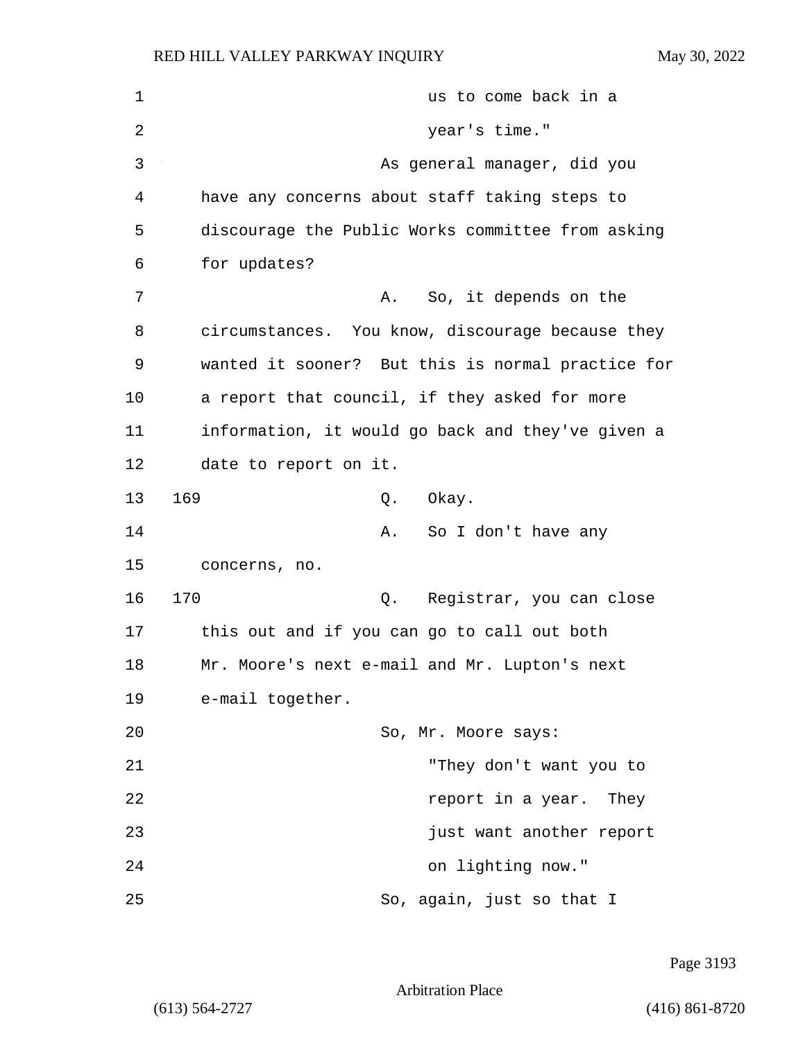us to come back in a year's time."

As general manager, did you have any concerns about staff taking steps to discourage the Public Works committee from asking for updates?

A. So, it depends on the circumstances. You know, discourage because they wanted it sooner? But this is normal practice for a report that council, if they asked for more information, it would go back and they've given a date to report on it.

169 Q. Okay.

A. So I don't have any concerns, no.

170 Q. Registrar, you can close this out and if you can go to call out both Mr. Moore's next e-mail and Mr. Lupton's next e-mail together.

So, Mr. Moore says:

"They don't want you to report in a year. They just want another report on lighting now."

So, again, just so that I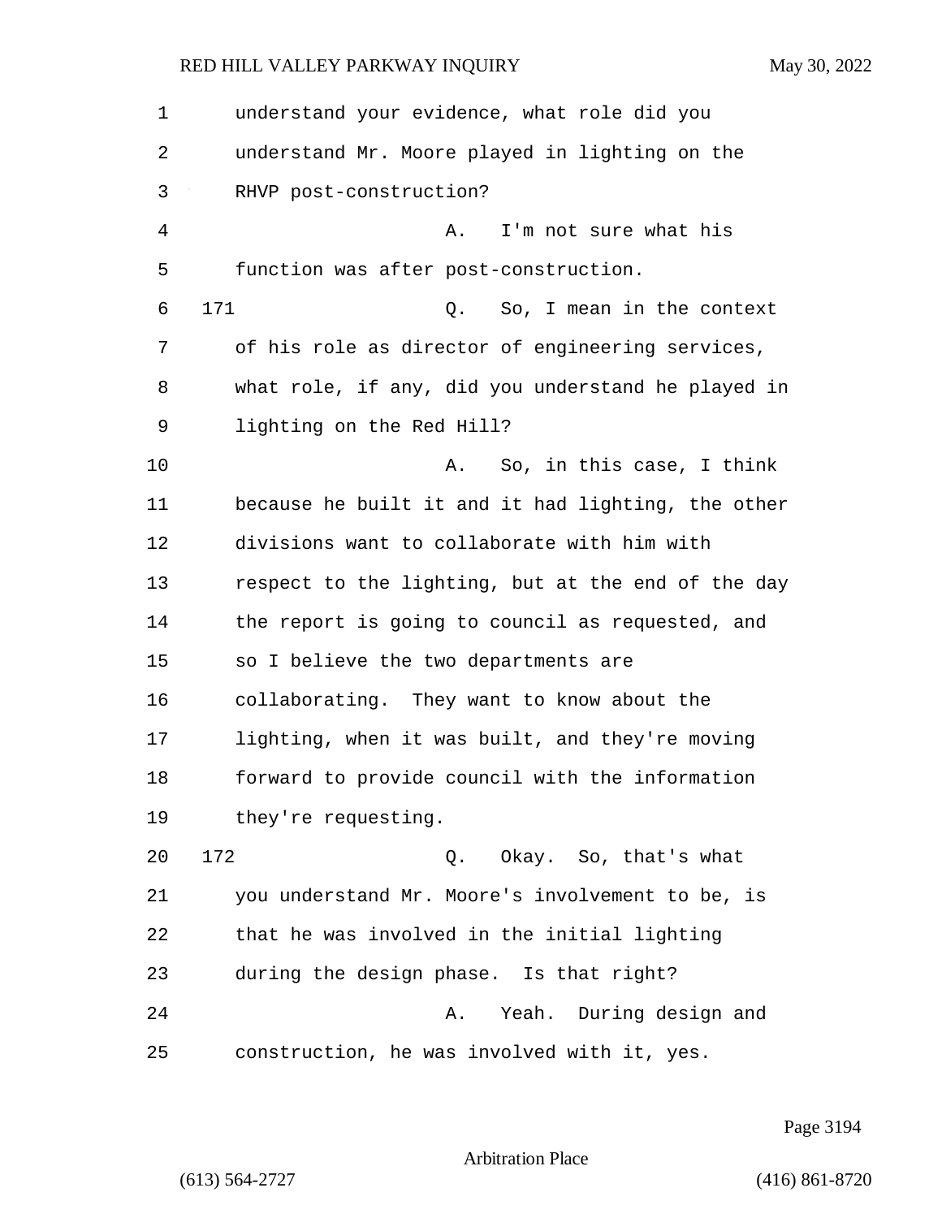understand your evidence, what role did you understand Mr. Moore played in lighting on the RHVP post-construction?

A. I'm not sure what his function was after post-construction.

171 Q. So, I mean in the context of his role as director of engineering services, what role, if any, did you understand he played in lighting on the Red Hill?

A. So, in this case, I think because he built it and it had lighting, the other divisions want to collaborate with him with respect to the lighting, but at the end of the day the report is going to council as requested, and so I believe the two departments are collaborating. They want to know about the lighting, when it was built, and they're moving forward to provide council with the information they're requesting.

172 Q. Okay. So, that's what you understand Mr. Moore's involvement to be, is that he was involved in the initial lighting during the design phase. Is that right?

A. Yeah. During design and construction, he was involved with it, yes.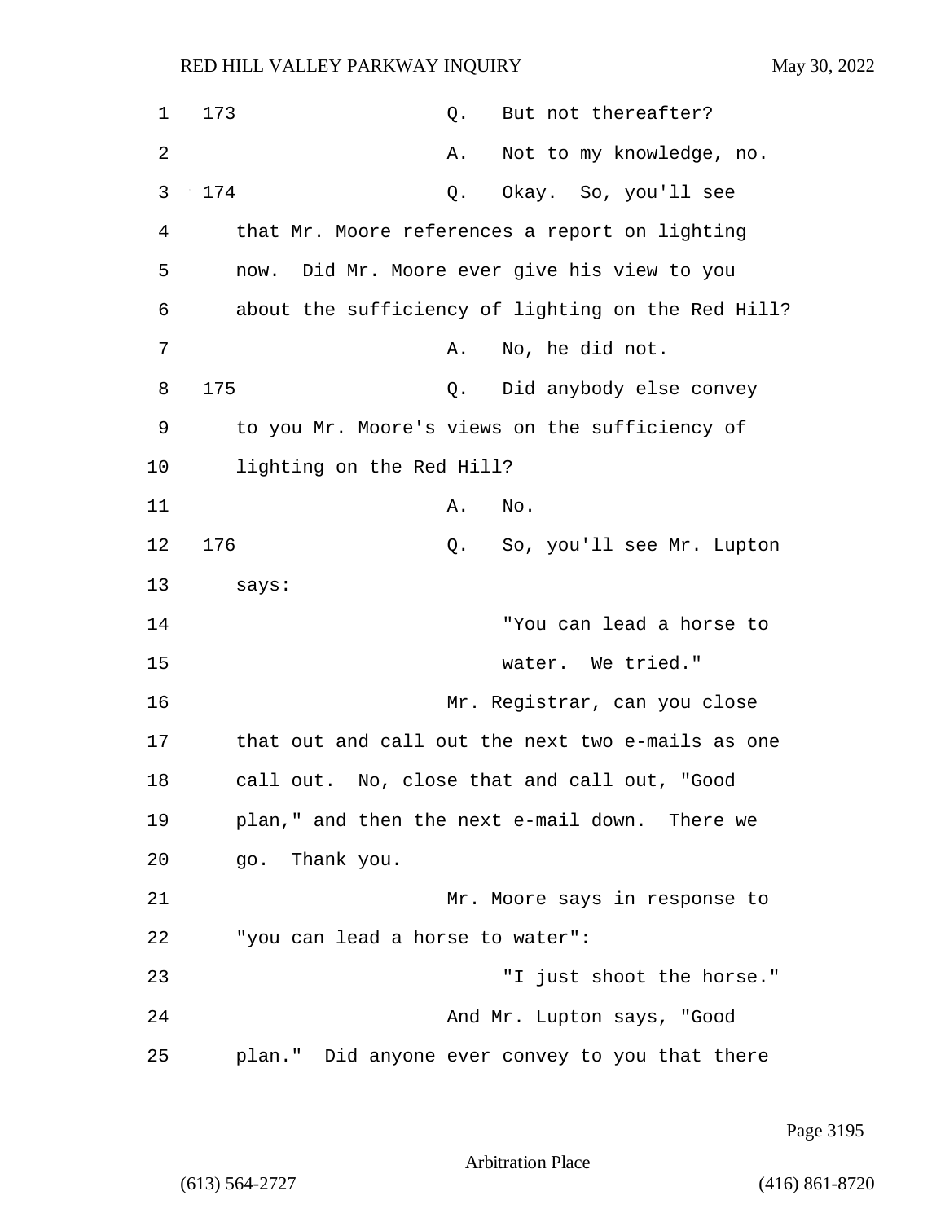173 Q. But not thereafter?

A. Not to my knowledge, no.

174 Q. Okay. So, you'll see that Mr. Moore references a report on lighting now. Did Mr. Moore ever give his view to you about the sufficiency of lighting on the Red Hill?

A. No, he did not.

175 Q. Did anybody else convey to you Mr. Moore's views on the sufficiency of lighting on the Red Hill?

A. No.

176 Q. So, you'll see Mr. Lupton says:

"You can lead a horse to water. We tried."

Mr. Registrar, can you close that out and call out the next two e-mails as one call out. No, close that and call out, "Good plan," and then the next e-mail down. There we go. Thank you.

Mr. Moore says in response to "you can lead a horse to water":

"I just shoot the horse."

And Mr. Lupton says, "Good plan." Did anyone ever convey to you that there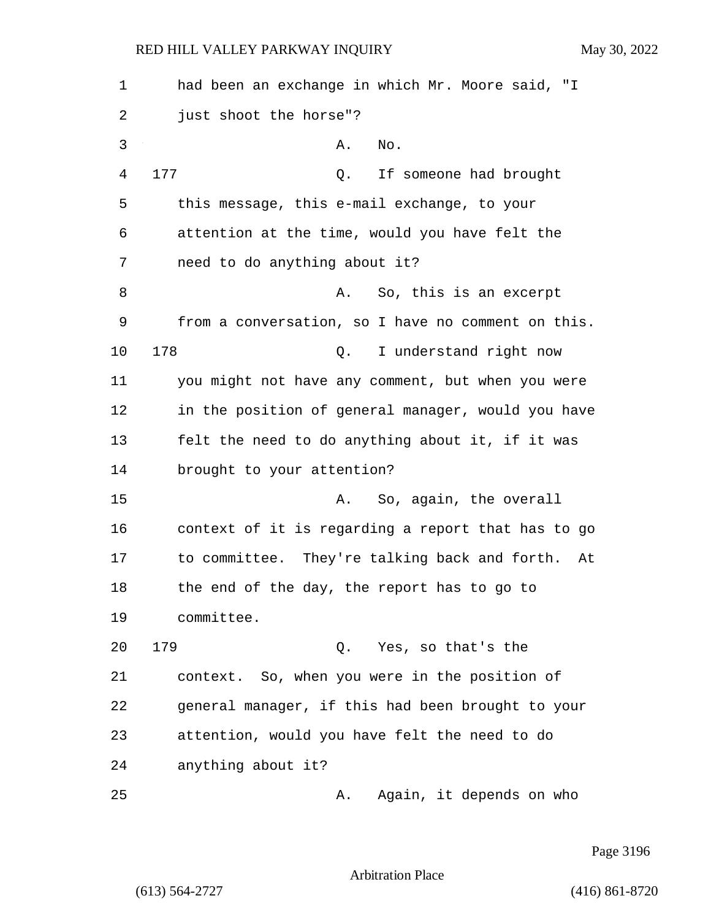had been an exchange in which Mr. Moore said, "I just shoot the horse"?

A. No.

177 Q. If someone had brought this message, this e-mail exchange, to your attention at the time, would you have felt the need to do anything about it?

A. So, this is an excerpt from a conversation, so I have no comment on this.

178 Q. I understand right now you might not have any comment, but when you were in the position of general manager, would you have felt the need to do anything about it, if it was brought to your attention?

A. So, again, the overall context of it is regarding a report that has to go to committee. They're talking back and forth. At the end of the day, the report has to go to committee.

179 Q. Yes, so that's the context. So, when you were in the position of general manager, if this had been brought to your attention, would you have felt the need to do anything about it?

A. Again, it depends on who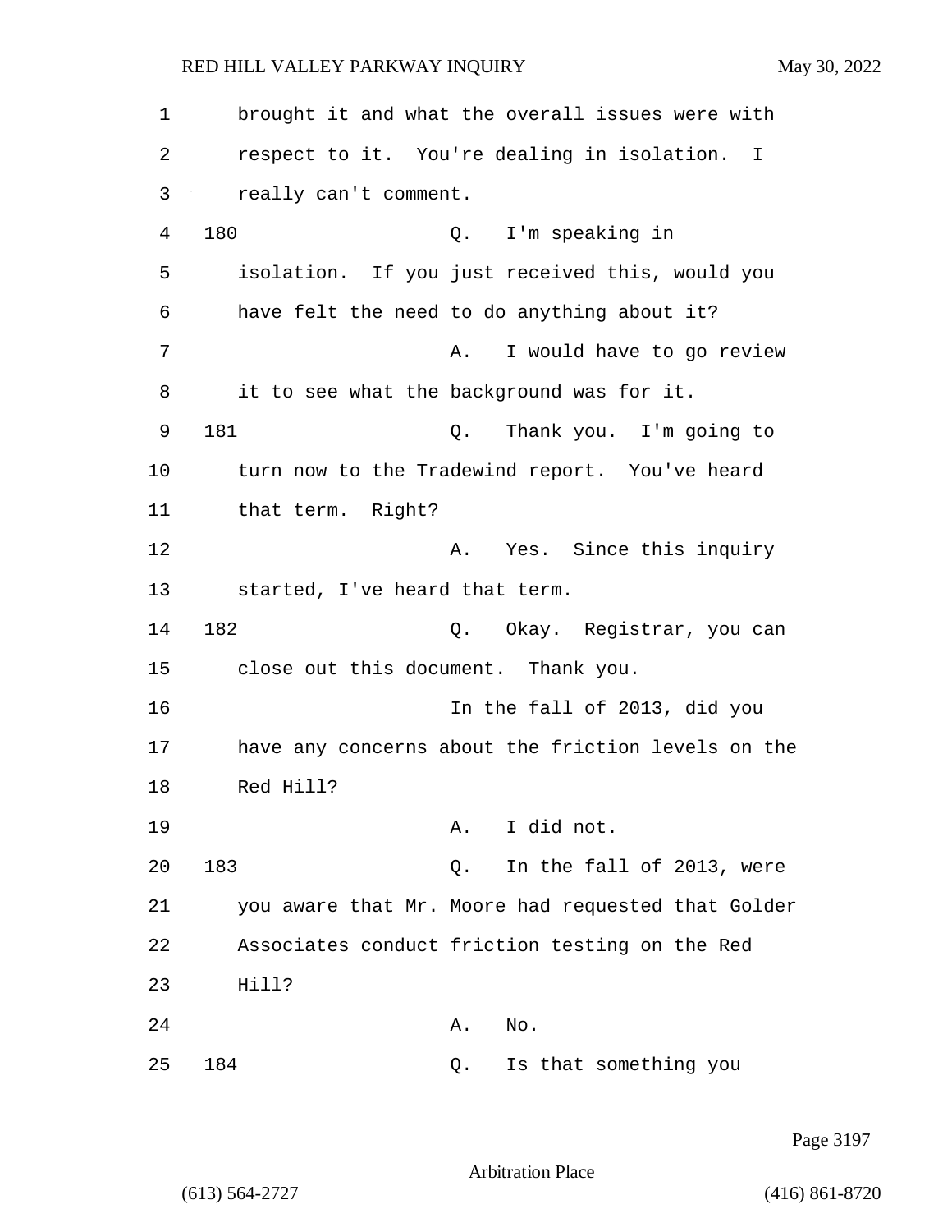brought it and what the overall issues were with respect to it. You're dealing in isolation. I really can't comment.

180 Q. I'm speaking in isolation. If you just received this, would you have felt the need to do anything about it?

A. I would have to go review it to see what the background was for it.

181 Q. Thank you. I'm going to turn now to the Tradewind report. You've heard that term. Right?

A. Yes. Since this inquiry started, I've heard that term.

182 Q. Okay. Registrar, you can close out this document. Thank you.

In the fall of 2013, did you have any concerns about the friction levels on the Red Hill?

A. I did not.

183 Q. In the fall of 2013, were you aware that Mr. Moore had requested that Golder Associates conduct friction testing on the Red Hill?

A. No.

184 Q. Is that something you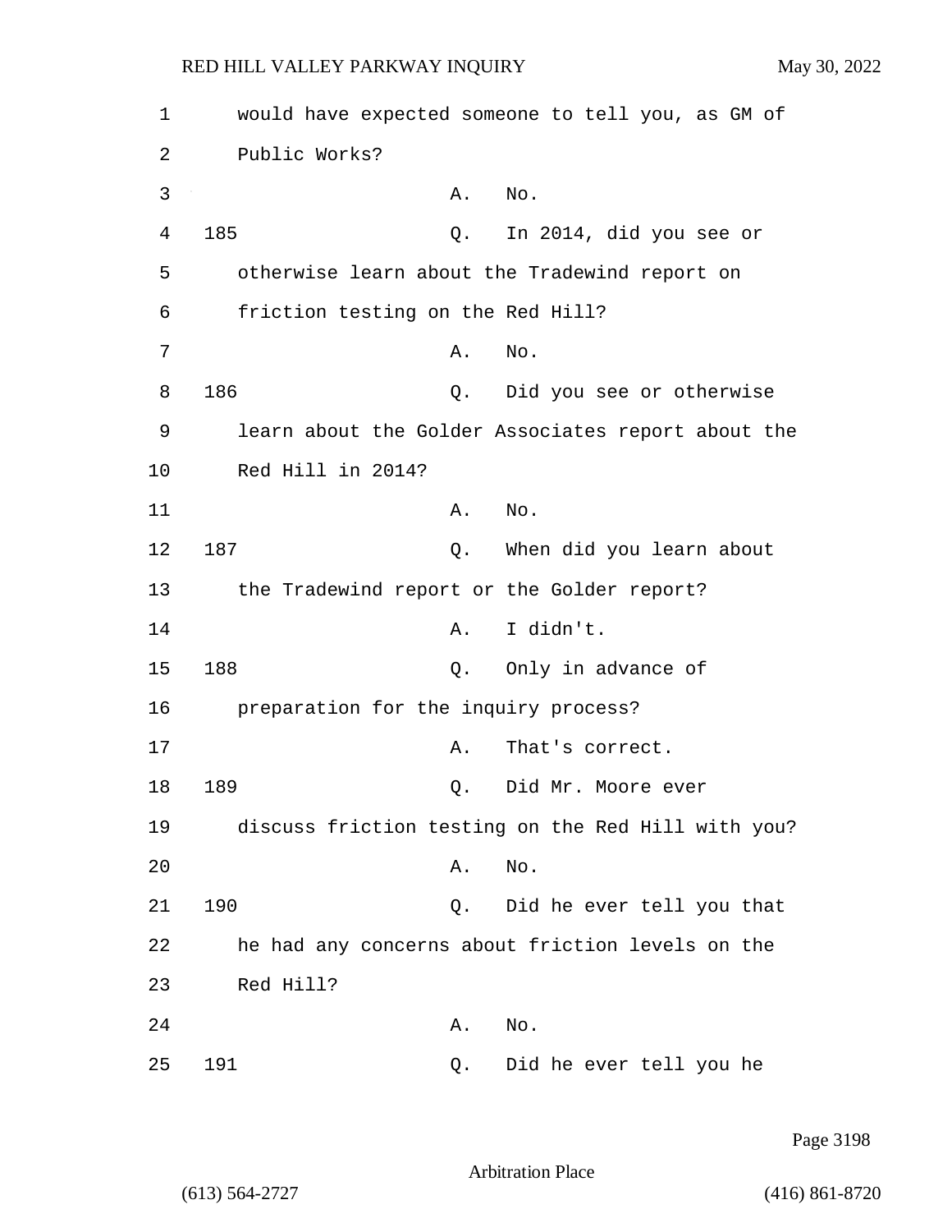would have expected someone to tell you, as GM of Public Works?

A. No.

185 Q. In 2014, did you see or otherwise learn about the Tradewind report on friction testing on the Red Hill?

A. No.

186 Q. Did you see or otherwise learn about the Golder Associates report about the Red Hill in 2014?

A. No.

187 Q. When did you learn about the Tradewind report or the Golder report?

A. I didn't.

188 Q. Only in advance of preparation for the inquiry process?

A. That's correct.

189 Q. Did Mr. Moore ever discuss friction testing on the Red Hill with you?

A. No.

190 Q. Did he ever tell you that he had any concerns about friction levels on the Red Hill?

A. No.

191 Q. Did he ever tell you he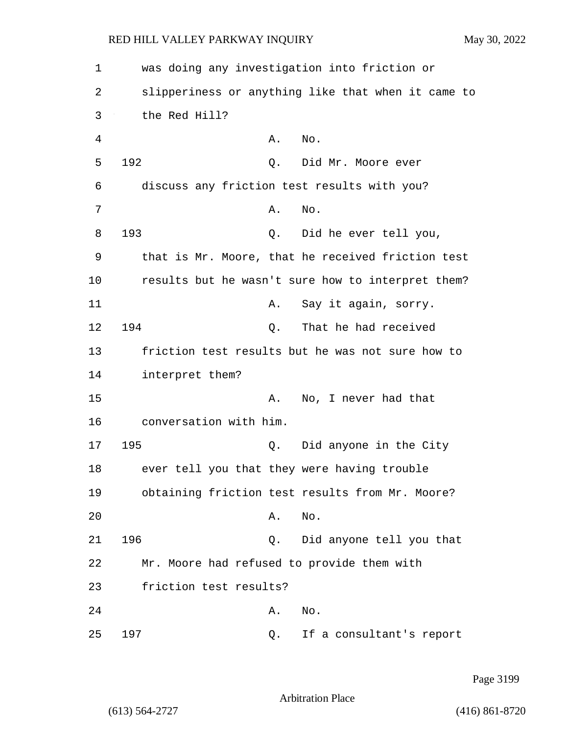was doing any investigation into friction or slipperiness or anything like that when it came to the Red Hill?

A. No.

192 Q. Did Mr. Moore ever discuss any friction test results with you?

A. No.

193 Q. Did he ever tell you, that is Mr. Moore, that he received friction test results but he wasn't sure how to interpret them?

A. Say it again, sorry.

194 Q. That he had received friction test results but he was not sure how to interpret them?

A. No, I never had that conversation with him.

195 Q. Did anyone in the City ever tell you that they were having trouble obtaining friction test results from Mr. Moore?

A. No.

196 Q. Did anyone tell you that Mr. Moore had refused to provide them with friction test results?

A. No.

197 Q. If a consultant's report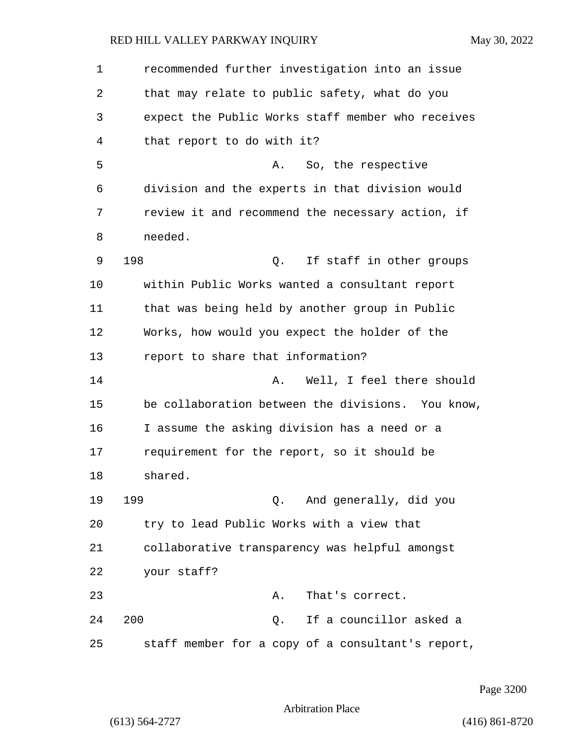recommended further investigation into an issue that may relate to public safety, what do you expect the Public Works staff member who receives that report to do with it?

A. So, the respective division and the experts in that division would review it and recommend the necessary action, if needed.

198 Q. If staff in other groups within Public Works wanted a consultant report that was being held by another group in Public Works, how would you expect the holder of the report to share that information?

A. Well, I feel there should be collaboration between the divisions. You know, I assume the asking division has a need or a requirement for the report, so it should be shared.

199 Q. And generally, did you try to lead Public Works with a view that collaborative transparency was helpful amongst your staff?

A. That's correct.

200 Q. If a councillor asked a staff member for a copy of a consultant's report,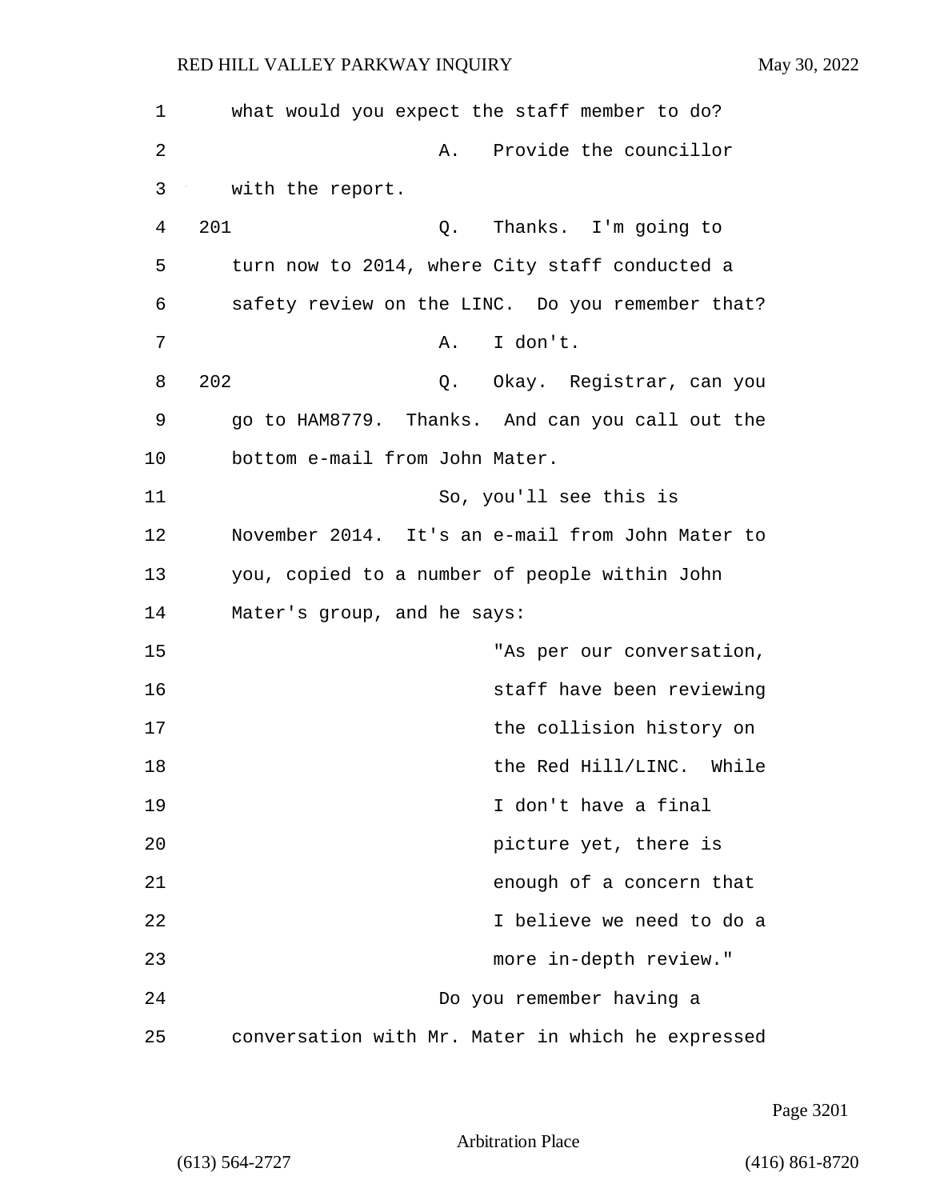what would you expect the staff member to do?

A. Provide the councillor with the report.

201 Q. Thanks. I'm going to turn now to 2014, where City staff conducted a safety review on the LINC. Do you remember that?

A. I don't.

202 Q. Okay. Registrar, can you go to HAM8779. Thanks. And can you call out the bottom e-mail from John Mater.

So, you'll see this is November 2014. It's an e-mail from John Mater to you, copied to a number of people within John Mater's group, and he says:

> "As per our conversation, staff have been reviewing the collision history on the Red Hill/LINC. While I don't have a final picture yet, there is enough of a concern that I believe we need to do a more in-depth review."

Do you remember having a conversation with Mr. Mater in which he expressed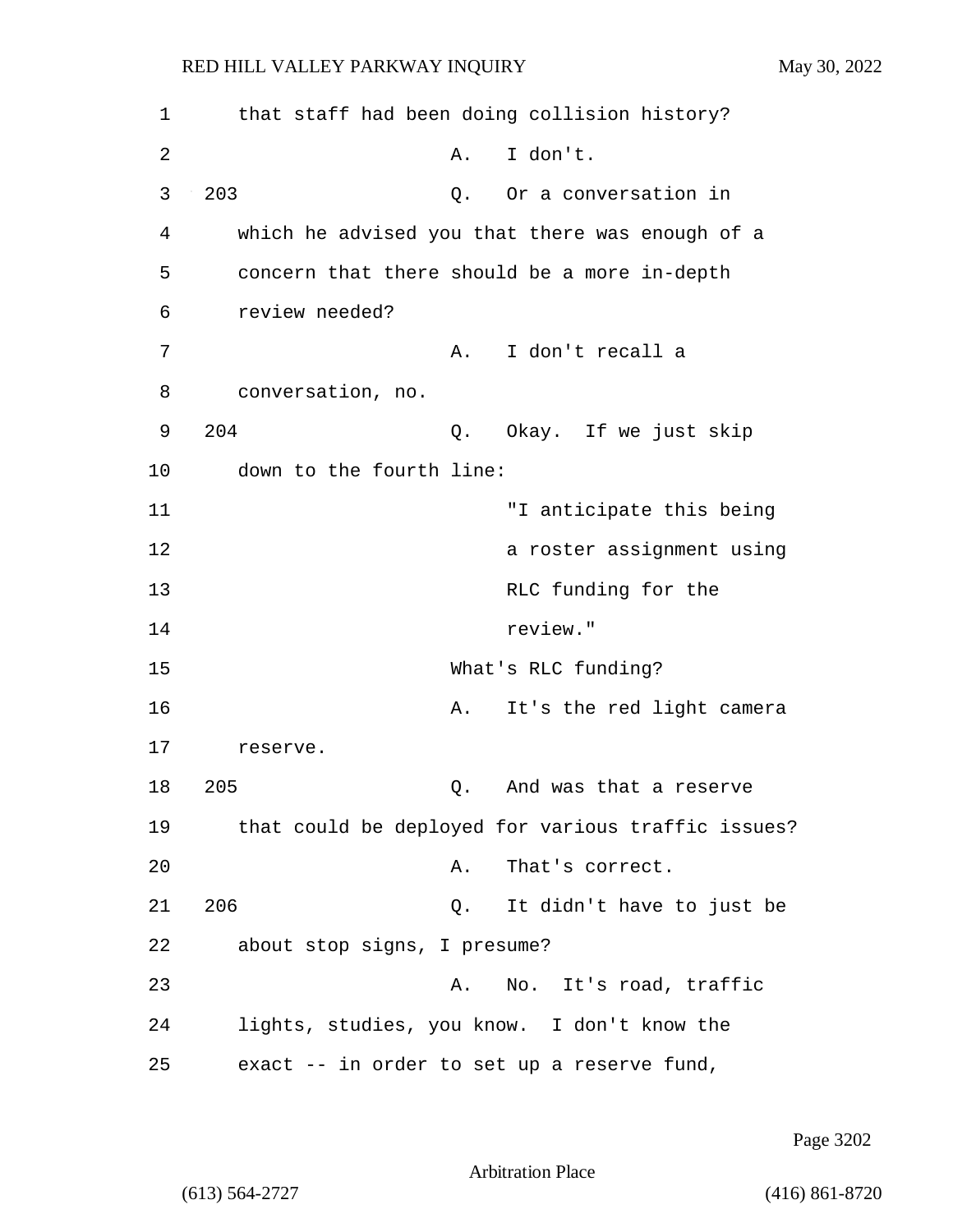that staff had been doing collision history?

A. I don't.

203 Q. Or a conversation in which he advised you that there was enough of a concern that there should be a more in-depth review needed?

A. I don't recall a conversation, no.

204 Q. Okay. If we just skip down to the fourth line:

> "I anticipate this being a roster assignment using RLC funding for the review."

What's RLC funding?

A. It's the red light camera reserve.

205 Q. And was that a reserve that could be deployed for various traffic issues?

A. That's correct.

206 Q. It didn't have to just be about stop signs, I presume?

A. No. It's road, traffic lights, studies, you know. I don't know the exact -- in order to set up a reserve fund,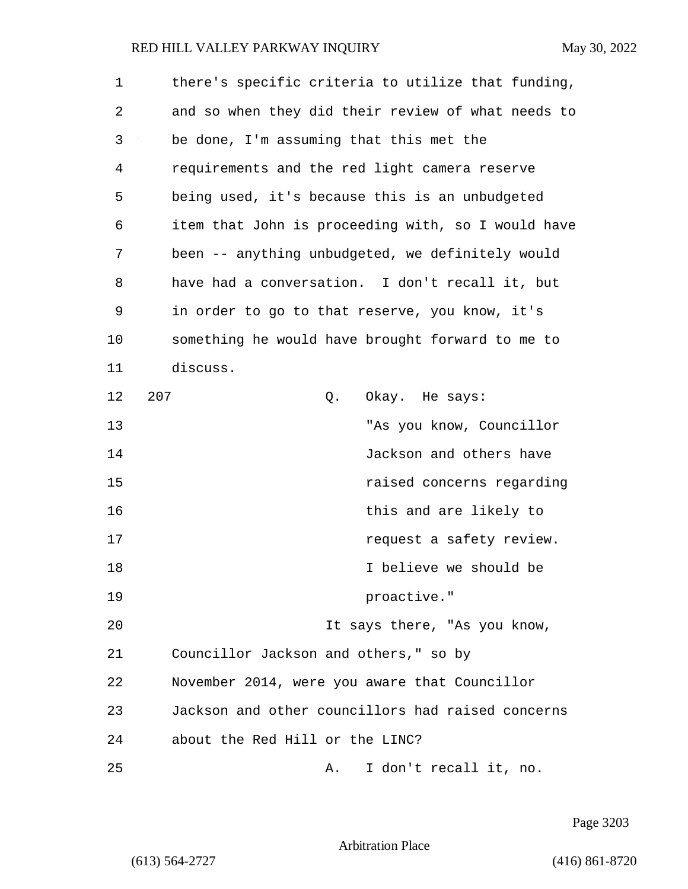there's specific criteria to utilize that funding, and so when they did their review of what needs to be done, I'm assuming that this met the requirements and the red light camera reserve being used, it's because this is an unbudgeted item that John is proceeding with, so I would have been -- anything unbudgeted, we definitely would have had a conversation. I don't recall it, but in order to go to that reserve, you know, it's something he would have brought forward to me to discuss.

207 Q. Okay. He says:

> "As you know, Councillor Jackson and others have raised concerns regarding this and are likely to request a safety review. I believe we should be proactive."

It says there, "As you know, Councillor Jackson and others," so by November 2014, were you aware that Councillor Jackson and other councillors had raised concerns about the Red Hill or the LINC?

A. I don't recall it, no.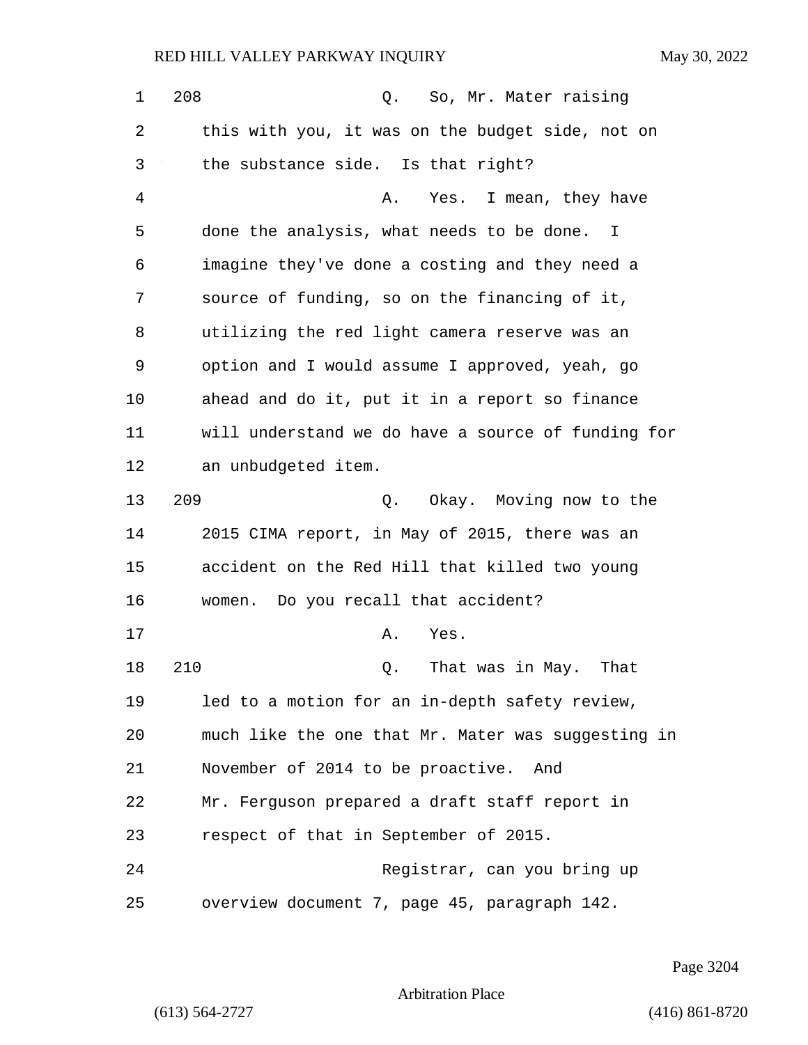208 Q. So, Mr. Mater raising this with you, it was on the budget side, not on the substance side. Is that right?

A. Yes. I mean, they have done the analysis, what needs to be done. I imagine they've done a costing and they need a source of funding, so on the financing of it, utilizing the red light camera reserve was an option and I would assume I approved, yeah, go ahead and do it, put it in a report so finance will understand we do have a source of funding for an unbudgeted item.

209 Q. Okay. Moving now to the 2015 CIMA report, in May of 2015, there was an accident on the Red Hill that killed two young women. Do you recall that accident?

A. Yes.

210 Q. That was in May. That led to a motion for an in-depth safety review, much like the one that Mr. Mater was suggesting in November of 2014 to be proactive. And Mr. Ferguson prepared a draft staff report in respect of that in September of 2015.

Registrar, can you bring up overview document 7, page 45, paragraph 142.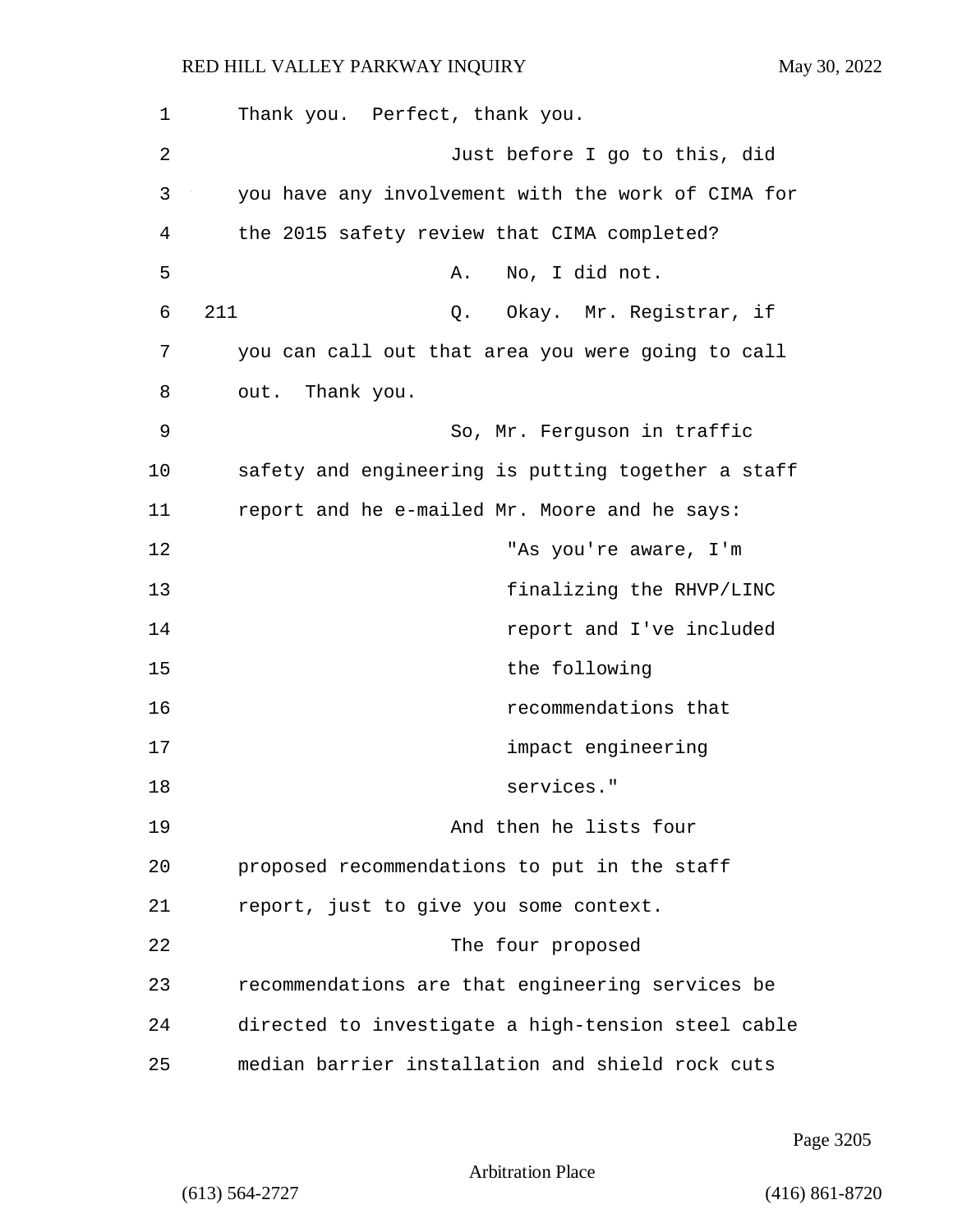Thank you. Perfect, thank you.

Just before I go to this, did you have any involvement with the work of CIMA for the 2015 safety review that CIMA completed?

A. No, I did not.

211 Q. Okay. Mr. Registrar, if you can call out that area you were going to call out. Thank you.

So, Mr. Ferguson in traffic safety and engineering is putting together a staff report and he e-mailed Mr. Moore and he says:

> "As you're aware, I'm finalizing the RHVP/LINC report and I've included the following recommendations that impact engineering services."

And then he lists four proposed recommendations to put in the staff report, just to give you some context.

The four proposed recommendations are that engineering services be directed to investigate a high-tension steel cable median barrier installation and shield rock cuts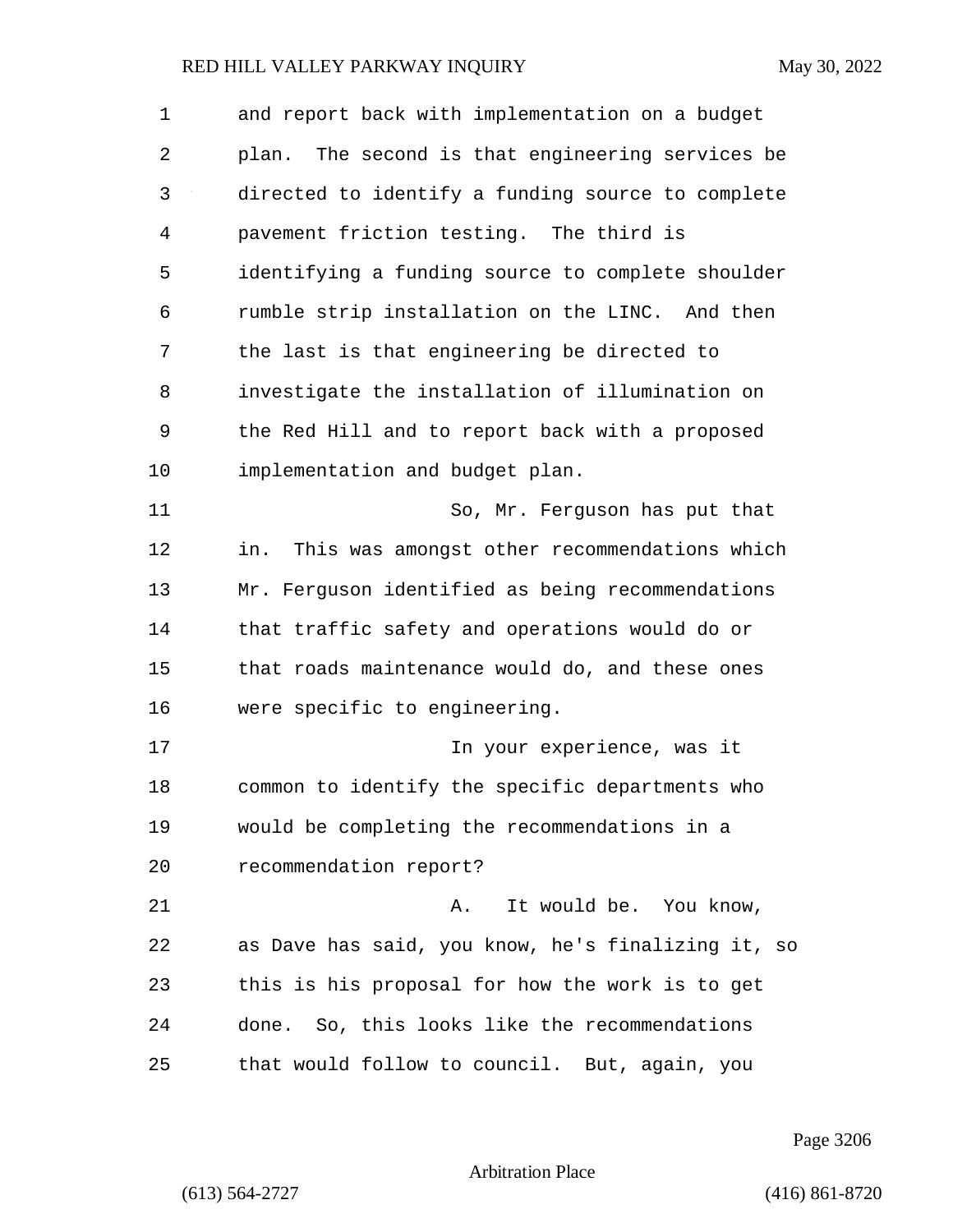and report back with implementation on a budget plan. The second is that engineering services be directed to identify a funding source to complete pavement friction testing. The third is identifying a funding source to complete shoulder rumble strip installation on the LINC. And then the last is that engineering be directed to investigate the installation of illumination on the Red Hill and to report back with a proposed implementation and budget plan.

So, Mr. Ferguson has put that in. This was amongst other recommendations which Mr. Ferguson identified as being recommendations that traffic safety and operations would do or that roads maintenance would do, and these ones were specific to engineering.

In your experience, was it common to identify the specific departments who would be completing the recommendations in a recommendation report?

A. It would be. You know, as Dave has said, you know, he's finalizing it, so this is his proposal for how the work is to get done. So, this looks like the recommendations that would follow to council. But, again, you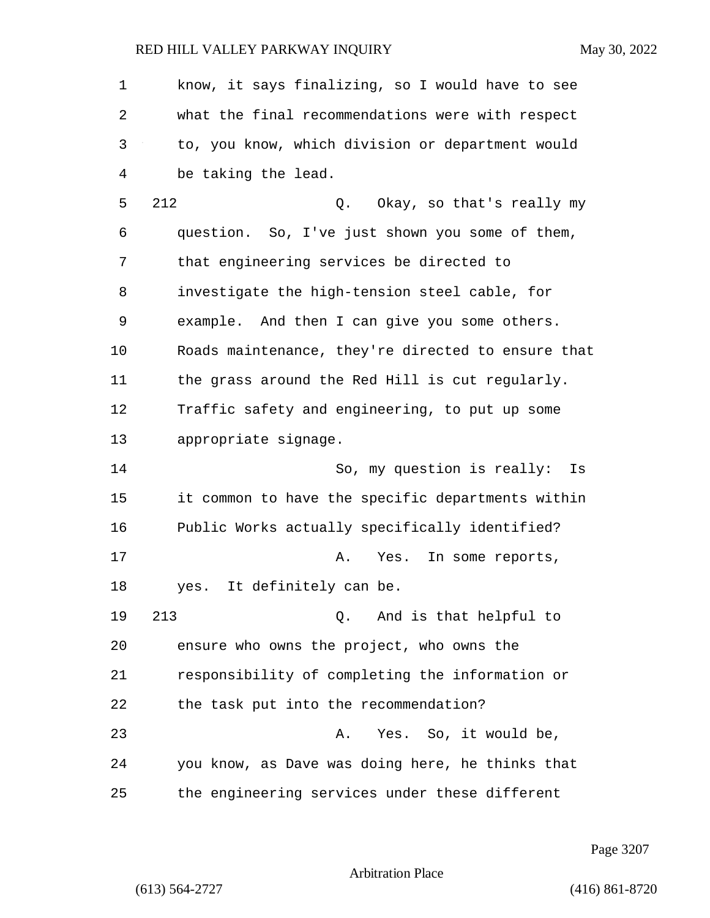know, it says finalizing, so I would have to see what the final recommendations were with respect to, you know, which division or department would be taking the lead.

212 Q. Okay, so that's really my question. So, I've just shown you some of them, that engineering services be directed to investigate the high-tension steel cable, for example. And then I can give you some others. Roads maintenance, they're directed to ensure that the grass around the Red Hill is cut regularly. Traffic safety and engineering, to put up some appropriate signage.

So, my question is really: Is it common to have the specific departments within Public Works actually specifically identified?

A. Yes. In some reports, yes. It definitely can be.

213 Q. And is that helpful to ensure who owns the project, who owns the responsibility of completing the information or the task put into the recommendation?

A. Yes. So, it would be, you know, as Dave was doing here, he thinks that the engineering services under these different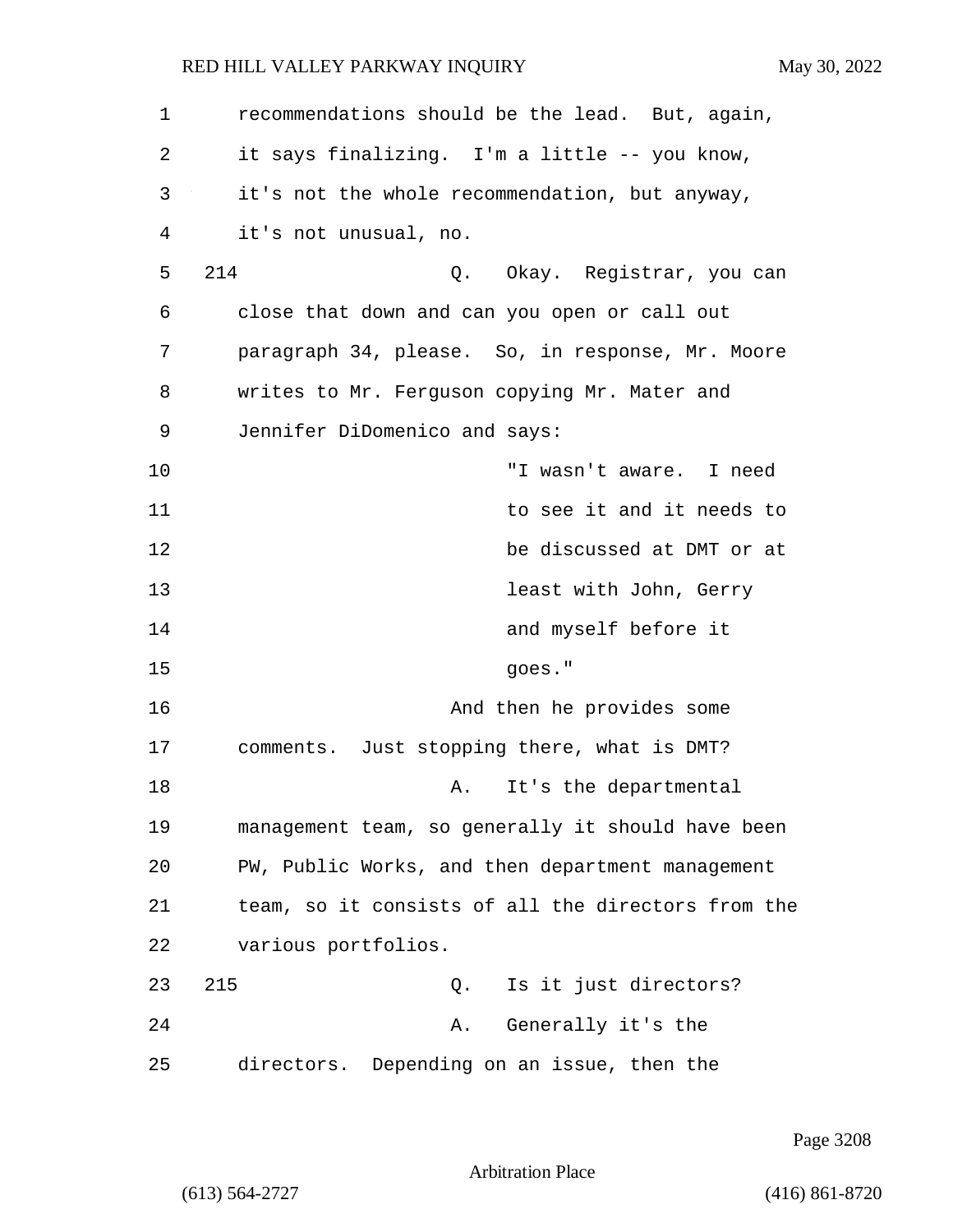recommendations should be the lead. But, again, it says finalizing. I'm a little -- you know, it's not the whole recommendation, but anyway, it's not unusual, no.

214 Q. Okay. Registrar, you can close that down and can you open or call out paragraph 34, please. So, in response, Mr. Moore writes to Mr. Ferguson copying Mr. Mater and Jennifer DiDomenico and says:

> "I wasn't aware. I need to see it and it needs to be discussed at DMT or at least with John, Gerry and myself before it goes."

And then he provides some comments. Just stopping there, what is DMT?

A. It's the departmental management team, so generally it should have been PW, Public Works, and then department management team, so it consists of all the directors from the various portfolios.

215 Q. Is it just directors?

A. Generally it's the directors. Depending on an issue, then the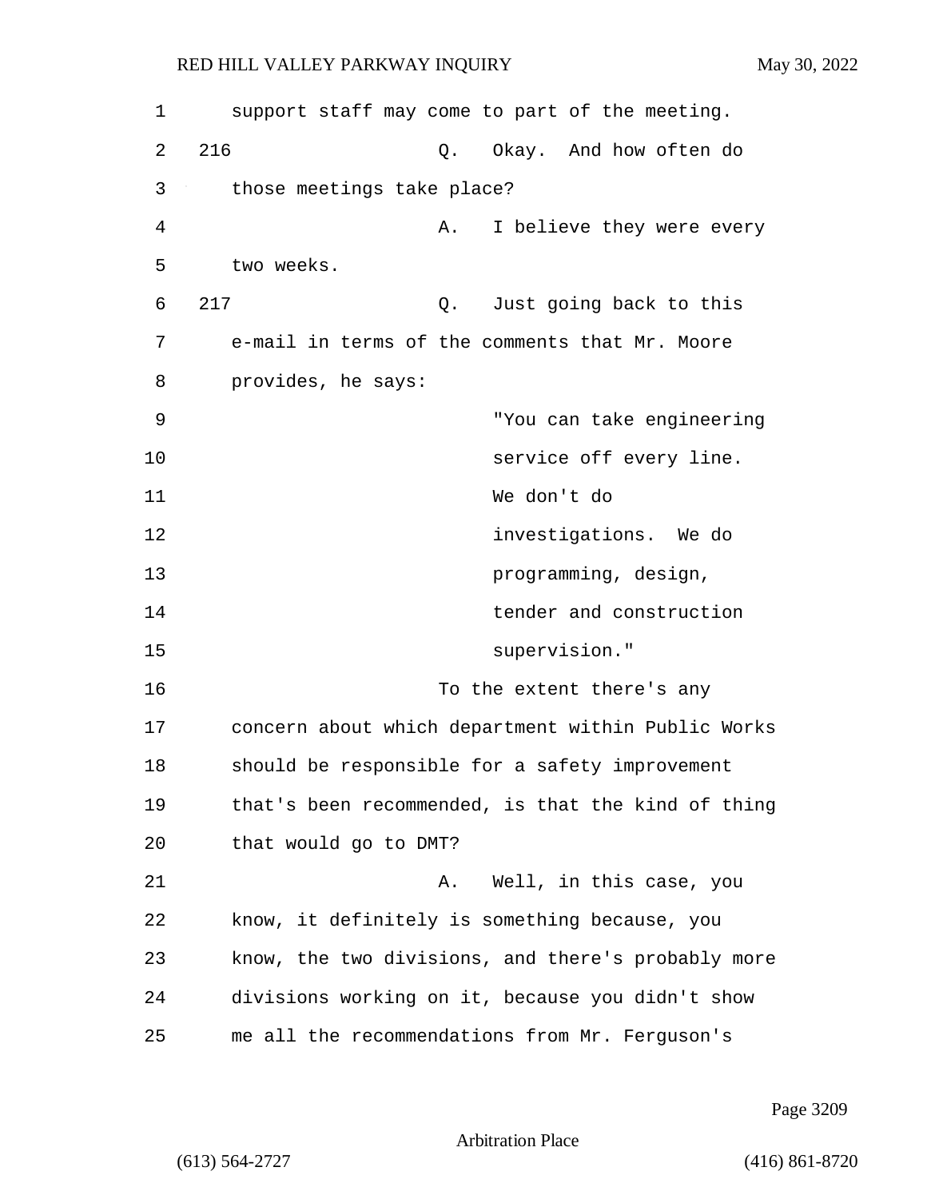support staff may come to part of the meeting.

216 Q. Okay. And how often do those meetings take place?

A. I believe they were every two weeks.

217 Q. Just going back to this e-mail in terms of the comments that Mr. Moore provides, he says:

> "You can take engineering service off every line. We don't do investigations. We do programming, design, tender and construction supervision."

To the extent there's any concern about which department within Public Works should be responsible for a safety improvement that's been recommended, is that the kind of thing that would go to DMT?

A. Well, in this case, you know, it definitely is something because, you know, the two divisions, and there's probably more divisions working on it, because you didn't show me all the recommendations from Mr. Ferguson's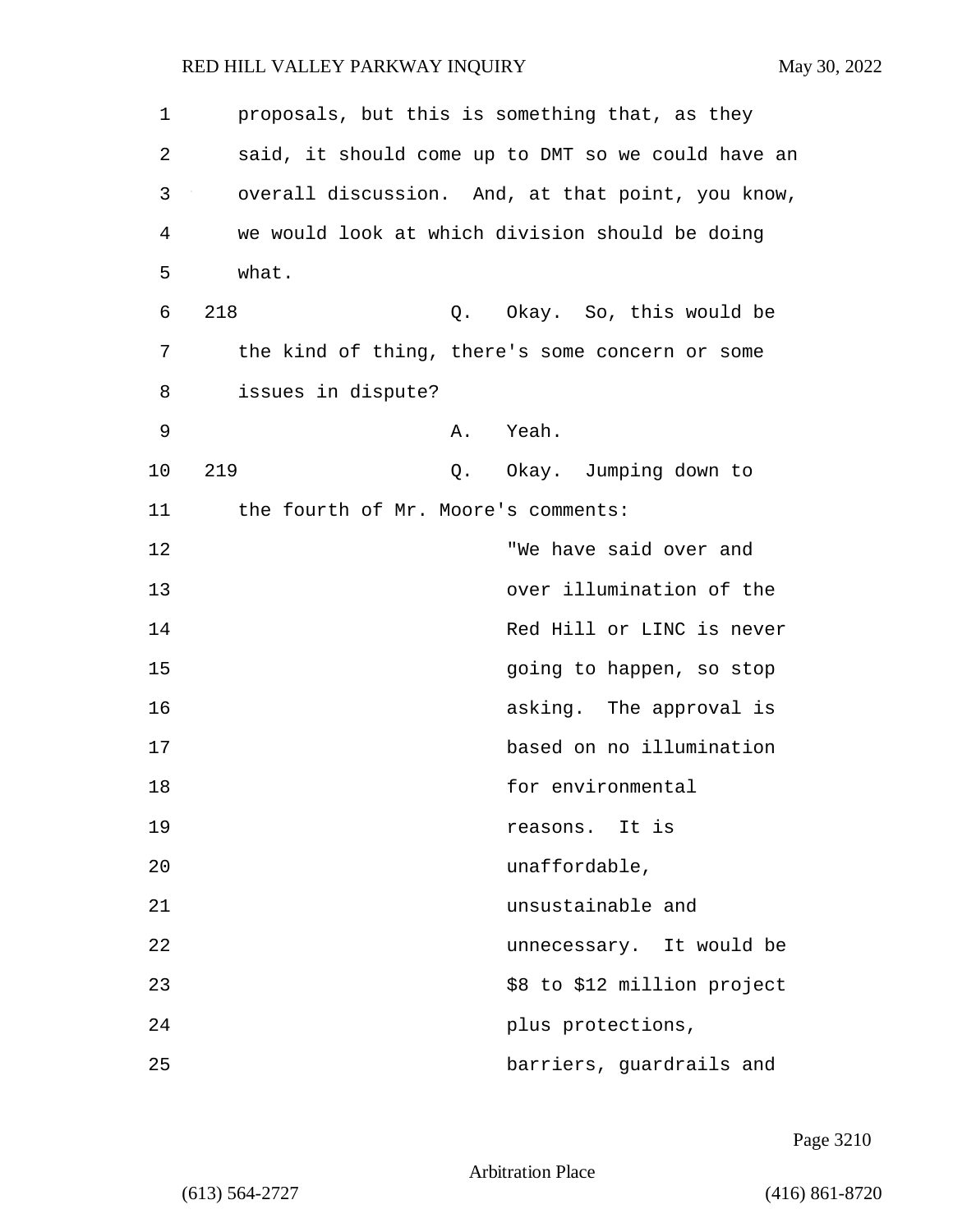proposals, but this is something that, as they said, it should come up to DMT so we could have an overall discussion. And, at that point, you know, we would look at which division should be doing what.

218 Q. Okay. So, this would be the kind of thing, there's some concern or some issues in dispute?

A. Yeah.

219 Q. Okay. Jumping down to the fourth of Mr. Moore's comments:

> "We have said over and over illumination of the Red Hill or LINC is never going to happen, so stop asking. The approval is based on no illumination for environmental reasons. It is unaffordable, unsustainable and unnecessary. It would be $8 to $12 million project plus protections, barriers, guardrails and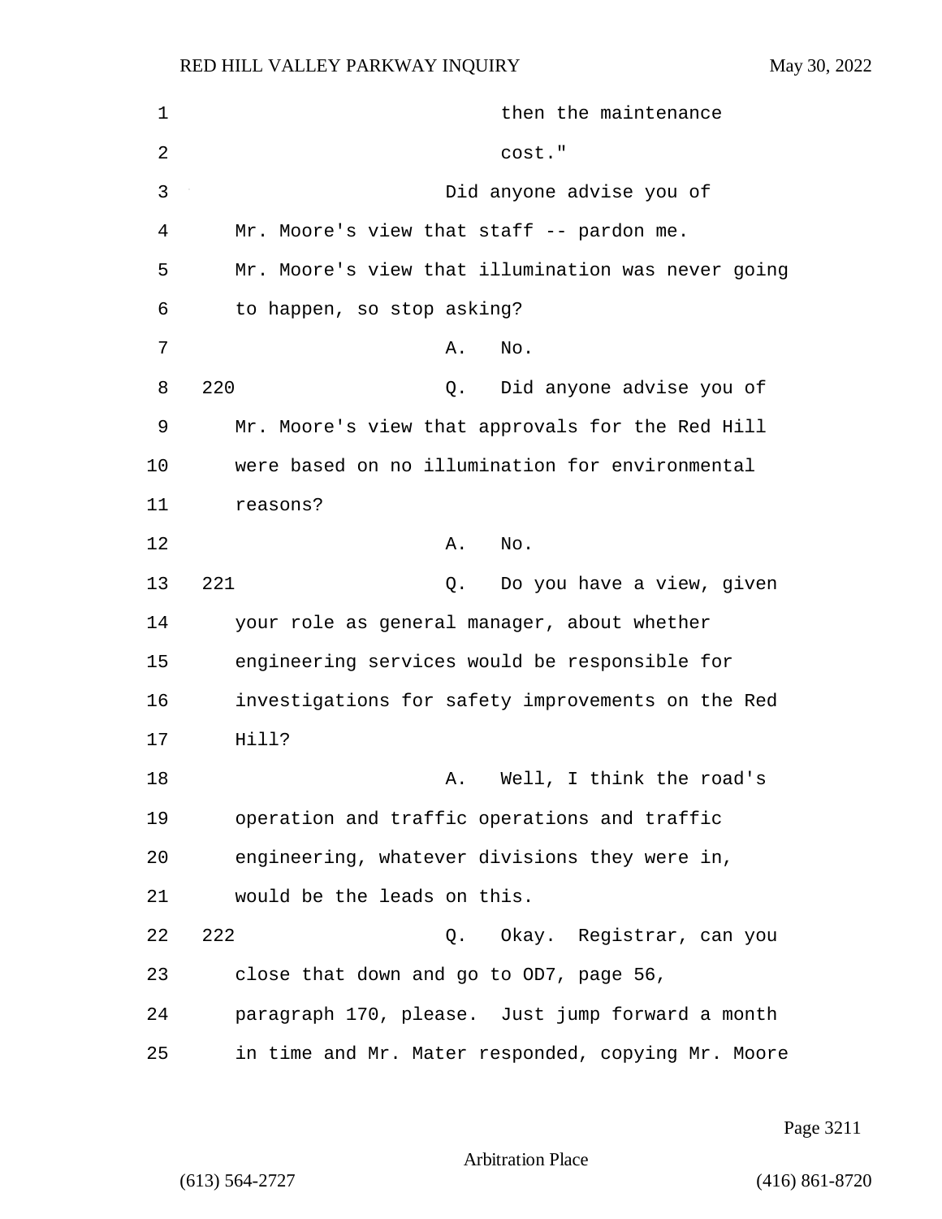then the maintenance cost."

Did anyone advise you of Mr. Moore's view that staff -- pardon me. Mr. Moore's view that illumination was never going to happen, so stop asking?

A. No.

220 Q. Did anyone advise you of Mr. Moore's view that approvals for the Red Hill were based on no illumination for environmental reasons?

A. No.

221 Q. Do you have a view, given your role as general manager, about whether engineering services would be responsible for investigations for safety improvements on the Red Hill?

A. Well, I think the road's operation and traffic operations and traffic engineering, whatever divisions they were in, would be the leads on this.

222 Q. Okay. Registrar, can you close that down and go to OD7, page 56, paragraph 170, please. Just jump forward a month in time and Mr. Mater responded, copying Mr. Moore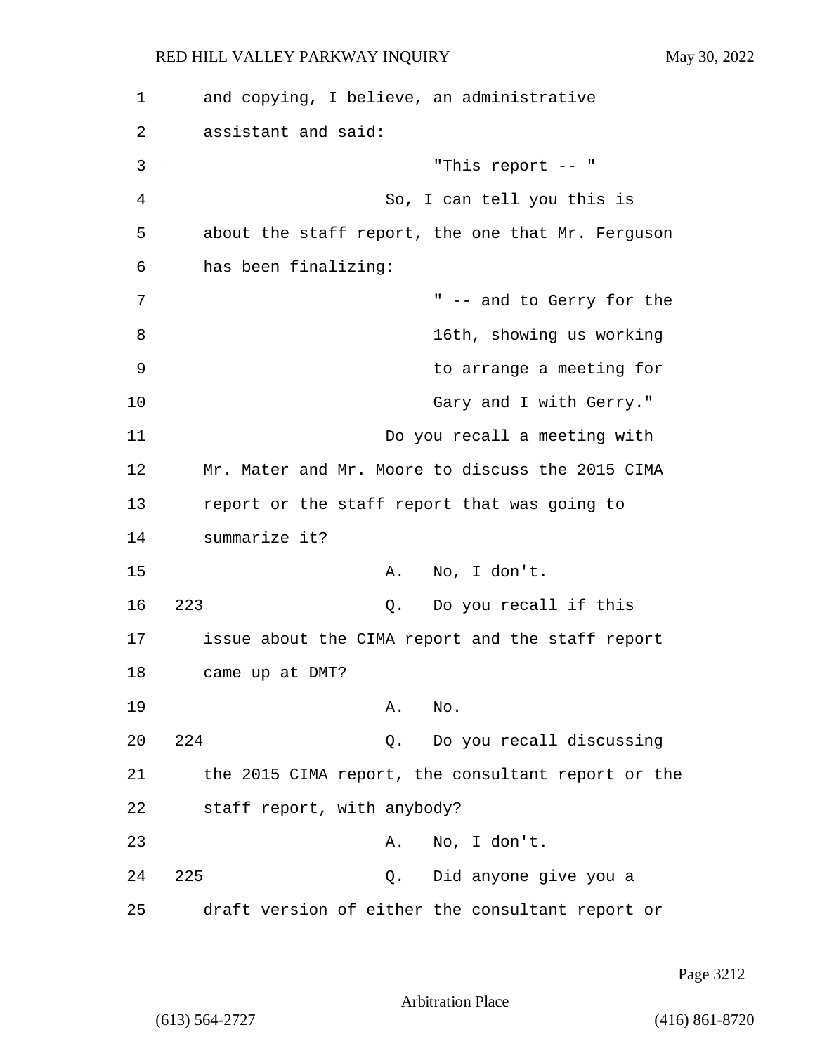and copying, I believe, an administrative assistant and said:

> "This report -- "

So, I can tell you this is about the staff report, the one that Mr. Ferguson has been finalizing:

> " -- and to Gerry for the 16th, showing us working to arrange a meeting for Gary and I with Gerry."

Do you recall a meeting with Mr. Mater and Mr. Moore to discuss the 2015 CIMA report or the staff report that was going to summarize it?

A. No, I don't.

223 Q. Do you recall if this issue about the CIMA report and the staff report came up at DMT?

A. No.

224 Q. Do you recall discussing the 2015 CIMA report, the consultant report or the staff report, with anybody?

A. No, I don't.

225 Q. Did anyone give you a draft version of either the consultant report or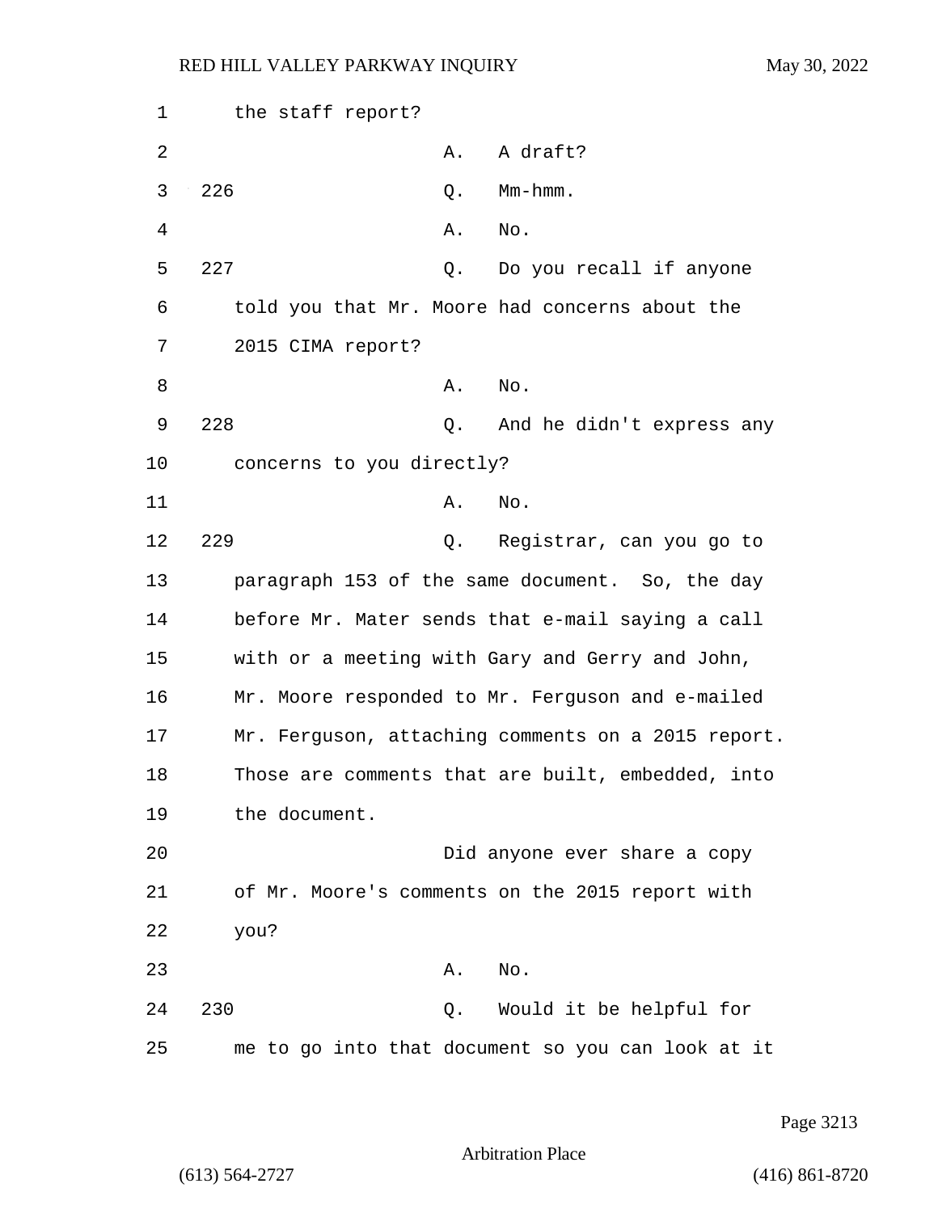the staff report?

A. A draft?

226 Q. Mm-hmm.

A. No.

227 Q. Do you recall if anyone told you that Mr. Moore had concerns about the 2015 CIMA report?

A. No.

228 Q. And he didn't express any concerns to you directly?

A. No.

229 Q. Registrar, can you go to paragraph 153 of the same document. So, the day before Mr. Mater sends that e-mail saying a call with or a meeting with Gary and Gerry and John, Mr. Moore responded to Mr. Ferguson and e-mailed Mr. Ferguson, attaching comments on a 2015 report. Those are comments that are built, embedded, into the document.

Did anyone ever share a copy of Mr. Moore's comments on the 2015 report with you?

A. No.

230 Q. Would it be helpful for me to go into that document so you can look at it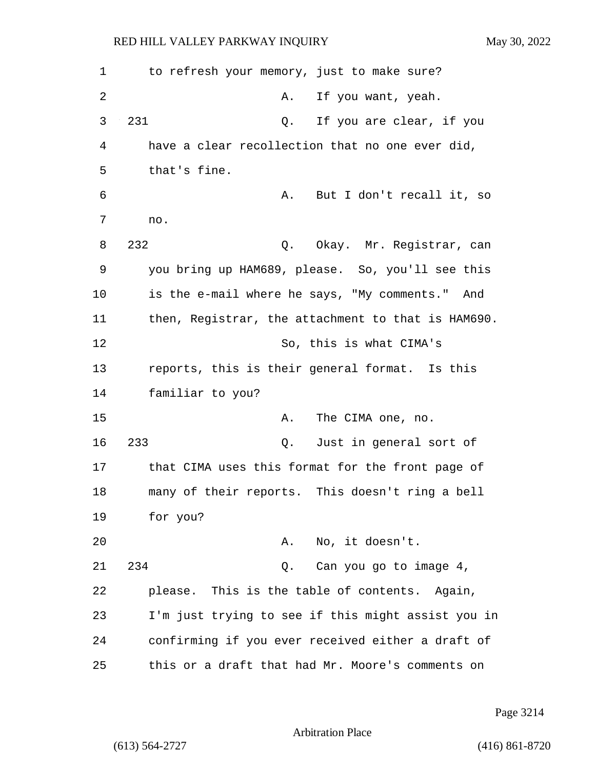to refresh your memory, just to make sure?

A. If you want, yeah.

231 Q. If you are clear, if you have a clear recollection that no one ever did, that's fine.

A. But I don't recall it, so no.

232 Q. Okay. Mr. Registrar, can you bring up HAM689, please. So, you'll see this is the e-mail where he says, "My comments." And then, Registrar, the attachment to that is HAM690.

So, this is what CIMA's reports, this is their general format. Is this familiar to you?

A. The CIMA one, no.

233 Q. Just in general sort of that CIMA uses this format for the front page of many of their reports. This doesn't ring a bell for you?

A. No, it doesn't.

234 Q. Can you go to image 4, please. This is the table of contents. Again, I'm just trying to see if this might assist you in confirming if you ever received either a draft of this or a draft that had Mr. Moore's comments on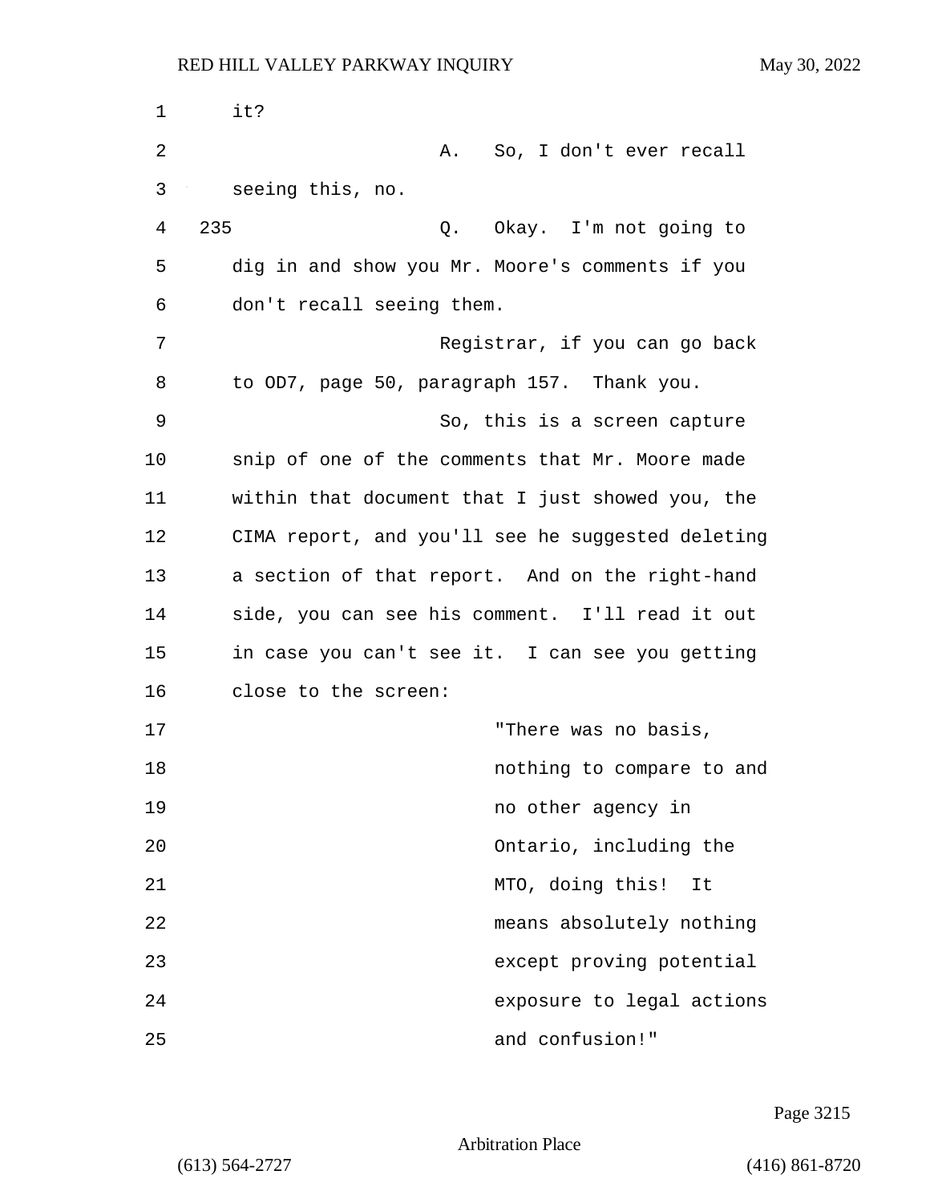it?

A. So, I don't ever recall seeing this, no.

235 Q. Okay. I'm not going to dig in and show you Mr. Moore's comments if you don't recall seeing them.

Registrar, if you can go back to OD7, page 50, paragraph 157. Thank you.

So, this is a screen capture snip of one of the comments that Mr. Moore made within that document that I just showed you, the CIMA report, and you'll see he suggested deleting a section of that report. And on the right-hand side, you can see his comment. I'll read it out in case you can't see it. I can see you getting close to the screen:

> "There was no basis, nothing to compare to and no other agency in Ontario, including the MTO, doing this! It means absolutely nothing except proving potential exposure to legal actions and confusion!"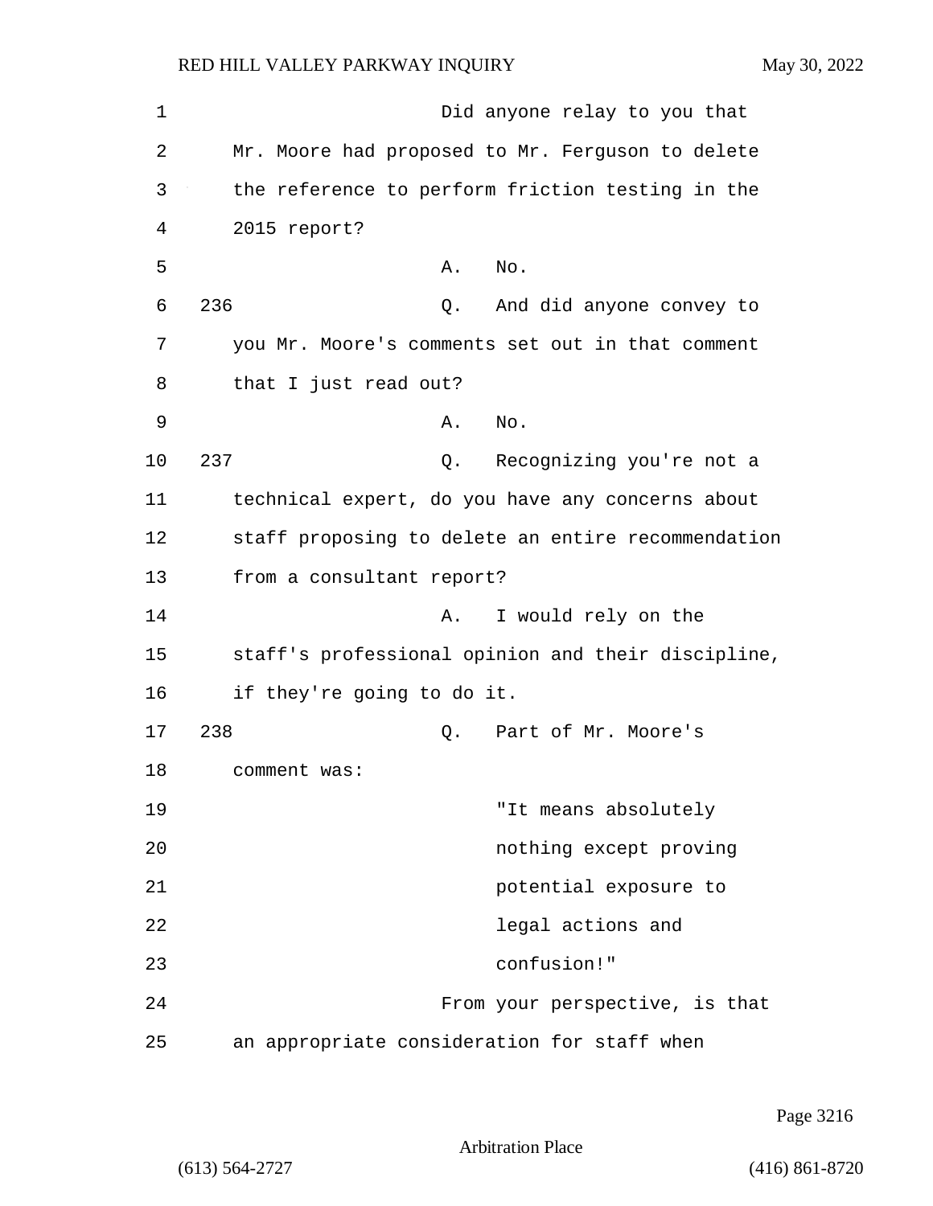Did anyone relay to you that Mr. Moore had proposed to Mr. Ferguson to delete the reference to perform friction testing in the 2015 report?

A. No.

236 Q. And did anyone convey to you Mr. Moore's comments set out in that comment that I just read out?

A. No.

237 Q. Recognizing you're not a technical expert, do you have any concerns about staff proposing to delete an entire recommendation from a consultant report?

A. I would rely on the staff's professional opinion and their discipline, if they're going to do it.

238 Q. Part of Mr. Moore's comment was:

> "It means absolutely nothing except proving potential exposure to legal actions and confusion!"

From your perspective, is that an appropriate consideration for staff when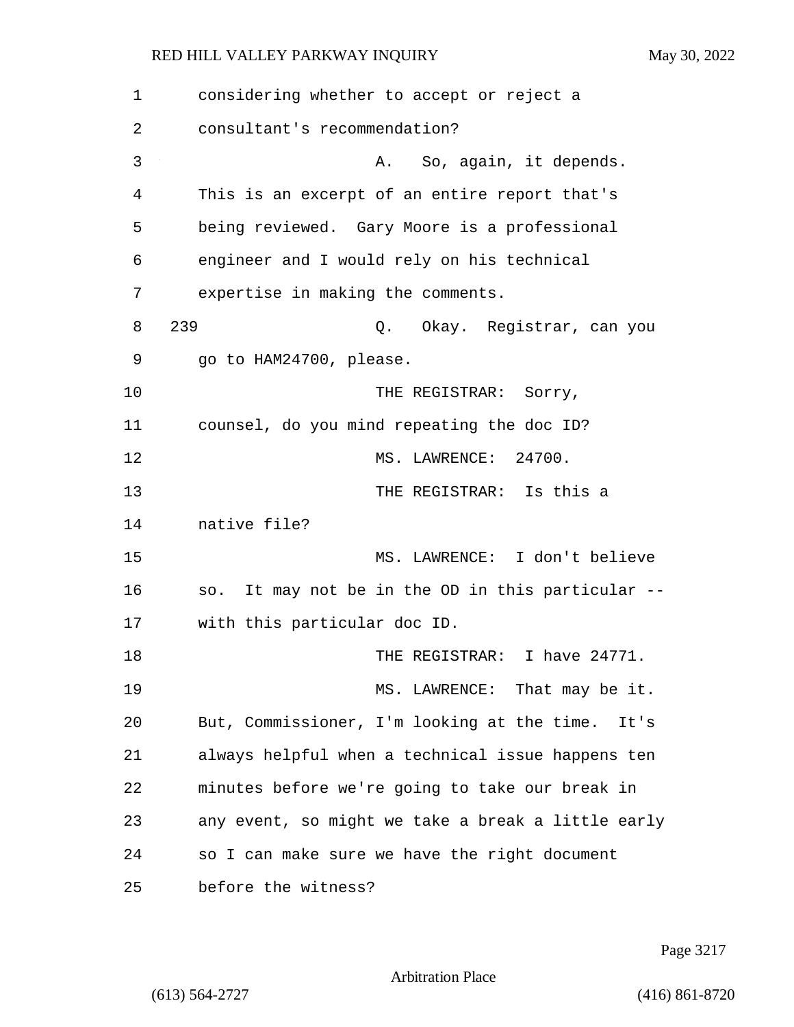considering whether to accept or reject a consultant's recommendation?

A. So, again, it depends. This is an excerpt of an entire report that's being reviewed. Gary Moore is a professional engineer and I would rely on his technical expertise in making the comments.

239 Q. Okay. Registrar, can you go to HAM24700, please.

THE REGISTRAR: Sorry, counsel, do you mind repeating the doc ID?

MS. LAWRENCE: 24700.

THE REGISTRAR: Is this a native file?

MS. LAWRENCE: I don't believe so. It may not be in the OD in this particular -- with this particular doc ID.

THE REGISTRAR: I have 24771.

MS. LAWRENCE: That may be it. But, Commissioner, I'm looking at the time. It's always helpful when a technical issue happens ten minutes before we're going to take our break in any event, so might we take a break a little early so I can make sure we have the right document before the witness?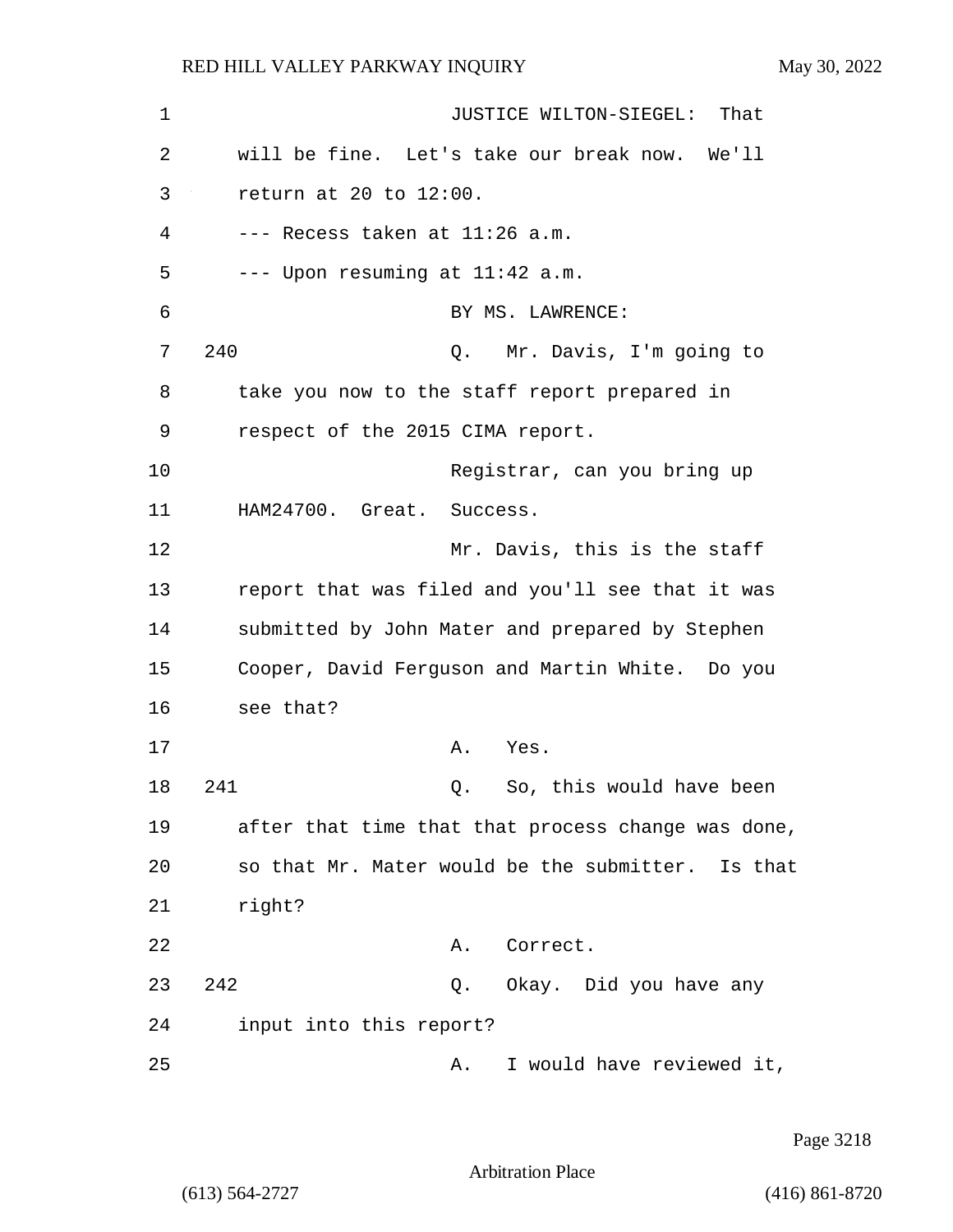JUSTICE WILTON-SIEGEL: That will be fine. Let's take our break now. We'll return at 20 to 12:00.

--- Recess taken at 11:26 a.m.

--- Upon resuming at 11:42 a.m.

BY MS. LAWRENCE:

240 Q. Mr. Davis, I'm going to take you now to the staff report prepared in respect of the 2015 CIMA report.

Registrar, can you bring up HAM24700. Great. Success.

Mr. Davis, this is the staff report that was filed and you'll see that it was submitted by John Mater and prepared by Stephen Cooper, David Ferguson and Martin White. Do you see that?

A. Yes.

241 Q. So, this would have been after that time that that process change was done, so that Mr. Mater would be the submitter. Is that right?

A. Correct.

242 Q. Okay. Did you have any input into this report?

A. I would have reviewed it,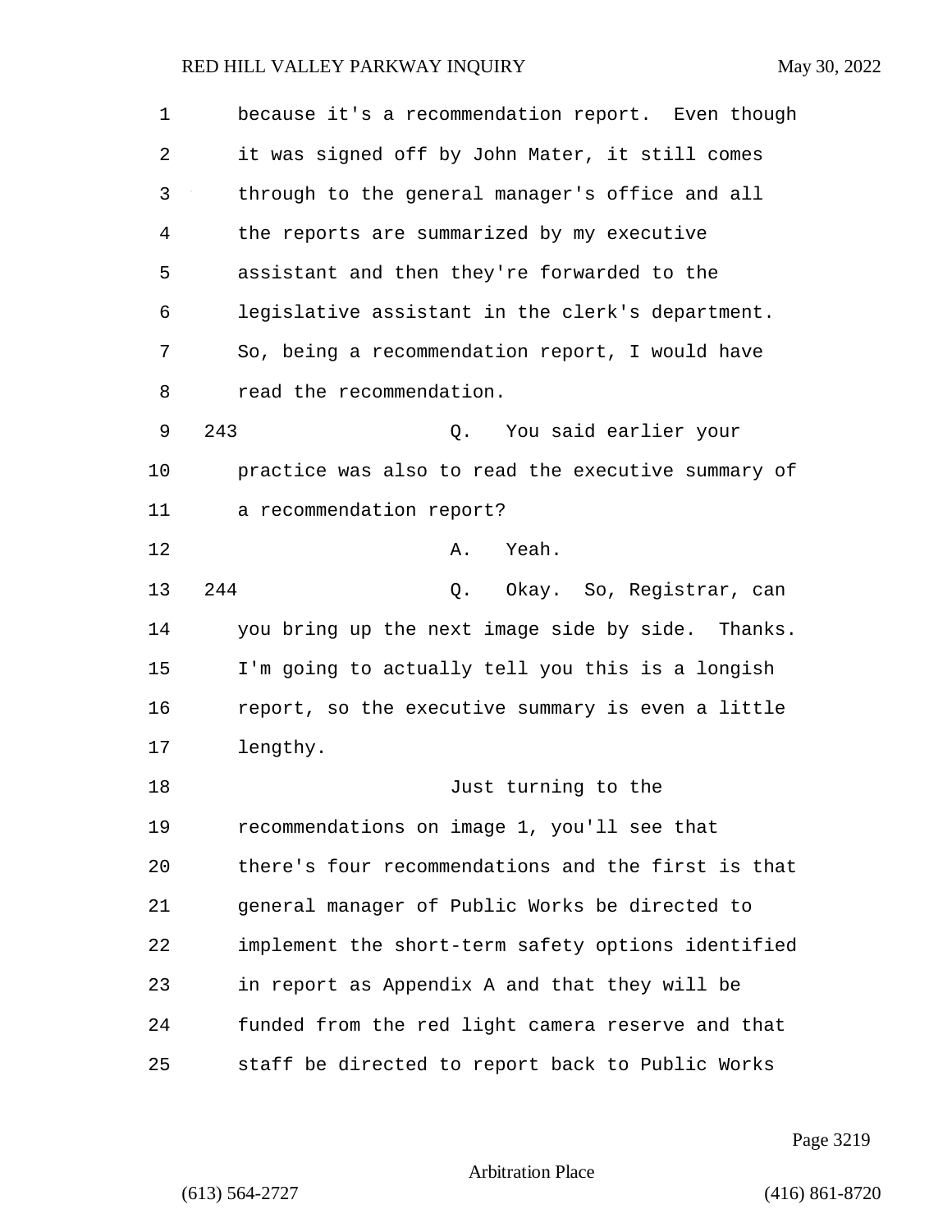because it's a recommendation report. Even though it was signed off by John Mater, it still comes through to the general manager's office and all the reports are summarized by my executive assistant and then they're forwarded to the legislative assistant in the clerk's department. So, being a recommendation report, I would have read the recommendation.

243 Q. You said earlier your practice was also to read the executive summary of a recommendation report?

A. Yeah.

244 Q. Okay. So, Registrar, can you bring up the next image side by side. Thanks. I'm going to actually tell you this is a longish report, so the executive summary is even a little lengthy.

Just turning to the recommendations on image 1, you'll see that there's four recommendations and the first is that general manager of Public Works be directed to implement the short-term safety options identified in report as Appendix A and that they will be funded from the red light camera reserve and that staff be directed to report back to Public Works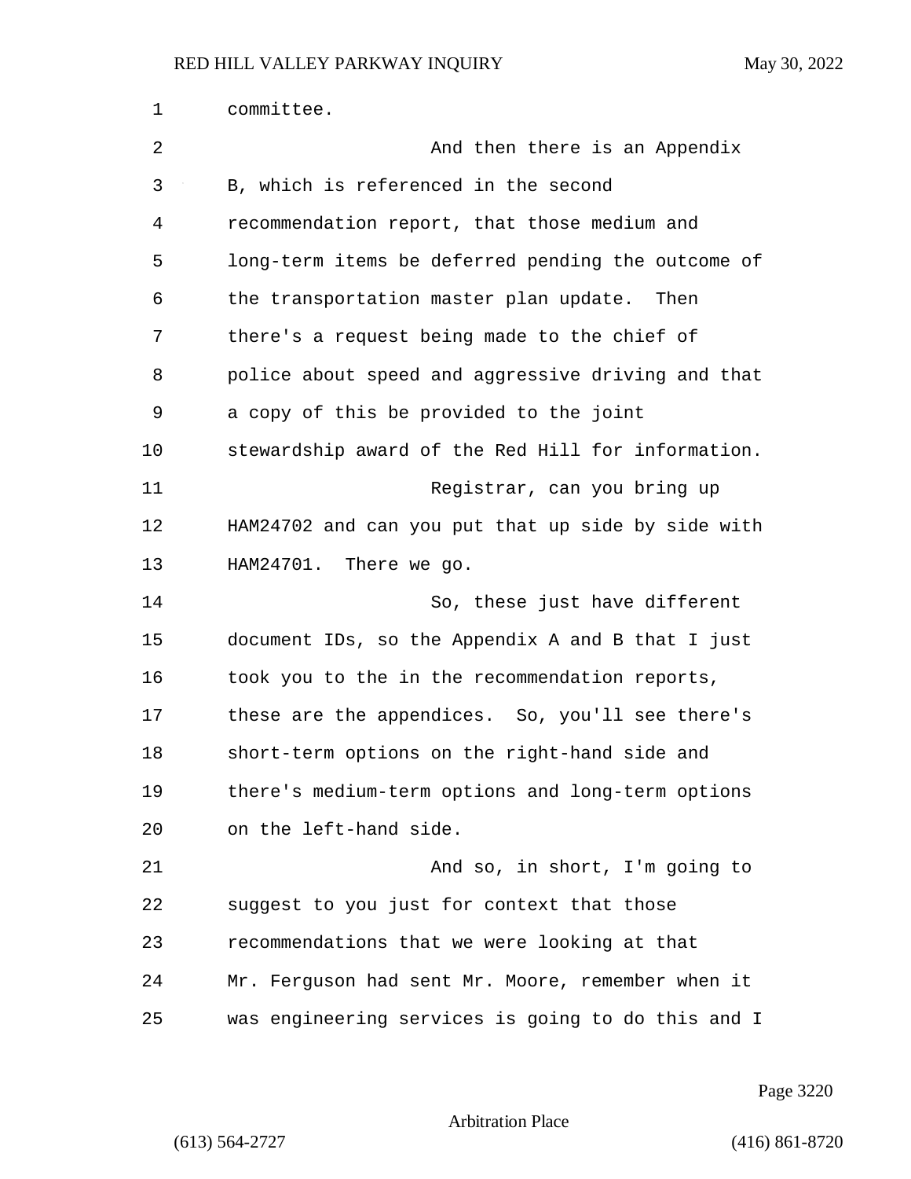committee.

And then there is an Appendix B, which is referenced in the second recommendation report, that those medium and long-term items be deferred pending the outcome of the transportation master plan update. Then there's a request being made to the chief of police about speed and aggressive driving and that a copy of this be provided to the joint stewardship award of the Red Hill for information.

Registrar, can you bring up HAM24702 and can you put that up side by side with HAM24701. There we go.

So, these just have different document IDs, so the Appendix A and B that I just took you to the in the recommendation reports, these are the appendices. So, you'll see there's short-term options on the right-hand side and there's medium-term options and long-term options on the left-hand side.

And so, in short, I'm going to suggest to you just for context that those recommendations that we were looking at that Mr. Ferguson had sent Mr. Moore, remember when it was engineering services is going to do this and I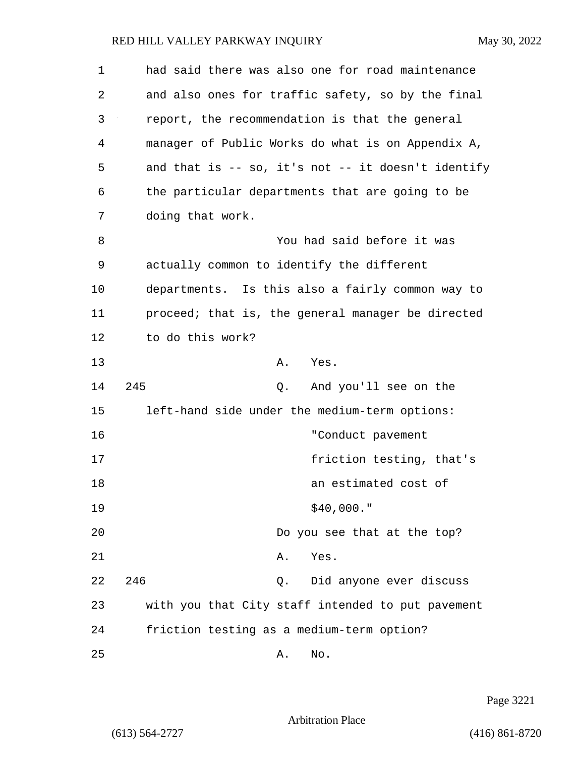had said there was also one for road maintenance and also ones for traffic safety, so by the final report, the recommendation is that the general manager of Public Works do what is on Appendix A, and that is -- so, it's not -- it doesn't identify the particular departments that are going to be doing that work.

You had said before it was actually common to identify the different departments. Is this also a fairly common way to proceed; that is, the general manager be directed to do this work?

A. Yes.

245 Q. And you'll see on the left-hand side under the medium-term options:

> "Conduct pavement friction testing, that's an estimated cost of $40,000."

Do you see that at the top?

A. Yes.

246 Q. Did anyone ever discuss with you that City staff intended to put pavement friction testing as a medium-term option?

A. No.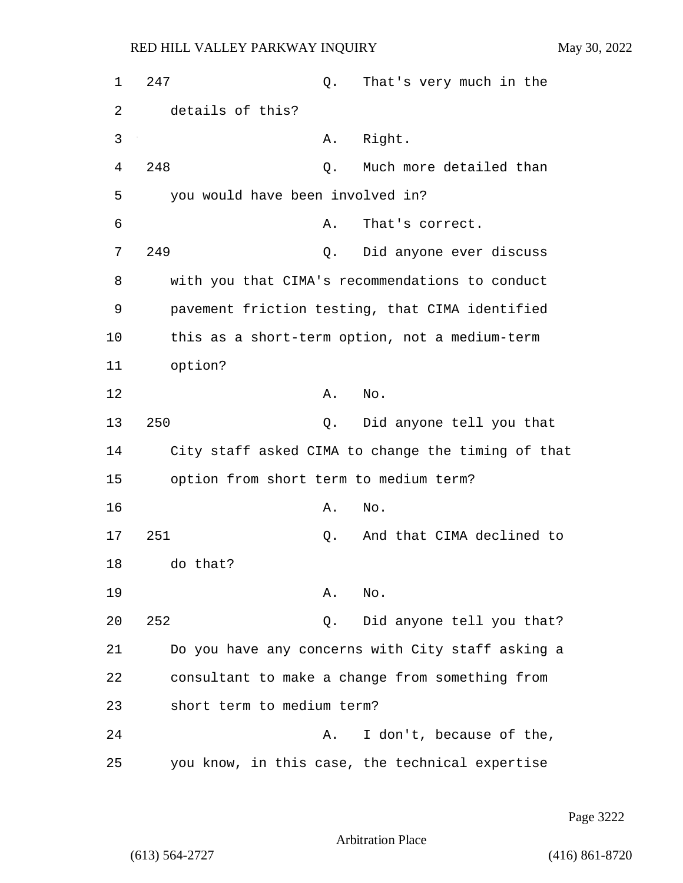247 Q. That's very much in the details of this?

A. Right.

248 Q. Much more detailed than you would have been involved in?

A. That's correct.

249 Q. Did anyone ever discuss with you that CIMA's recommendations to conduct pavement friction testing, that CIMA identified this as a short-term option, not a medium-term option?

A. No.

250 Q. Did anyone tell you that City staff asked CIMA to change the timing of that option from short term to medium term?

A. No.

251 Q. And that CIMA declined to do that?

A. No.

252 Q. Did anyone tell you that? Do you have any concerns with City staff asking a consultant to make a change from something from short term to medium term?

A. I don't, because of the, you know, in this case, the technical expertise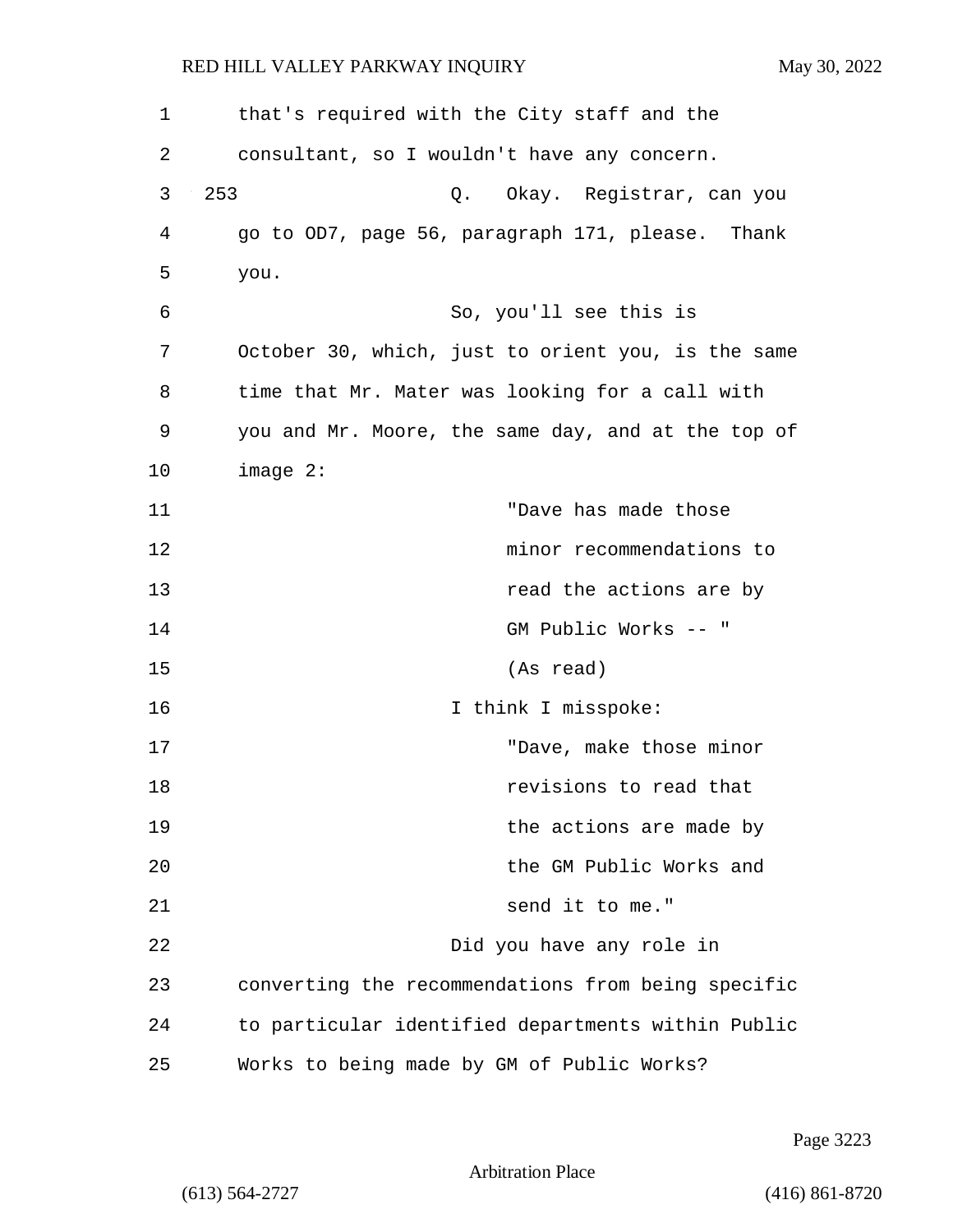that's required with the City staff and the consultant, so I wouldn't have any concern.

253 Q. Okay. Registrar, can you go to OD7, page 56, paragraph 171, please. Thank you.

So, you'll see this is October 30, which, just to orient you, is the same time that Mr. Mater was looking for a call with you and Mr. Moore, the same day, and at the top of image 2:

> "Dave has made those minor recommendations to read the actions are by GM Public Works -- " (As read)

I think I misspoke:

> "Dave, make those minor revisions to read that the actions are made by the GM Public Works and send it to me."

Did you have any role in converting the recommendations from being specific to particular identified departments within Public Works to being made by GM of Public Works?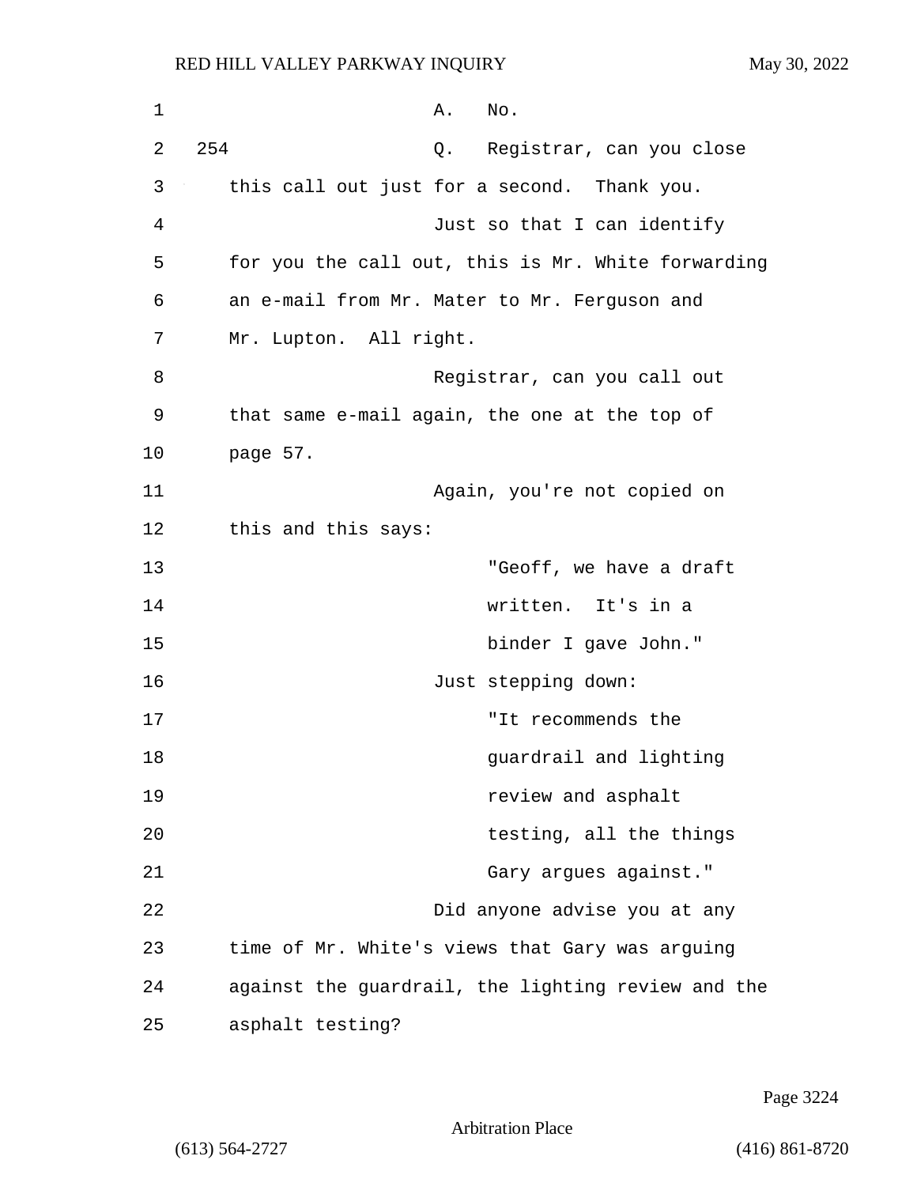A. No.

254 Q. Registrar, can you close this call out just for a second. Thank you.

Just so that I can identify for you the call out, this is Mr. White forwarding an e-mail from Mr. Mater to Mr. Ferguson and Mr. Lupton. All right.

Registrar, can you call out that same e-mail again, the one at the top of page 57.

Again, you're not copied on this and this says:

> "Geoff, we have a draft written. It's in a binder I gave John."

Just stepping down:

> "It recommends the guardrail and lighting review and asphalt testing, all the things Gary argues against."

Did anyone advise you at any time of Mr. White's views that Gary was arguing against the guardrail, the lighting review and the asphalt testing?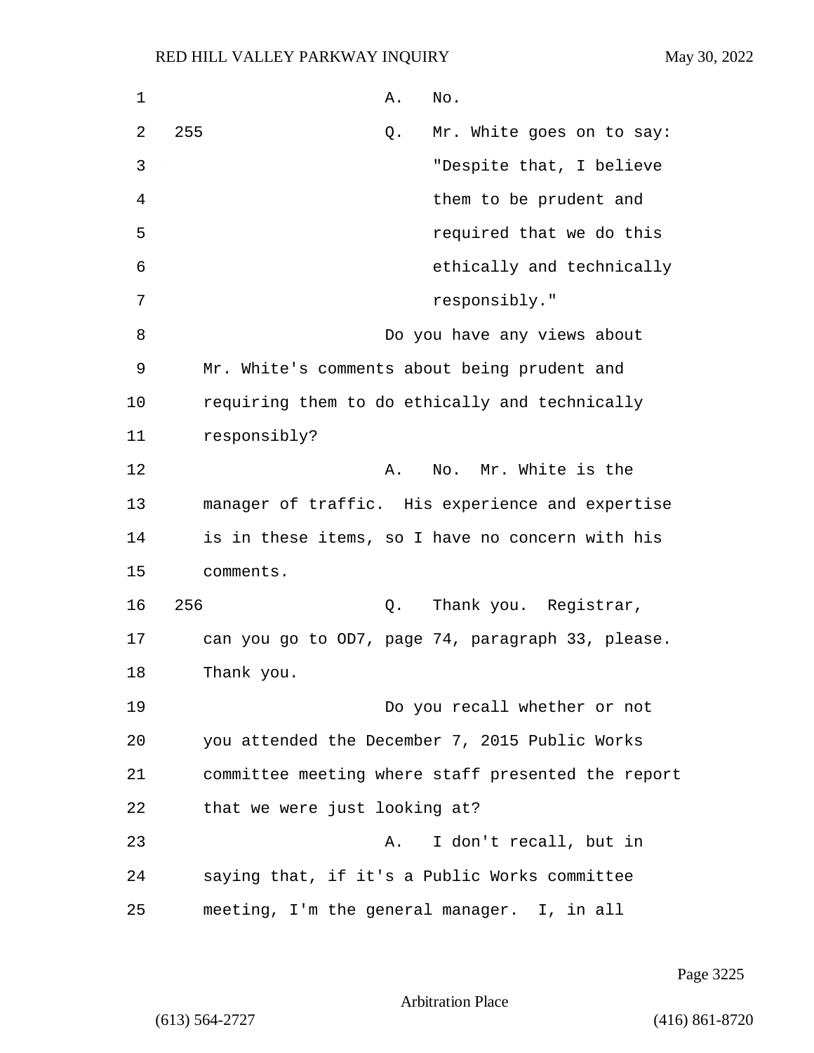A. No.

255 Q. Mr. White goes on to say:

"Despite that, I believe them to be prudent and required that we do this ethically and technically responsibly."

Do you have any views about Mr. White's comments about being prudent and requiring them to do ethically and technically responsibly?

A. No. Mr. White is the manager of traffic. His experience and expertise is in these items, so I have no concern with his comments.

256 Q. Thank you. Registrar, can you go to OD7, page 74, paragraph 33, please. Thank you.

Do you recall whether or not you attended the December 7, 2015 Public Works committee meeting where staff presented the report that we were just looking at?

A. I don't recall, but in saying that, if it's a Public Works committee meeting, I'm the general manager. I, in all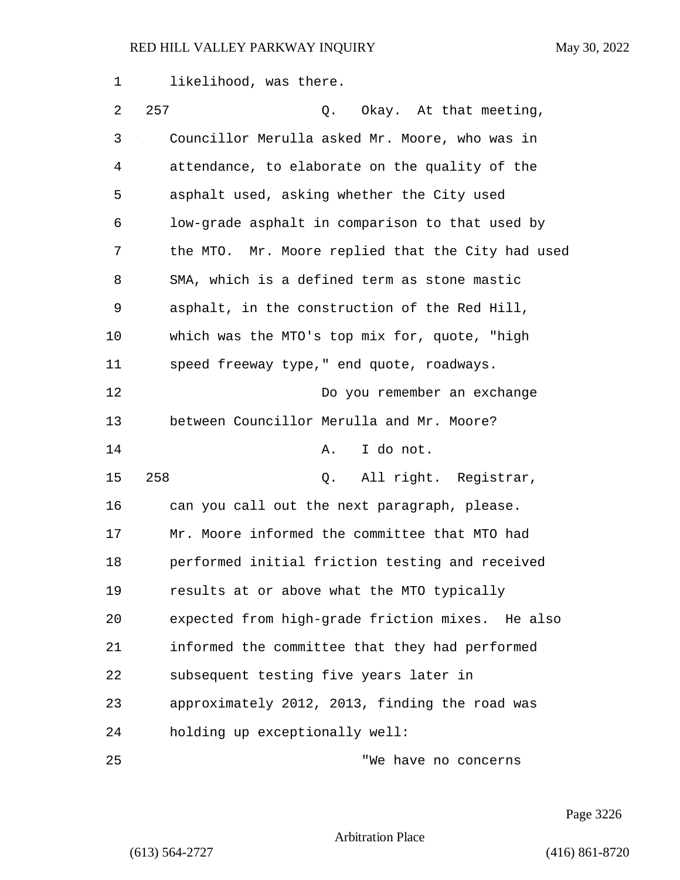likelihood, was there.

257 Q. Okay. At that meeting, Councillor Merulla asked Mr. Moore, who was in attendance, to elaborate on the quality of the asphalt used, asking whether the City used low-grade asphalt in comparison to that used by the MTO. Mr. Moore replied that the City had used SMA, which is a defined term as stone mastic asphalt, in the construction of the Red Hill, which was the MTO's top mix for, quote, "high speed freeway type," end quote, roadways.

Do you remember an exchange between Councillor Merulla and Mr. Moore?

A. I do not.

258 Q. All right. Registrar, can you call out the next paragraph, please. Mr. Moore informed the committee that MTO had performed initial friction testing and received results at or above what the MTO typically expected from high-grade friction mixes. He also informed the committee that they had performed subsequent testing five years later in approximately 2012, 2013, finding the road was holding up exceptionally well:

"We have no concerns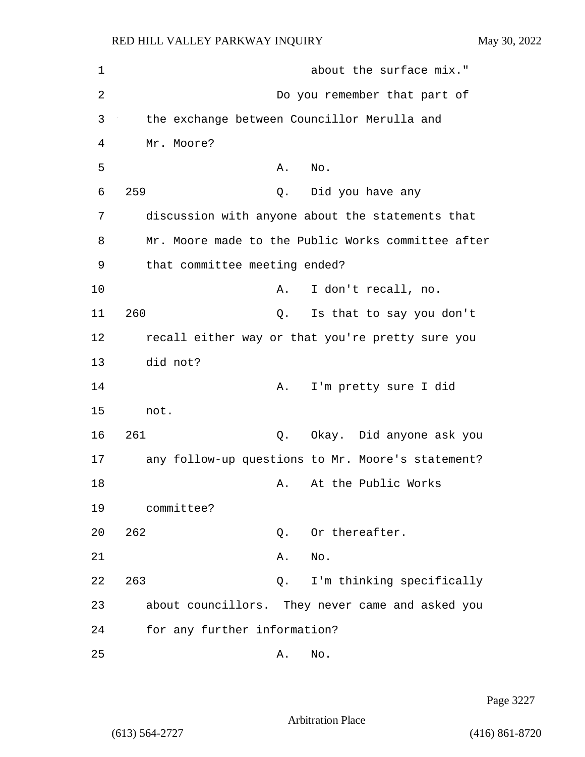about the surface mix."

Do you remember that part of the exchange between Councillor Merulla and Mr. Moore?

A. No.

259 Q. Did you have any discussion with anyone about the statements that Mr. Moore made to the Public Works committee after that committee meeting ended?

A. I don't recall, no.

260 Q. Is that to say you don't recall either way or that you're pretty sure you did not?

A. I'm pretty sure I did not.

261 Q. Okay. Did anyone ask you any follow-up questions to Mr. Moore's statement?

A. At the Public Works committee?

262 Q. Or thereafter.

A. No.

263 Q. I'm thinking specifically about councillors. They never came and asked you for any further information?

A. No.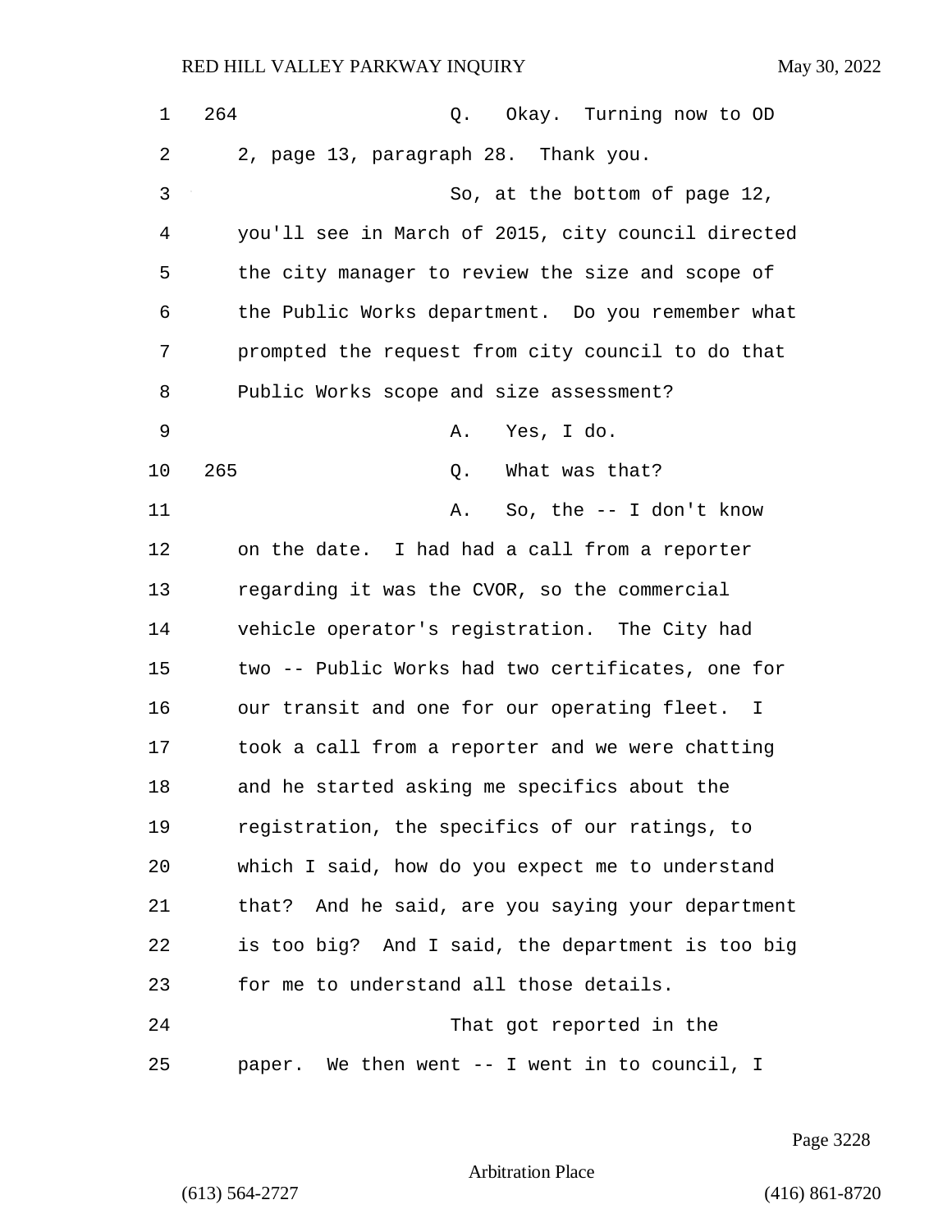264 Q. Okay. Turning now to OD 2, page 13, paragraph 28. Thank you.

So, at the bottom of page 12, you'll see in March of 2015, city council directed the city manager to review the size and scope of the Public Works department. Do you remember what prompted the request from city council to do that Public Works scope and size assessment?

A. Yes, I do.

265 Q. What was that?

A. So, the -- I don't know on the date. I had had a call from a reporter regarding it was the CVOR, so the commercial vehicle operator's registration. The City had two -- Public Works had two certificates, one for our transit and one for our operating fleet. I took a call from a reporter and we were chatting and he started asking me specifics about the registration, the specifics of our ratings, to which I said, how do you expect me to understand that? And he said, are you saying your department is too big? And I said, the department is too big for me to understand all those details.

That got reported in the paper. We then went -- I went in to council, I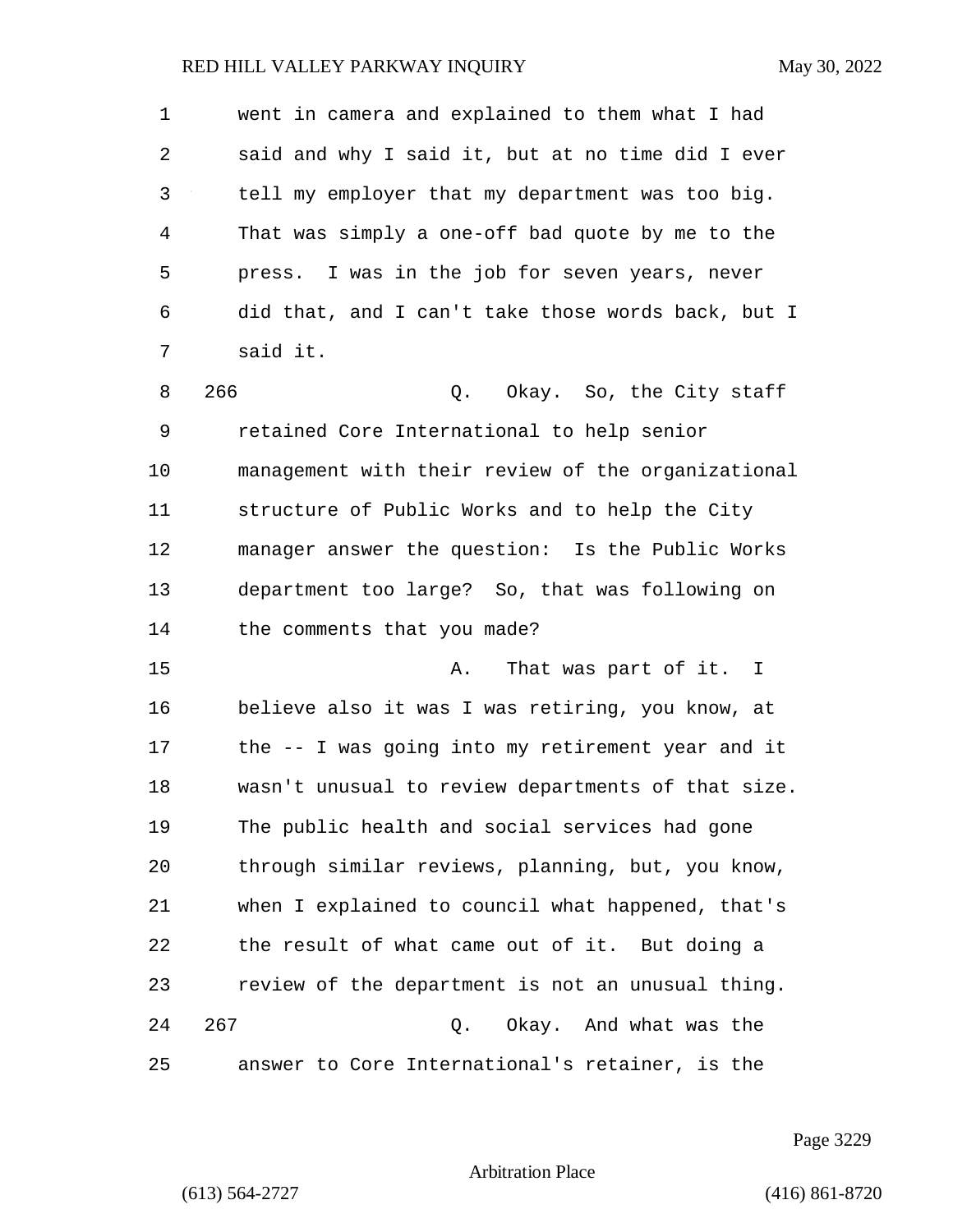went in camera and explained to them what I had said and why I said it, but at no time did I ever tell my employer that my department was too big. That was simply a one-off bad quote by me to the press. I was in the job for seven years, never did that, and I can't take those words back, but I said it.

266 Q. Okay. So, the City staff retained Core International to help senior management with their review of the organizational structure of Public Works and to help the City manager answer the question: Is the Public Works department too large? So, that was following on the comments that you made?

A. That was part of it. I believe also it was I was retiring, you know, at the -- I was going into my retirement year and it wasn't unusual to review departments of that size. The public health and social services had gone through similar reviews, planning, but, you know, when I explained to council what happened, that's the result of what came out of it. But doing a review of the department is not an unusual thing.

267 Q. Okay. And what was the answer to Core International's retainer, is the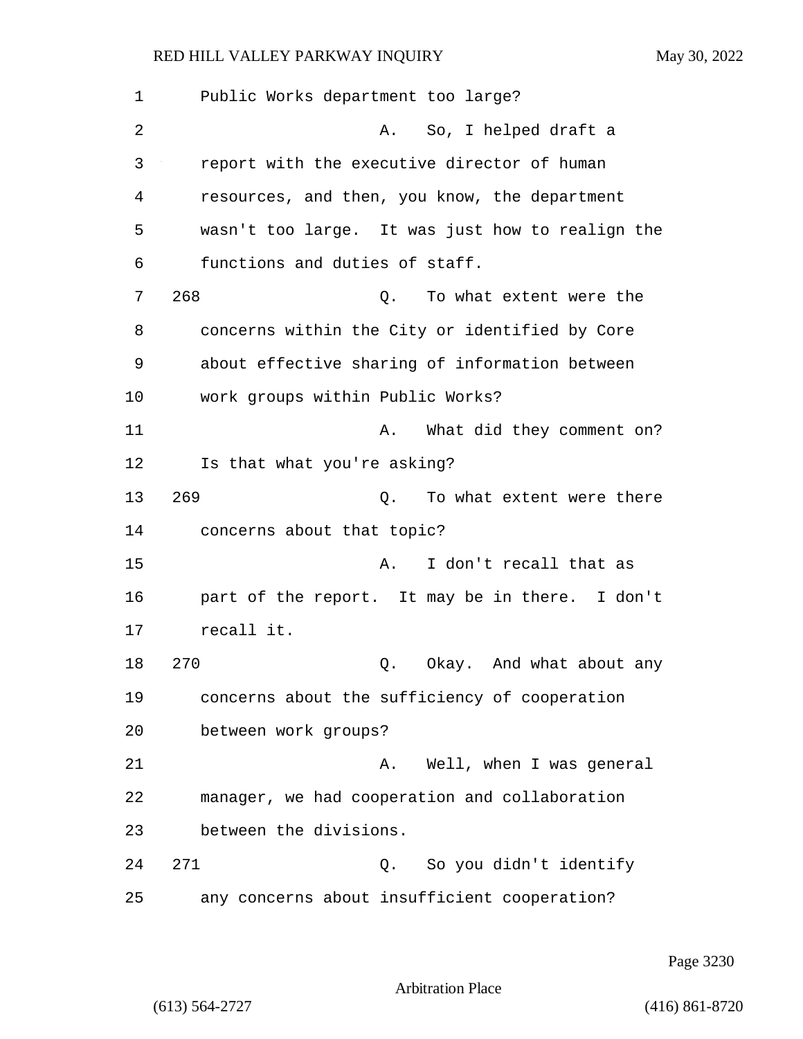Public Works department too large?

A. So, I helped draft a report with the executive director of human resources, and then, you know, the department wasn't too large. It was just how to realign the functions and duties of staff.

268 Q. To what extent were the concerns within the City or identified by Core about effective sharing of information between work groups within Public Works?

A. What did they comment on? Is that what you're asking?

269 Q. To what extent were there concerns about that topic?

A. I don't recall that as part of the report. It may be in there. I don't recall it.

270 Q. Okay. And what about any concerns about the sufficiency of cooperation between work groups?

A. Well, when I was general manager, we had cooperation and collaboration between the divisions.

271 Q. So you didn't identify any concerns about insufficient cooperation?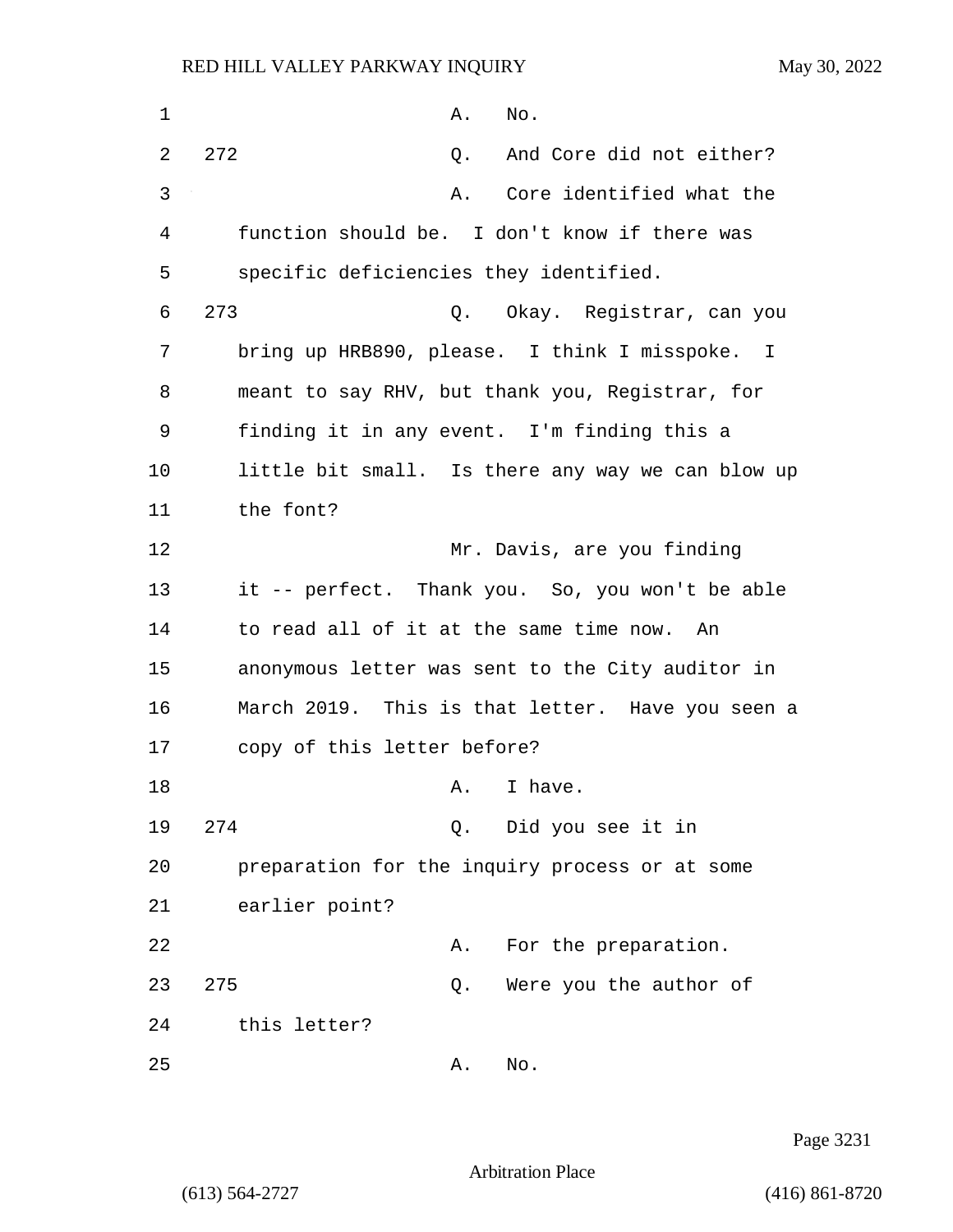A. No.

272 Q. And Core did not either?

A. Core identified what the function should be. I don't know if there was specific deficiencies they identified.

273 Q. Okay. Registrar, can you bring up HRB890, please. I think I misspoke. I meant to say RHV, but thank you, Registrar, for finding it in any event. I'm finding this a little bit small. Is there any way we can blow up the font?

Mr. Davis, are you finding it -- perfect. Thank you. So, you won't be able to read all of it at the same time now. An anonymous letter was sent to the City auditor in March 2019. This is that letter. Have you seen a copy of this letter before?

A. I have.

274 Q. Did you see it in preparation for the inquiry process or at some earlier point?

A. For the preparation.

275 Q. Were you the author of this letter?

A. No.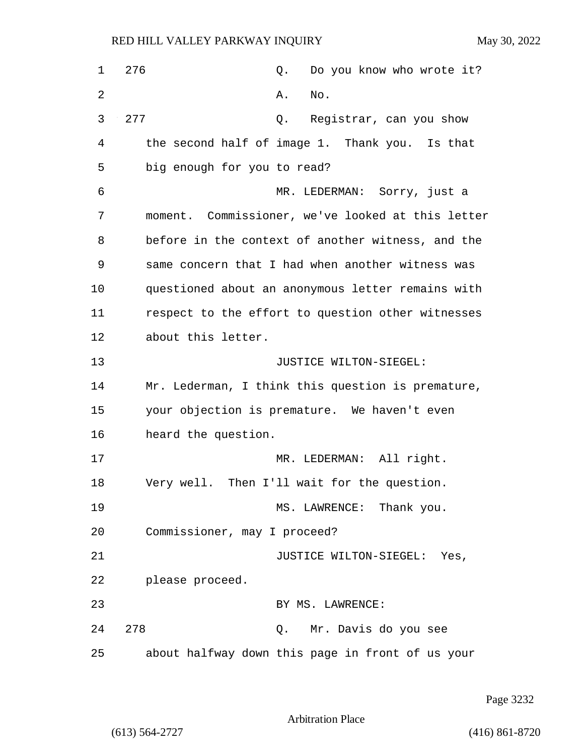276 Q. Do you know who wrote it?

A. No.

277 Q. Registrar, can you show the second half of image 1. Thank you. Is that big enough for you to read?

MR. LEDERMAN: Sorry, just a moment. Commissioner, we've looked at this letter before in the context of another witness, and the same concern that I had when another witness was questioned about an anonymous letter remains with respect to the effort to question other witnesses about this letter.

JUSTICE WILTON-SIEGEL: Mr. Lederman, I think this question is premature, your objection is premature. We haven't even heard the question.

MR. LEDERMAN: All right. Very well. Then I'll wait for the question.

MS. LAWRENCE: Thank you. Commissioner, may I proceed?

JUSTICE WILTON-SIEGEL: Yes, please proceed.

BY MS. LAWRENCE:

278 Q. Mr. Davis do you see about halfway down this page in front of us your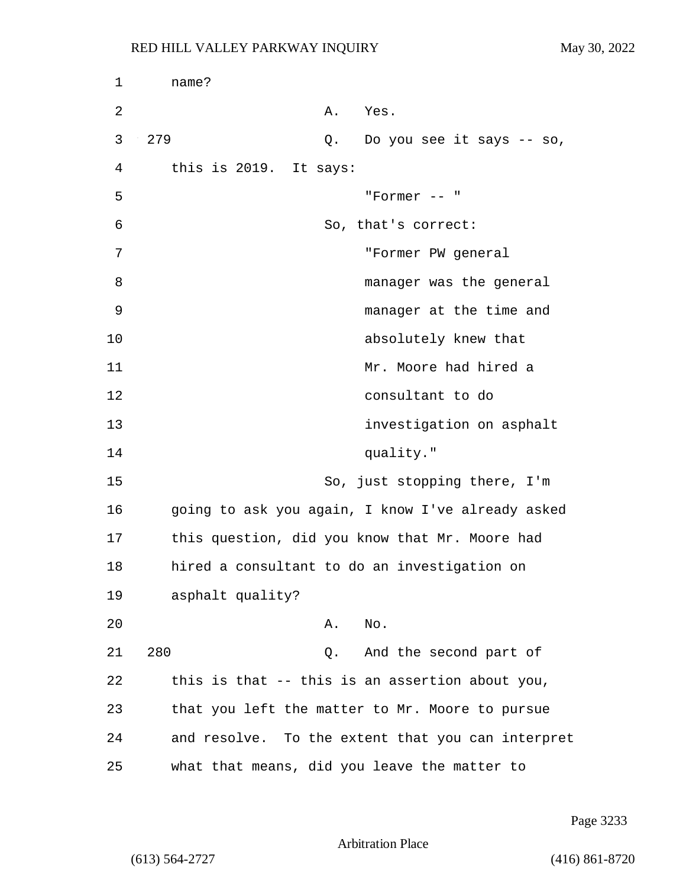name?

A. Yes.

279 Q. Do you see it says -- so, this is 2019. It says:

"Former -- "

So, that's correct:

"Former PW general manager was the general manager at the time and absolutely knew that Mr. Moore had hired a consultant to do investigation on asphalt quality."

So, just stopping there, I'm going to ask you again, I know I've already asked this question, did you know that Mr. Moore had hired a consultant to do an investigation on asphalt quality?

A. No.

280 Q. And the second part of this is that -- this is an assertion about you, that you left the matter to Mr. Moore to pursue and resolve. To the extent that you can interpret what that means, did you leave the matter to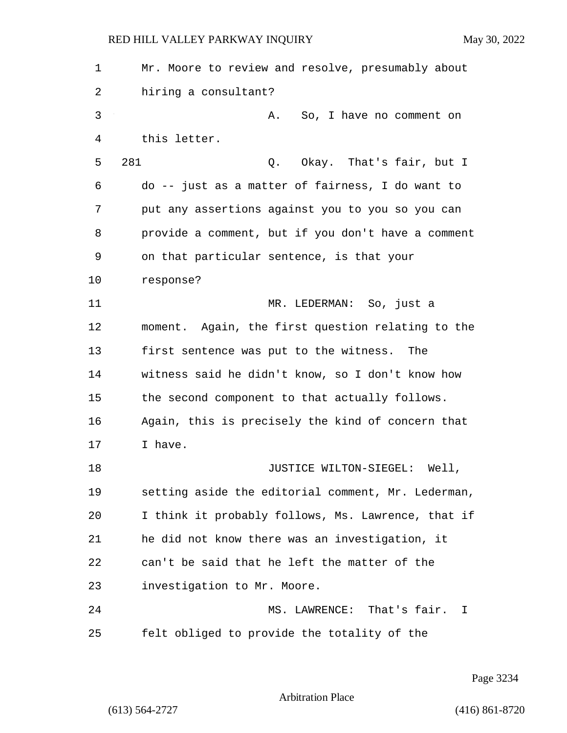Mr. Moore to review and resolve, presumably about hiring a consultant?

A. So, I have no comment on this letter.

281 Q. Okay. That's fair, but I do -- just as a matter of fairness, I do want to put any assertions against you to you so you can provide a comment, but if you don't have a comment on that particular sentence, is that your response?

MR. LEDERMAN: So, just a moment. Again, the first question relating to the first sentence was put to the witness. The witness said he didn't know, so I don't know how the second component to that actually follows. Again, this is precisely the kind of concern that I have.

JUSTICE WILTON-SIEGEL: Well, setting aside the editorial comment, Mr. Lederman, I think it probably follows, Ms. Lawrence, that if he did not know there was an investigation, it can't be said that he left the matter of the investigation to Mr. Moore.

MS. LAWRENCE: That's fair. I felt obliged to provide the totality of the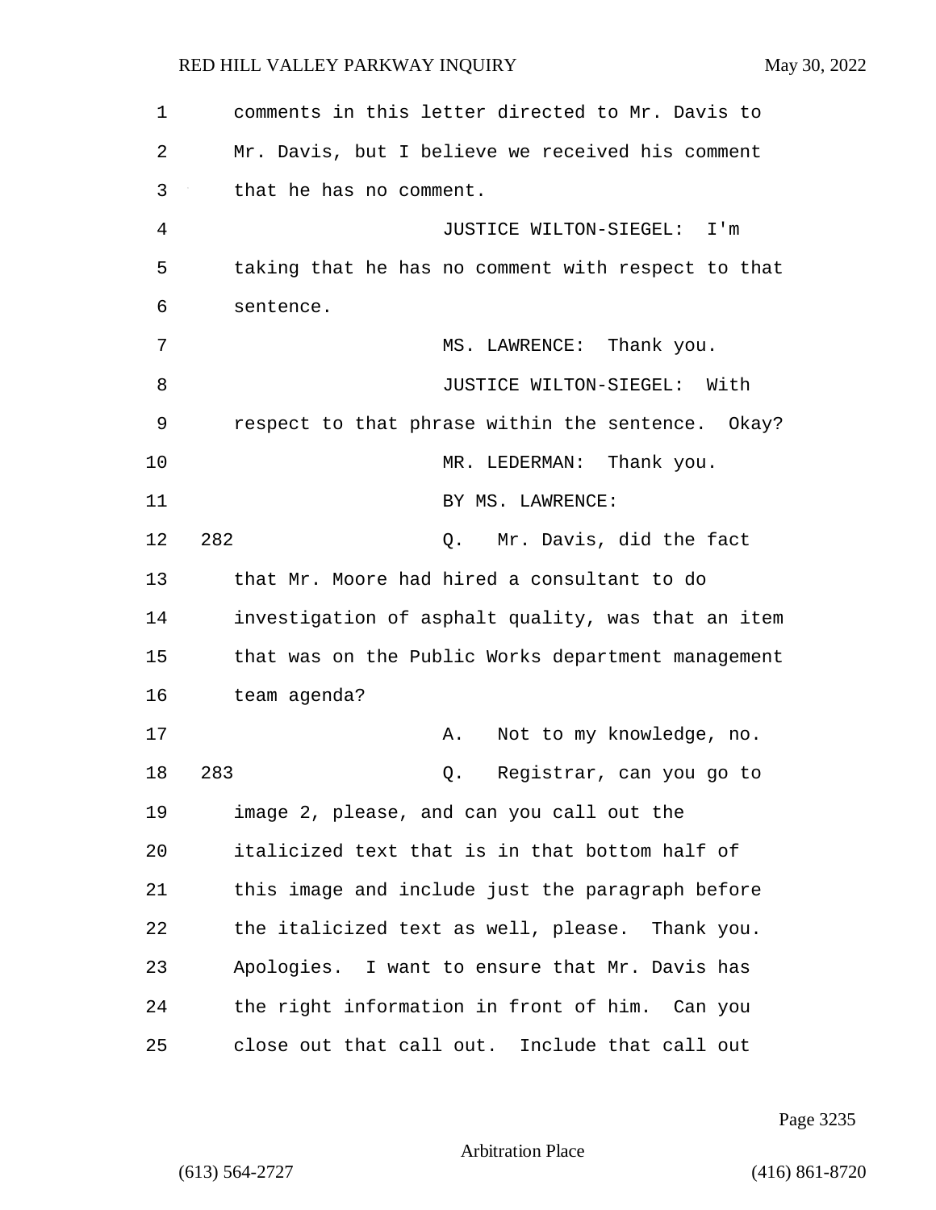comments in this letter directed to Mr. Davis to Mr. Davis, but I believe we received his comment that he has no comment.

JUSTICE WILTON-SIEGEL: I'm taking that he has no comment with respect to that sentence.

MS. LAWRENCE: Thank you.

JUSTICE WILTON-SIEGEL: With respect to that phrase within the sentence. Okay?

MR. LEDERMAN: Thank you.

BY MS. LAWRENCE:

282 Q. Mr. Davis, did the fact that Mr. Moore had hired a consultant to do investigation of asphalt quality, was that an item that was on the Public Works department management team agenda?

A. Not to my knowledge, no.

283 Q. Registrar, can you go to image 2, please, and can you call out the italicized text that is in that bottom half of this image and include just the paragraph before the italicized text as well, please. Thank you. Apologies. I want to ensure that Mr. Davis has the right information in front of him. Can you close out that call out. Include that call out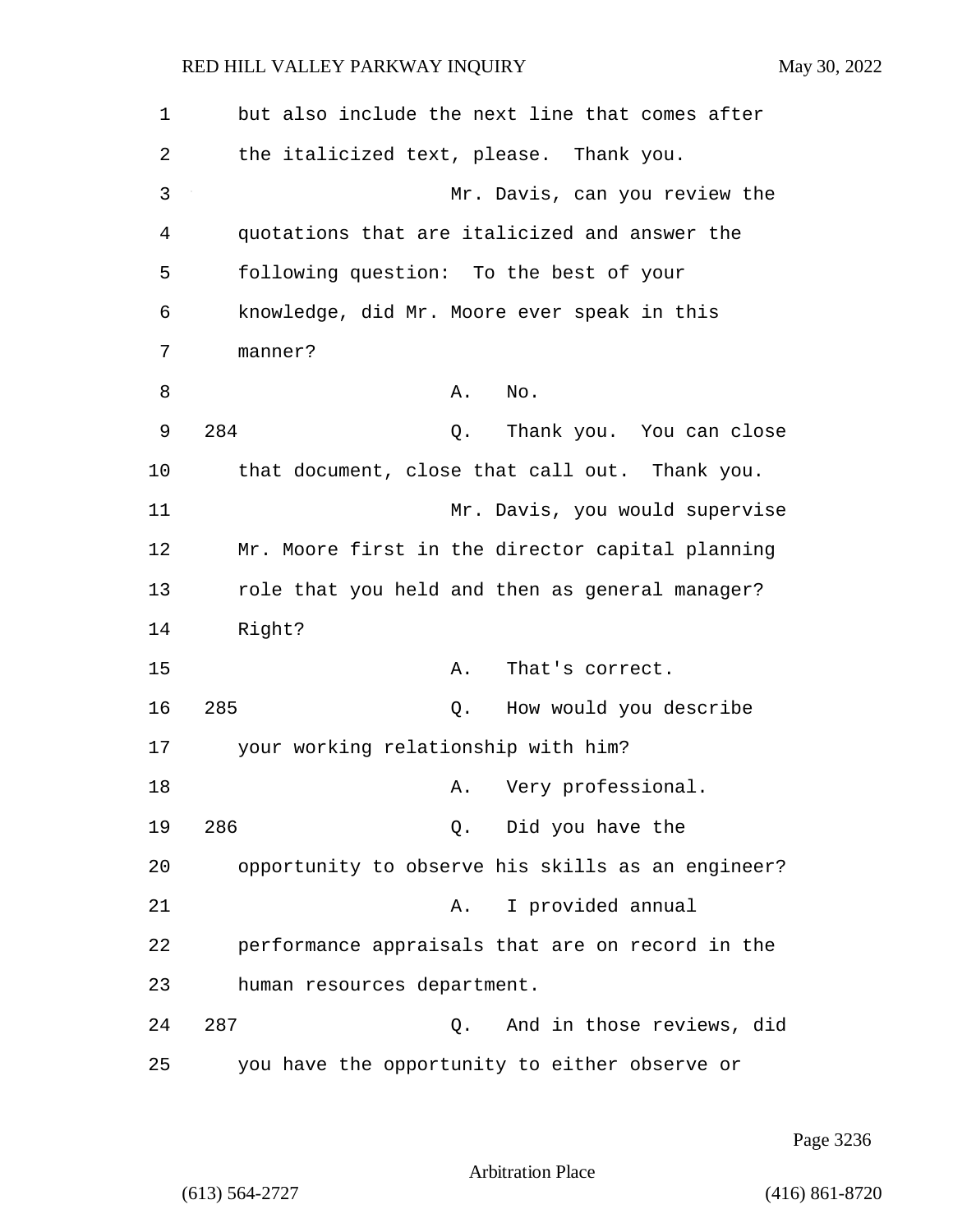1 but also include the next line that comes after
2 the italicized text, please. Thank you.
3 Mr. Davis, can you review the
4 quotations that are italicized and answer the
5 following question: To the best of your
6 knowledge, did Mr. Moore ever speak in this
7 manner?
8 A. No.
9 284 Q. Thank you. You can close
10 that document, close that call out. Thank you.
11 Mr. Davis, you would supervise
12 Mr. Moore first in the director capital planning
13 role that you held and then as general manager?
14 Right?
15 A. That's correct.
16 285 Q. How would you describe
17 your working relationship with him?
18 A. Very professional.
19 286 Q. Did you have the
20 opportunity to observe his skills as an engineer?
21 A. I provided annual
22 performance appraisals that are on record in the
23 human resources department.
24 287 Q. And in those reviews, did
25 you have the opportunity to either observe or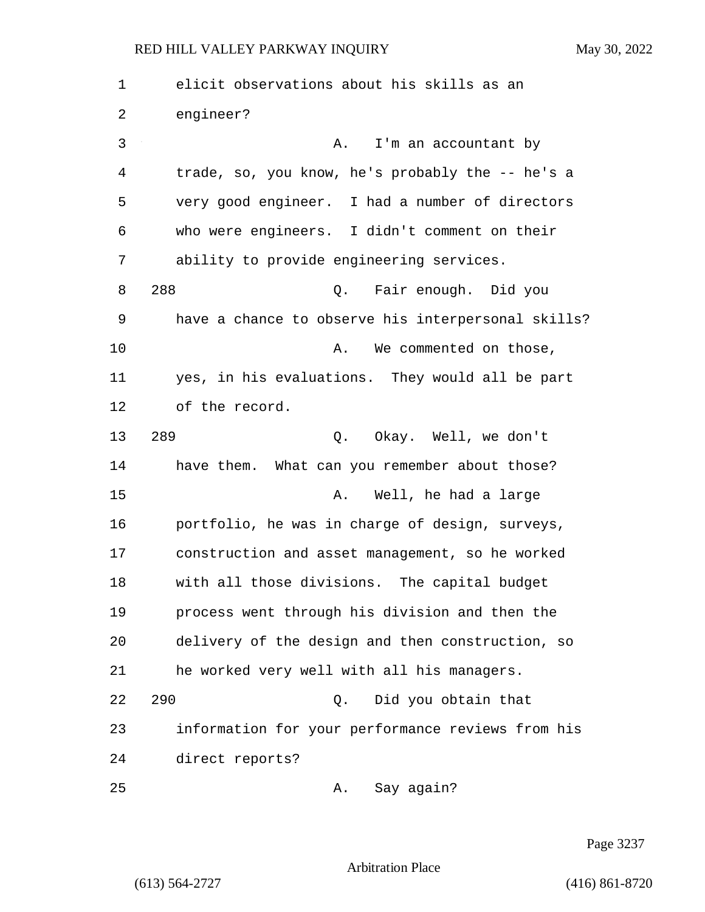elicit observations about his skills as an engineer?

A. I'm an accountant by trade, so, you know, he's probably the -- he's a very good engineer. I had a number of directors who were engineers. I didn't comment on their ability to provide engineering services.

288 Q. Fair enough. Did you have a chance to observe his interpersonal skills?

A. We commented on those, yes, in his evaluations. They would all be part of the record.

289 Q. Okay. Well, we don't have them. What can you remember about those?

A. Well, he had a large portfolio, he was in charge of design, surveys, construction and asset management, so he worked with all those divisions. The capital budget process went through his division and then the delivery of the design and then construction, so he worked very well with all his managers.

290 Q. Did you obtain that information for your performance reviews from his direct reports?

A. Say again?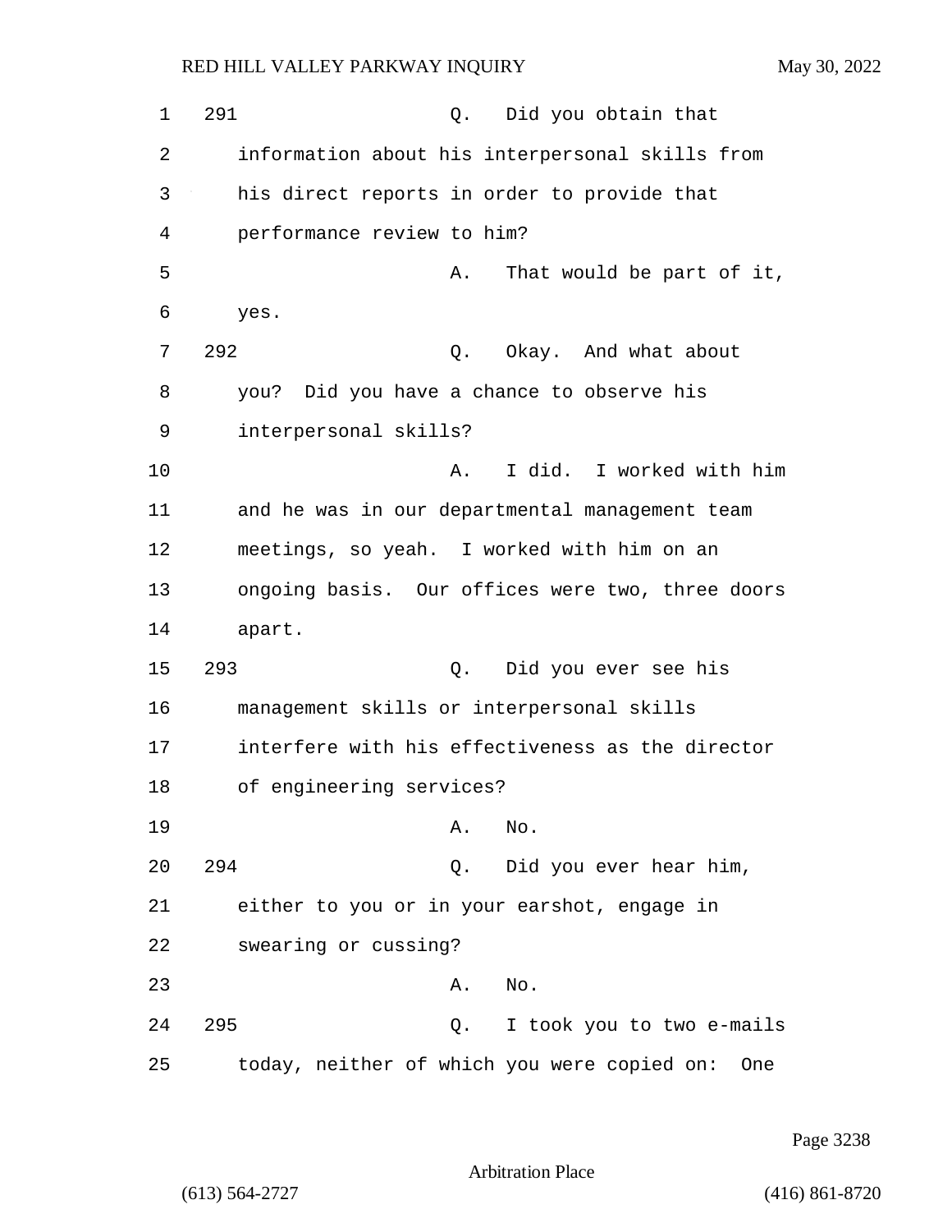291 Q. Did you obtain that information about his interpersonal skills from his direct reports in order to provide that performance review to him?

A. That would be part of it, yes.

292 Q. Okay. And what about you? Did you have a chance to observe his interpersonal skills?

A. I did. I worked with him and he was in our departmental management team meetings, so yeah. I worked with him on an ongoing basis. Our offices were two, three doors apart.

293 Q. Did you ever see his management skills or interpersonal skills interfere with his effectiveness as the director of engineering services?

A. No.

294 Q. Did you ever hear him, either to you or in your earshot, engage in swearing or cussing?

A. No.

295 Q. I took you to two e-mails today, neither of which you were copied on: One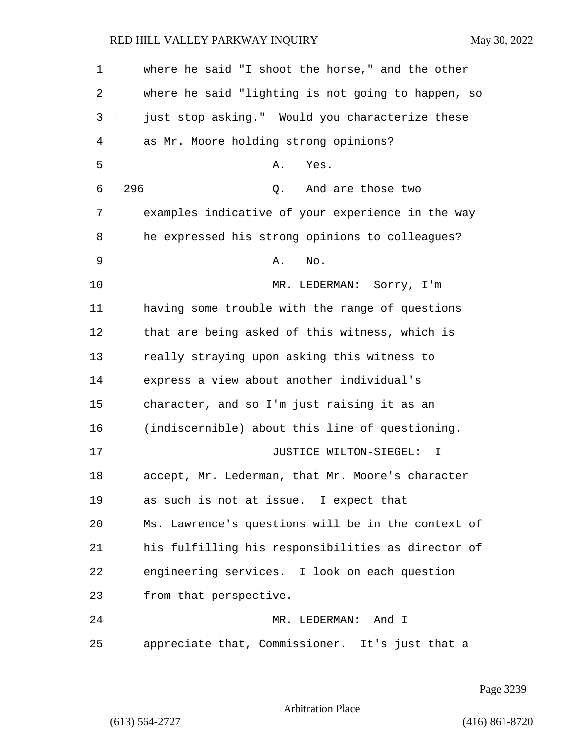where he said "I shoot the horse," and the other where he said "lighting is not going to happen, so just stop asking." Would you characterize these as Mr. Moore holding strong opinions?

A. Yes.

296 Q. And are those two examples indicative of your experience in the way he expressed his strong opinions to colleagues?

A. No.

MR. LEDERMAN: Sorry, I'm having some trouble with the range of questions that are being asked of this witness, which is really straying upon asking this witness to express a view about another individual's character, and so I'm just raising it as an (indiscernible) about this line of questioning.

JUSTICE WILTON-SIEGEL: I accept, Mr. Lederman, that Mr. Moore's character as such is not at issue. I expect that Ms. Lawrence's questions will be in the context of his fulfilling his responsibilities as director of engineering services. I look on each question from that perspective.

MR. LEDERMAN: And I appreciate that, Commissioner. It's just that a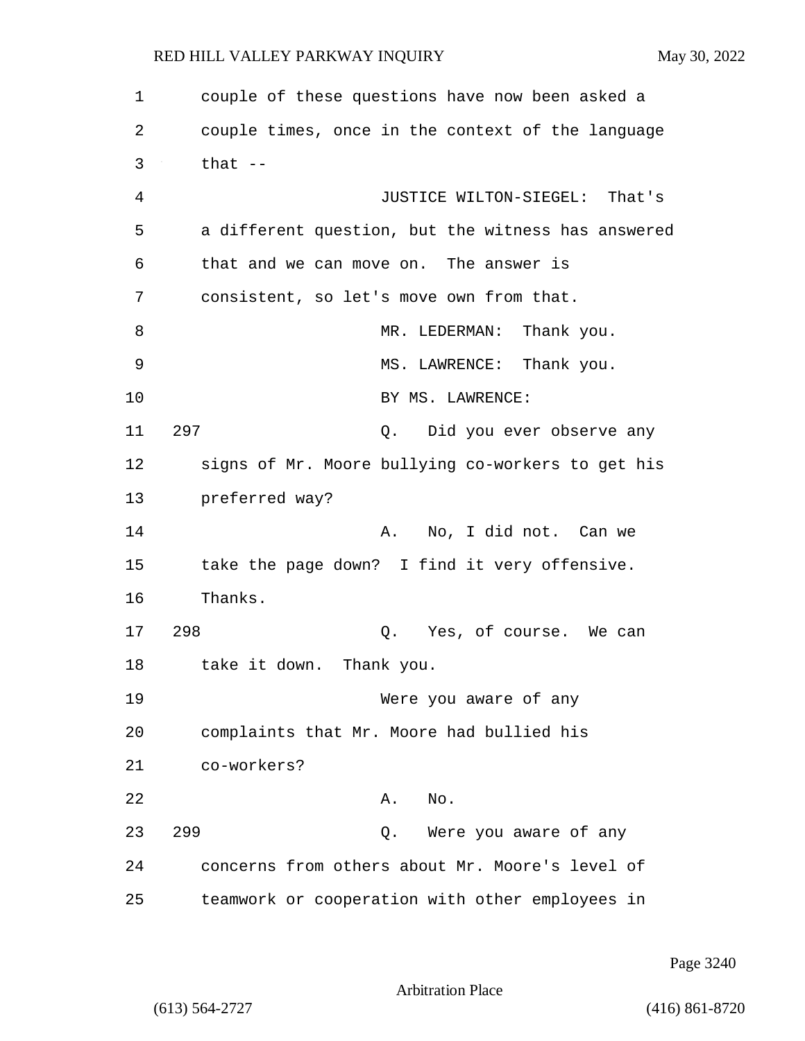couple of these questions have now been asked a couple times, once in the context of the language that --

JUSTICE WILTON-SIEGEL: That's a different question, but the witness has answered that and we can move on. The answer is consistent, so let's move own from that.

MR. LEDERMAN: Thank you.

MS. LAWRENCE: Thank you.

BY MS. LAWRENCE:

297 Q. Did you ever observe any signs of Mr. Moore bullying co-workers to get his preferred way?

A. No, I did not. Can we take the page down? I find it very offensive. Thanks.

298 Q. Yes, of course. We can take it down. Thank you.

Were you aware of any complaints that Mr. Moore had bullied his co-workers?

A. No.

299 Q. Were you aware of any concerns from others about Mr. Moore's level of teamwork or cooperation with other employees in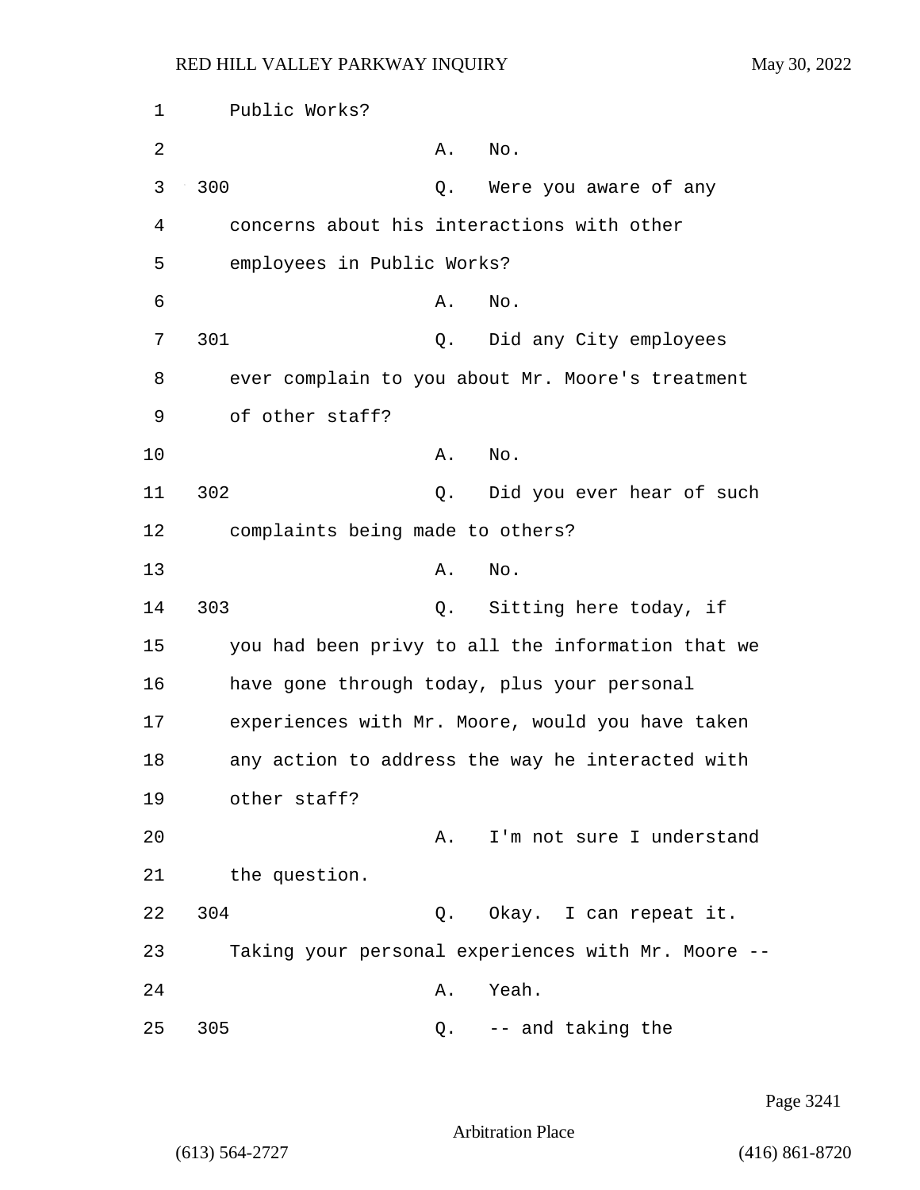1 Public Works?

2 A. No.

3 300 Q. Were you aware of any

4 concerns about his interactions with other

5 employees in Public Works?

6 A. No.

7 301 Q. Did any City employees

8 ever complain to you about Mr. Moore's treatment

9 of other staff?

10 A. No.

11 302 Q. Did you ever hear of such

12 complaints being made to others?

13 A. No.

14 303 Q. Sitting here today, if

15 you had been privy to all the information that we

16 have gone through today, plus your personal

17 experiences with Mr. Moore, would you have taken

18 any action to address the way he interacted with

19 other staff?

20 A. I'm not sure I understand

21 the question.

22 304 Q. Okay. I can repeat it.

23 Taking your personal experiences with Mr. Moore --

24 A. Yeah.

25 305 Q. -- and taking the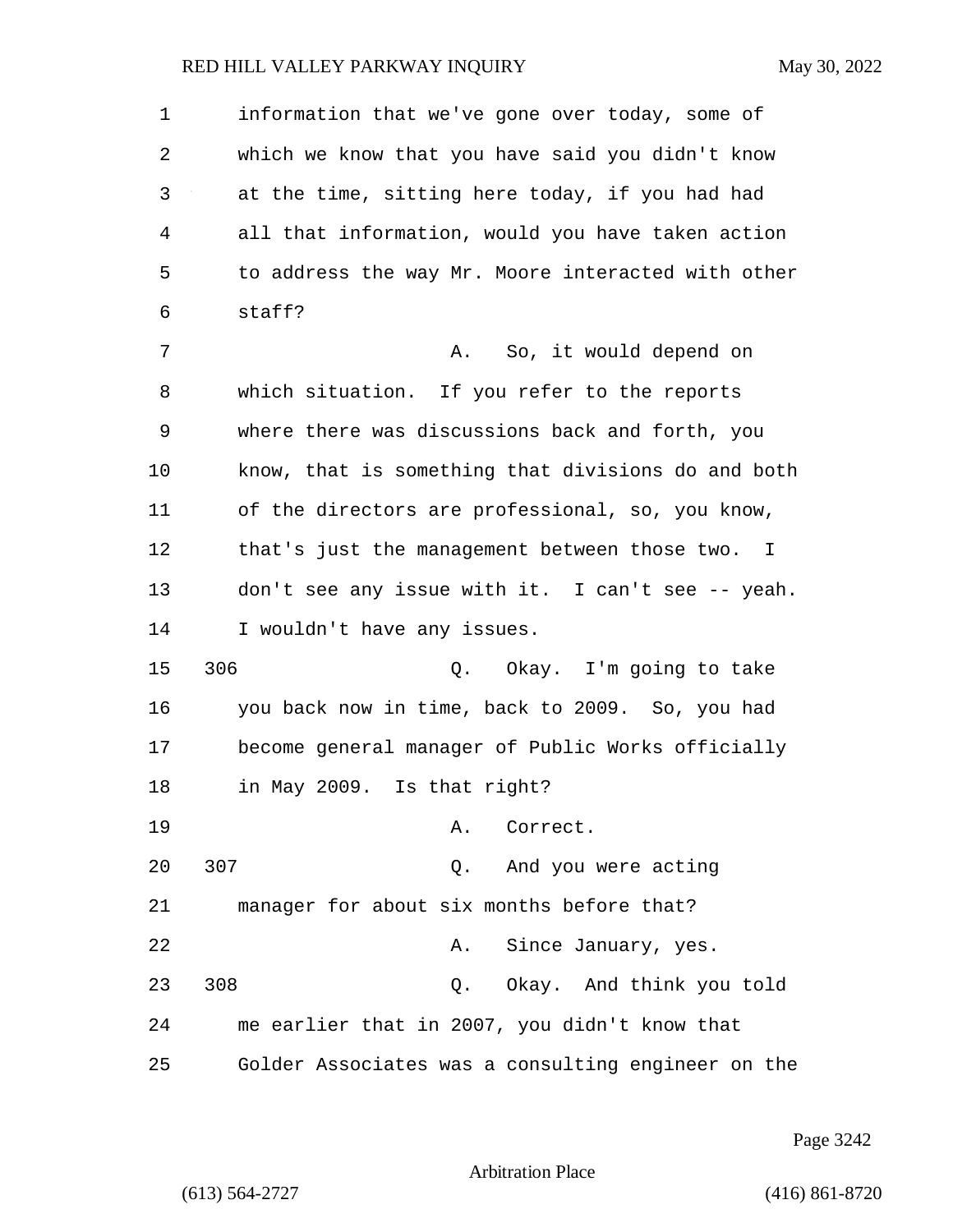information that we've gone over today, some of which we know that you have said you didn't know at the time, sitting here today, if you had had all that information, would you have taken action to address the way Mr. Moore interacted with other staff?

A. So, it would depend on which situation. If you refer to the reports where there was discussions back and forth, you know, that is something that divisions do and both of the directors are professional, so, you know, that's just the management between those two. I don't see any issue with it. I can't see -- yeah. I wouldn't have any issues.

306 Q. Okay. I'm going to take you back now in time, back to 2009. So, you had become general manager of Public Works officially in May 2009. Is that right?

A. Correct.

307 Q. And you were acting manager for about six months before that?

A. Since January, yes.

308 Q. Okay. And think you told me earlier that in 2007, you didn't know that Golder Associates was a consulting engineer on the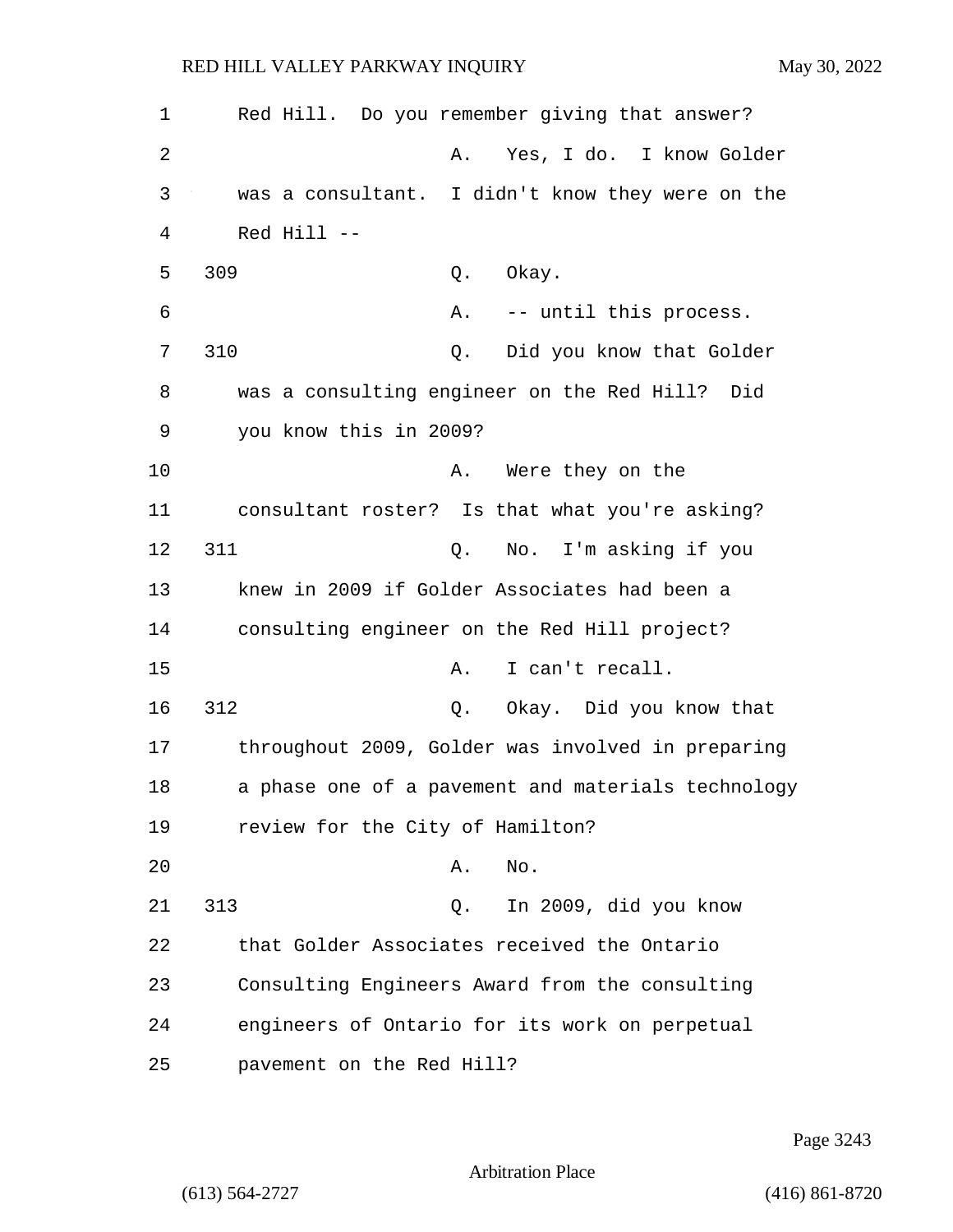Red Hill. Do you remember giving that answer?

A. Yes, I do. I know Golder was a consultant. I didn't know they were on the Red Hill --

309 Q. Okay.

A. -- until this process.

310 Q. Did you know that Golder was a consulting engineer on the Red Hill? Did you know this in 2009?

A. Were they on the consultant roster? Is that what you're asking?

311 Q. No. I'm asking if you knew in 2009 if Golder Associates had been a consulting engineer on the Red Hill project?

A. I can't recall.

312 Q. Okay. Did you know that throughout 2009, Golder was involved in preparing a phase one of a pavement and materials technology review for the City of Hamilton?

A. No.

313 Q. In 2009, did you know that Golder Associates received the Ontario Consulting Engineers Award from the consulting engineers of Ontario for its work on perpetual pavement on the Red Hill?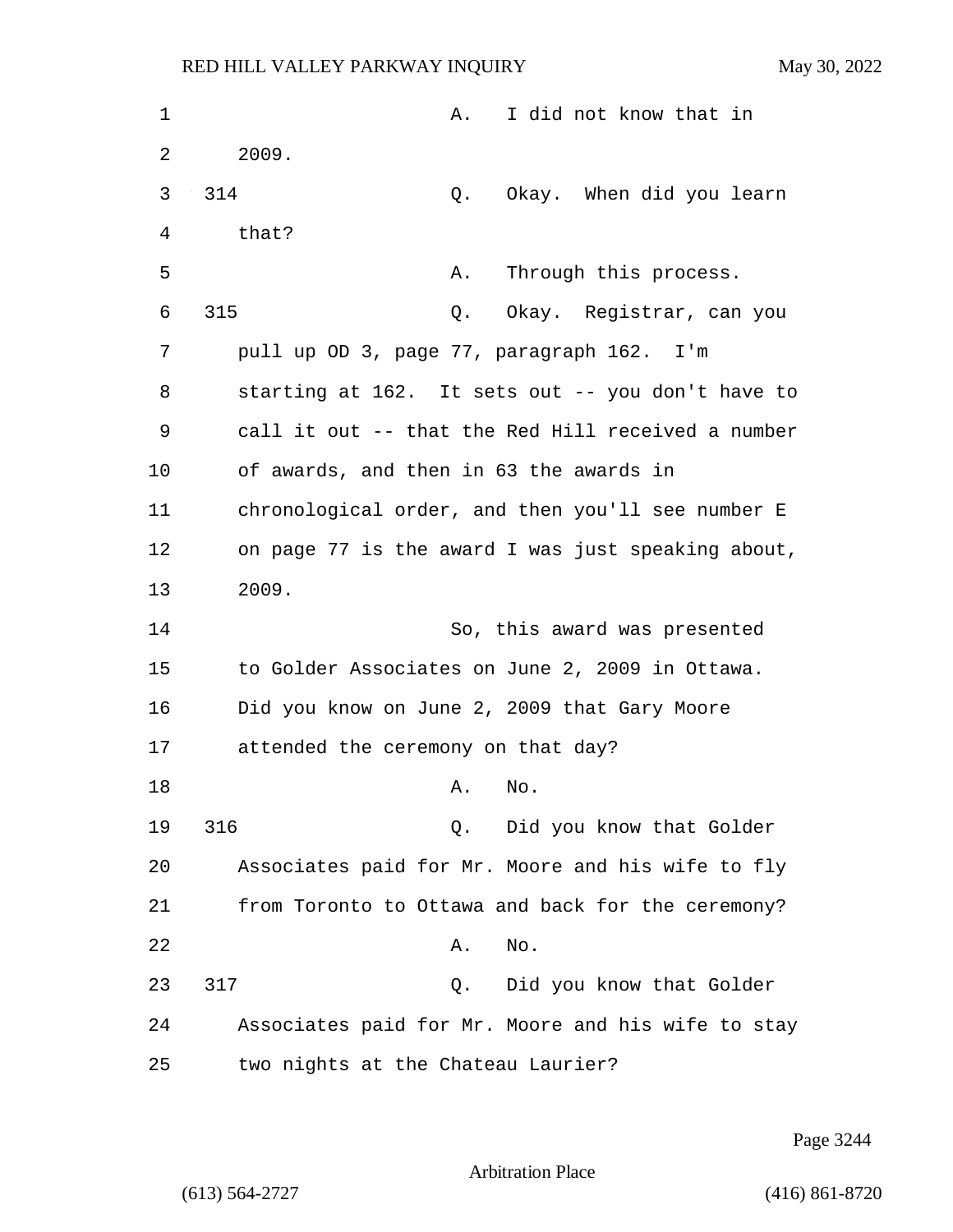A. I did not know that in 2009.

314 Q. Okay. When did you learn that?

A. Through this process.

315 Q. Okay. Registrar, can you pull up OD 3, page 77, paragraph 162. I'm starting at 162. It sets out -- you don't have to call it out -- that the Red Hill received a number of awards, and then in 63 the awards in chronological order, and then you'll see number E on page 77 is the award I was just speaking about, 2009.

So, this award was presented to Golder Associates on June 2, 2009 in Ottawa. Did you know on June 2, 2009 that Gary Moore attended the ceremony on that day?

A. No.

316 Q. Did you know that Golder Associates paid for Mr. Moore and his wife to fly from Toronto to Ottawa and back for the ceremony?

A. No.

317 Q. Did you know that Golder Associates paid for Mr. Moore and his wife to stay two nights at the Chateau Laurier?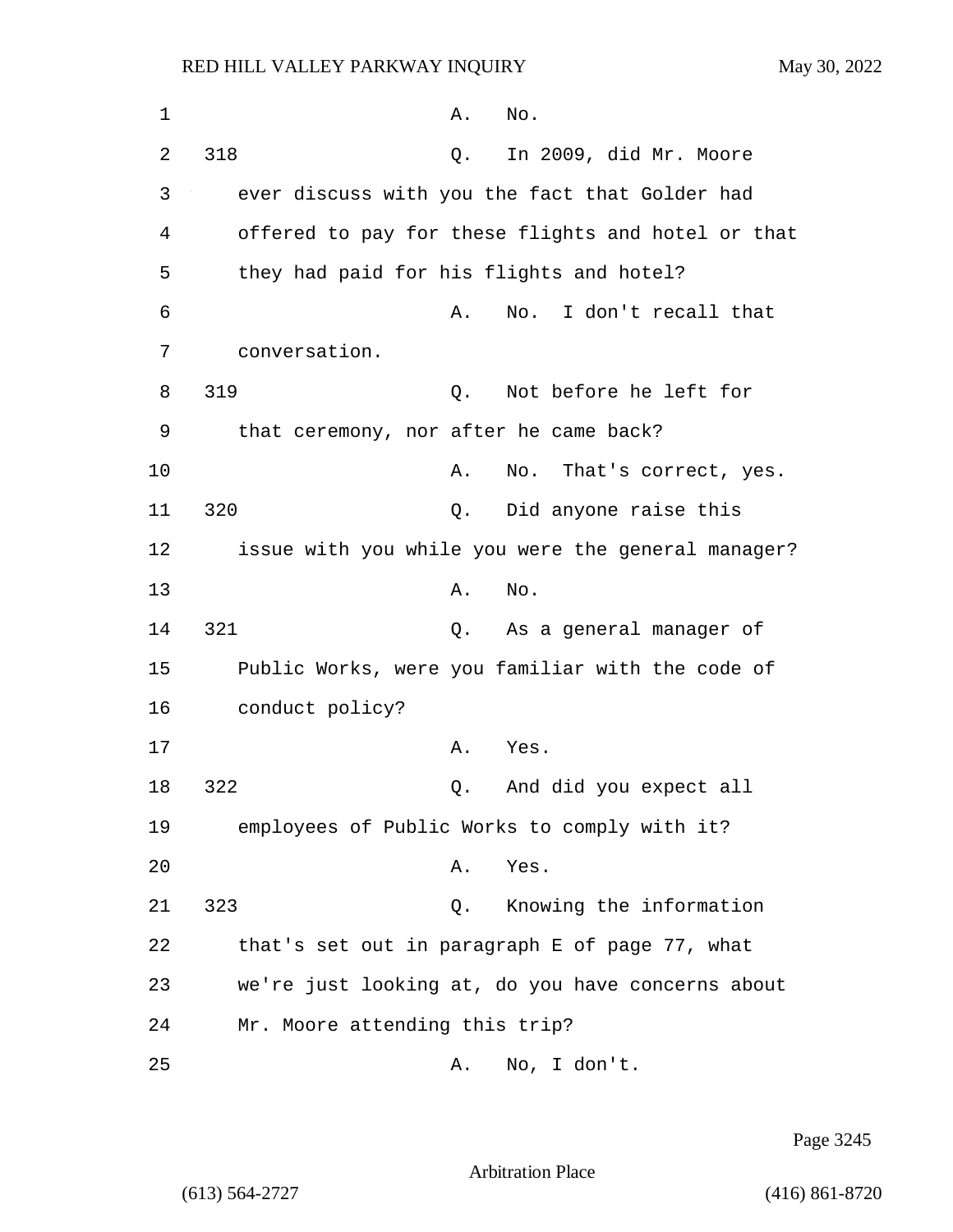A. No.

318 Q. In 2009, did Mr. Moore ever discuss with you the fact that Golder had offered to pay for these flights and hotel or that they had paid for his flights and hotel?

A. No. I don't recall that conversation.

319 Q. Not before he left for that ceremony, nor after he came back?

A. No. That's correct, yes.

320 Q. Did anyone raise this issue with you while you were the general manager?

A. No.

321 Q. As a general manager of Public Works, were you familiar with the code of conduct policy?

A. Yes.

322 Q. And did you expect all employees of Public Works to comply with it?

A. Yes.

323 Q. Knowing the information that's set out in paragraph E of page 77, what we're just looking at, do you have concerns about Mr. Moore attending this trip?

A. No, I don't.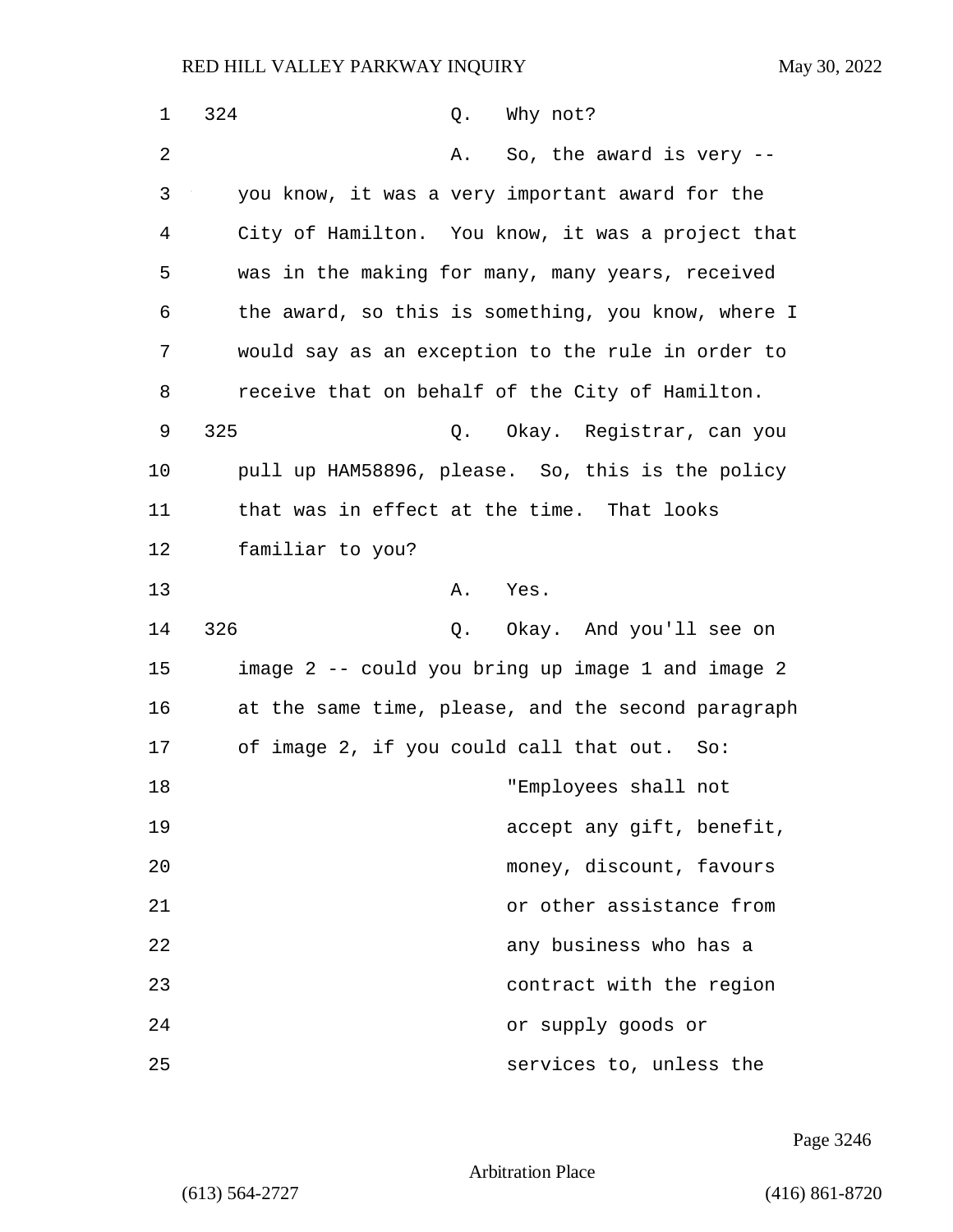324 Q. Why not?

A. So, the award is very -- you know, it was a very important award for the City of Hamilton. You know, it was a project that was in the making for many, many years, received the award, so this is something, you know, where I would say as an exception to the rule in order to receive that on behalf of the City of Hamilton.

325 Q. Okay. Registrar, can you pull up HAM58896, please. So, this is the policy that was in effect at the time. That looks familiar to you?

A. Yes.

326 Q. Okay. And you'll see on image 2 -- could you bring up image 1 and image 2 at the same time, please, and the second paragraph of image 2, if you could call that out. So:

> "Employees shall not accept any gift, benefit, money, discount, favours or other assistance from any business who has a contract with the region or supply goods or services to, unless the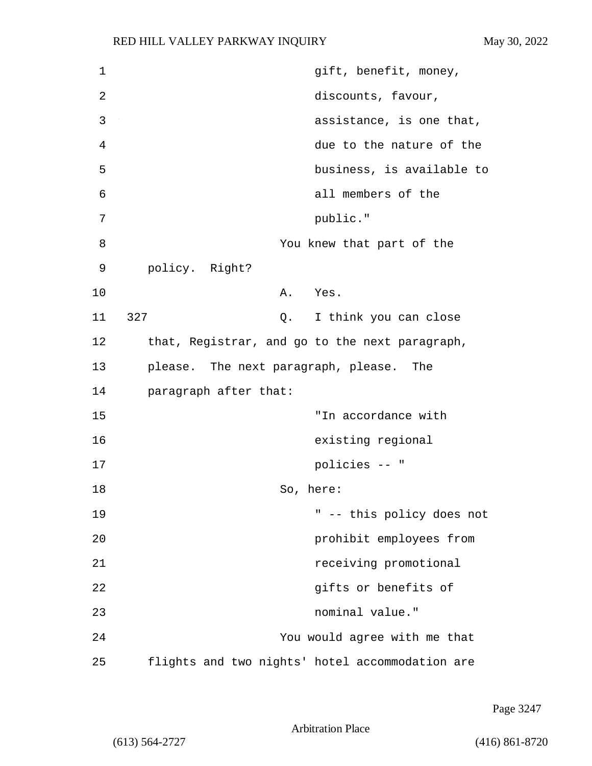gift, benefit, money, discounts, favour, assistance, is one that, due to the nature of the business, is available to all members of the public."

You knew that part of the policy. Right?

A. Yes.

327 Q. I think you can close that, Registrar, and go to the next paragraph, please. The next paragraph, please. The paragraph after that:

"In accordance with existing regional policies -- "

So, here:

" -- this policy does not prohibit employees from receiving promotional gifts or benefits of nominal value."

You would agree with me that flights and two nights' hotel accommodation are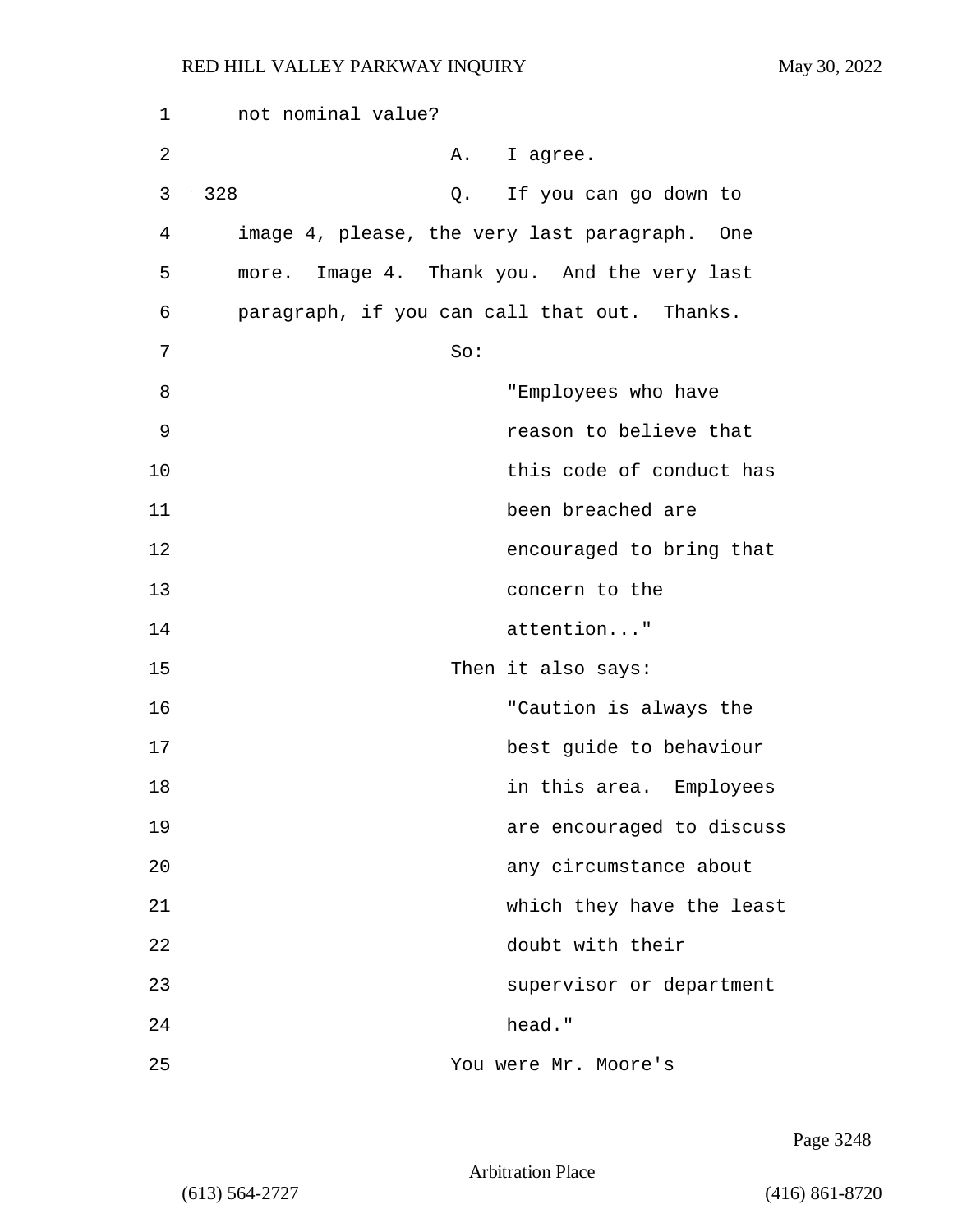not nominal value?

A. I agree.

328 Q. If you can go down to image 4, please, the very last paragraph. One more. Image 4. Thank you. And the very last paragraph, if you can call that out. Thanks.

So:

> "Employees who have reason to believe that this code of conduct has been breached are encouraged to bring that concern to the attention..."

Then it also says:

> "Caution is always the best guide to behaviour in this area. Employees are encouraged to discuss any circumstance about which they have the least doubt with their supervisor or department head."

You were Mr. Moore's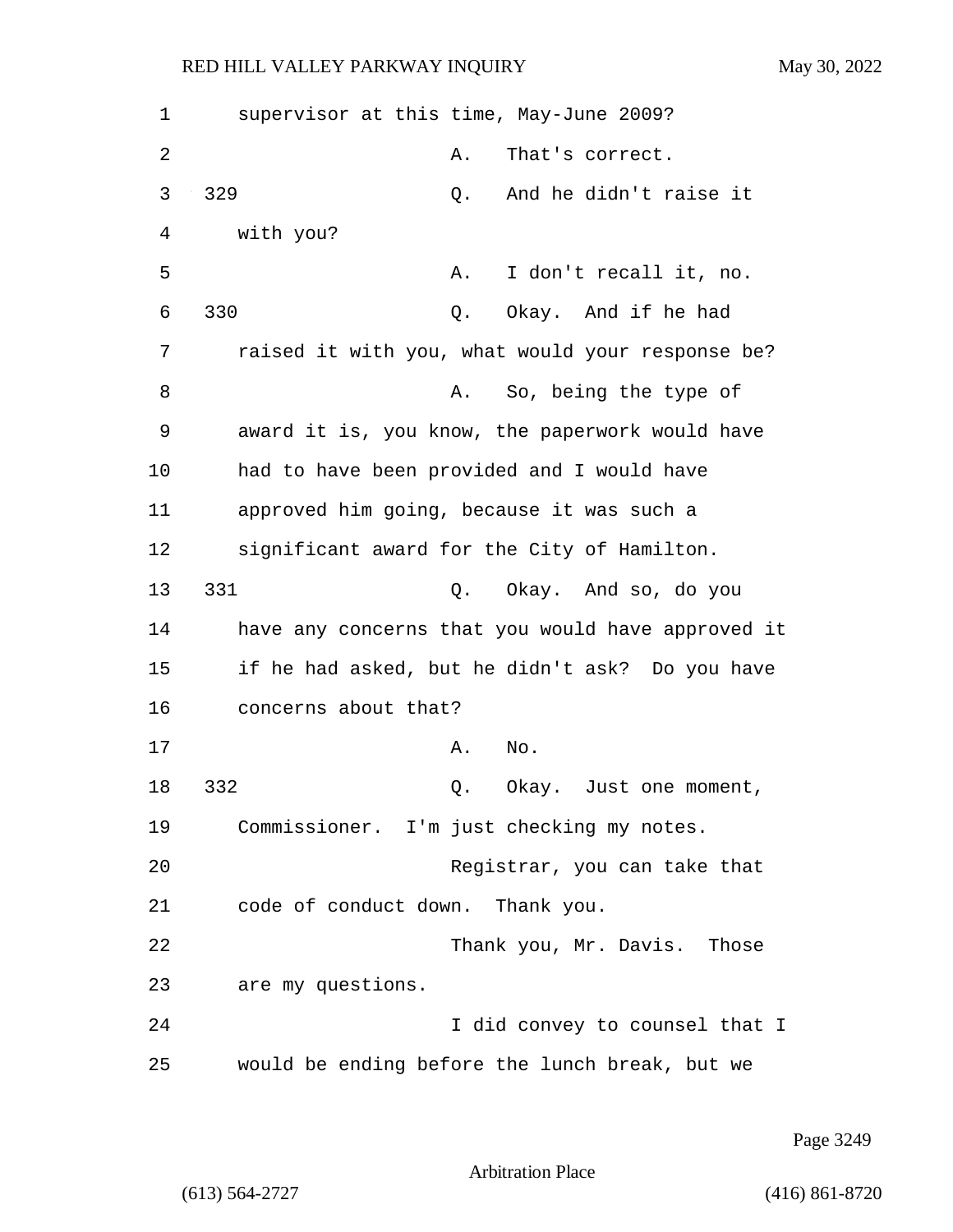1 supervisor at this time, May-June 2009?

2 A. That's correct.

3 329 Q. And he didn't raise it

4 with you?

5 A. I don't recall it, no.

6 330 Q. Okay. And if he had

7 raised it with you, what would your response be?

8 A. So, being the type of

9 award it is, you know, the paperwork would have

10 had to have been provided and I would have

11 approved him going, because it was such a

12 significant award for the City of Hamilton.

13 331 Q. Okay. And so, do you

14 have any concerns that you would have approved it

15 if he had asked, but he didn't ask? Do you have

16 concerns about that?

17 A. No.

18 332 Q. Okay. Just one moment,

19 Commissioner. I'm just checking my notes.

20 Registrar, you can take that

21 code of conduct down. Thank you.

22 Thank you, Mr. Davis. Those

23 are my questions.

24 I did convey to counsel that I

25 would be ending before the lunch break, but we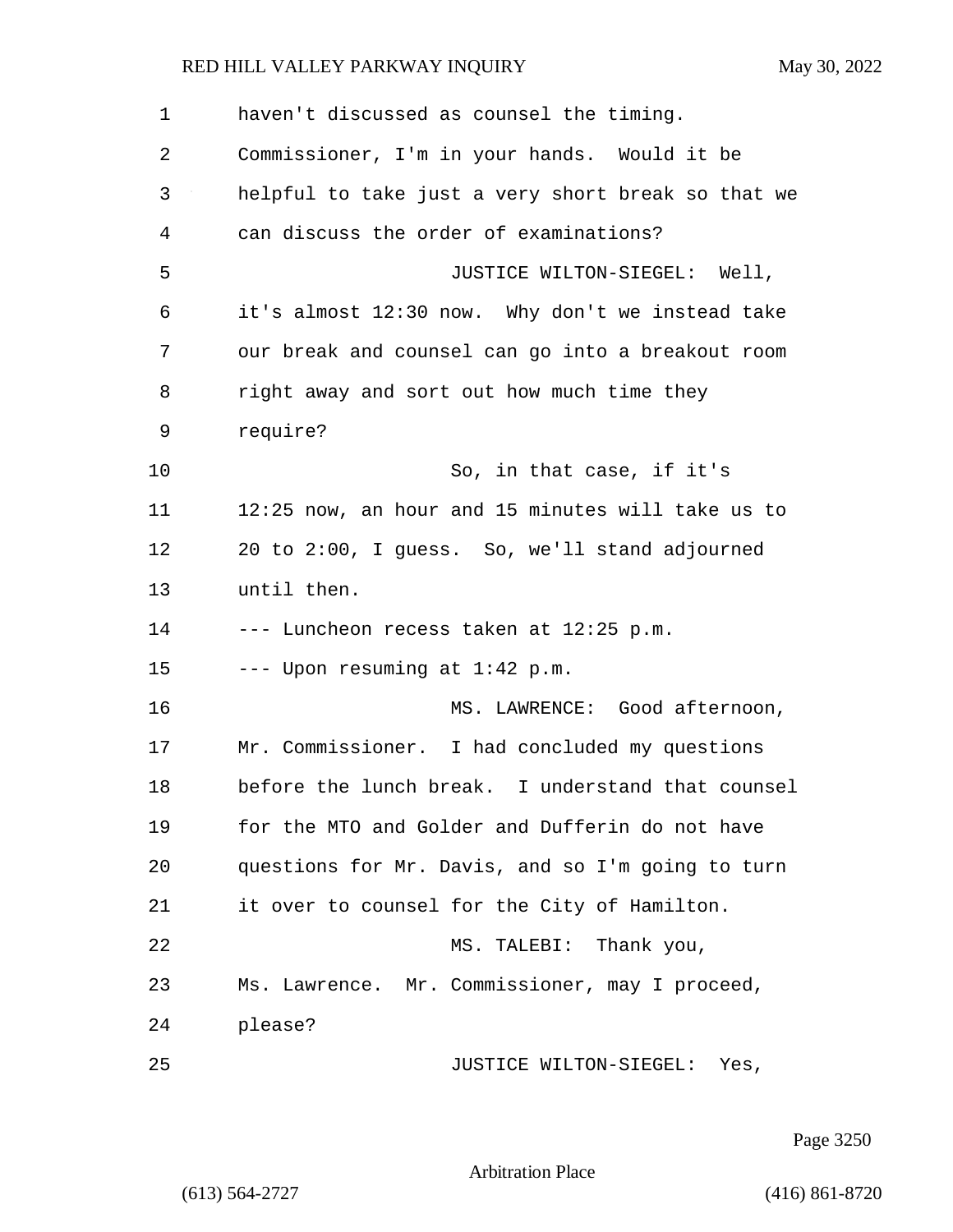haven't discussed as counsel the timing. Commissioner, I'm in your hands. Would it be helpful to take just a very short break so that we can discuss the order of examinations?

JUSTICE WILTON-SIEGEL: Well, it's almost 12:30 now. Why don't we instead take our break and counsel can go into a breakout room right away and sort out how much time they require?

So, in that case, if it's 12:25 now, an hour and 15 minutes will take us to 20 to 2:00, I guess. So, we'll stand adjourned until then.

--- Luncheon recess taken at 12:25 p.m.

--- Upon resuming at 1:42 p.m.

MS. LAWRENCE: Good afternoon, Mr. Commissioner. I had concluded my questions before the lunch break. I understand that counsel for the MTO and Golder and Dufferin do not have questions for Mr. Davis, and so I'm going to turn it over to counsel for the City of Hamilton.

MS. TALEBI: Thank you, Ms. Lawrence. Mr. Commissioner, may I proceed, please?

JUSTICE WILTON-SIEGEL: Yes,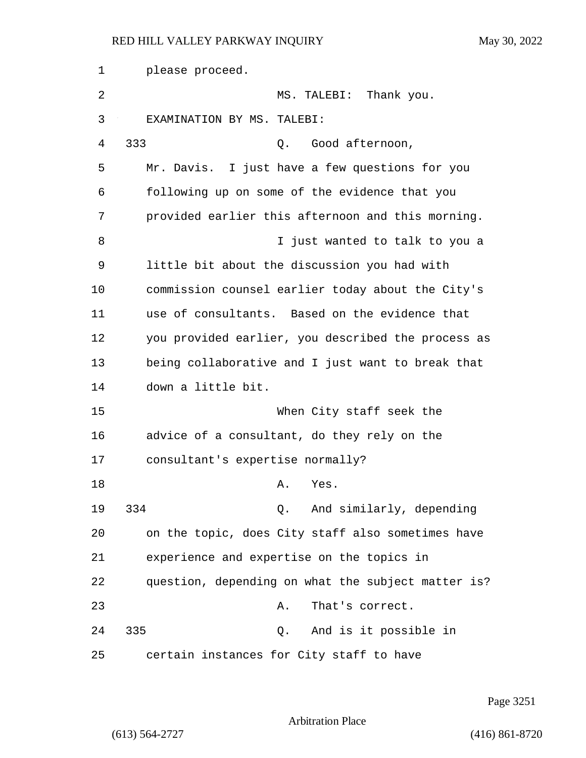please proceed.

MS. TALEBI: Thank you.

EXAMINATION BY MS. TALEBI:

333 Q. Good afternoon, Mr. Davis. I just have a few questions for you following up on some of the evidence that you provided earlier this afternoon and this morning.

I just wanted to talk to you a little bit about the discussion you had with commission counsel earlier today about the City's use of consultants. Based on the evidence that you provided earlier, you described the process as being collaborative and I just want to break that down a little bit.

When City staff seek the advice of a consultant, do they rely on the consultant's expertise normally?

A. Yes.

334 Q. And similarly, depending on the topic, does City staff also sometimes have experience and expertise on the topics in question, depending on what the subject matter is?

A. That's correct.

335 Q. And is it possible in certain instances for City staff to have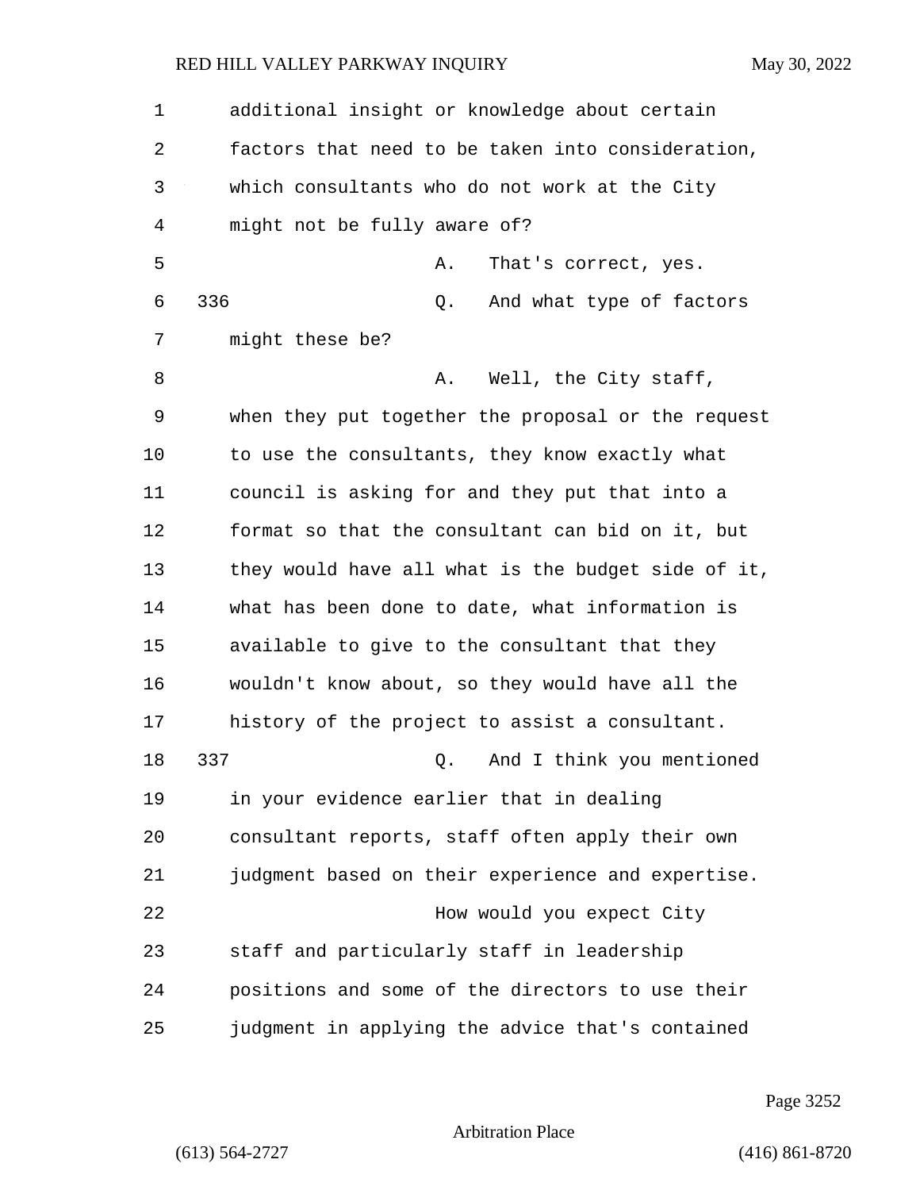additional insight or knowledge about certain factors that need to be taken into consideration, which consultants who do not work at the City might not be fully aware of?

A. That's correct, yes.

336 Q. And what type of factors might these be?

A. Well, the City staff, when they put together the proposal or the request to use the consultants, they know exactly what council is asking for and they put that into a format so that the consultant can bid on it, but they would have all what is the budget side of it, what has been done to date, what information is available to give to the consultant that they wouldn't know about, so they would have all the history of the project to assist a consultant.

337 Q. And I think you mentioned in your evidence earlier that in dealing consultant reports, staff often apply their own judgment based on their experience and expertise.

How would you expect City staff and particularly staff in leadership positions and some of the directors to use their judgment in applying the advice that's contained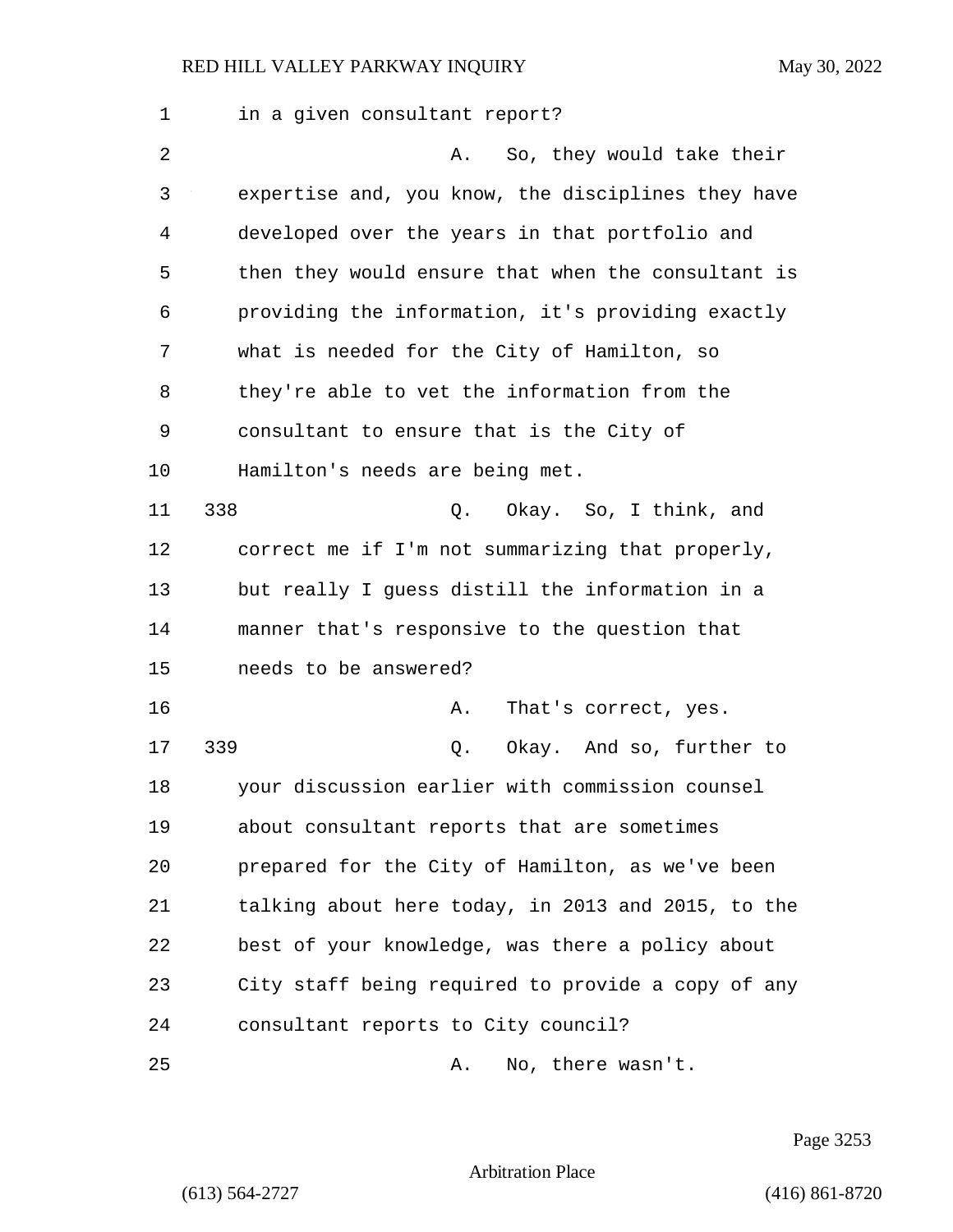in a given consultant report?

A. So, they would take their expertise and, you know, the disciplines they have developed over the years in that portfolio and then they would ensure that when the consultant is providing the information, it's providing exactly what is needed for the City of Hamilton, so they're able to vet the information from the consultant to ensure that is the City of Hamilton's needs are being met.

338 Q. Okay. So, I think, and correct me if I'm not summarizing that properly, but really I guess distill the information in a manner that's responsive to the question that needs to be answered?

A. That's correct, yes.

339 Q. Okay. And so, further to your discussion earlier with commission counsel about consultant reports that are sometimes prepared for the City of Hamilton, as we've been talking about here today, in 2013 and 2015, to the best of your knowledge, was there a policy about City staff being required to provide a copy of any consultant reports to City council?

A. No, there wasn't.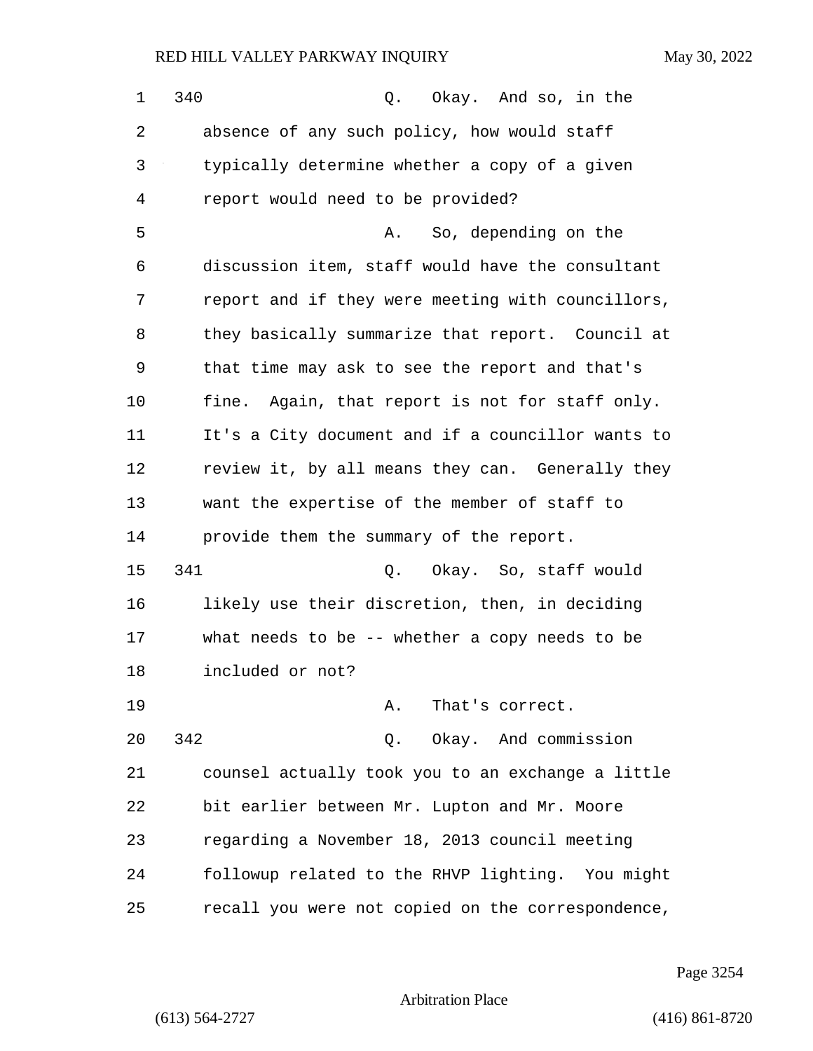340 Q. Okay. And so, in the absence of any such policy, how would staff typically determine whether a copy of a given report would need to be provided?

A. So, depending on the discussion item, staff would have the consultant report and if they were meeting with councillors, they basically summarize that report. Council at that time may ask to see the report and that's fine. Again, that report is not for staff only. It's a City document and if a councillor wants to review it, by all means they can. Generally they want the expertise of the member of staff to provide them the summary of the report.

341 Q. Okay. So, staff would likely use their discretion, then, in deciding what needs to be -- whether a copy needs to be included or not?

A. That's correct.

342 Q. Okay. And commission counsel actually took you to an exchange a little bit earlier between Mr. Lupton and Mr. Moore regarding a November 18, 2013 council meeting followup related to the RHVP lighting. You might recall you were not copied on the correspondence,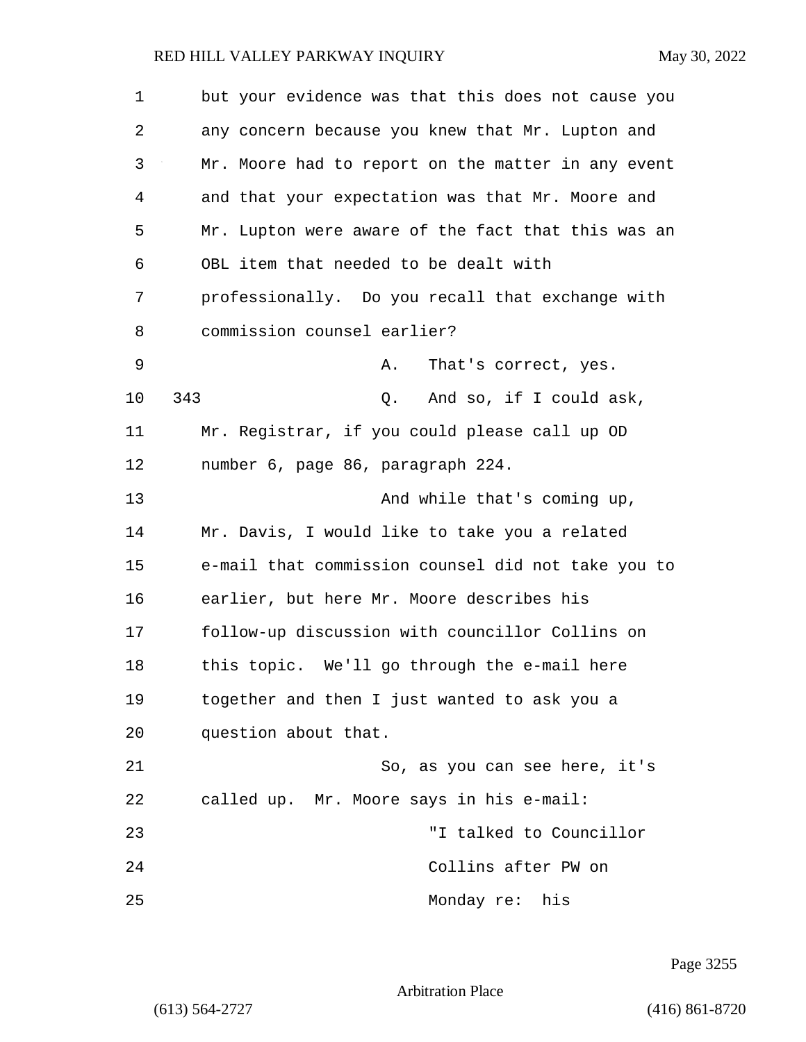1 but your evidence was that this does not cause you
2 any concern because you knew that Mr. Lupton and
3 Mr. Moore had to report on the matter in any event
4 and that your expectation was that Mr. Moore and
5 Mr. Lupton were aware of the fact that this was an
6 OBL item that needed to be dealt with
7 professionally. Do you recall that exchange with
8 commission counsel earlier?

9 A. That's correct, yes.

10 343 Q. And so, if I could ask,
11 Mr. Registrar, if you could please call up OD
12 number 6, page 86, paragraph 224.

13 And while that's coming up,
14 Mr. Davis, I would like to take you a related
15 e-mail that commission counsel did not take you to
16 earlier, but here Mr. Moore describes his
17 follow-up discussion with councillor Collins on
18 this topic. We'll go through the e-mail here
19 together and then I just wanted to ask you a
20 question about that.

21 So, as you can see here, it's
22 called up. Mr. Moore says in his e-mail:

23 "I talked to Councillor
24 Collins after PW on
25 Monday re: his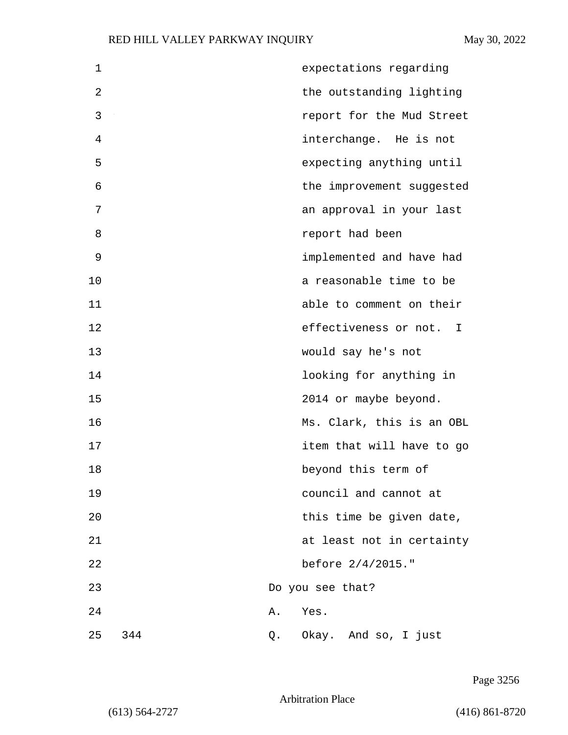1 expectations regarding
2 the outstanding lighting
3 report for the Mud Street
4 interchange. He is not
5 expecting anything until
6 the improvement suggested
7 an approval in your last
8 report had been
9 implemented and have had
10 a reasonable time to be
11 able to comment on their
12 effectiveness or not. I
13 would say he's not
14 looking for anything in
15 2014 or maybe beyond.
16 Ms. Clark, this is an OBL
17 item that will have to go
18 beyond this term of
19 council and cannot at
20 this time be given date,
21 at least not in certainty
22 before 2/4/2015."
23 Do you see that?
24 A. Yes.
25 344 Q. Okay. And so, I just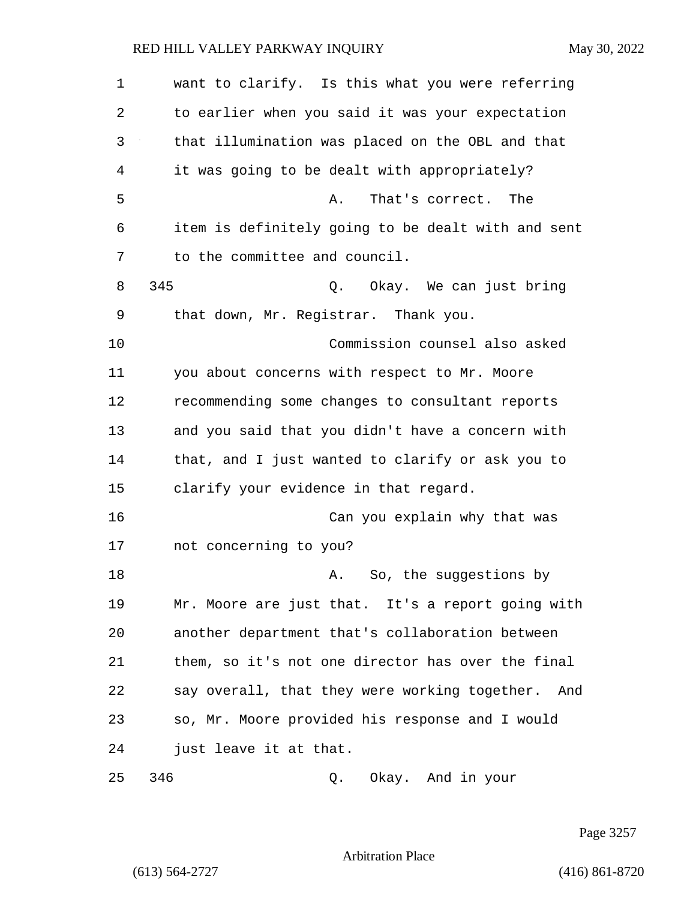want to clarify. Is this what you were referring to earlier when you said it was your expectation that illumination was placed on the OBL and that it was going to be dealt with appropriately?

A. That's correct. The item is definitely going to be dealt with and sent to the committee and council.

345 Q. Okay. We can just bring that down, Mr. Registrar. Thank you.

Commission counsel also asked you about concerns with respect to Mr. Moore recommending some changes to consultant reports and you said that you didn't have a concern with that, and I just wanted to clarify or ask you to clarify your evidence in that regard.

Can you explain why that was not concerning to you?

A. So, the suggestions by Mr. Moore are just that. It's a report going with another department that's collaboration between them, so it's not one director has over the final say overall, that they were working together. And so, Mr. Moore provided his response and I would just leave it at that.

346 Q. Okay. And in your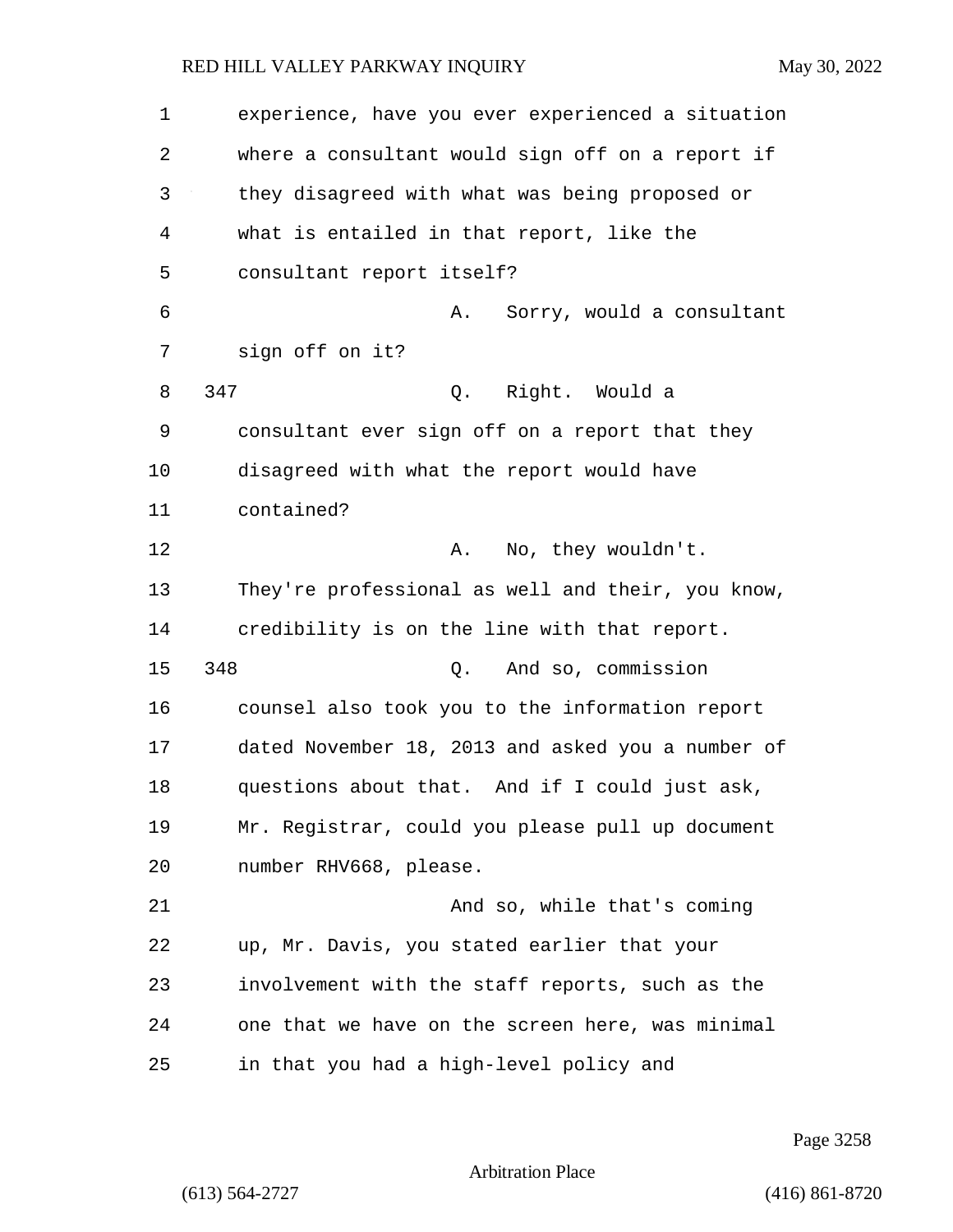experience, have you ever experienced a situation where a consultant would sign off on a report if they disagreed with what was being proposed or what is entailed in that report, like the consultant report itself?

A. Sorry, would a consultant sign off on it?

347 Q. Right. Would a consultant ever sign off on a report that they disagreed with what the report would have contained?

A. No, they wouldn't. They're professional as well and their, you know, credibility is on the line with that report.

348 Q. And so, commission counsel also took you to the information report dated November 18, 2013 and asked you a number of questions about that. And if I could just ask, Mr. Registrar, could you please pull up document number RHV668, please.

And so, while that's coming up, Mr. Davis, you stated earlier that your involvement with the staff reports, such as the one that we have on the screen here, was minimal in that you had a high-level policy and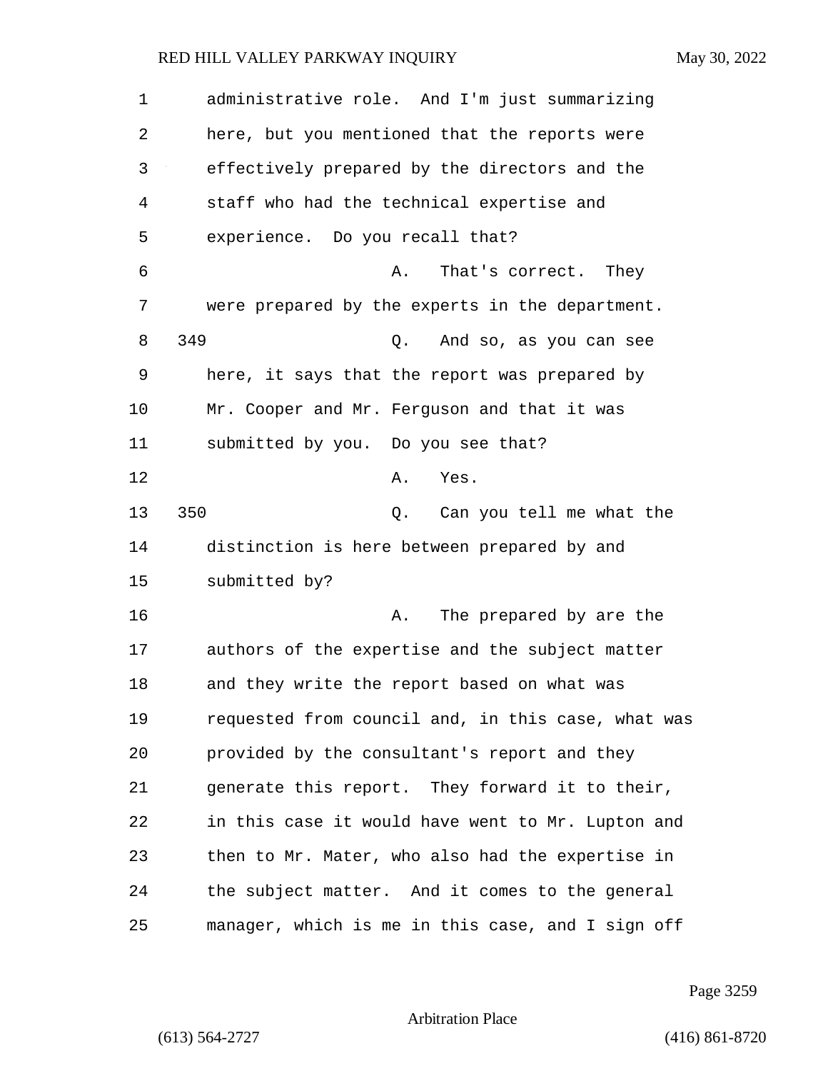administrative role. And I'm just summarizing here, but you mentioned that the reports were effectively prepared by the directors and the staff who had the technical expertise and experience. Do you recall that?

A. That's correct. They were prepared by the experts in the department.

349 Q. And so, as you can see here, it says that the report was prepared by Mr. Cooper and Mr. Ferguson and that it was submitted by you. Do you see that?

A. Yes.

350 Q. Can you tell me what the distinction is here between prepared by and submitted by?

A. The prepared by are the authors of the expertise and the subject matter and they write the report based on what was requested from council and, in this case, what was provided by the consultant's report and they generate this report. They forward it to their, in this case it would have went to Mr. Lupton and then to Mr. Mater, who also had the expertise in the subject matter. And it comes to the general manager, which is me in this case, and I sign off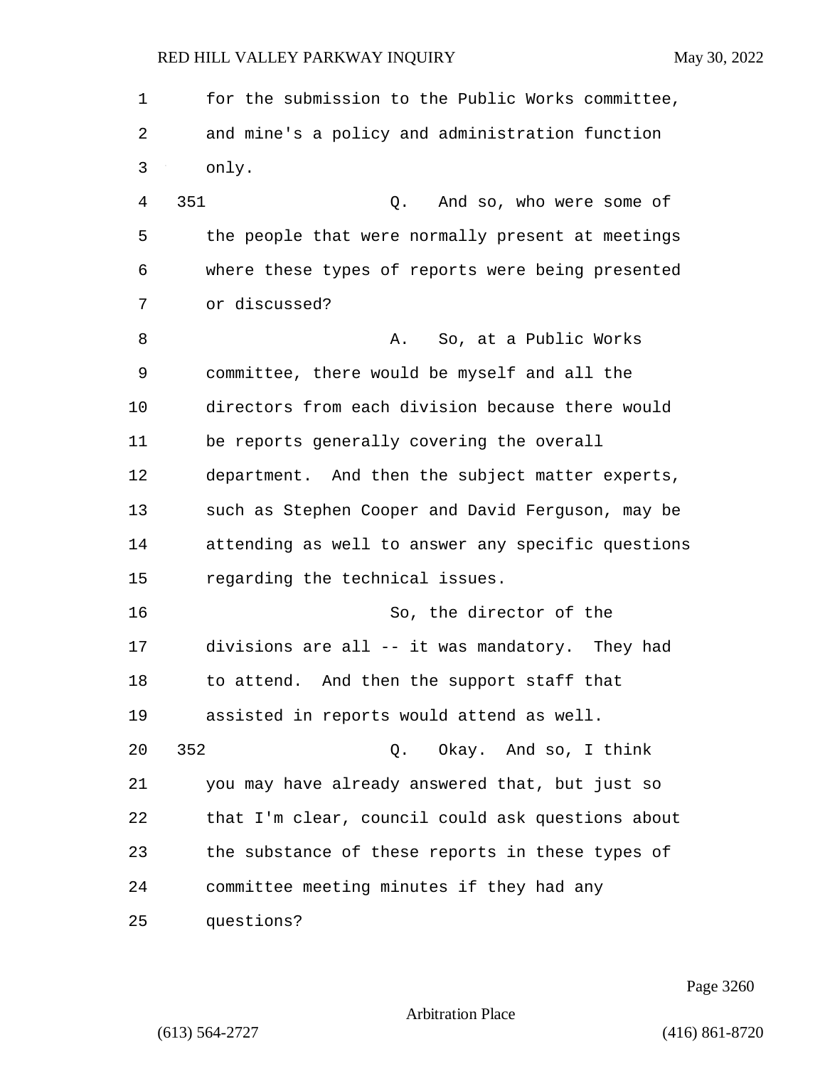for the submission to the Public Works committee, and mine's a policy and administration function only.

351 Q. And so, who were some of the people that were normally present at meetings where these types of reports were being presented or discussed?

A. So, at a Public Works committee, there would be myself and all the directors from each division because there would be reports generally covering the overall department. And then the subject matter experts, such as Stephen Cooper and David Ferguson, may be attending as well to answer any specific questions regarding the technical issues.

So, the director of the divisions are all -- it was mandatory. They had to attend. And then the support staff that assisted in reports would attend as well.

352 Q. Okay. And so, I think you may have already answered that, but just so that I'm clear, council could ask questions about the substance of these reports in these types of committee meeting minutes if they had any questions?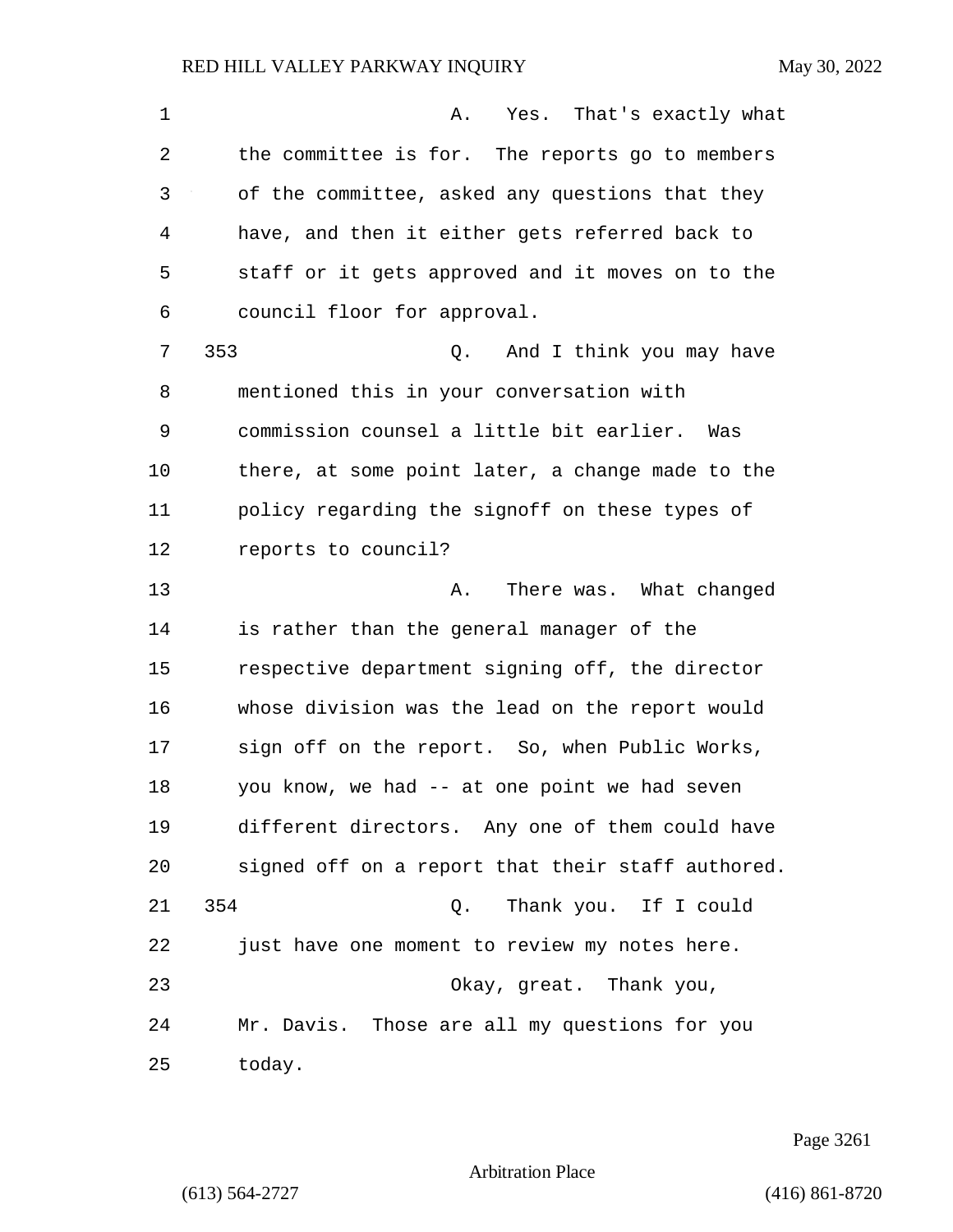A. Yes. That's exactly what the committee is for. The reports go to members of the committee, asked any questions that they have, and then it either gets referred back to staff or it gets approved and it moves on to the council floor for approval.

353 Q. And I think you may have mentioned this in your conversation with commission counsel a little bit earlier. Was there, at some point later, a change made to the policy regarding the signoff on these types of reports to council?

A. There was. What changed is rather than the general manager of the respective department signing off, the director whose division was the lead on the report would sign off on the report. So, when Public Works, you know, we had -- at one point we had seven different directors. Any one of them could have signed off on a report that their staff authored.

354 Q. Thank you. If I could just have one moment to review my notes here.

Okay, great. Thank you, Mr. Davis. Those are all my questions for you today.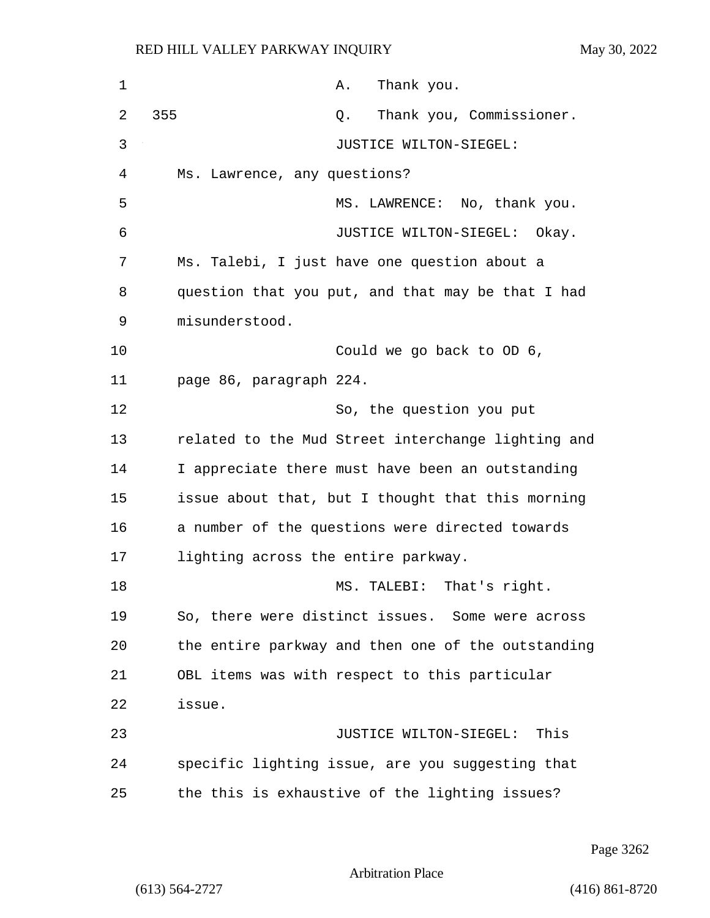A. Thank you.

355 Q. Thank you, Commissioner.

JUSTICE WILTON-SIEGEL: Ms. Lawrence, any questions?

MS. LAWRENCE: No, thank you.

JUSTICE WILTON-SIEGEL: Okay. Ms. Talebi, I just have one question about a question that you put, and that may be that I had misunderstood.

Could we go back to OD 6, page 86, paragraph 224.

So, the question you put related to the Mud Street interchange lighting and I appreciate there must have been an outstanding issue about that, but I thought that this morning a number of the questions were directed towards lighting across the entire parkway.

MS. TALEBI: That's right. So, there were distinct issues. Some were across the entire parkway and then one of the outstanding OBL items was with respect to this particular issue.

JUSTICE WILTON-SIEGEL: This specific lighting issue, are you suggesting that the this is exhaustive of the lighting issues?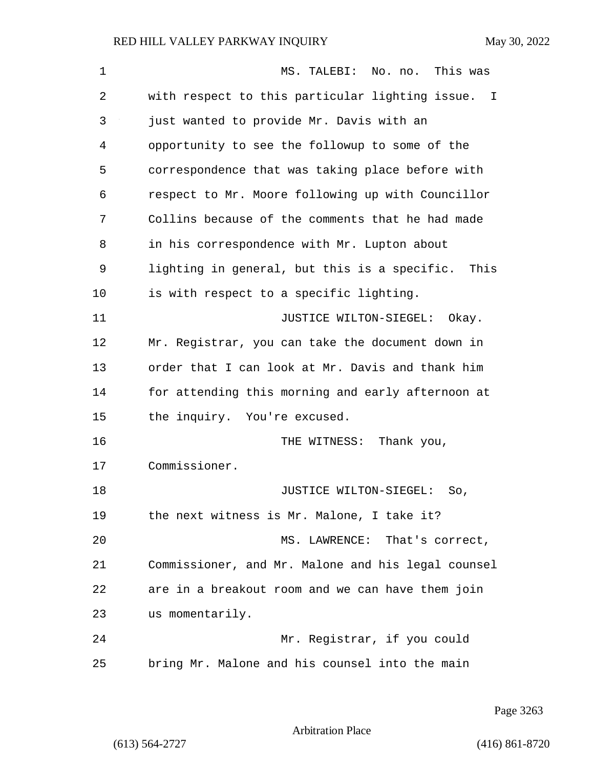MS. TALEBI: No. no. This was with respect to this particular lighting issue. I just wanted to provide Mr. Davis with an opportunity to see the followup to some of the correspondence that was taking place before with respect to Mr. Moore following up with Councillor Collins because of the comments that he had made in his correspondence with Mr. Lupton about lighting in general, but this is a specific. This is with respect to a specific lighting.

JUSTICE WILTON-SIEGEL: Okay. Mr. Registrar, you can take the document down in order that I can look at Mr. Davis and thank him for attending this morning and early afternoon at the inquiry. You're excused.

THE WITNESS: Thank you, Commissioner.

JUSTICE WILTON-SIEGEL: So, the next witness is Mr. Malone, I take it?

MS. LAWRENCE: That's correct, Commissioner, and Mr. Malone and his legal counsel are in a breakout room and we can have them join us momentarily.

Mr. Registrar, if you could bring Mr. Malone and his counsel into the main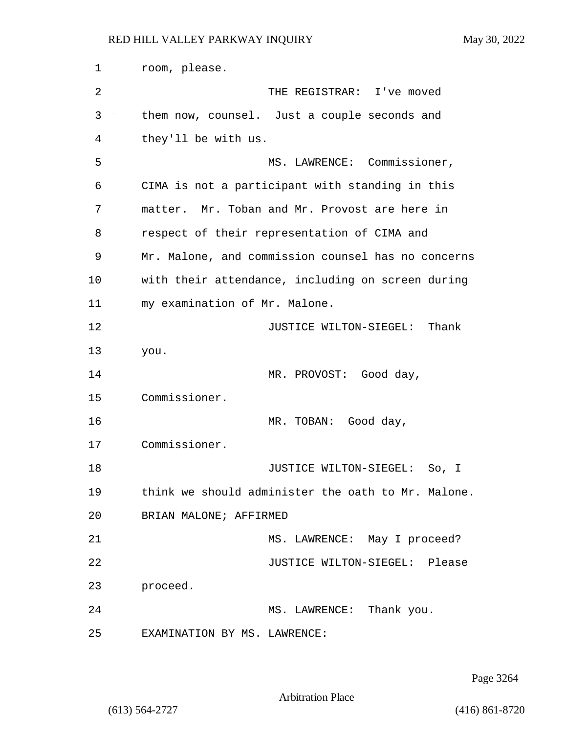room, please.

THE REGISTRAR: I've moved them now, counsel. Just a couple seconds and they'll be with us.

MS. LAWRENCE: Commissioner, CIMA is not a participant with standing in this matter. Mr. Toban and Mr. Provost are here in respect of their representation of CIMA and Mr. Malone, and commission counsel has no concerns with their attendance, including on screen during my examination of Mr. Malone.

JUSTICE WILTON-SIEGEL: Thank you.

MR. PROVOST: Good day, Commissioner.

MR. TOBAN: Good day, Commissioner.

JUSTICE WILTON-SIEGEL: So, I think we should administer the oath to Mr. Malone.

BRIAN MALONE; AFFIRMED

MS. LAWRENCE: May I proceed?

JUSTICE WILTON-SIEGEL: Please proceed.

MS. LAWRENCE: Thank you.

EXAMINATION BY MS. LAWRENCE: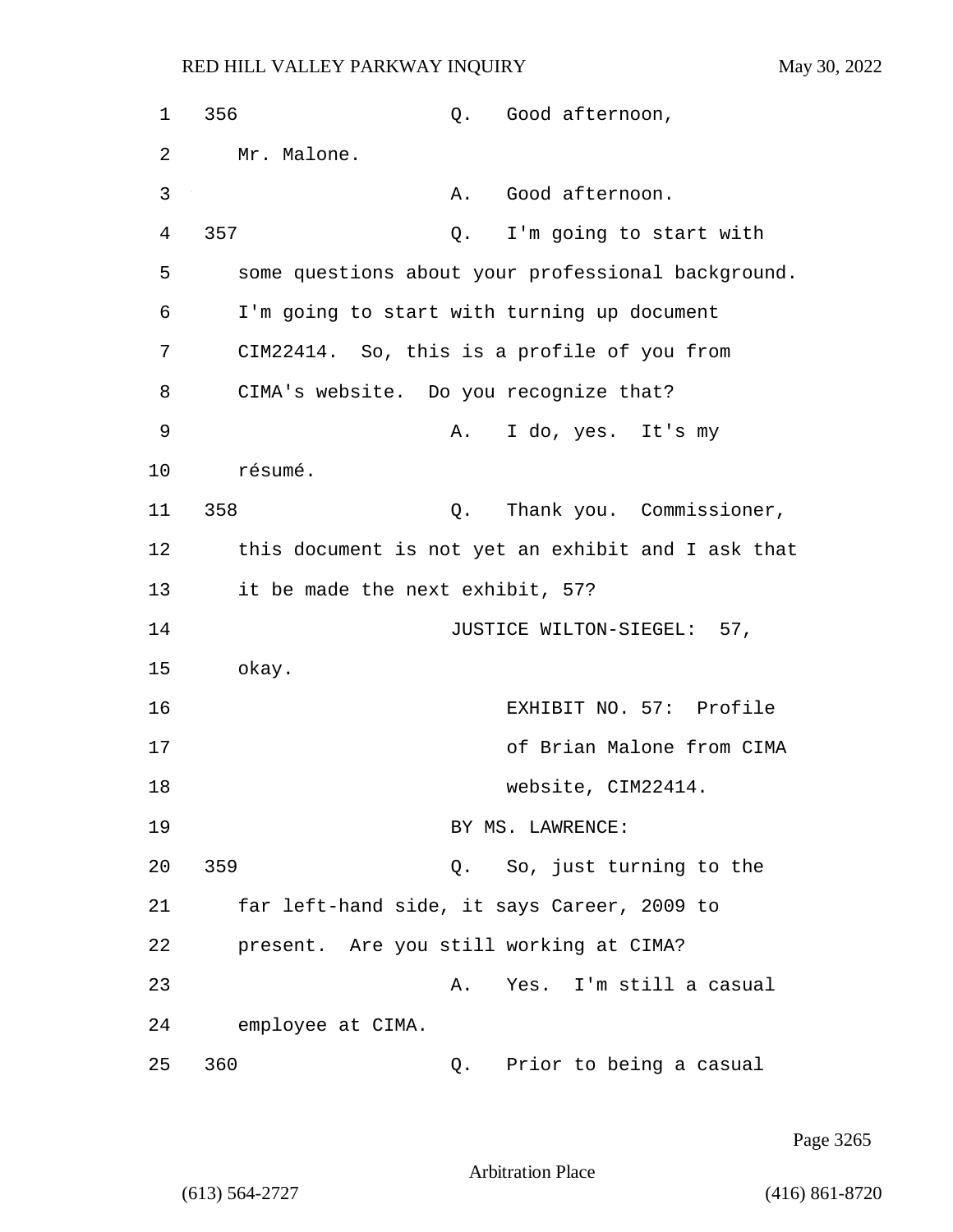356 Q. Good afternoon, Mr. Malone.

A. Good afternoon.

357 Q. I'm going to start with some questions about your professional background. I'm going to start with turning up document CIM22414. So, this is a profile of you from CIMA's website. Do you recognize that?

A. I do, yes. It's my résumé.

358 Q. Thank you. Commissioner, this document is not yet an exhibit and I ask that it be made the next exhibit, 57?

JUSTICE WILTON-SIEGEL: 57, okay.

EXHIBIT NO. 57: Profile of Brian Malone from CIMA website, CIM22414.

BY MS. LAWRENCE:

359 Q. So, just turning to the far left-hand side, it says Career, 2009 to present. Are you still working at CIMA?

A. Yes. I'm still a casual employee at CIMA.

360 Q. Prior to being a casual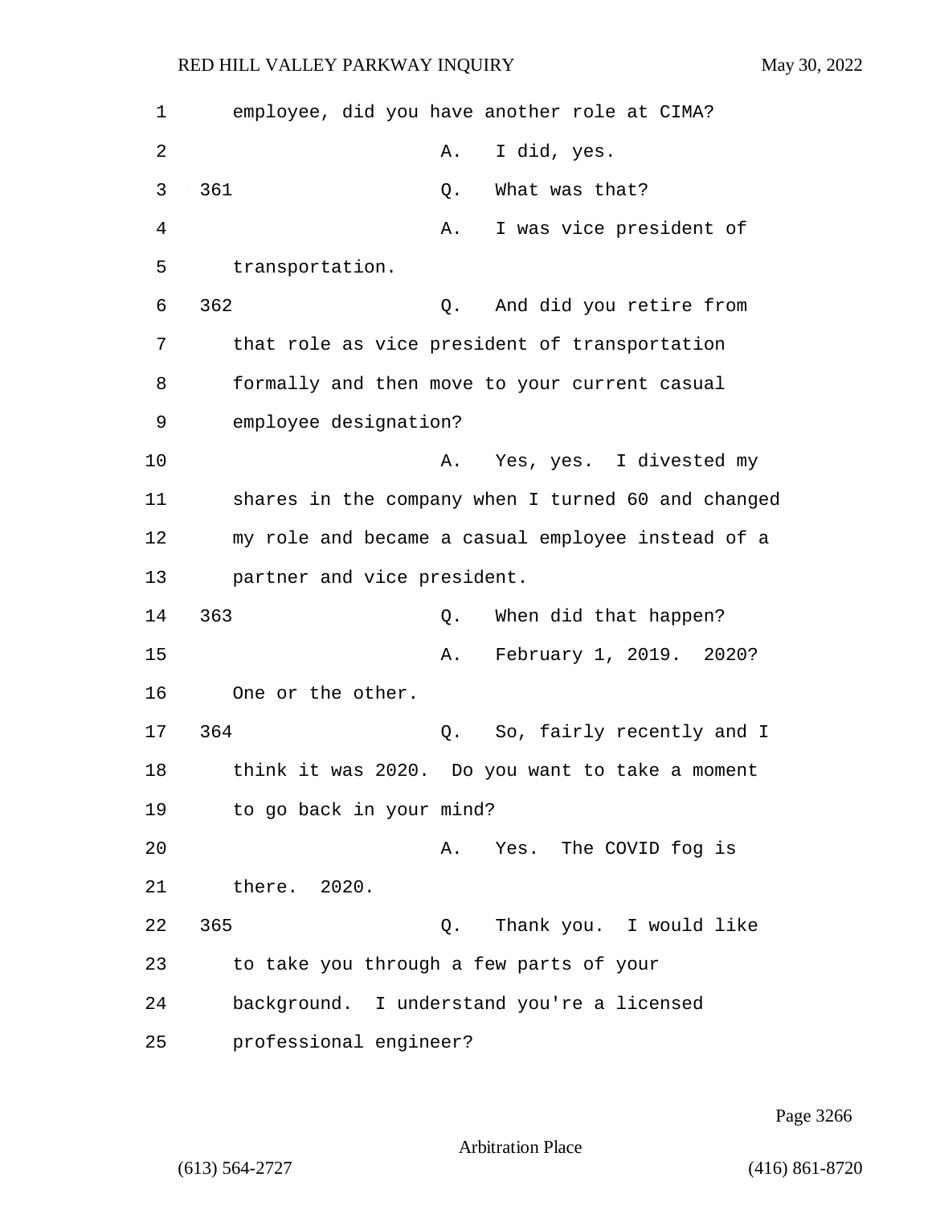employee, did you have another role at CIMA?

A. I did, yes.

361 Q. What was that?

A. I was vice president of transportation.

362 Q. And did you retire from that role as vice president of transportation formally and then move to your current casual employee designation?

A. Yes, yes. I divested my shares in the company when I turned 60 and changed my role and became a casual employee instead of a partner and vice president.

363 Q. When did that happen?

A. February 1, 2019. 2020? One or the other.

364 Q. So, fairly recently and I think it was 2020. Do you want to take a moment to go back in your mind?

A. Yes. The COVID fog is there. 2020.

365 Q. Thank you. I would like to take you through a few parts of your background. I understand you're a licensed professional engineer?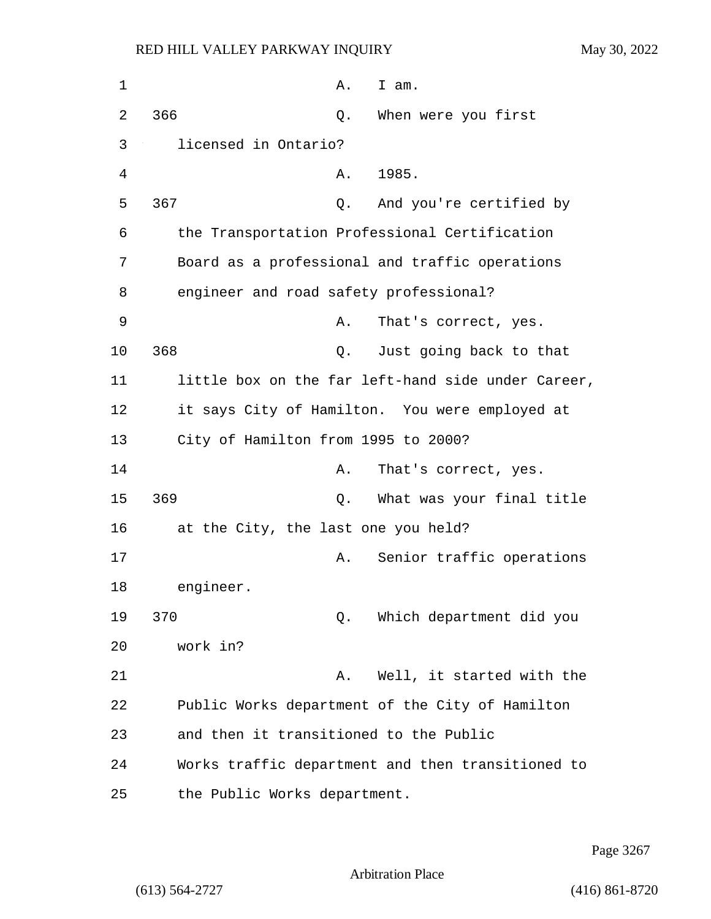A. I am.

366 Q. When were you first licensed in Ontario?

A. 1985.

367 Q. And you're certified by the Transportation Professional Certification Board as a professional and traffic operations engineer and road safety professional?

A. That's correct, yes.

368 Q. Just going back to that little box on the far left-hand side under Career, it says City of Hamilton. You were employed at City of Hamilton from 1995 to 2000?

A. That's correct, yes.

369 Q. What was your final title at the City, the last one you held?

A. Senior traffic operations engineer.

370 Q. Which department did you work in?

A. Well, it started with the Public Works department of the City of Hamilton and then it transitioned to the Public Works traffic department and then transitioned to the Public Works department.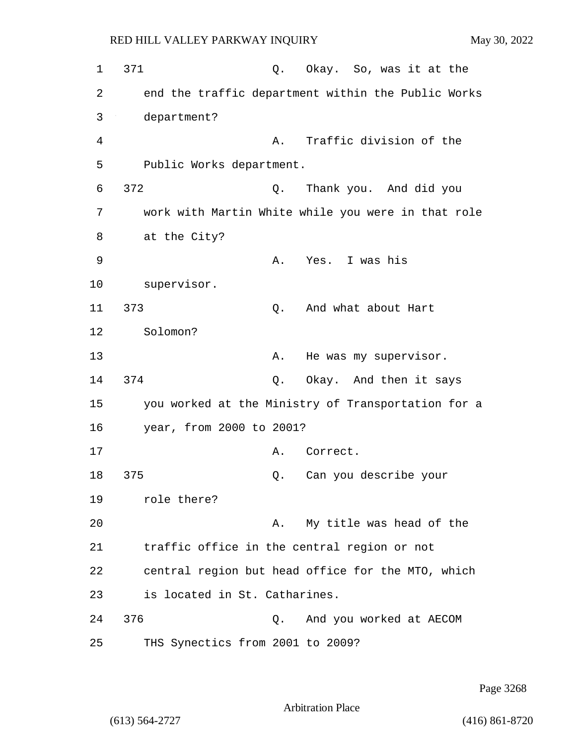371 Q. Okay. So, was it at the end the traffic department within the Public Works department?

A. Traffic division of the Public Works department.

372 Q. Thank you. And did you work with Martin White while you were in that role at the City?

A. Yes. I was his supervisor.

373 Q. And what about Hart Solomon?

A. He was my supervisor.

374 Q. Okay. And then it says you worked at the Ministry of Transportation for a year, from 2000 to 2001?

A. Correct.

375 Q. Can you describe your role there?

A. My title was head of the traffic office in the central region or not central region but head office for the MTO, which is located in St. Catharines.

376 Q. And you worked at AECOM THS Synectics from 2001 to 2009?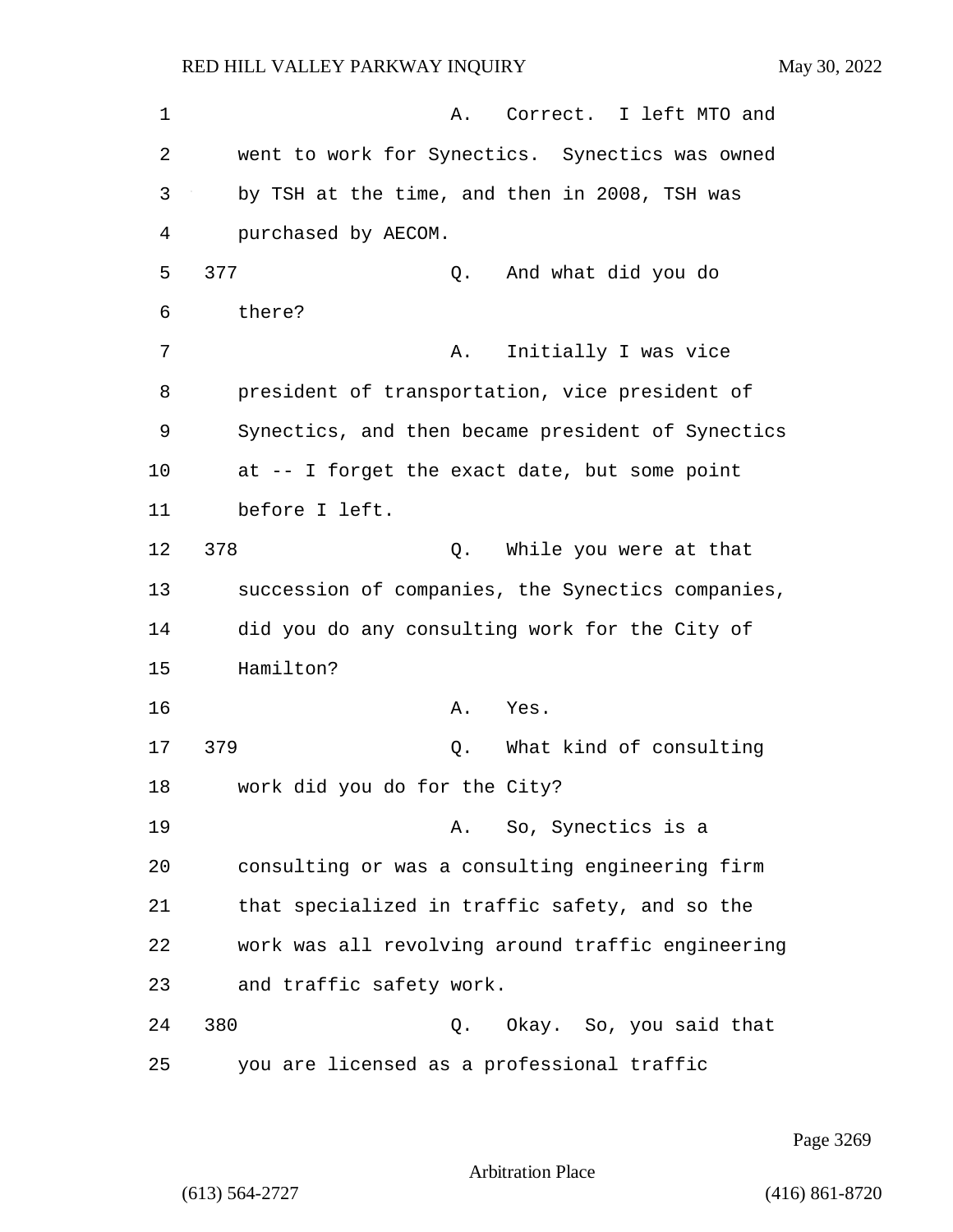A. Correct. I left MTO and went to work for Synectics. Synectics was owned by TSH at the time, and then in 2008, TSH was purchased by AECOM.

377 Q. And what did you do there?

A. Initially I was vice president of transportation, vice president of Synectics, and then became president of Synectics at -- I forget the exact date, but some point before I left.

378 Q. While you were at that succession of companies, the Synectics companies, did you do any consulting work for the City of Hamilton?

A. Yes.

379 Q. What kind of consulting work did you do for the City?

A. So, Synectics is a consulting or was a consulting engineering firm that specialized in traffic safety, and so the work was all revolving around traffic engineering and traffic safety work.

380 Q. Okay. So, you said that you are licensed as a professional traffic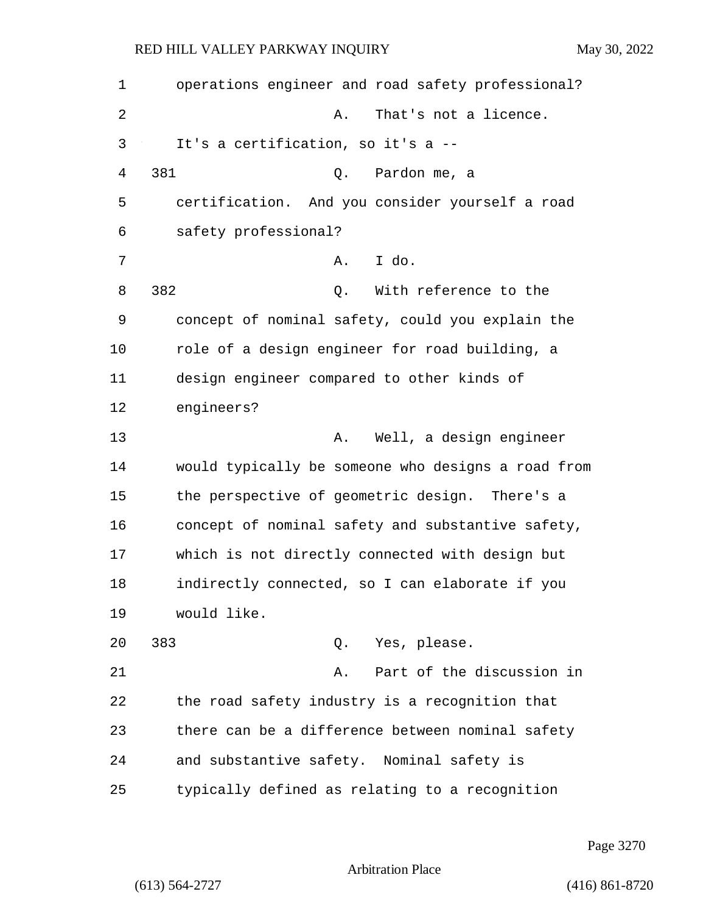operations engineer and road safety professional?

A. That's not a licence. It's a certification, so it's a --

381 Q. Pardon me, a certification. And you consider yourself a road safety professional?

A. I do.

382 Q. With reference to the concept of nominal safety, could you explain the role of a design engineer for road building, a design engineer compared to other kinds of engineers?

A. Well, a design engineer would typically be someone who designs a road from the perspective of geometric design. There's a concept of nominal safety and substantive safety, which is not directly connected with design but indirectly connected, so I can elaborate if you would like.

383 Q. Yes, please.

A. Part of the discussion in the road safety industry is a recognition that there can be a difference between nominal safety and substantive safety. Nominal safety is typically defined as relating to a recognition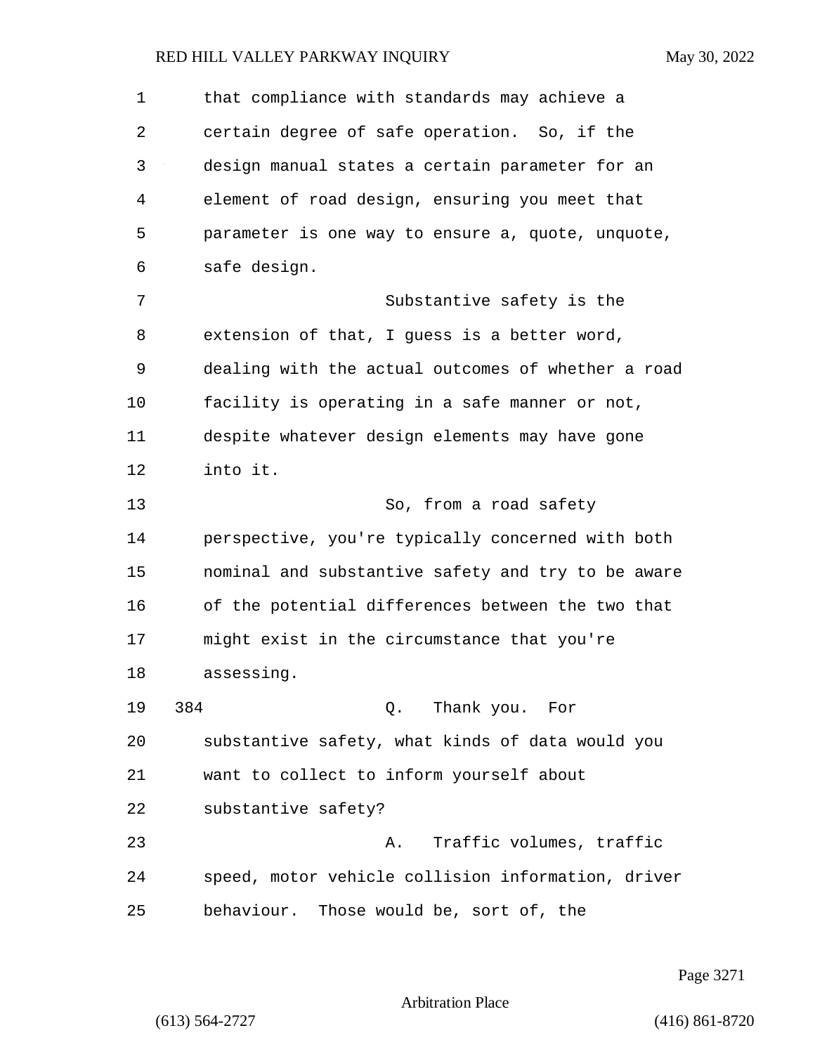that compliance with standards may achieve a certain degree of safe operation. So, if the design manual states a certain parameter for an element of road design, ensuring you meet that parameter is one way to ensure a, quote, unquote, safe design.

Substantive safety is the extension of that, I guess is a better word, dealing with the actual outcomes of whether a road facility is operating in a safe manner or not, despite whatever design elements may have gone into it.

So, from a road safety perspective, you're typically concerned with both nominal and substantive safety and try to be aware of the potential differences between the two that might exist in the circumstance that you're assessing.

384 Q. Thank you. For substantive safety, what kinds of data would you want to collect to inform yourself about substantive safety?

A. Traffic volumes, traffic speed, motor vehicle collision information, driver behaviour. Those would be, sort of, the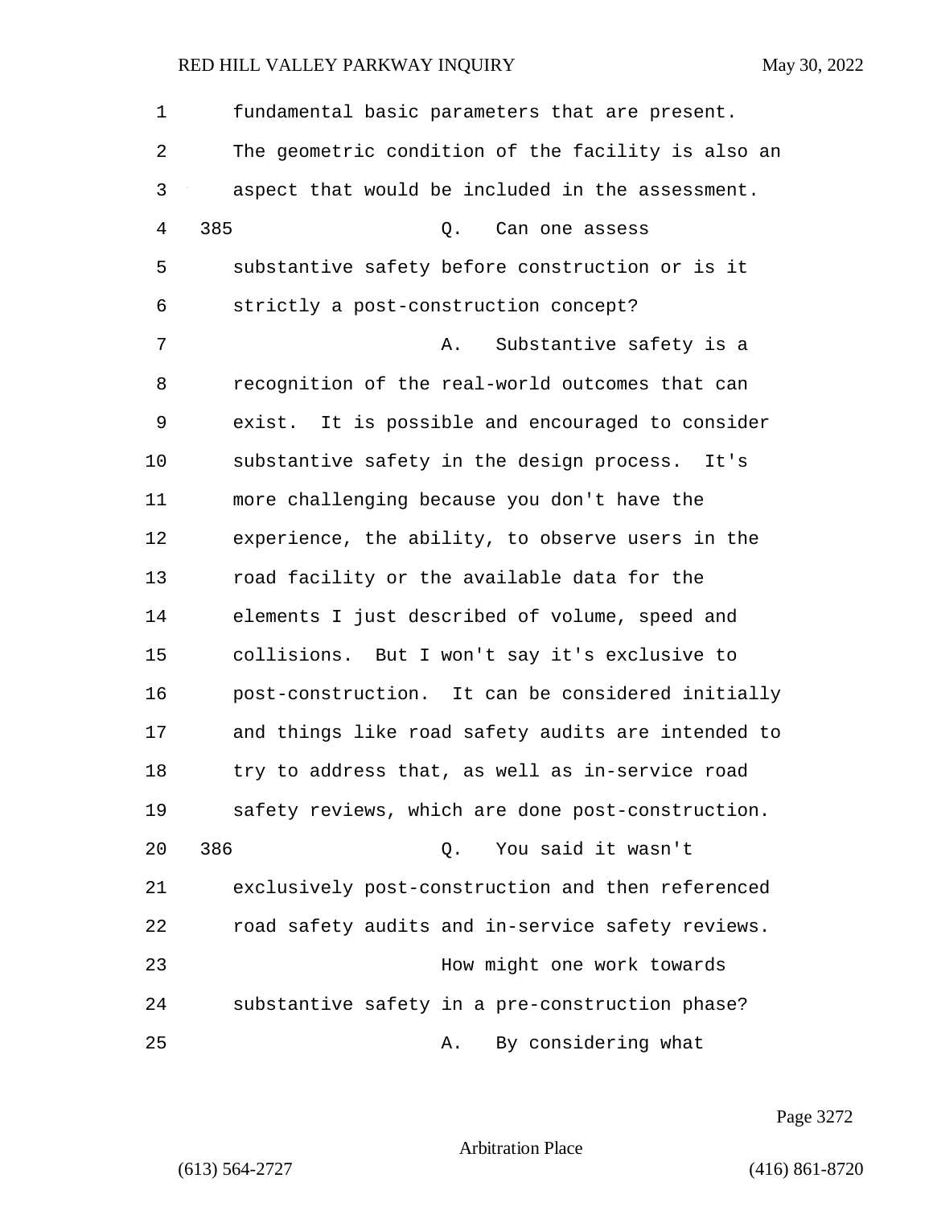fundamental basic parameters that are present. The geometric condition of the facility is also an aspect that would be included in the assessment.

385 Q. Can one assess substantive safety before construction or is it strictly a post-construction concept?

A. Substantive safety is a recognition of the real-world outcomes that can exist. It is possible and encouraged to consider substantive safety in the design process. It's more challenging because you don't have the experience, the ability, to observe users in the road facility or the available data for the elements I just described of volume, speed and collisions. But I won't say it's exclusive to post-construction. It can be considered initially and things like road safety audits are intended to try to address that, as well as in-service road safety reviews, which are done post-construction.

386 Q. You said it wasn't exclusively post-construction and then referenced road safety audits and in-service safety reviews.

How might one work towards substantive safety in a pre-construction phase?

A. By considering what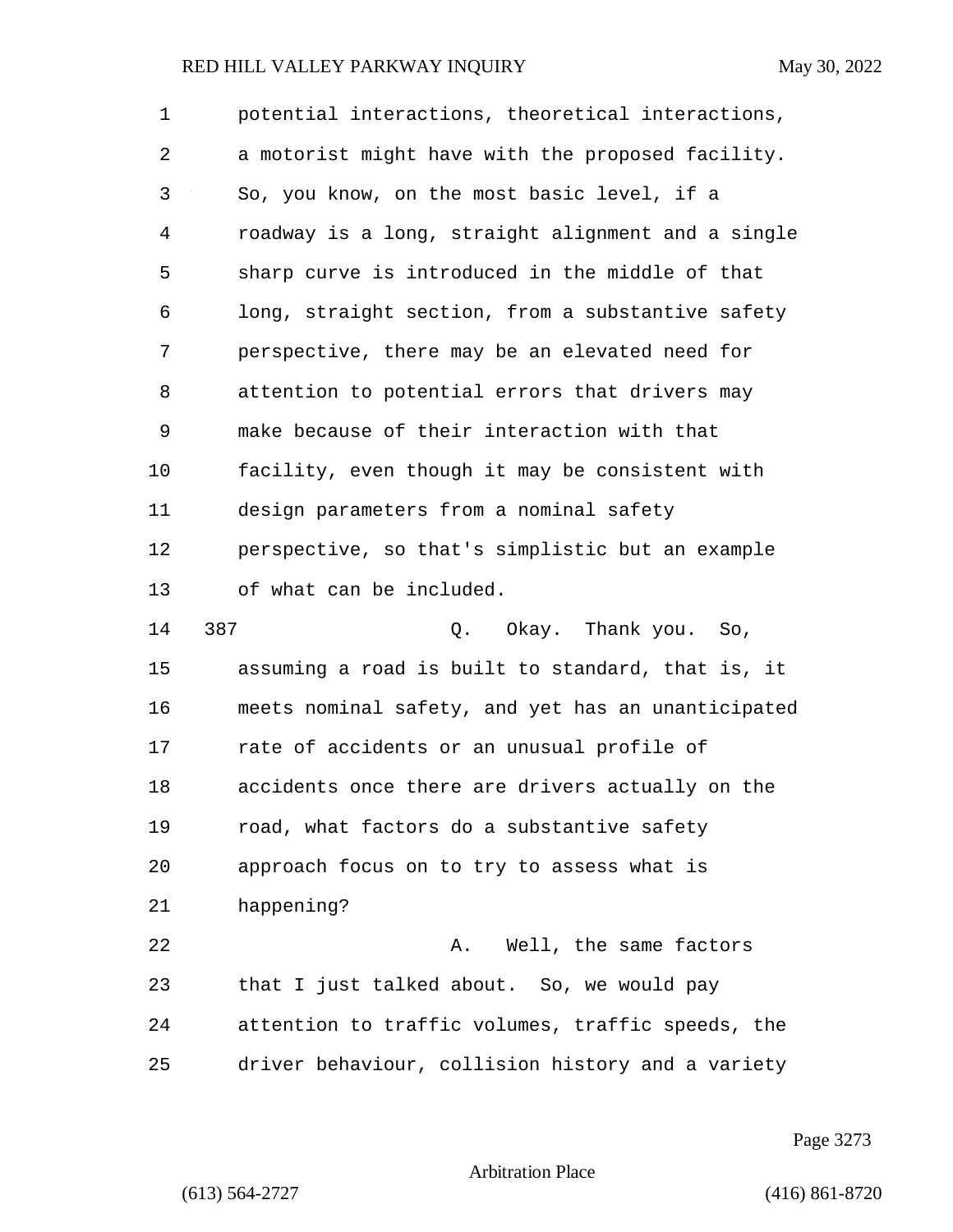potential interactions, theoretical interactions, a motorist might have with the proposed facility. So, you know, on the most basic level, if a roadway is a long, straight alignment and a single sharp curve is introduced in the middle of that long, straight section, from a substantive safety perspective, there may be an elevated need for attention to potential errors that drivers may make because of their interaction with that facility, even though it may be consistent with design parameters from a nominal safety perspective, so that's simplistic but an example of what can be included.

387 Q. Okay. Thank you. So, assuming a road is built to standard, that is, it meets nominal safety, and yet has an unanticipated rate of accidents or an unusual profile of accidents once there are drivers actually on the road, what factors do a substantive safety approach focus on to try to assess what is happening?

A. Well, the same factors that I just talked about. So, we would pay attention to traffic volumes, traffic speeds, the driver behaviour, collision history and a variety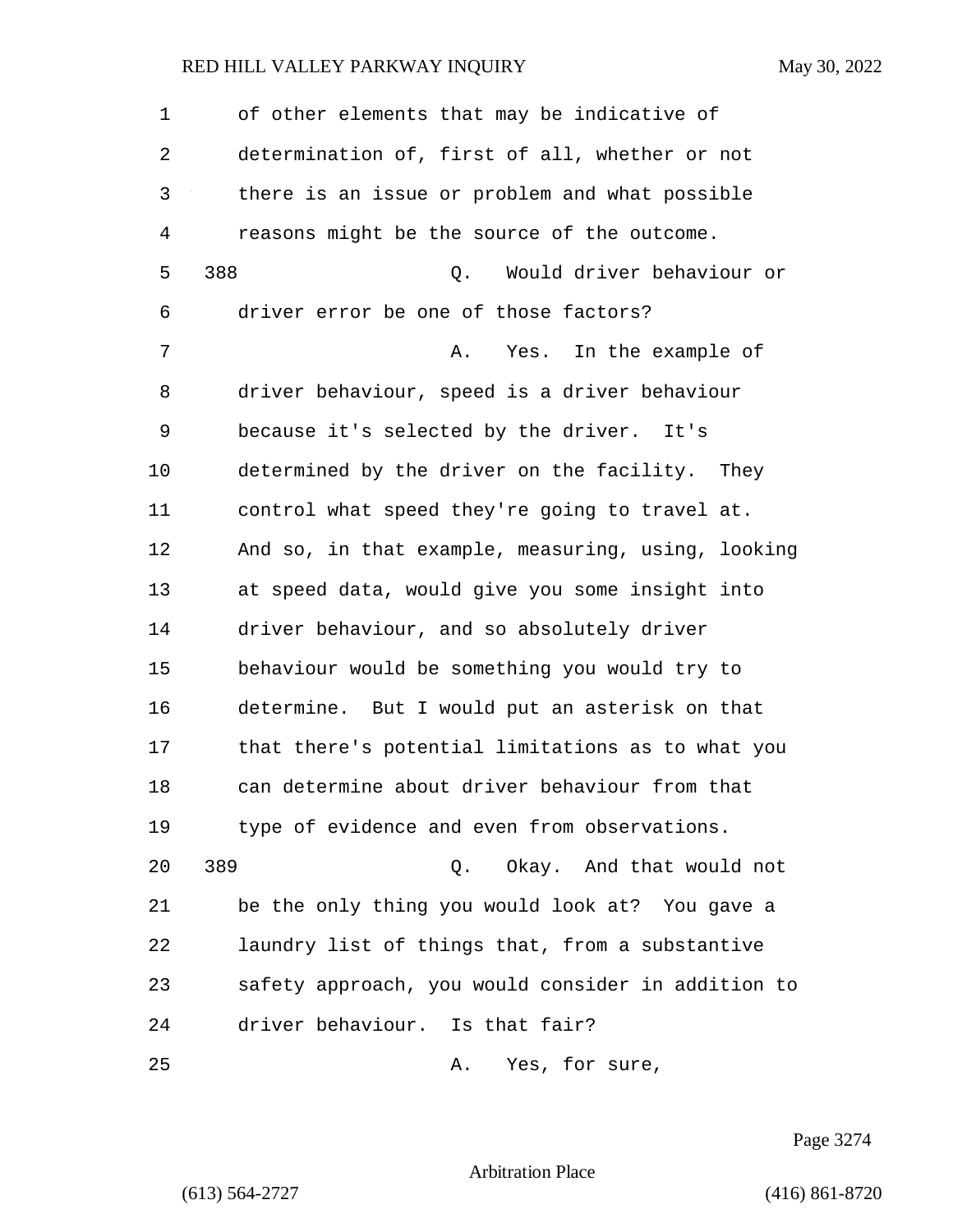of other elements that may be indicative of determination of, first of all, whether or not there is an issue or problem and what possible reasons might be the source of the outcome.

388 Q. Would driver behaviour or driver error be one of those factors?

A. Yes. In the example of driver behaviour, speed is a driver behaviour because it's selected by the driver. It's determined by the driver on the facility. They control what speed they're going to travel at. And so, in that example, measuring, using, looking at speed data, would give you some insight into driver behaviour, and so absolutely driver behaviour would be something you would try to determine. But I would put an asterisk on that that there's potential limitations as to what you can determine about driver behaviour from that type of evidence and even from observations.

389 Q. Okay. And that would not be the only thing you would look at? You gave a laundry list of things that, from a substantive safety approach, you would consider in addition to driver behaviour. Is that fair?

A. Yes, for sure,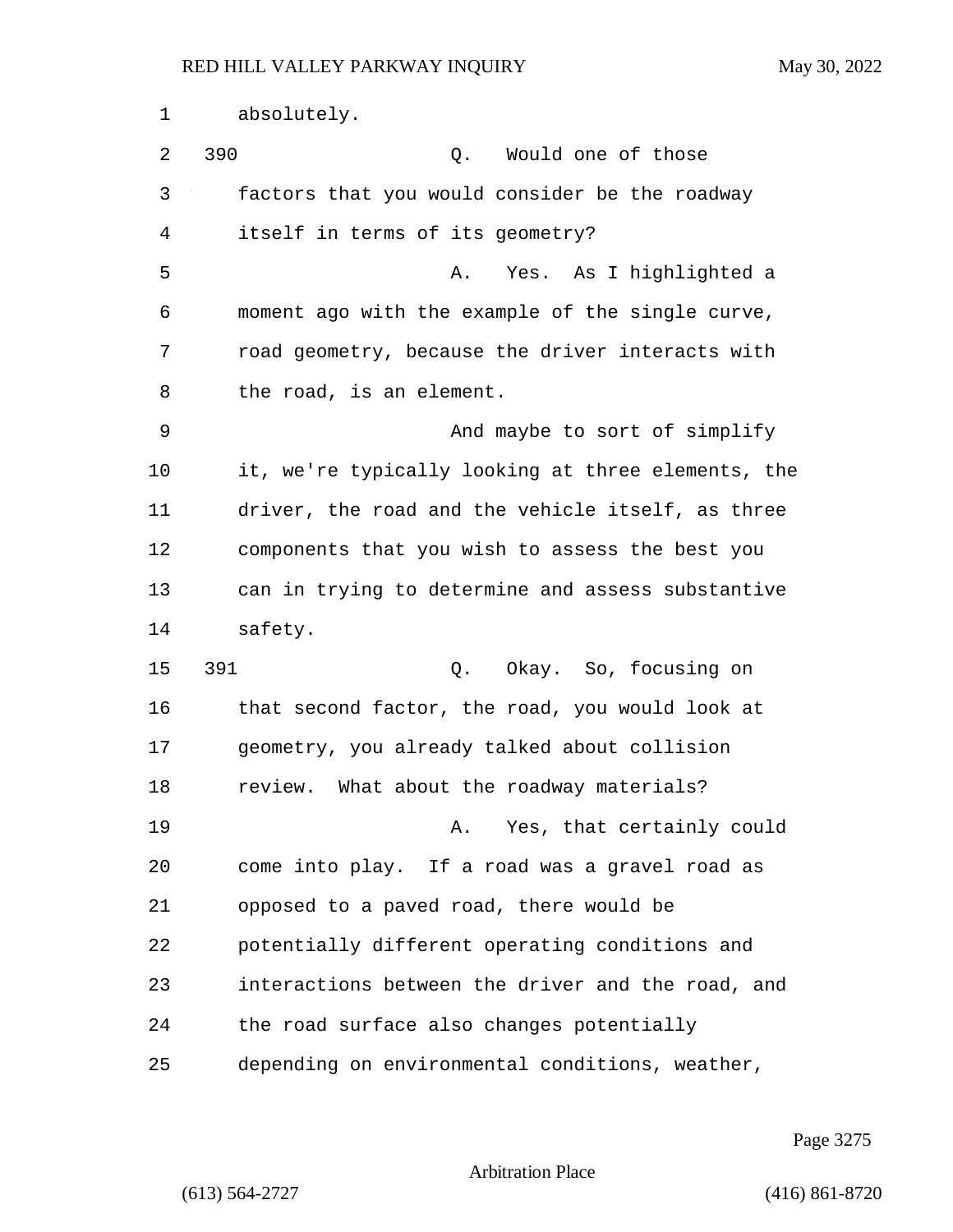absolutely.

390 Q. Would one of those factors that you would consider be the roadway itself in terms of its geometry?

A. Yes. As I highlighted a moment ago with the example of the single curve, road geometry, because the driver interacts with the road, is an element.

And maybe to sort of simplify it, we're typically looking at three elements, the driver, the road and the vehicle itself, as three components that you wish to assess the best you can in trying to determine and assess substantive safety.

391 Q. Okay. So, focusing on that second factor, the road, you would look at geometry, you already talked about collision review. What about the roadway materials?

A. Yes, that certainly could come into play. If a road was a gravel road as opposed to a paved road, there would be potentially different operating conditions and interactions between the driver and the road, and the road surface also changes potentially depending on environmental conditions, weather,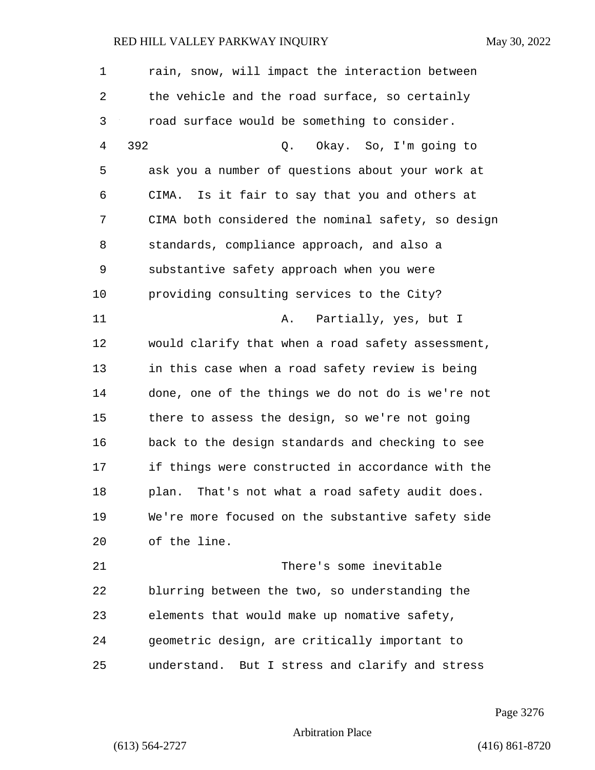rain, snow, will impact the interaction between the vehicle and the road surface, so certainly road surface would be something to consider.

392 Q. Okay. So, I'm going to ask you a number of questions about your work at CIMA. Is it fair to say that you and others at CIMA both considered the nominal safety, so design standards, compliance approach, and also a substantive safety approach when you were providing consulting services to the City?

A. Partially, yes, but I would clarify that when a road safety assessment, in this case when a road safety review is being done, one of the things we do not do is we're not there to assess the design, so we're not going back to the design standards and checking to see if things were constructed in accordance with the plan. That's not what a road safety audit does. We're more focused on the substantive safety side of the line.

There's some inevitable blurring between the two, so understanding the elements that would make up nomative safety, geometric design, are critically important to understand. But I stress and clarify and stress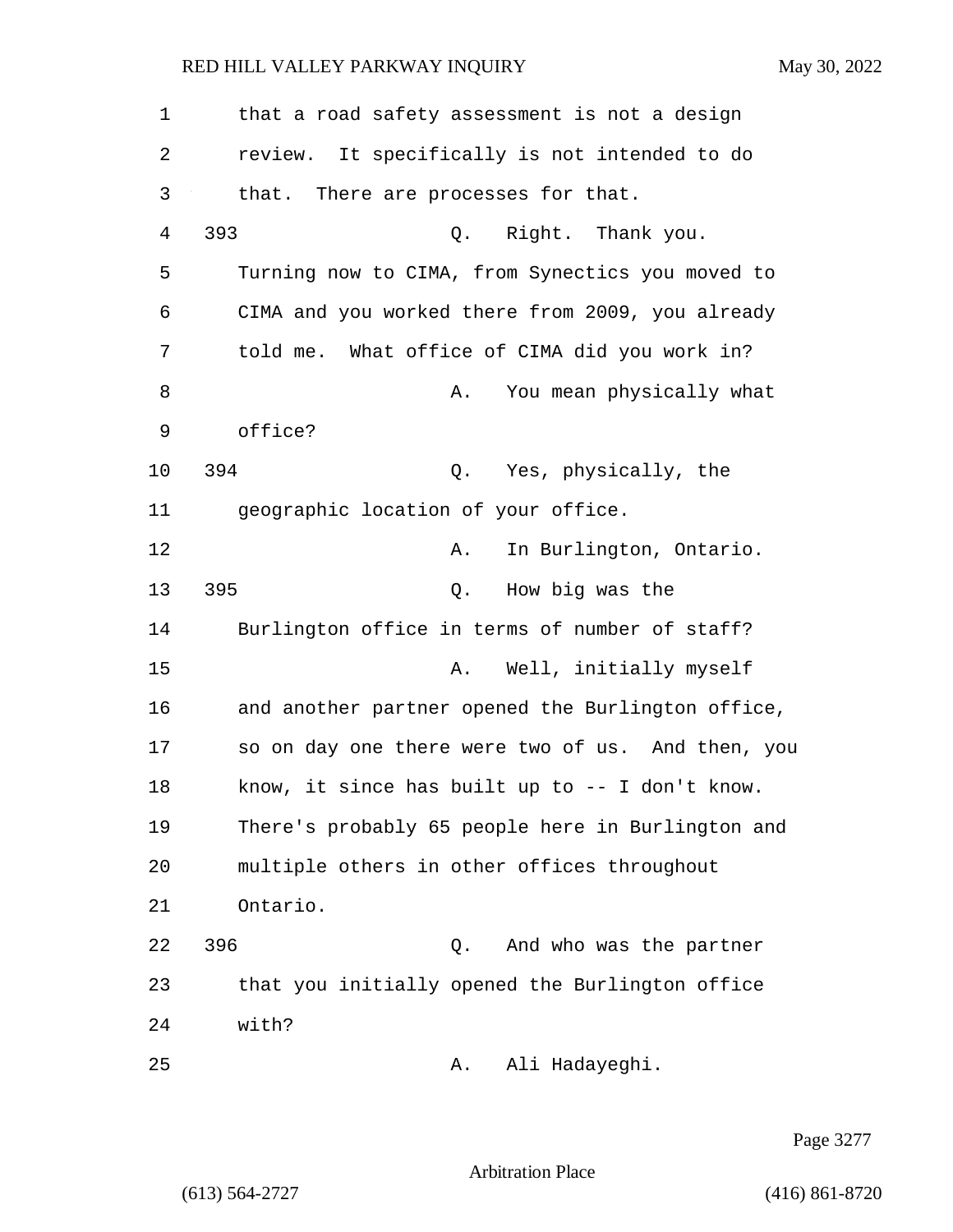that a road safety assessment is not a design review. It specifically is not intended to do that. There are processes for that.

393 Q. Right. Thank you. Turning now to CIMA, from Synectics you moved to CIMA and you worked there from 2009, you already told me. What office of CIMA did you work in?

A. You mean physically what office?

394 Q. Yes, physically, the geographic location of your office.

A. In Burlington, Ontario.

395 Q. How big was the Burlington office in terms of number of staff?

A. Well, initially myself and another partner opened the Burlington office, so on day one there were two of us. And then, you know, it since has built up to -- I don't know. There's probably 65 people here in Burlington and multiple others in other offices throughout Ontario.

396 Q. And who was the partner that you initially opened the Burlington office with?

A. Ali Hadayeghi.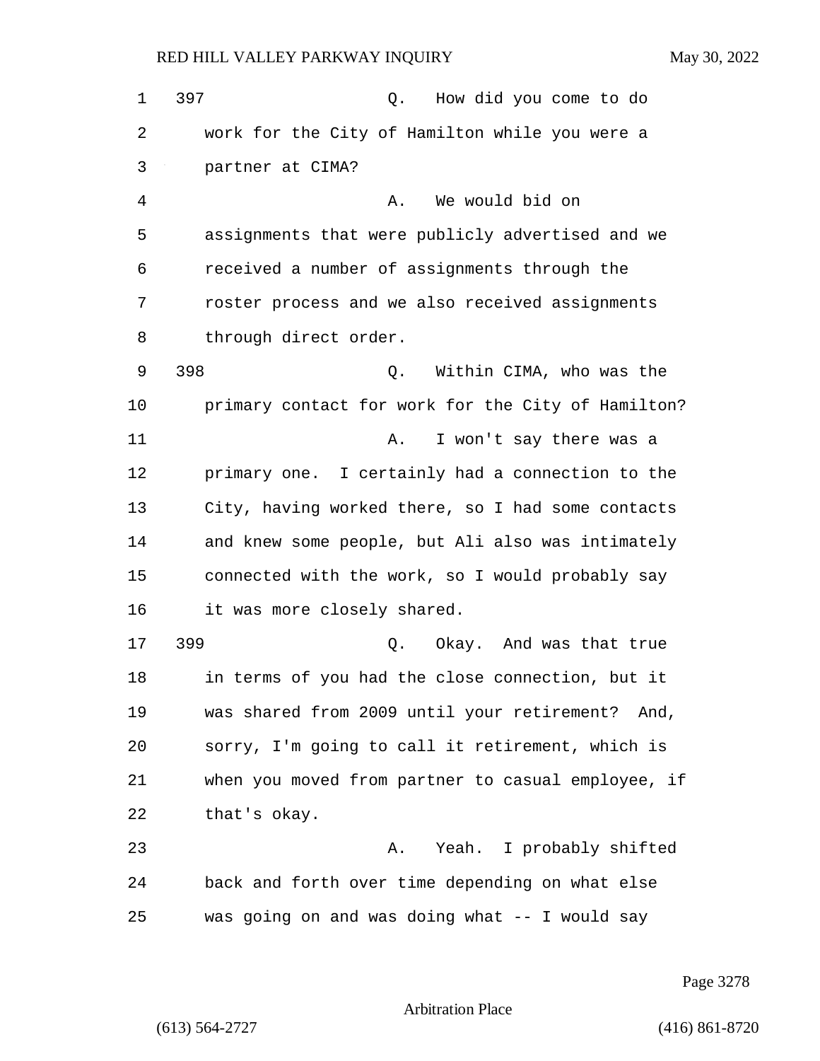397 Q. How did you come to do work for the City of Hamilton while you were a partner at CIMA?

A. We would bid on assignments that were publicly advertised and we received a number of assignments through the roster process and we also received assignments through direct order.

398 Q. Within CIMA, who was the primary contact for work for the City of Hamilton?

A. I won't say there was a primary one. I certainly had a connection to the City, having worked there, so I had some contacts and knew some people, but Ali also was intimately connected with the work, so I would probably say it was more closely shared.

399 Q. Okay. And was that true in terms of you had the close connection, but it was shared from 2009 until your retirement? And, sorry, I'm going to call it retirement, which is when you moved from partner to casual employee, if that's okay.

A. Yeah. I probably shifted back and forth over time depending on what else was going on and was doing what -- I would say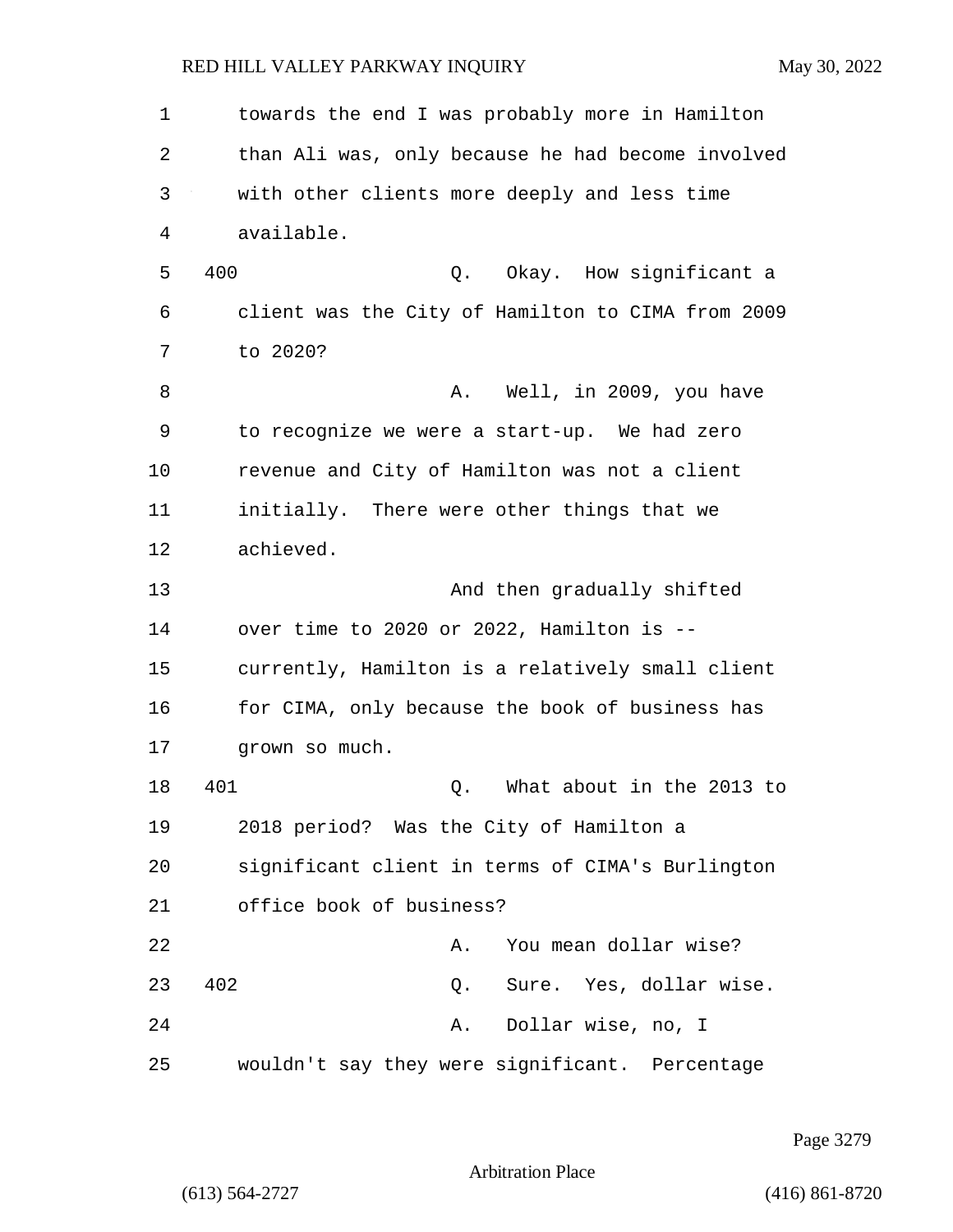towards the end I was probably more in Hamilton than Ali was, only because he had become involved with other clients more deeply and less time available.

400 Q. Okay. How significant a client was the City of Hamilton to CIMA from 2009 to 2020?

A. Well, in 2009, you have to recognize we were a start-up. We had zero revenue and City of Hamilton was not a client initially. There were other things that we achieved.

And then gradually shifted over time to 2020 or 2022, Hamilton is -- currently, Hamilton is a relatively small client for CIMA, only because the book of business has grown so much.

401 Q. What about in the 2013 to 2018 period? Was the City of Hamilton a significant client in terms of CIMA's Burlington office book of business?

A. You mean dollar wise?

402 Q. Sure. Yes, dollar wise.

A. Dollar wise, no, I wouldn't say they were significant. Percentage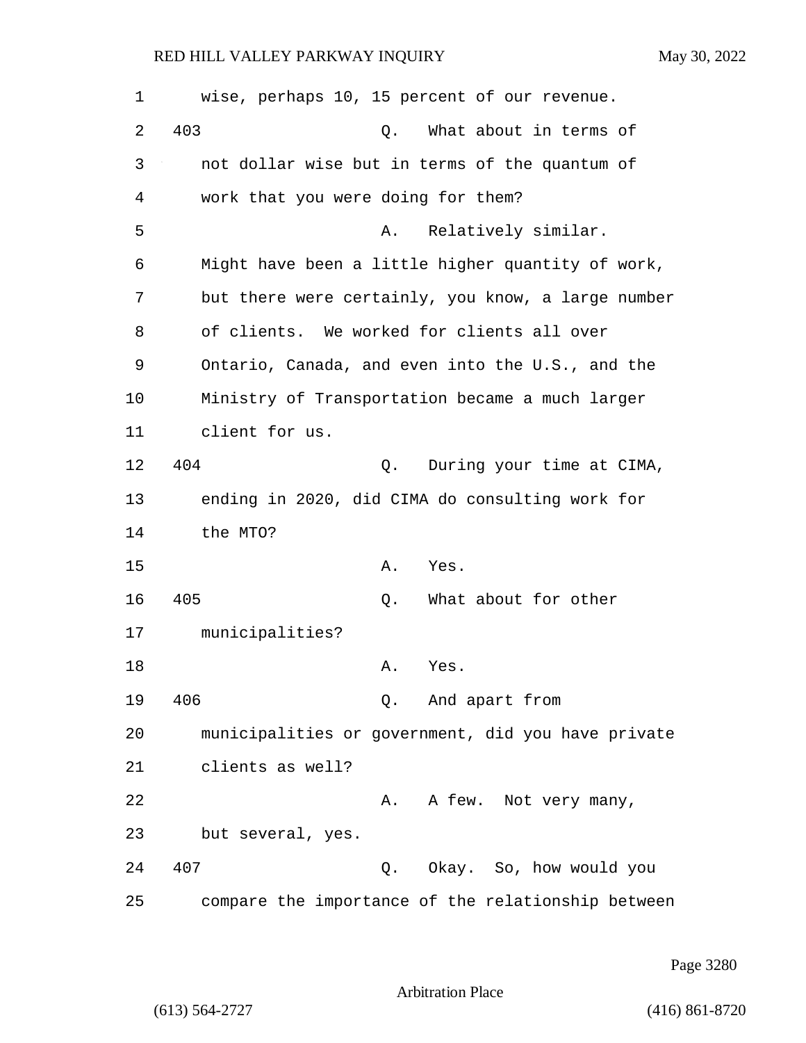wise, perhaps 10, 15 percent of our revenue.

403 Q. What about in terms of not dollar wise but in terms of the quantum of work that you were doing for them?

A. Relatively similar. Might have been a little higher quantity of work, but there were certainly, you know, a large number of clients. We worked for clients all over Ontario, Canada, and even into the U.S., and the Ministry of Transportation became a much larger client for us.

404 Q. During your time at CIMA, ending in 2020, did CIMA do consulting work for the MTO?

A. Yes.

405 Q. What about for other municipalities?

A. Yes.

406 Q. And apart from municipalities or government, did you have private clients as well?

A. A few. Not very many, but several, yes.

407 Q. Okay. So, how would you compare the importance of the relationship between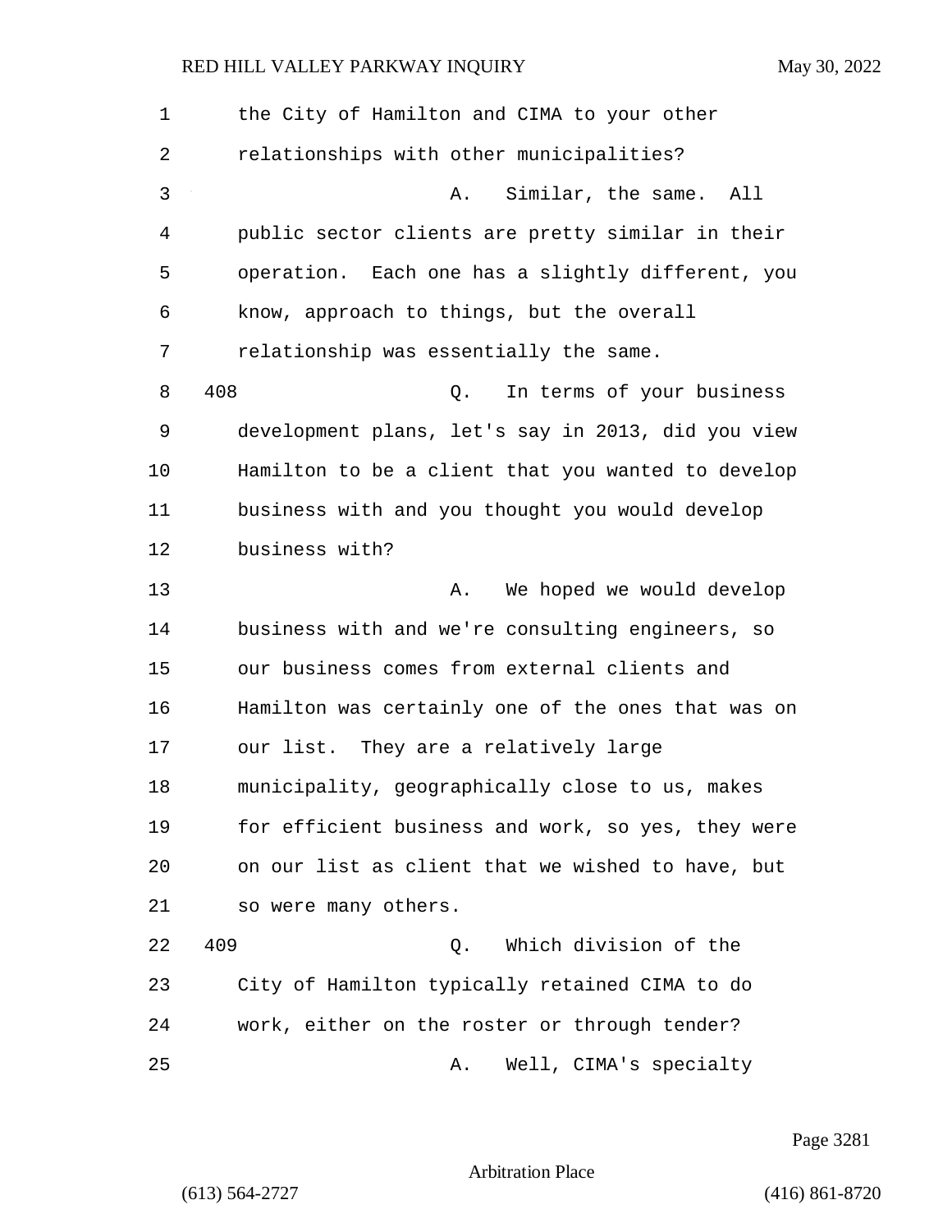the City of Hamilton and CIMA to your other relationships with other municipalities?

A. Similar, the same. All public sector clients are pretty similar in their operation. Each one has a slightly different, you know, approach to things, but the overall relationship was essentially the same.

408 Q. In terms of your business development plans, let's say in 2013, did you view Hamilton to be a client that you wanted to develop business with and you thought you would develop business with?

A. We hoped we would develop business with and we're consulting engineers, so our business comes from external clients and Hamilton was certainly one of the ones that was on our list. They are a relatively large municipality, geographically close to us, makes for efficient business and work, so yes, they were on our list as client that we wished to have, but so were many others.

409 Q. Which division of the City of Hamilton typically retained CIMA to do work, either on the roster or through tender?

A. Well, CIMA's specialty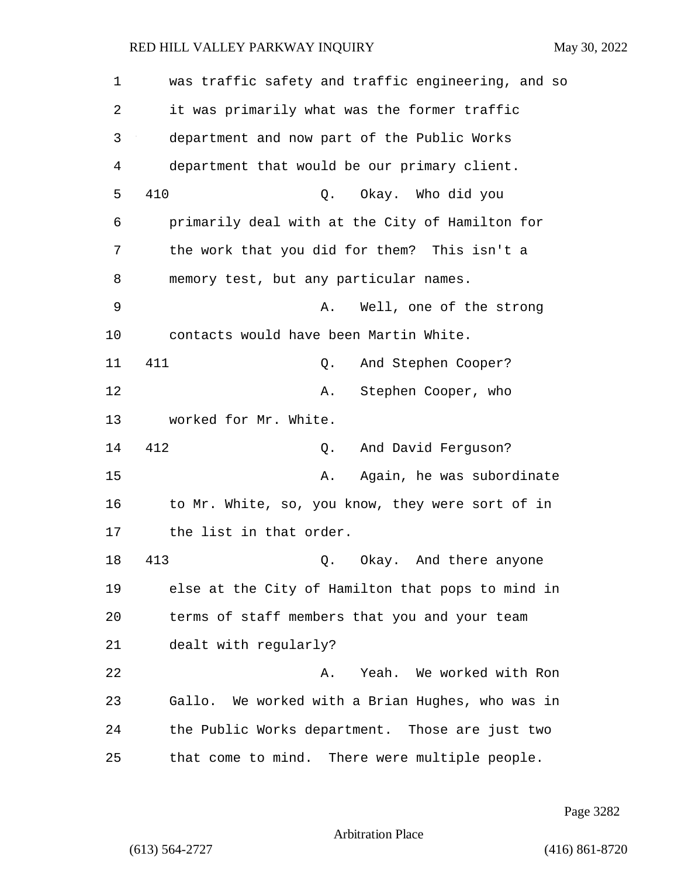was traffic safety and traffic engineering, and so it was primarily what was the former traffic department and now part of the Public Works department that would be our primary client.

410 Q. Okay. Who did you primarily deal with at the City of Hamilton for the work that you did for them? This isn't a memory test, but any particular names.

A. Well, one of the strong contacts would have been Martin White.

411 Q. And Stephen Cooper?

A. Stephen Cooper, who worked for Mr. White.

412 Q. And David Ferguson?

A. Again, he was subordinate to Mr. White, so, you know, they were sort of in the list in that order.

413 Q. Okay. And there anyone else at the City of Hamilton that pops to mind in terms of staff members that you and your team dealt with regularly?

A. Yeah. We worked with Ron Gallo. We worked with a Brian Hughes, who was in the Public Works department. Those are just two that come to mind. There were multiple people.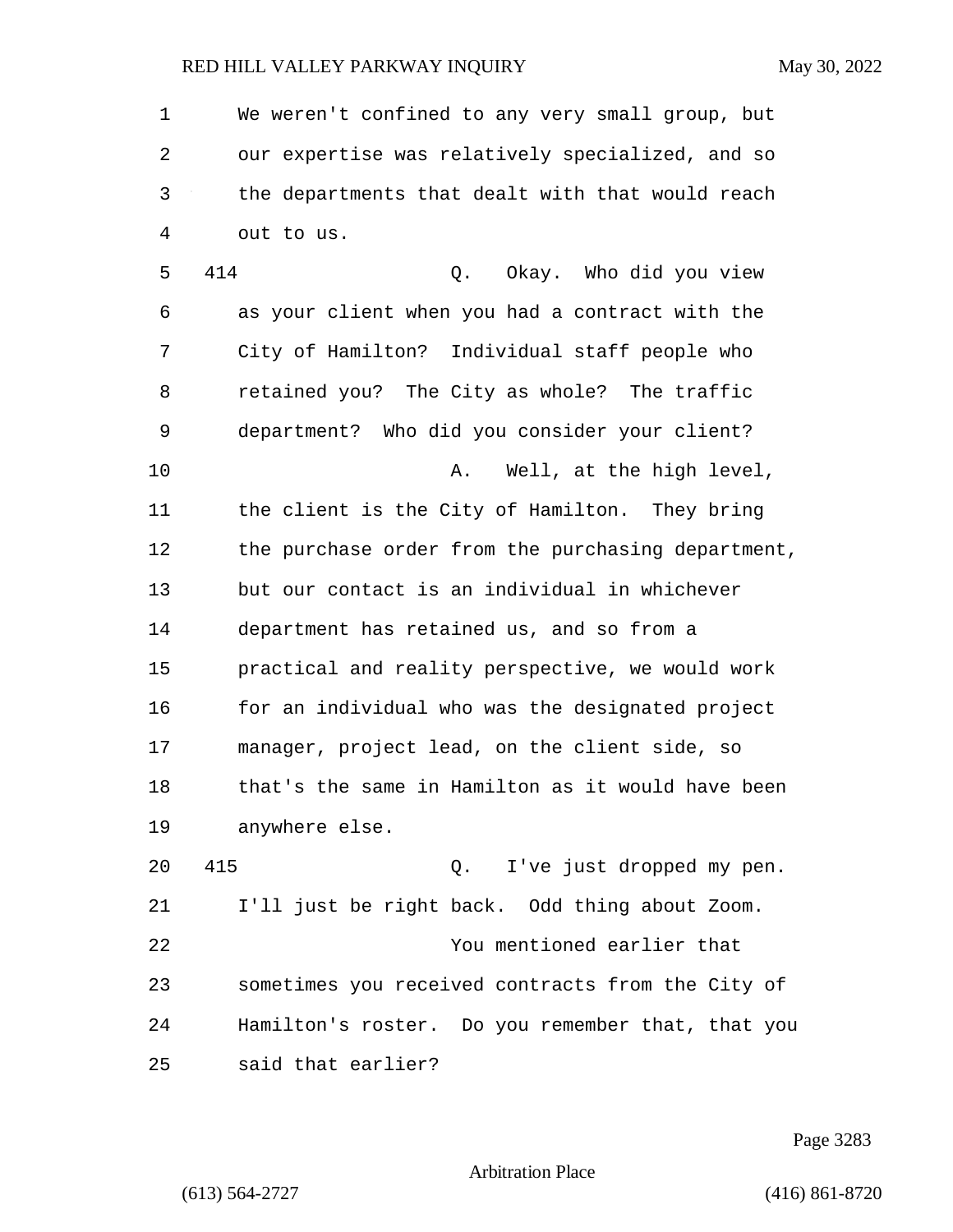We weren't confined to any very small group, but our expertise was relatively specialized, and so the departments that dealt with that would reach out to us.

414 Q. Okay. Who did you view as your client when you had a contract with the City of Hamilton? Individual staff people who retained you? The City as whole? The traffic department? Who did you consider your client?

A. Well, at the high level, the client is the City of Hamilton. They bring the purchase order from the purchasing department, but our contact is an individual in whichever department has retained us, and so from a practical and reality perspective, we would work for an individual who was the designated project manager, project lead, on the client side, so that's the same in Hamilton as it would have been anywhere else.

415 Q. I've just dropped my pen. I'll just be right back. Odd thing about Zoom.

You mentioned earlier that sometimes you received contracts from the City of Hamilton's roster. Do you remember that, that you said that earlier?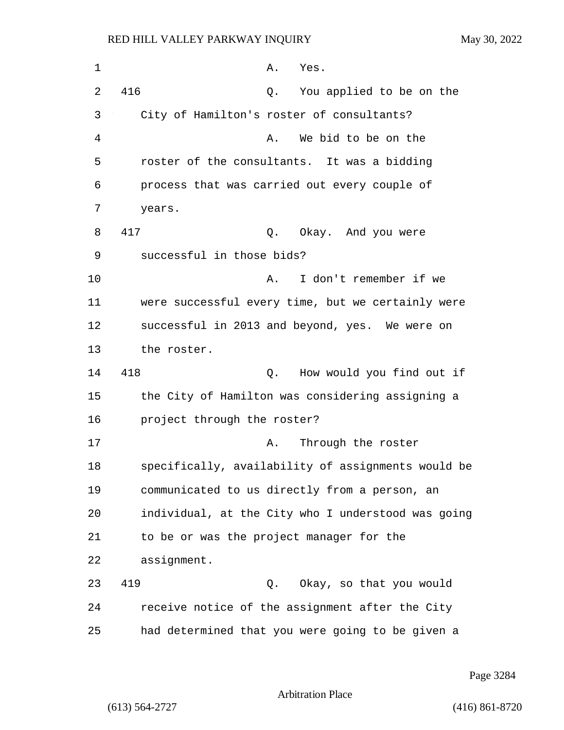A. Yes.

416 Q. You applied to be on the City of Hamilton's roster of consultants?

A. We bid to be on the roster of the consultants. It was a bidding process that was carried out every couple of years.

417 Q. Okay. And you were successful in those bids?

A. I don't remember if we were successful every time, but we certainly were successful in 2013 and beyond, yes. We were on the roster.

418 Q. How would you find out if the City of Hamilton was considering assigning a project through the roster?

A. Through the roster specifically, availability of assignments would be communicated to us directly from a person, an individual, at the City who I understood was going to be or was the project manager for the assignment.

419 Q. Okay, so that you would receive notice of the assignment after the City had determined that you were going to be given a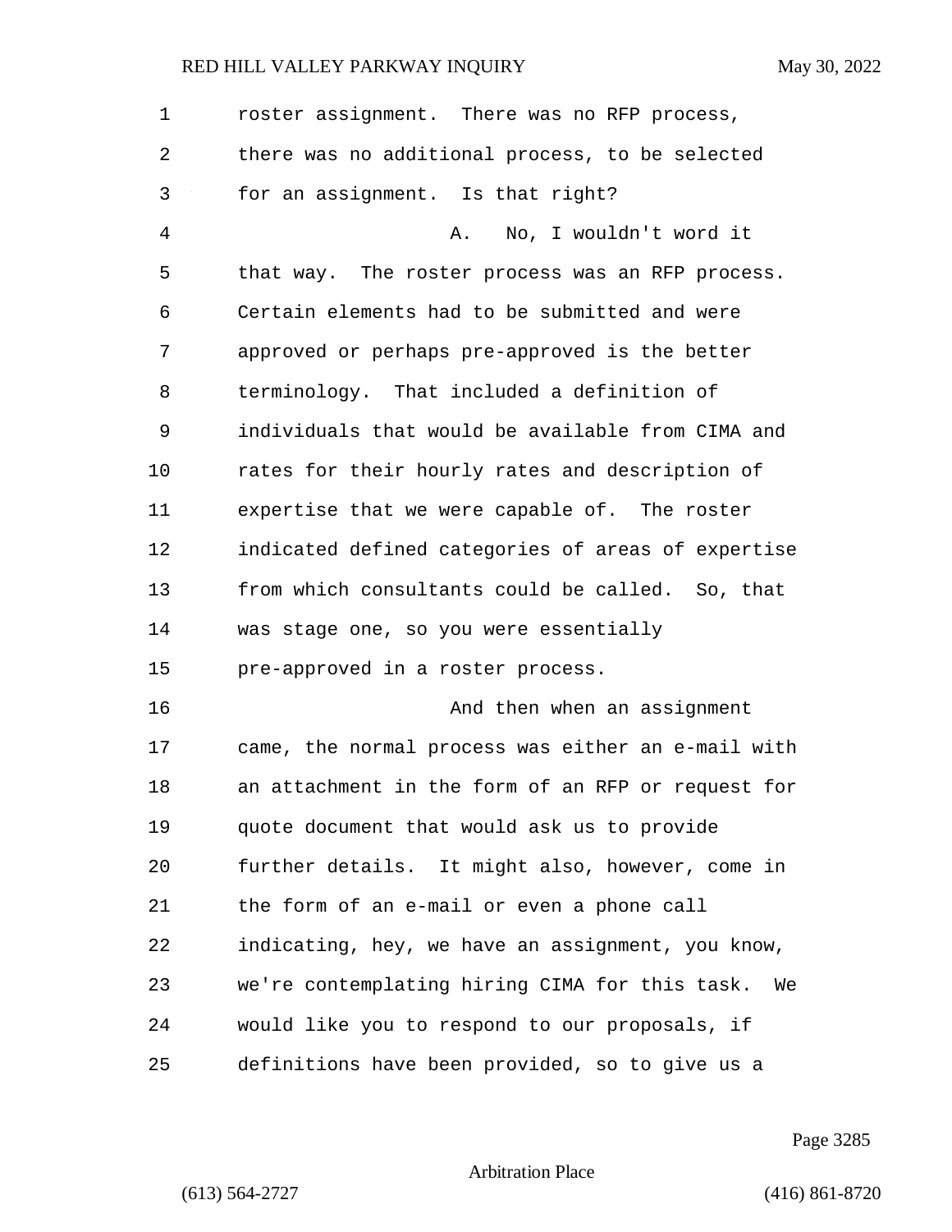roster assignment. There was no RFP process, there was no additional process, to be selected for an assignment. Is that right?

A. No, I wouldn't word it that way. The roster process was an RFP process. Certain elements had to be submitted and were approved or perhaps pre-approved is the better terminology. That included a definition of individuals that would be available from CIMA and rates for their hourly rates and description of expertise that we were capable of. The roster indicated defined categories of areas of expertise from which consultants could be called. So, that was stage one, so you were essentially pre-approved in a roster process.

And then when an assignment came, the normal process was either an e-mail with an attachment in the form of an RFP or request for quote document that would ask us to provide further details. It might also, however, come in the form of an e-mail or even a phone call indicating, hey, we have an assignment, you know, we're contemplating hiring CIMA for this task. We would like you to respond to our proposals, if definitions have been provided, so to give us a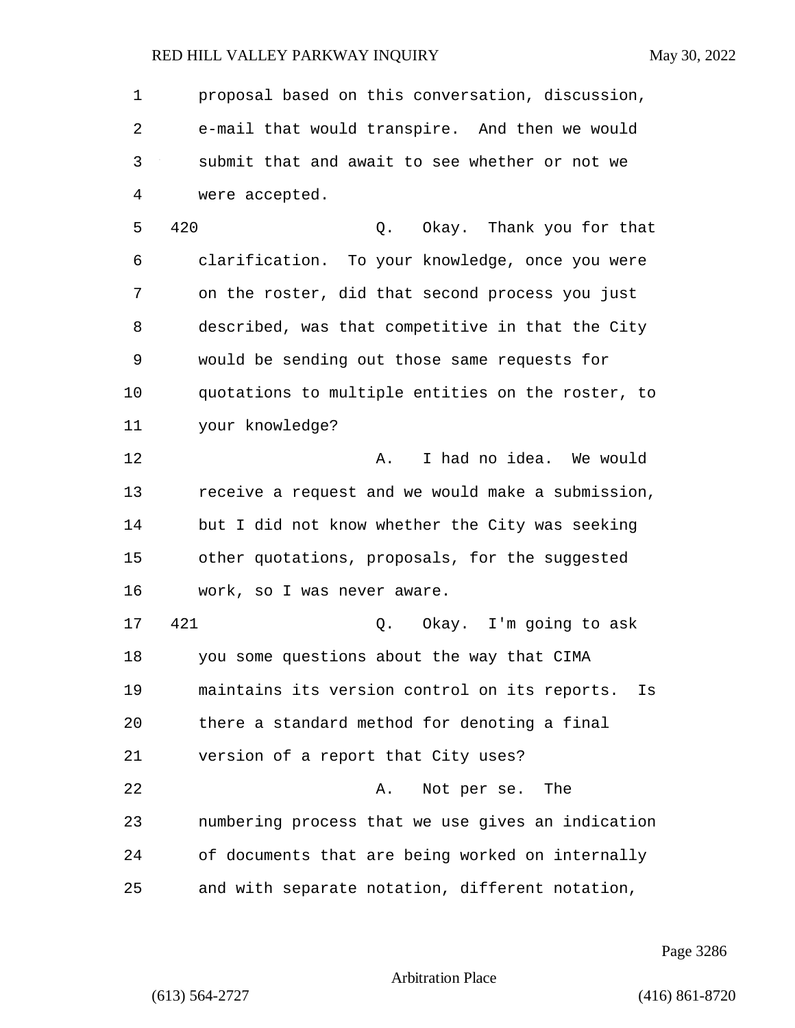proposal based on this conversation, discussion, e-mail that would transpire. And then we would submit that and await to see whether or not we were accepted.

420 Q. Okay. Thank you for that clarification. To your knowledge, once you were on the roster, did that second process you just described, was that competitive in that the City would be sending out those same requests for quotations to multiple entities on the roster, to your knowledge?

A. I had no idea. We would receive a request and we would make a submission, but I did not know whether the City was seeking other quotations, proposals, for the suggested work, so I was never aware.

421 Q. Okay. I'm going to ask you some questions about the way that CIMA maintains its version control on its reports. Is there a standard method for denoting a final version of a report that City uses?

A. Not per se. The numbering process that we use gives an indication of documents that are being worked on internally and with separate notation, different notation,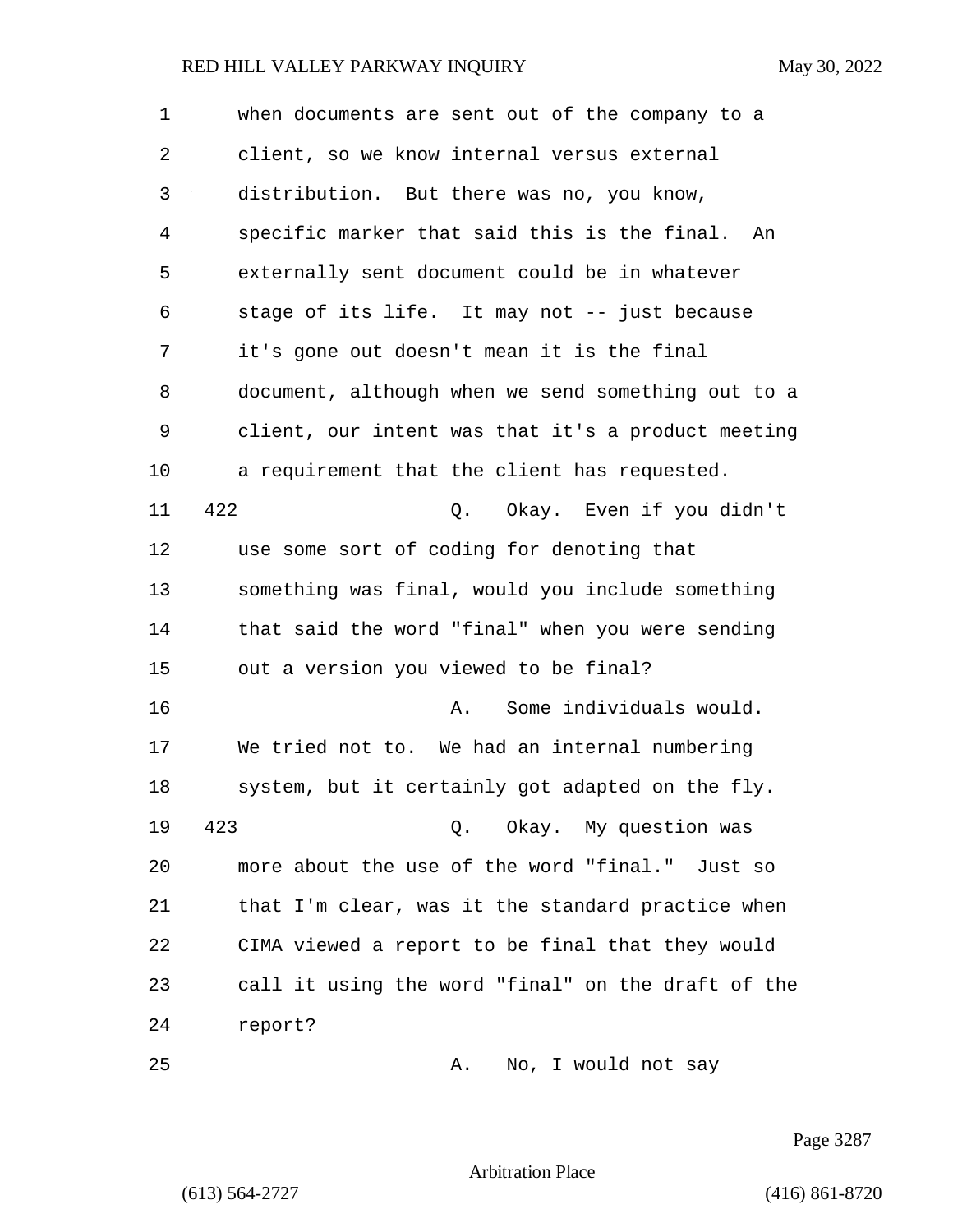1 when documents are sent out of the company to a
2 client, so we know internal versus external
3 distribution. But there was no, you know,
4 specific marker that said this is the final. An
5 externally sent document could be in whatever
6 stage of its life. It may not -- just because
7 it's gone out doesn't mean it is the final
8 document, although when we send something out to a
9 client, our intent was that it's a product meeting
10 a requirement that the client has requested.

11 422 Q. Okay. Even if you didn't
12 use some sort of coding for denoting that
13 something was final, would you include something
14 that said the word "final" when you were sending
15 out a version you viewed to be final?

16 A. Some individuals would.
17 We tried not to. We had an internal numbering
18 system, but it certainly got adapted on the fly.

19 423 Q. Okay. My question was
20 more about the use of the word "final." Just so
21 that I'm clear, was it the standard practice when
22 CIMA viewed a report to be final that they would
23 call it using the word "final" on the draft of the
24 report?

25 A. No, I would not say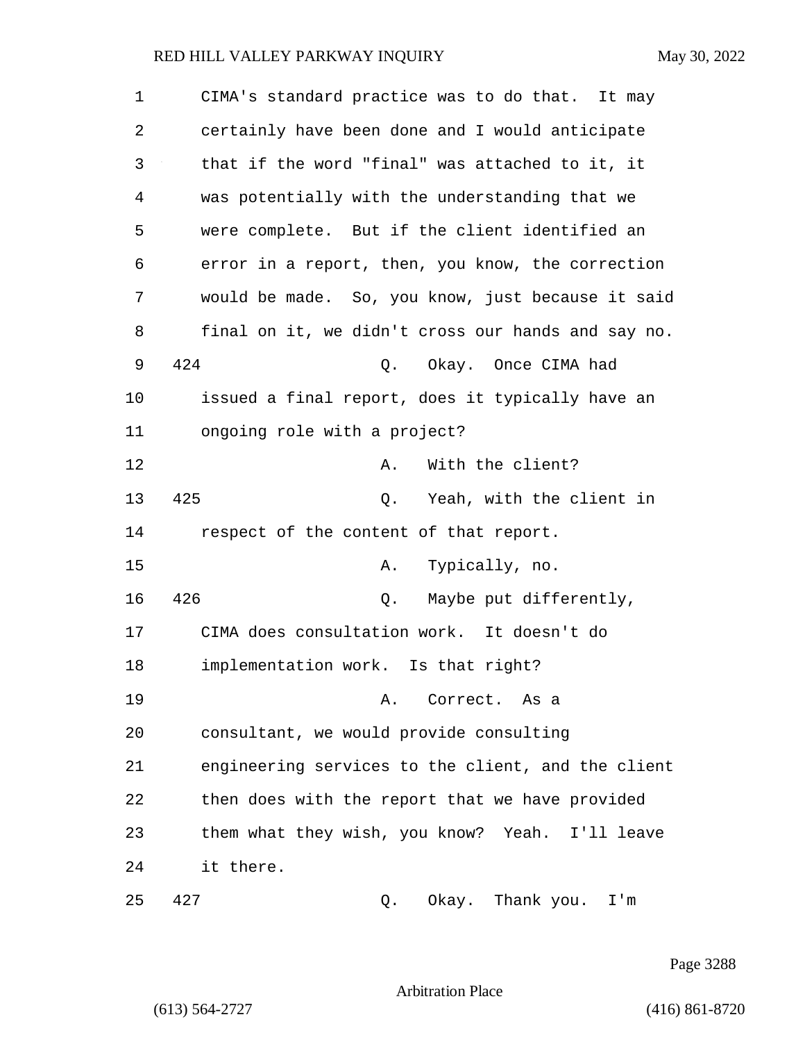CIMA's standard practice was to do that. It may certainly have been done and I would anticipate that if the word "final" was attached to it, it was potentially with the understanding that we were complete. But if the client identified an error in a report, then, you know, the correction would be made. So, you know, just because it said final on it, we didn't cross our hands and say no.

424 Q. Okay. Once CIMA had issued a final report, does it typically have an ongoing role with a project?

A. With the client?

425 Q. Yeah, with the client in respect of the content of that report.

A. Typically, no.

426 Q. Maybe put differently, CIMA does consultation work. It doesn't do implementation work. Is that right?

A. Correct. As a consultant, we would provide consulting engineering services to the client, and the client then does with the report that we have provided them what they wish, you know? Yeah. I'll leave it there.

427 Q. Okay. Thank you. I'm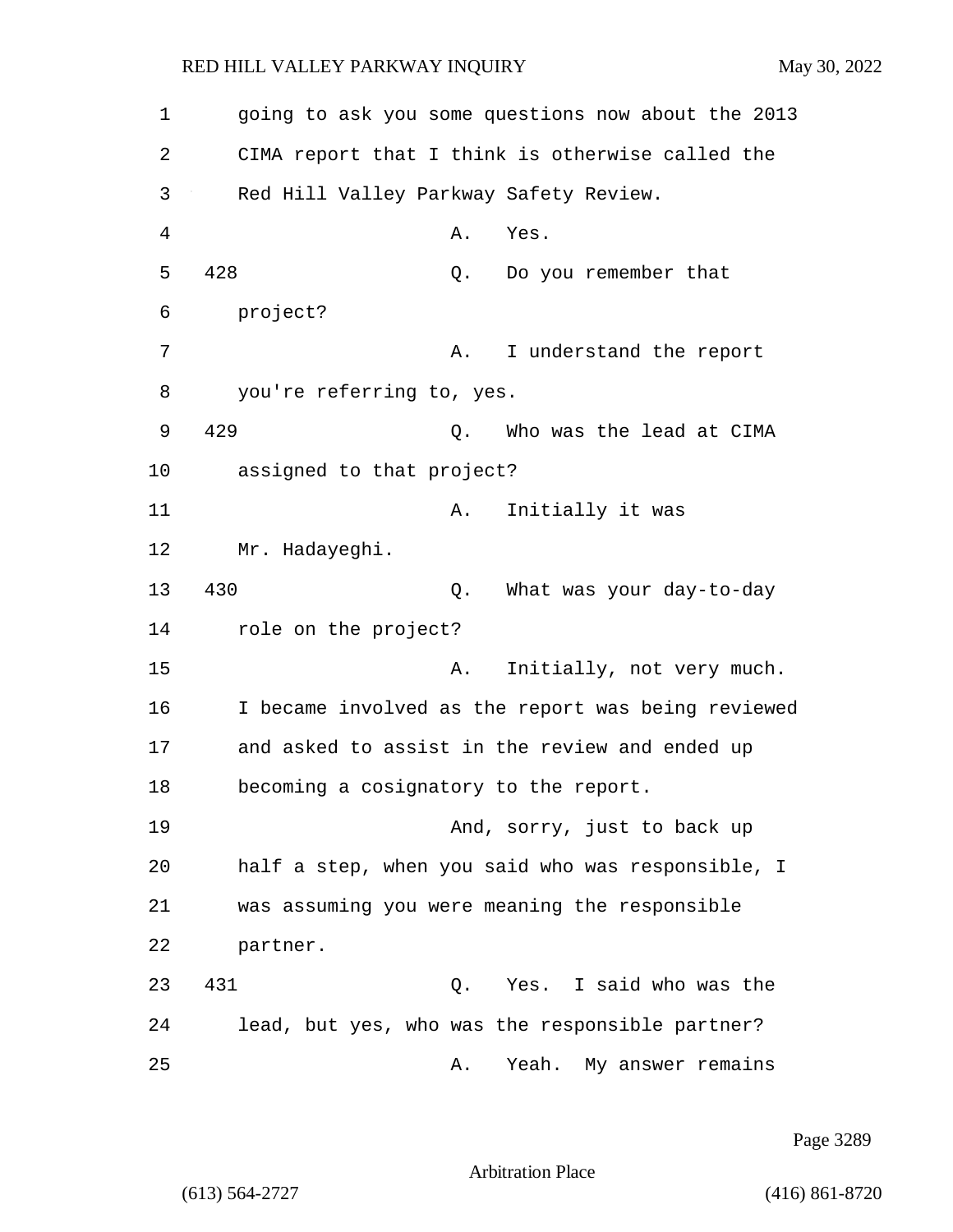going to ask you some questions now about the 2013 CIMA report that I think is otherwise called the Red Hill Valley Parkway Safety Review.

A. Yes.

428 Q. Do you remember that project?

A. I understand the report you're referring to, yes.

429 Q. Who was the lead at CIMA assigned to that project?

A. Initially it was Mr. Hadayeghi.

430 Q. What was your day-to-day role on the project?

A. Initially, not very much. I became involved as the report was being reviewed and asked to assist in the review and ended up becoming a cosignatory to the report.

And, sorry, just to back up half a step, when you said who was responsible, I was assuming you were meaning the responsible partner.

431 Q. Yes. I said who was the lead, but yes, who was the responsible partner?

A. Yeah. My answer remains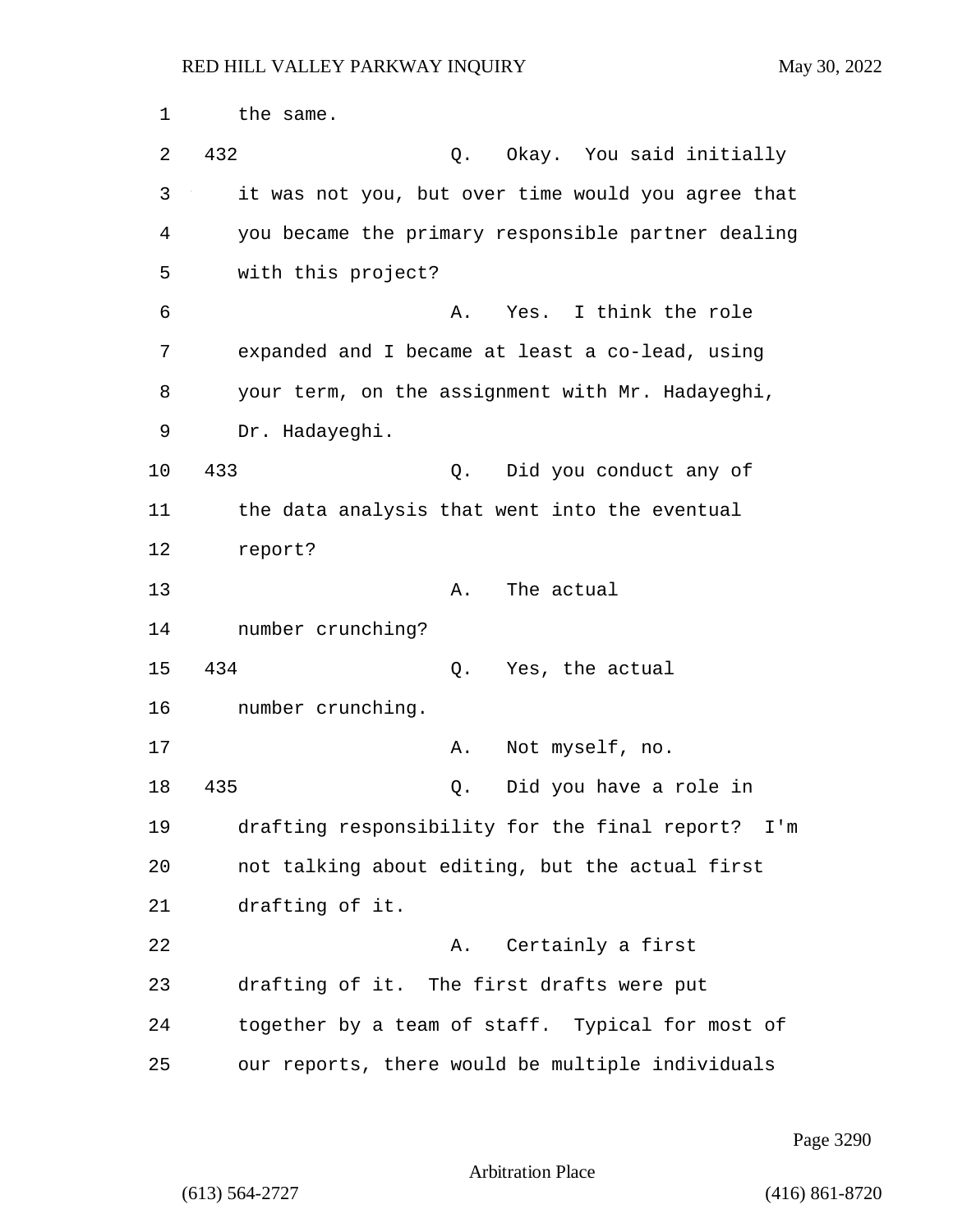the same.

432 Q. Okay. You said initially it was not you, but over time would you agree that you became the primary responsible partner dealing with this project?

A. Yes. I think the role expanded and I became at least a co-lead, using your term, on the assignment with Mr. Hadayeghi, Dr. Hadayeghi.

433 Q. Did you conduct any of the data analysis that went into the eventual report?

A. The actual number crunching?

434 Q. Yes, the actual number crunching.

A. Not myself, no.

435 Q. Did you have a role in drafting responsibility for the final report? I'm not talking about editing, but the actual first drafting of it.

A. Certainly a first drafting of it. The first drafts were put together by a team of staff. Typical for most of our reports, there would be multiple individuals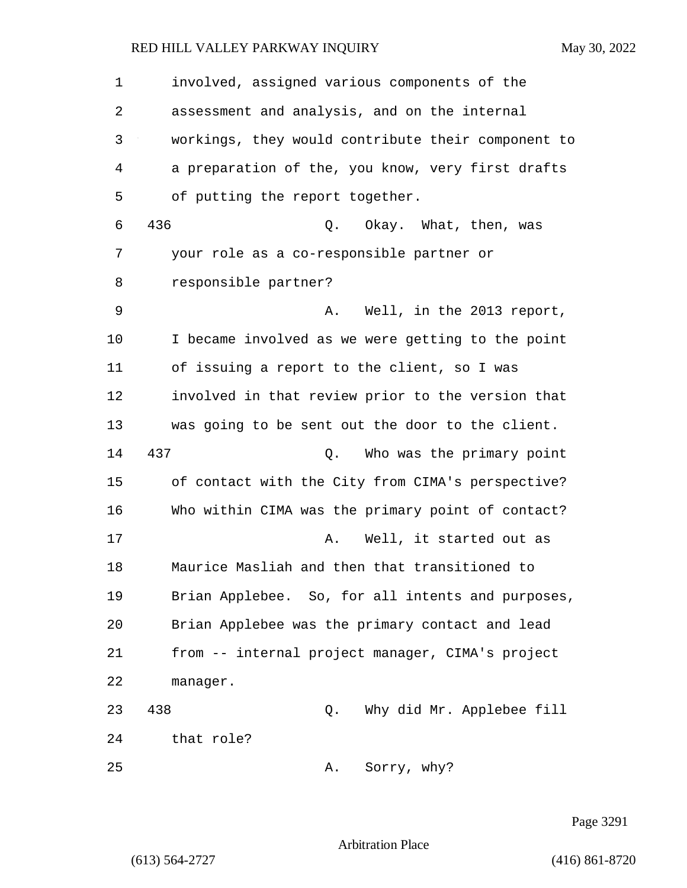involved, assigned various components of the assessment and analysis, and on the internal workings, they would contribute their component to a preparation of the, you know, very first drafts of putting the report together.

436 Q. Okay. What, then, was your role as a co-responsible partner or responsible partner?

A. Well, in the 2013 report, I became involved as we were getting to the point of issuing a report to the client, so I was involved in that review prior to the version that was going to be sent out the door to the client.

437 Q. Who was the primary point of contact with the City from CIMA's perspective? Who within CIMA was the primary point of contact?

A. Well, it started out as Maurice Masliah and then that transitioned to Brian Applebee. So, for all intents and purposes, Brian Applebee was the primary contact and lead from -- internal project manager, CIMA's project manager.

438 Q. Why did Mr. Applebee fill that role?

A. Sorry, why?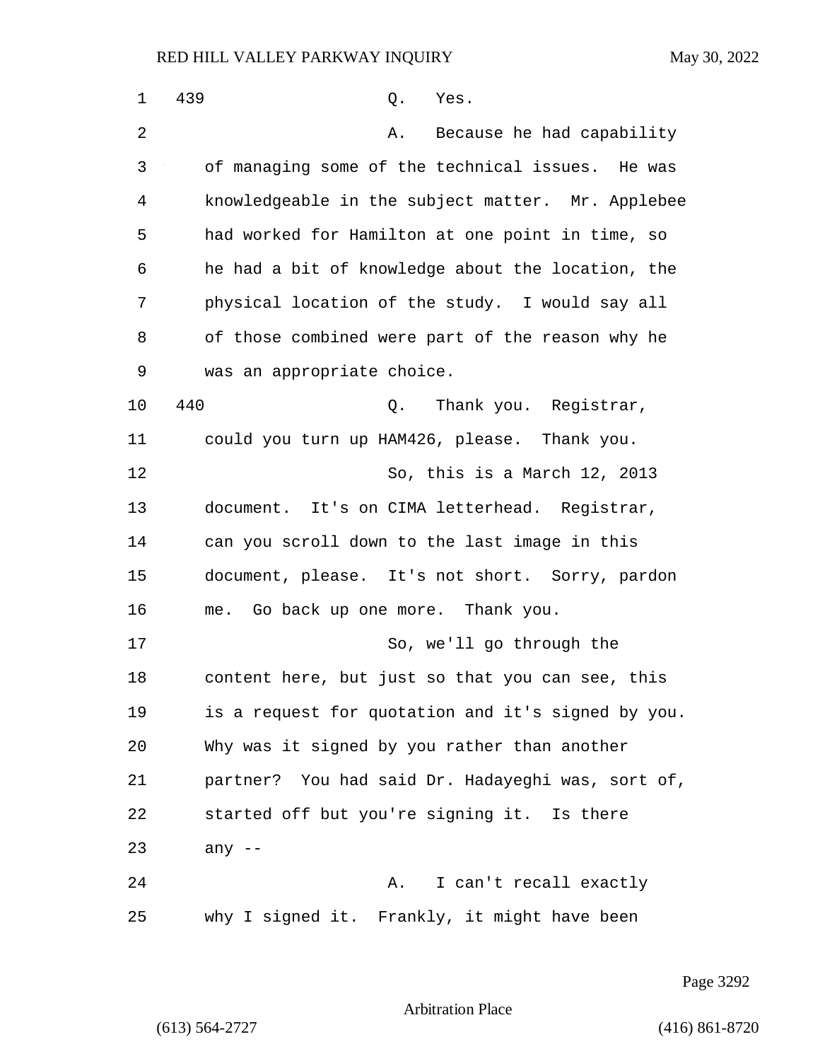439 Q. Yes.

A. Because he had capability of managing some of the technical issues. He was knowledgeable in the subject matter. Mr. Applebee had worked for Hamilton at one point in time, so he had a bit of knowledge about the location, the physical location of the study. I would say all of those combined were part of the reason why he was an appropriate choice.

440 Q. Thank you. Registrar, could you turn up HAM426, please. Thank you.

So, this is a March 12, 2013 document. It's on CIMA letterhead. Registrar, can you scroll down to the last image in this document, please. It's not short. Sorry, pardon me. Go back up one more. Thank you.

So, we'll go through the content here, but just so that you can see, this is a request for quotation and it's signed by you. Why was it signed by you rather than another partner? You had said Dr. Hadayeghi was, sort of, started off but you're signing it. Is there any --

A. I can't recall exactly why I signed it. Frankly, it might have been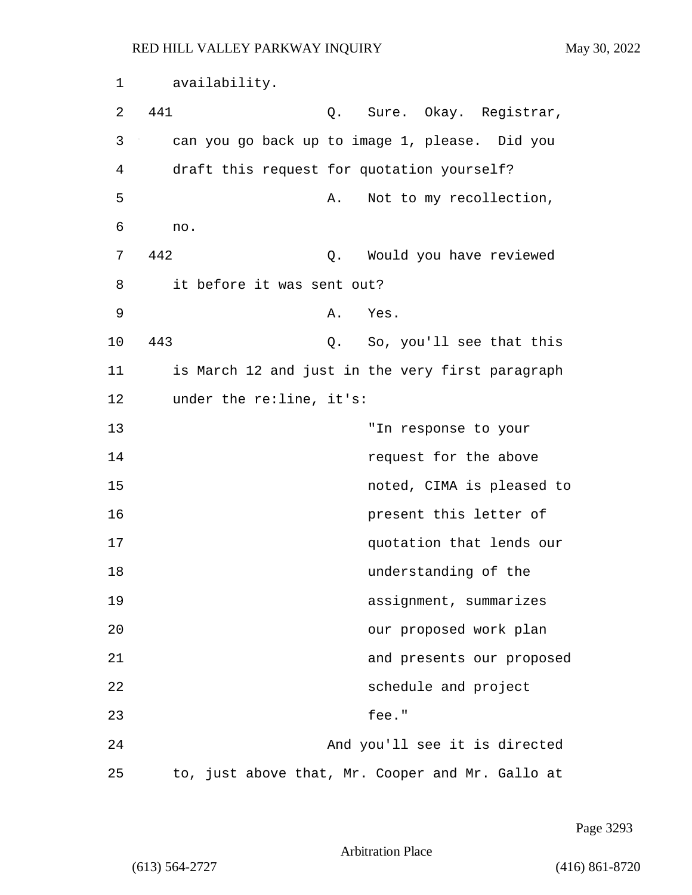availability.

441 Q. Sure. Okay. Registrar, can you go back up to image 1, please. Did you draft this request for quotation yourself?

A. Not to my recollection, no.

442 Q. Would you have reviewed it before it was sent out?

A. Yes.

443 Q. So, you'll see that this is March 12 and just in the very first paragraph under the re:line, it's:

> "In response to your request for the above noted, CIMA is pleased to present this letter of quotation that lends our understanding of the assignment, summarizes our proposed work plan and presents our proposed schedule and project fee."

And you'll see it is directed to, just above that, Mr. Cooper and Mr. Gallo at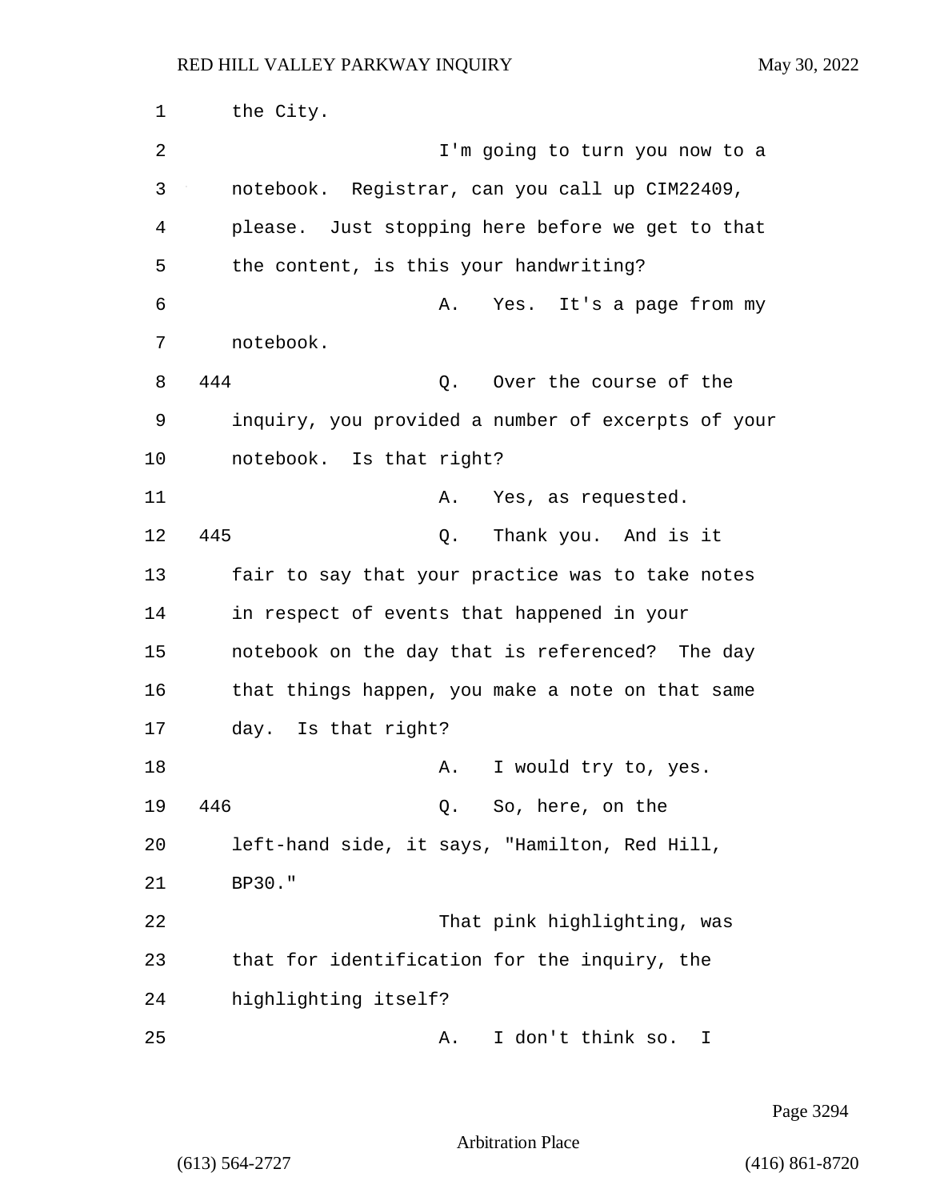1 the City.

2 I'm going to turn you now to a

3 notebook. Registrar, can you call up CIM22409,

4 please. Just stopping here before we get to that

5 the content, is this your handwriting?

6 A. Yes. It's a page from my

7 notebook.

8 444 Q. Over the course of the

9 inquiry, you provided a number of excerpts of your

10 notebook. Is that right?

11 A. Yes, as requested.

12 445 Q. Thank you. And is it

13 fair to say that your practice was to take notes

14 in respect of events that happened in your

15 notebook on the day that is referenced? The day

16 that things happen, you make a note on that same

17 day. Is that right?

18 A. I would try to, yes.

19 446 Q. So, here, on the

20 left-hand side, it says, "Hamilton, Red Hill,

21 BP30."

22 That pink highlighting, was

23 that for identification for the inquiry, the

24 highlighting itself?

25 A. I don't think so. I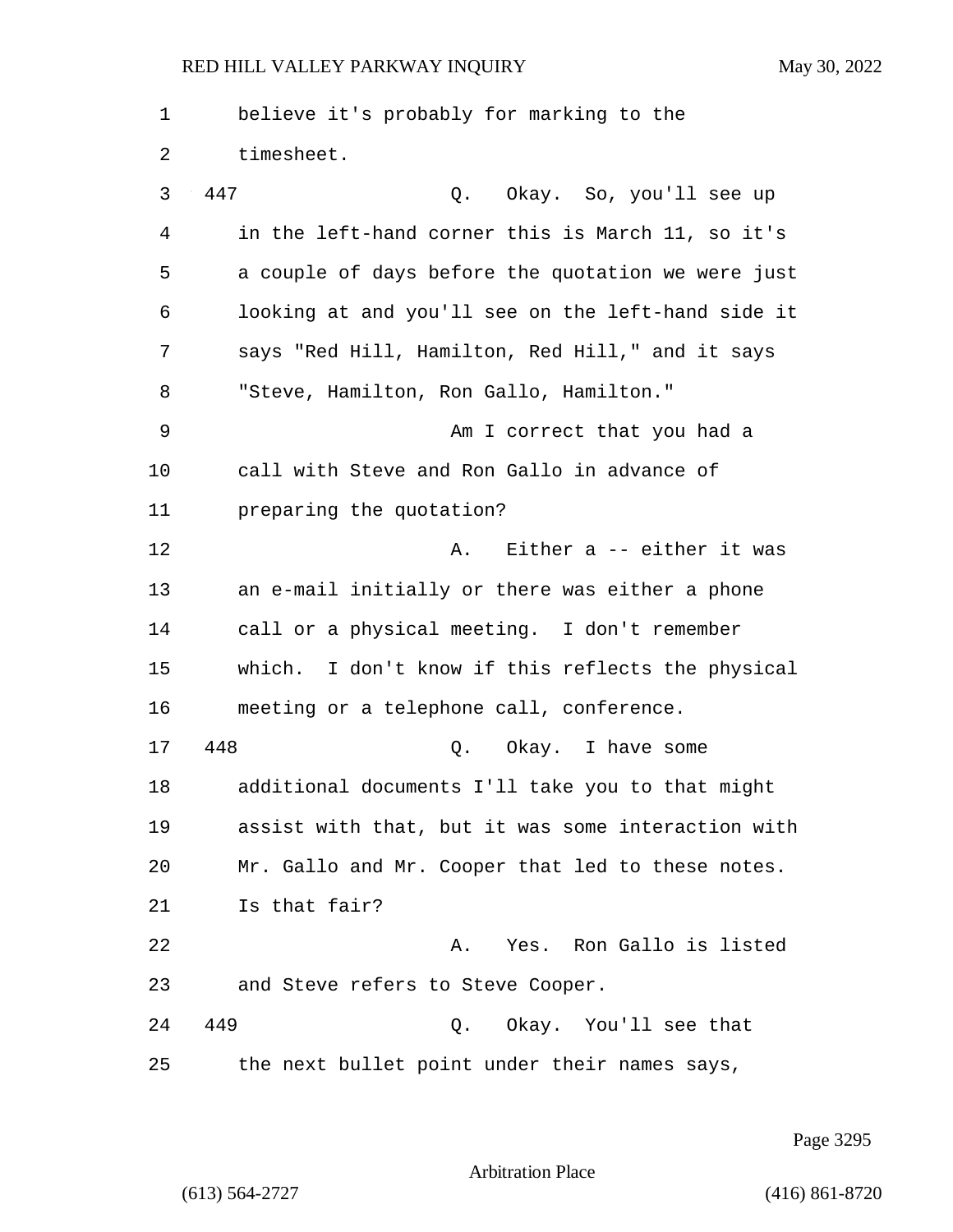believe it's probably for marking to the timesheet.

447 Q. Okay. So, you'll see up in the left-hand corner this is March 11, so it's a couple of days before the quotation we were just looking at and you'll see on the left-hand side it says "Red Hill, Hamilton, Red Hill," and it says "Steve, Hamilton, Ron Gallo, Hamilton."

Am I correct that you had a call with Steve and Ron Gallo in advance of preparing the quotation?

A. Either a -- either it was an e-mail initially or there was either a phone call or a physical meeting. I don't remember which. I don't know if this reflects the physical meeting or a telephone call, conference.

448 Q. Okay. I have some additional documents I'll take you to that might assist with that, but it was some interaction with Mr. Gallo and Mr. Cooper that led to these notes. Is that fair?

A. Yes. Ron Gallo is listed and Steve refers to Steve Cooper.

449 Q. Okay. You'll see that the next bullet point under their names says,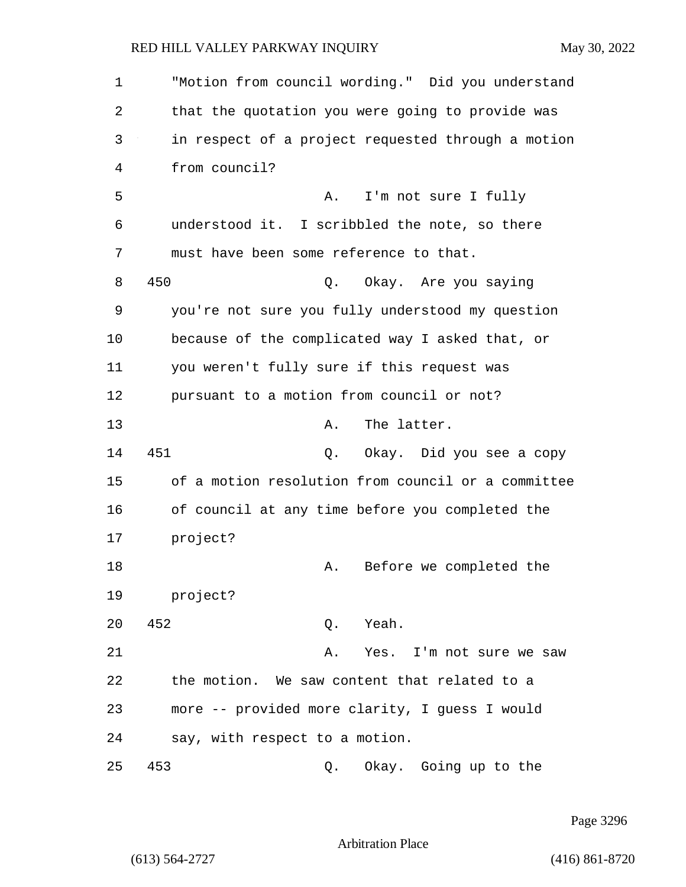"Motion from council wording." Did you understand that the quotation you were going to provide was in respect of a project requested through a motion from council?

A. I'm not sure I fully understood it. I scribbled the note, so there must have been some reference to that.

450 Q. Okay. Are you saying you're not sure you fully understood my question because of the complicated way I asked that, or you weren't fully sure if this request was pursuant to a motion from council or not?

A. The latter.

451 Q. Okay. Did you see a copy of a motion resolution from council or a committee of council at any time before you completed the project?

A. Before we completed the project?

452 Q. Yeah.

A. Yes. I'm not sure we saw the motion. We saw content that related to a more -- provided more clarity, I guess I would say, with respect to a motion.

453 Q. Okay. Going up to the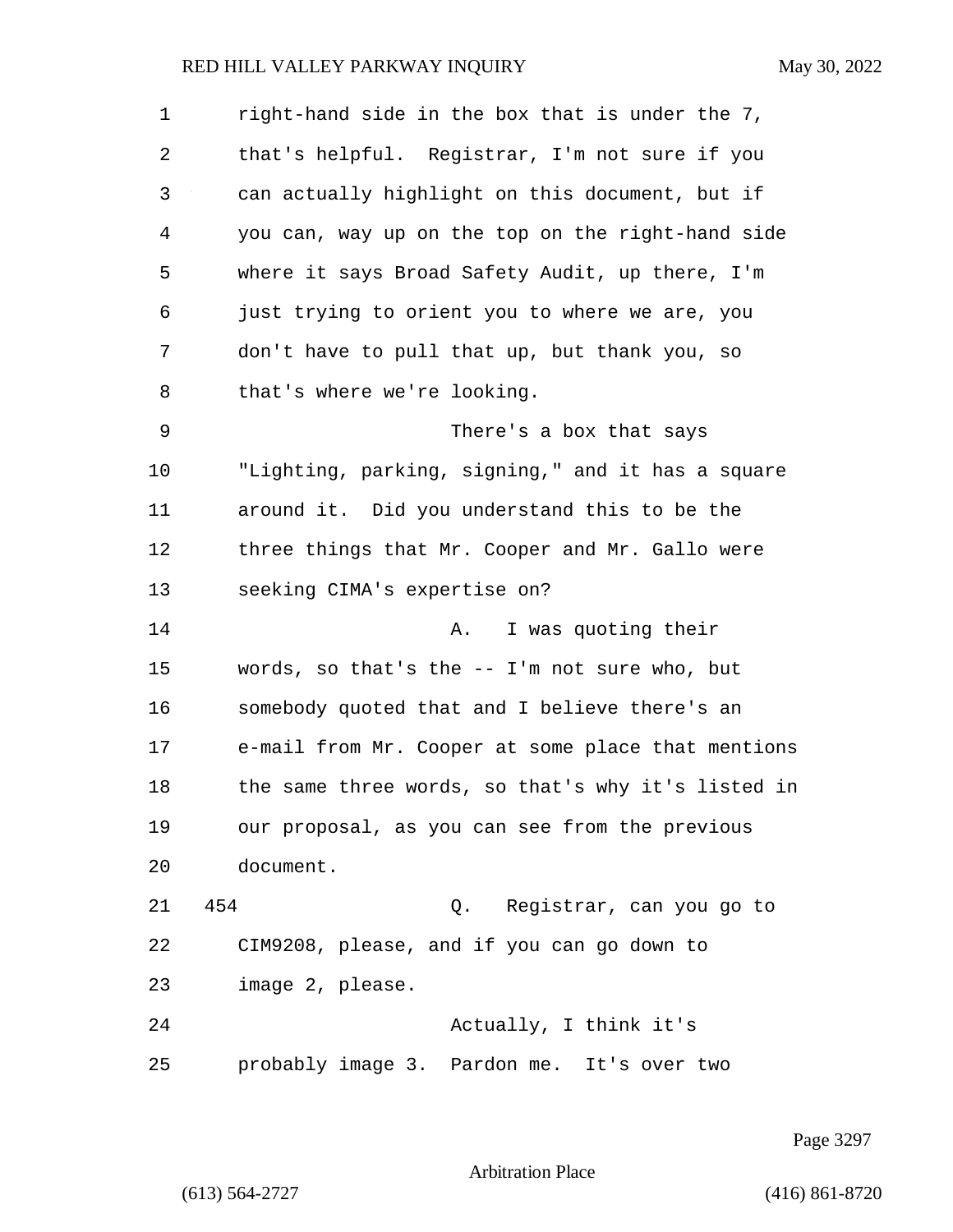right-hand side in the box that is under the 7, that's helpful. Registrar, I'm not sure if you can actually highlight on this document, but if you can, way up on the top on the right-hand side where it says Broad Safety Audit, up there, I'm just trying to orient you to where we are, you don't have to pull that up, but thank you, so that's where we're looking.

There's a box that says "Lighting, parking, signing," and it has a square around it. Did you understand this to be the three things that Mr. Cooper and Mr. Gallo were seeking CIMA's expertise on?

A. I was quoting their words, so that's the -- I'm not sure who, but somebody quoted that and I believe there's an e-mail from Mr. Cooper at some place that mentions the same three words, so that's why it's listed in our proposal, as you can see from the previous document.

454 Q. Registrar, can you go to CIM9208, please, and if you can go down to image 2, please.

Actually, I think it's probably image 3. Pardon me. It's over two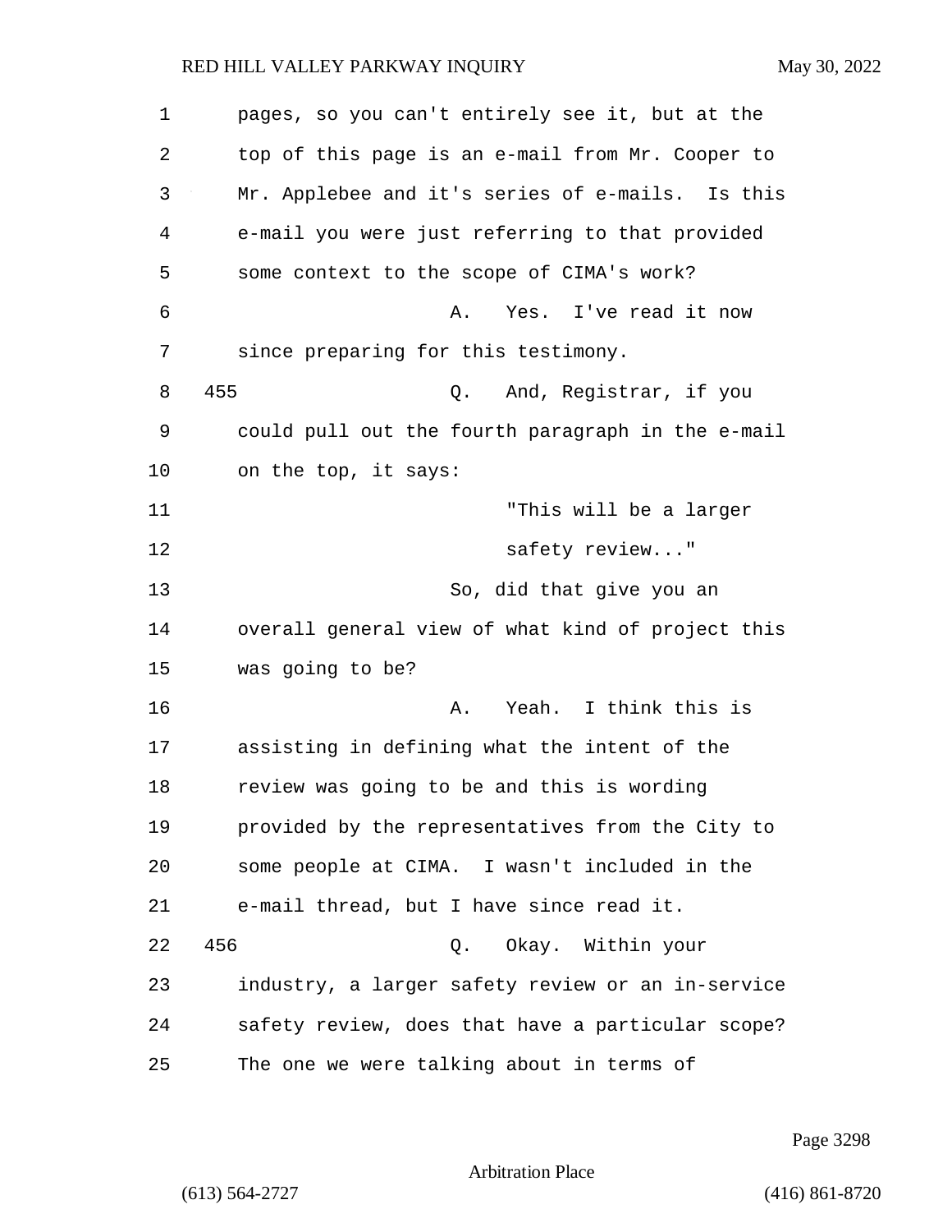pages, so you can't entirely see it, but at the top of this page is an e-mail from Mr. Cooper to Mr. Applebee and it's series of e-mails. Is this e-mail you were just referring to that provided some context to the scope of CIMA's work?

A. Yes. I've read it now since preparing for this testimony.

455 Q. And, Registrar, if you could pull out the fourth paragraph in the e-mail on the top, it says:

> "This will be a larger safety review..."

So, did that give you an overall general view of what kind of project this was going to be?

A. Yeah. I think this is assisting in defining what the intent of the review was going to be and this is wording provided by the representatives from the City to some people at CIMA. I wasn't included in the e-mail thread, but I have since read it.

456 Q. Okay. Within your industry, a larger safety review or an in-service safety review, does that have a particular scope? The one we were talking about in terms of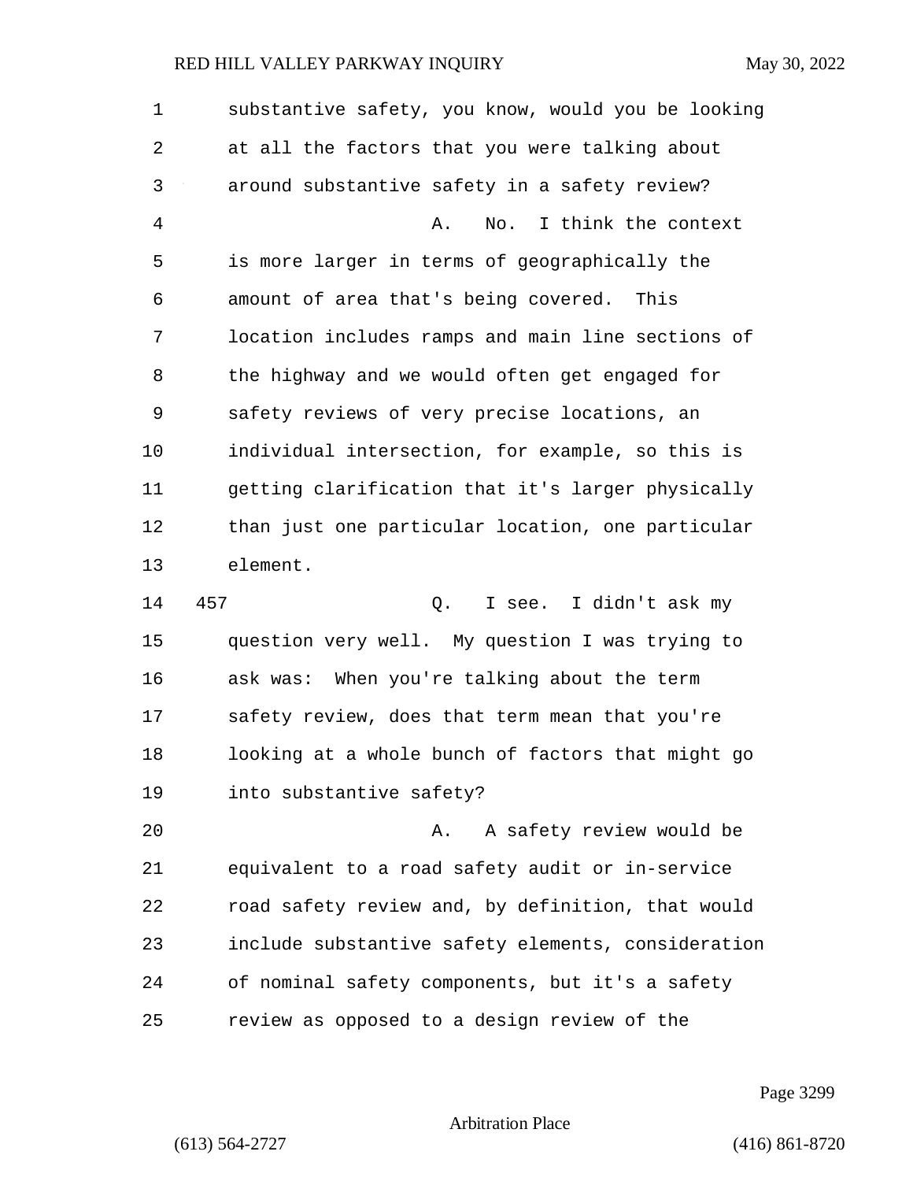substantive safety, you know, would you be looking at all the factors that you were talking about around substantive safety in a safety review?

A. No. I think the context is more larger in terms of geographically the amount of area that's being covered. This location includes ramps and main line sections of the highway and we would often get engaged for safety reviews of very precise locations, an individual intersection, for example, so this is getting clarification that it's larger physically than just one particular location, one particular element.

457 Q. I see. I didn't ask my question very well. My question I was trying to ask was: When you're talking about the term safety review, does that term mean that you're looking at a whole bunch of factors that might go into substantive safety?

A. A safety review would be equivalent to a road safety audit or in-service road safety review and, by definition, that would include substantive safety elements, consideration of nominal safety components, but it's a safety review as opposed to a design review of the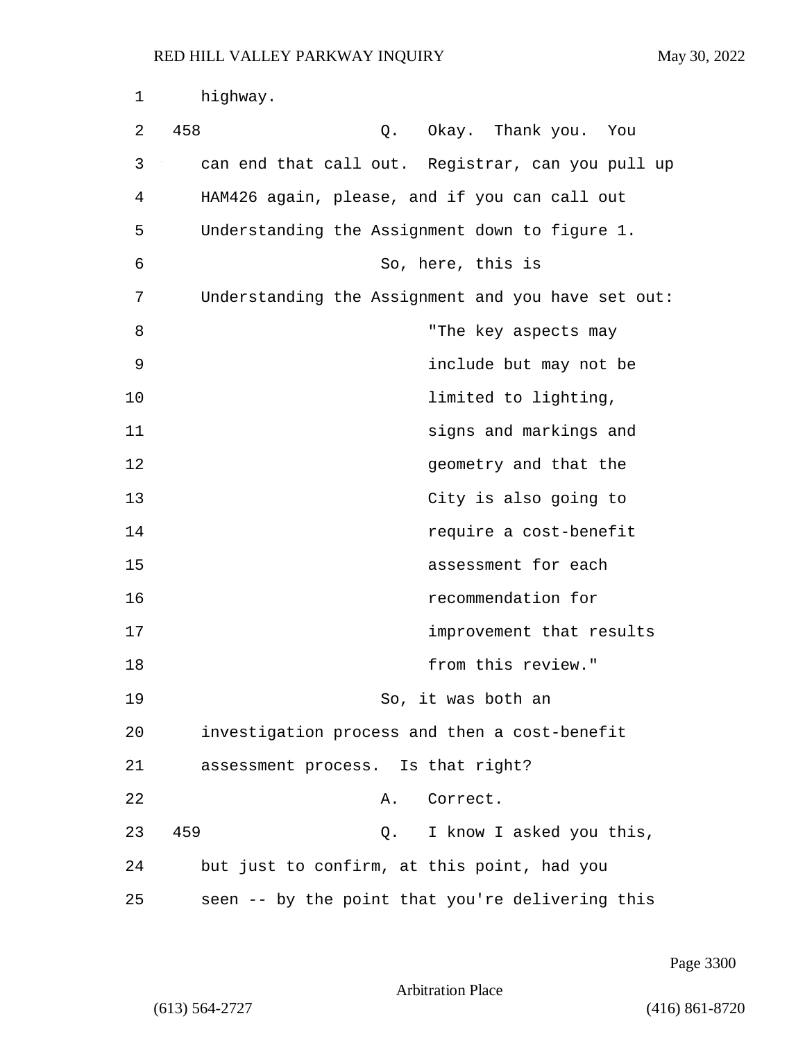1 highway.

2 458 Q. Okay. Thank you. You

3 can end that call out. Registrar, can you pull up

4 HAM426 again, please, and if you can call out

5 Understanding the Assignment down to figure 1.

6 So, here, this is

7 Understanding the Assignment and you have set out:

8 "The key aspects may

9 include but may not be

10 limited to lighting,

11 signs and markings and

12 geometry and that the

13 City is also going to

14 require a cost-benefit

15 assessment for each

16 recommendation for

17 improvement that results

18 from this review."

19 So, it was both an

20 investigation process and then a cost-benefit

21 assessment process. Is that right?

22 A. Correct.

23 459 Q. I know I asked you this,

24 but just to confirm, at this point, had you

25 seen -- by the point that you're delivering this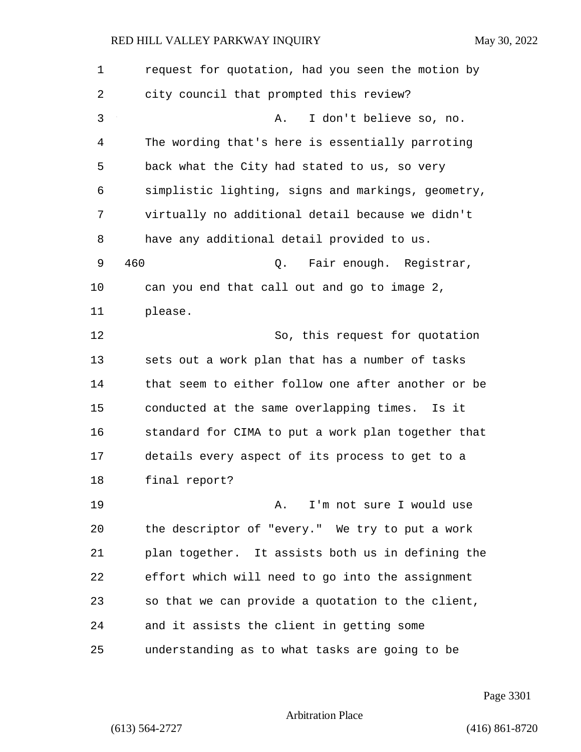request for quotation, had you seen the motion by city council that prompted this review?

A. I don't believe so, no. The wording that's here is essentially parroting back what the City had stated to us, so very simplistic lighting, signs and markings, geometry, virtually no additional detail because we didn't have any additional detail provided to us.

460 Q. Fair enough. Registrar, can you end that call out and go to image 2, please.

So, this request for quotation sets out a work plan that has a number of tasks that seem to either follow one after another or be conducted at the same overlapping times. Is it standard for CIMA to put a work plan together that details every aspect of its process to get to a final report?

A. I'm not sure I would use the descriptor of "every." We try to put a work plan together. It assists both us in defining the effort which will need to go into the assignment so that we can provide a quotation to the client, and it assists the client in getting some understanding as to what tasks are going to be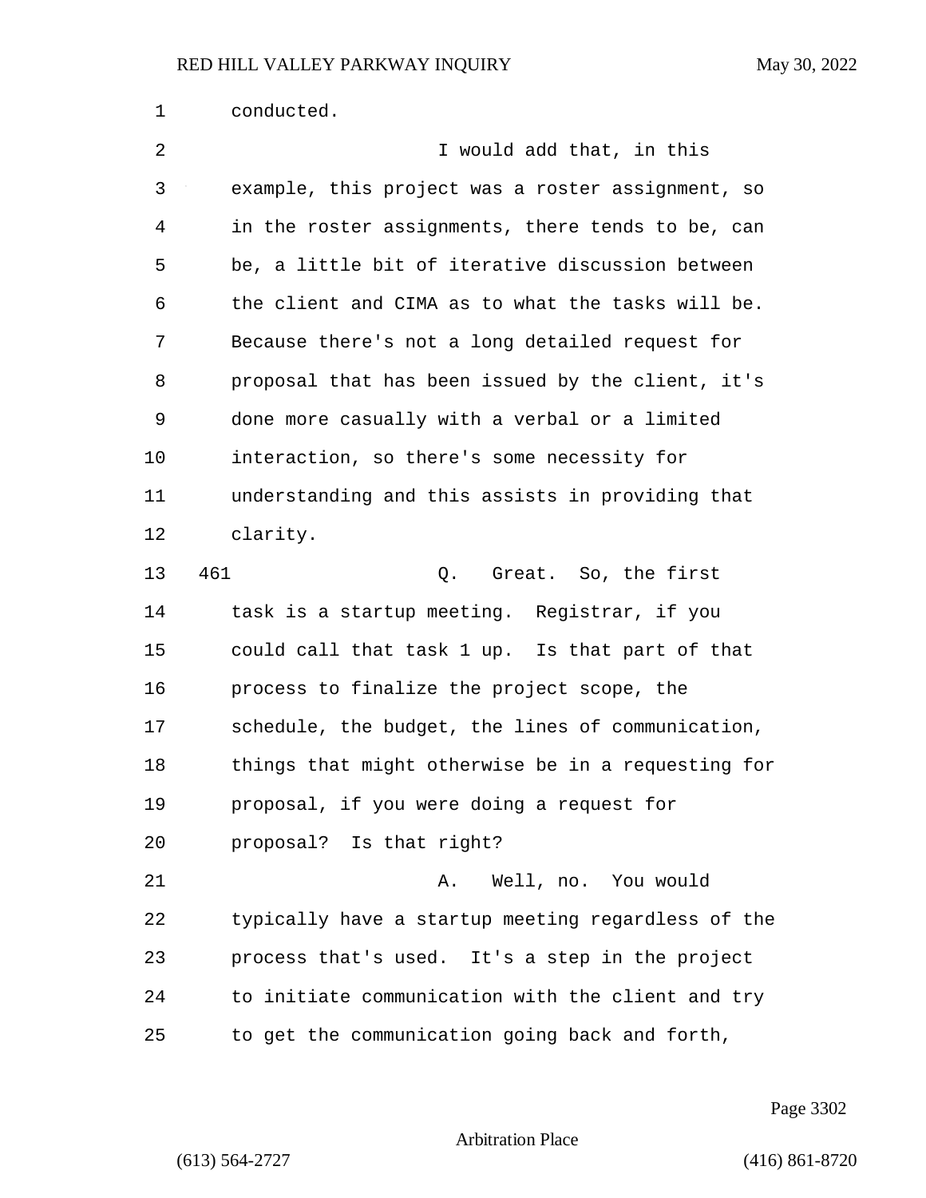conducted.

I would add that, in this example, this project was a roster assignment, so in the roster assignments, there tends to be, can be, a little bit of iterative discussion between the client and CIMA as to what the tasks will be. Because there's not a long detailed request for proposal that has been issued by the client, it's done more casually with a verbal or a limited interaction, so there's some necessity for understanding and this assists in providing that clarity.

461 Q. Great. So, the first task is a startup meeting. Registrar, if you could call that task 1 up. Is that part of that process to finalize the project scope, the schedule, the budget, the lines of communication, things that might otherwise be in a requesting for proposal, if you were doing a request for proposal? Is that right?

A. Well, no. You would typically have a startup meeting regardless of the process that's used. It's a step in the project to initiate communication with the client and try to get the communication going back and forth,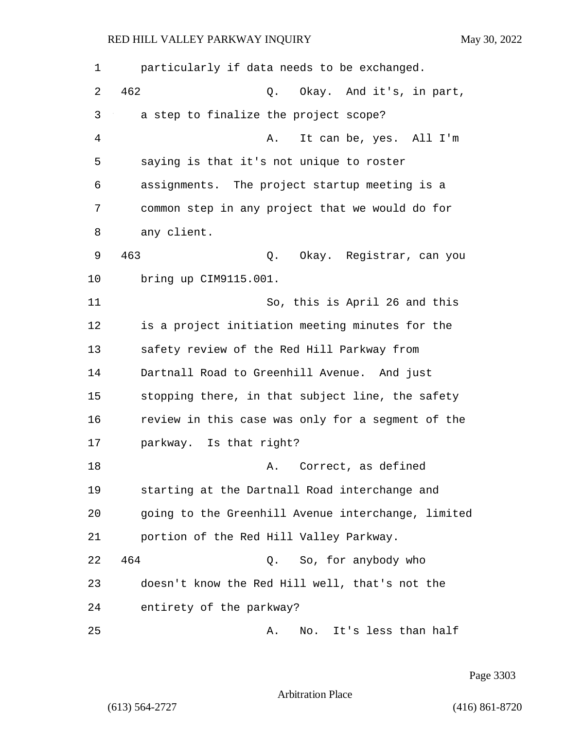particularly if data needs to be exchanged.

462 Q. Okay. And it's, in part, a step to finalize the project scope?

A. It can be, yes. All I'm saying is that it's not unique to roster assignments. The project startup meeting is a common step in any project that we would do for any client.

463 Q. Okay. Registrar, can you bring up CIM9115.001.

So, this is April 26 and this is a project initiation meeting minutes for the safety review of the Red Hill Parkway from Dartnall Road to Greenhill Avenue. And just stopping there, in that subject line, the safety review in this case was only for a segment of the parkway. Is that right?

A. Correct, as defined starting at the Dartnall Road interchange and going to the Greenhill Avenue interchange, limited portion of the Red Hill Valley Parkway.

464 Q. So, for anybody who doesn't know the Red Hill well, that's not the entirety of the parkway?

A. No. It's less than half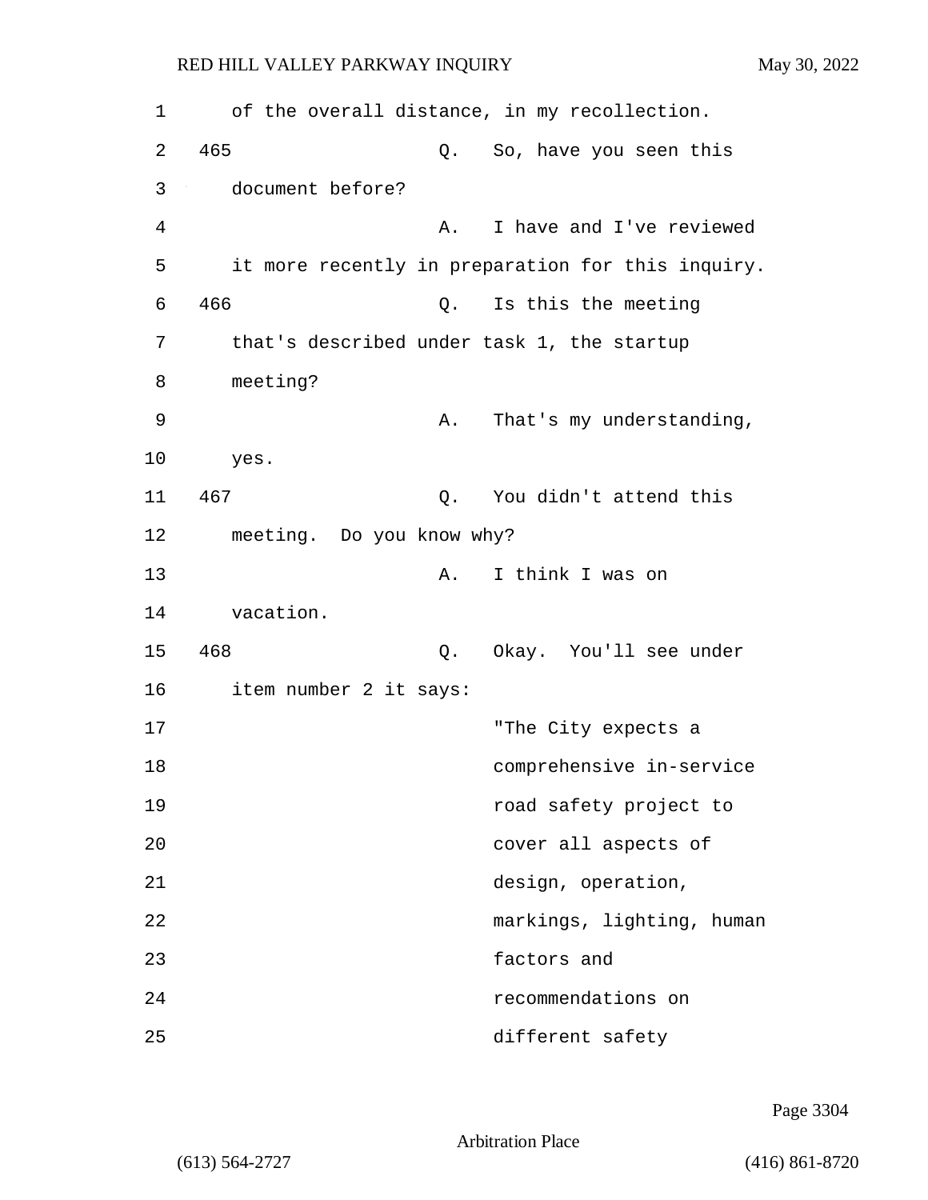1 of the overall distance, in my recollection.

2 465 Q. So, have you seen this

3 document before?

4 A. I have and I've reviewed

5 it more recently in preparation for this inquiry.

6 466 Q. Is this the meeting

7 that's described under task 1, the startup

8 meeting?

9 A. That's my understanding,

10 yes.

11 467 Q. You didn't attend this

12 meeting. Do you know why?

13 A. I think I was on

14 vacation.

15 468 Q. Okay. You'll see under

16 item number 2 it says:

17 "The City expects a

18 comprehensive in-service

19 road safety project to

20 cover all aspects of

21 design, operation,

22 markings, lighting, human

23 factors and

24 recommendations on

25 different safety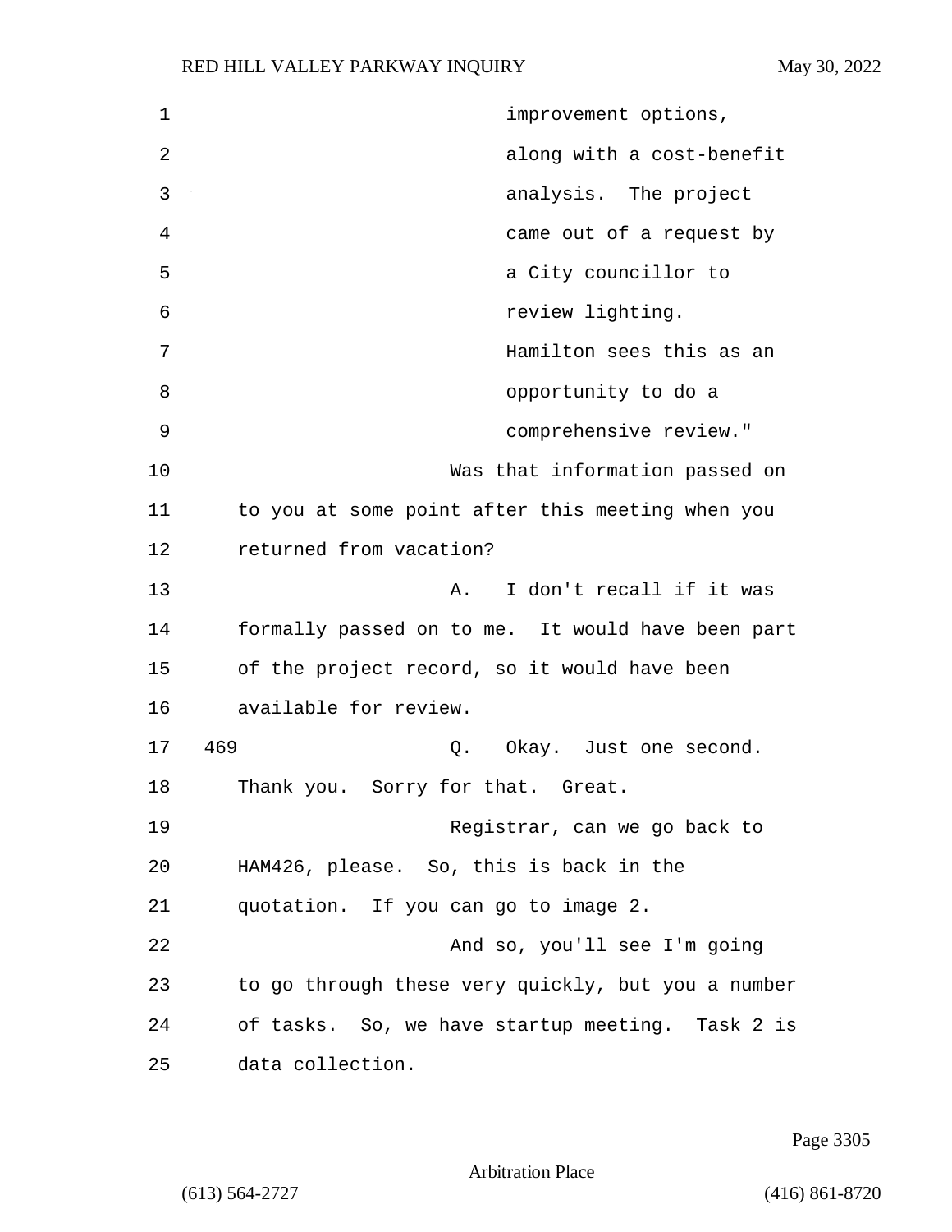improvement options, along with a cost-benefit analysis. The project came out of a request by a City councillor to review lighting. Hamilton sees this as an opportunity to do a comprehensive review."

Was that information passed on to you at some point after this meeting when you returned from vacation?

A. I don't recall if it was formally passed on to me. It would have been part of the project record, so it would have been available for review.

469 Q. Okay. Just one second. Thank you. Sorry for that. Great.

Registrar, can we go back to HAM426, please. So, this is back in the quotation. If you can go to image 2.

And so, you'll see I'm going to go through these very quickly, but you a number of tasks. So, we have startup meeting. Task 2 is data collection.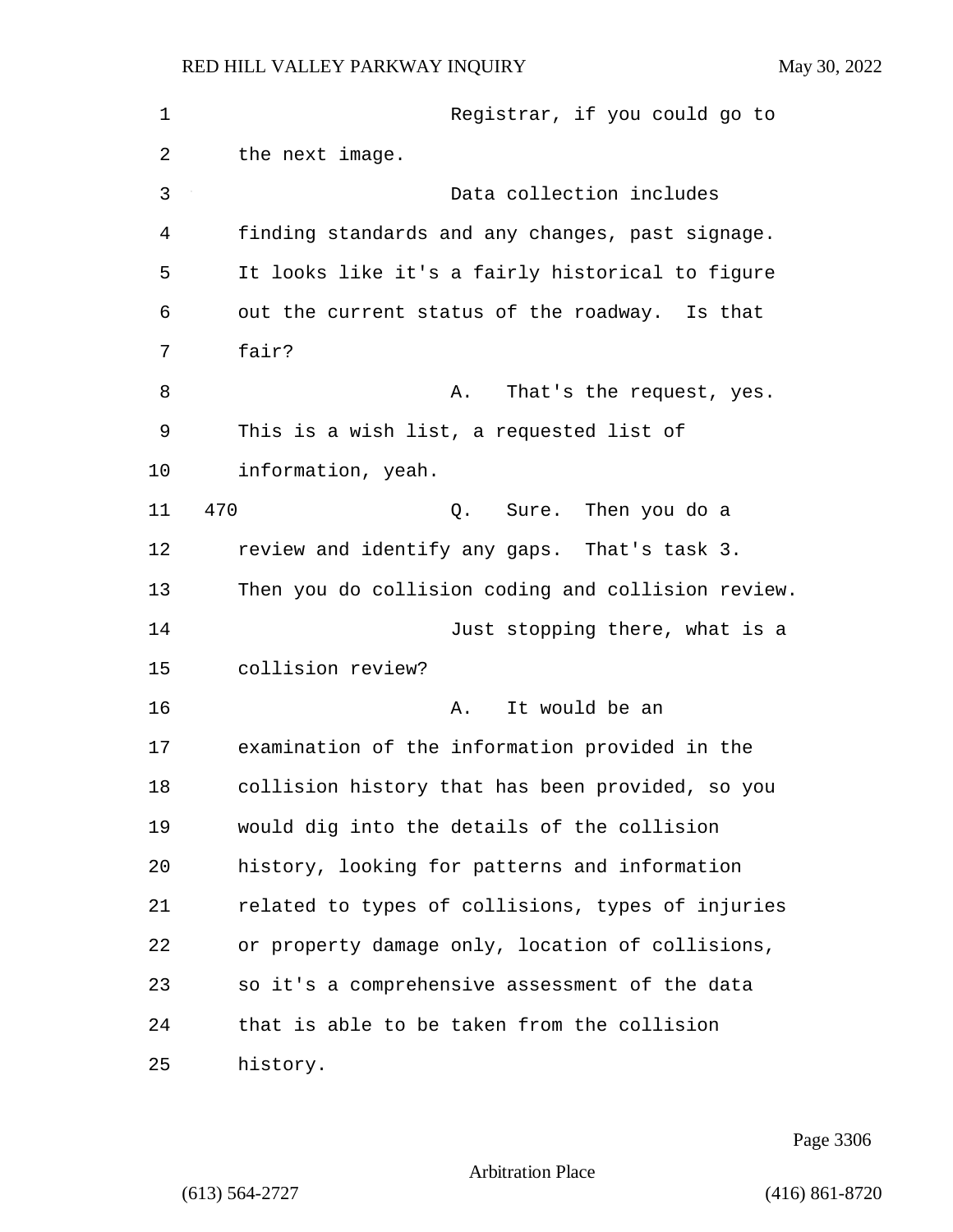Registrar, if you could go to the next image.

Data collection includes finding standards and any changes, past signage. It looks like it's a fairly historical to figure out the current status of the roadway. Is that fair?

A. That's the request, yes. This is a wish list, a requested list of information, yeah.

470 Q. Sure. Then you do a review and identify any gaps. That's task 3. Then you do collision coding and collision review.

Just stopping there, what is a collision review?

A. It would be an examination of the information provided in the collision history that has been provided, so you would dig into the details of the collision history, looking for patterns and information related to types of collisions, types of injuries or property damage only, location of collisions, so it's a comprehensive assessment of the data that is able to be taken from the collision history.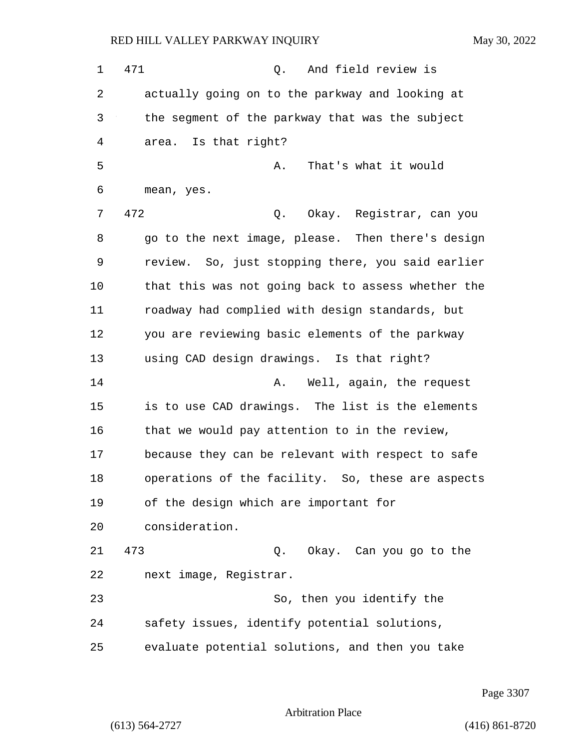471 Q. And field review is actually going on to the parkway and looking at the segment of the parkway that was the subject area. Is that right?

A. That's what it would mean, yes.

472 Q. Okay. Registrar, can you go to the next image, please. Then there's design review. So, just stopping there, you said earlier that this was not going back to assess whether the roadway had complied with design standards, but you are reviewing basic elements of the parkway using CAD design drawings. Is that right?

A. Well, again, the request is to use CAD drawings. The list is the elements that we would pay attention to in the review, because they can be relevant with respect to safe operations of the facility. So, these are aspects of the design which are important for consideration.

473 Q. Okay. Can you go to the next image, Registrar.

So, then you identify the safety issues, identify potential solutions, evaluate potential solutions, and then you take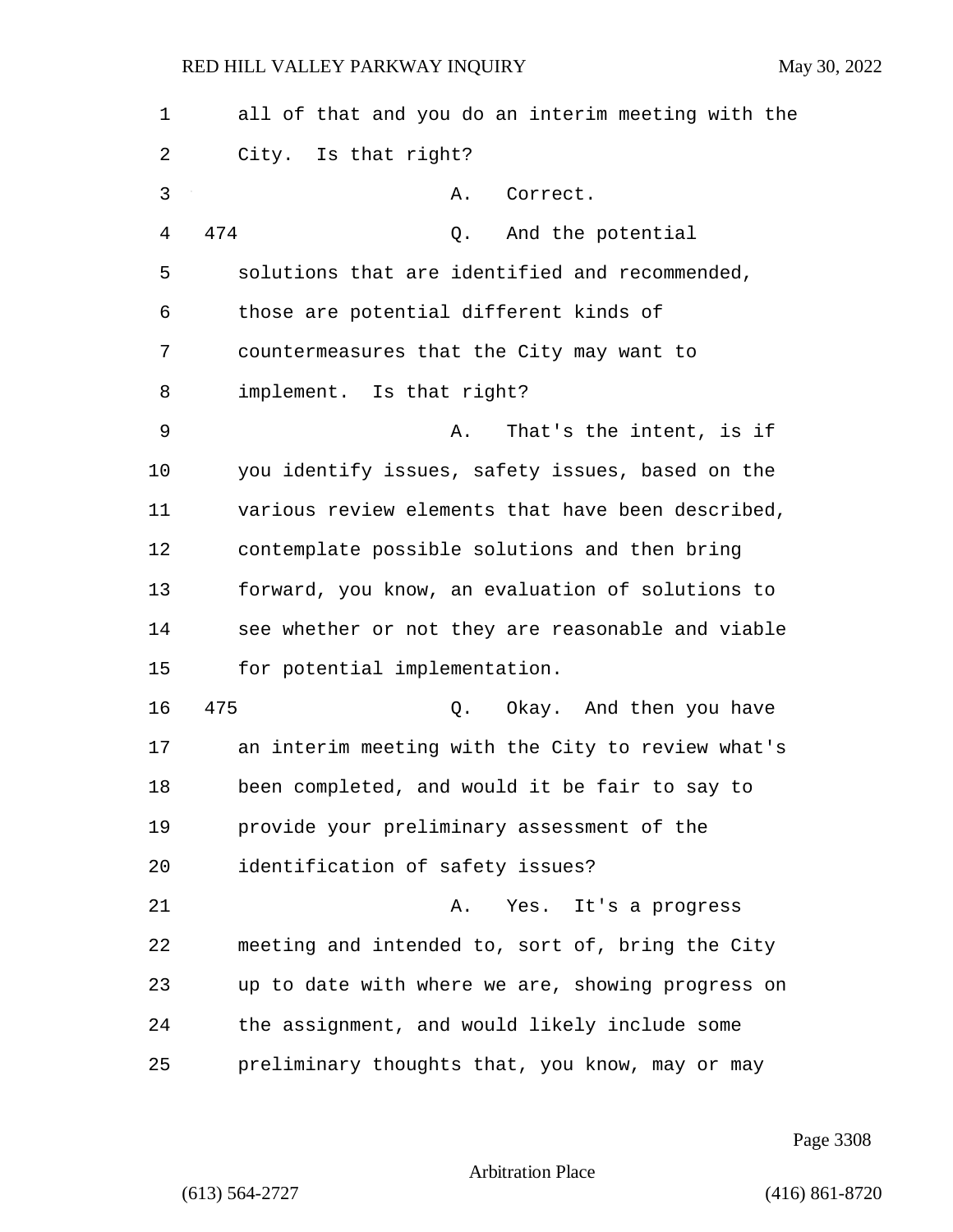all of that and you do an interim meeting with the City. Is that right?

A. Correct.

474 Q. And the potential solutions that are identified and recommended, those are potential different kinds of countermeasures that the City may want to implement. Is that right?

A. That's the intent, is if you identify issues, safety issues, based on the various review elements that have been described, contemplate possible solutions and then bring forward, you know, an evaluation of solutions to see whether or not they are reasonable and viable for potential implementation.

475 Q. Okay. And then you have an interim meeting with the City to review what's been completed, and would it be fair to say to provide your preliminary assessment of the identification of safety issues?

A. Yes. It's a progress meeting and intended to, sort of, bring the City up to date with where we are, showing progress on the assignment, and would likely include some preliminary thoughts that, you know, may or may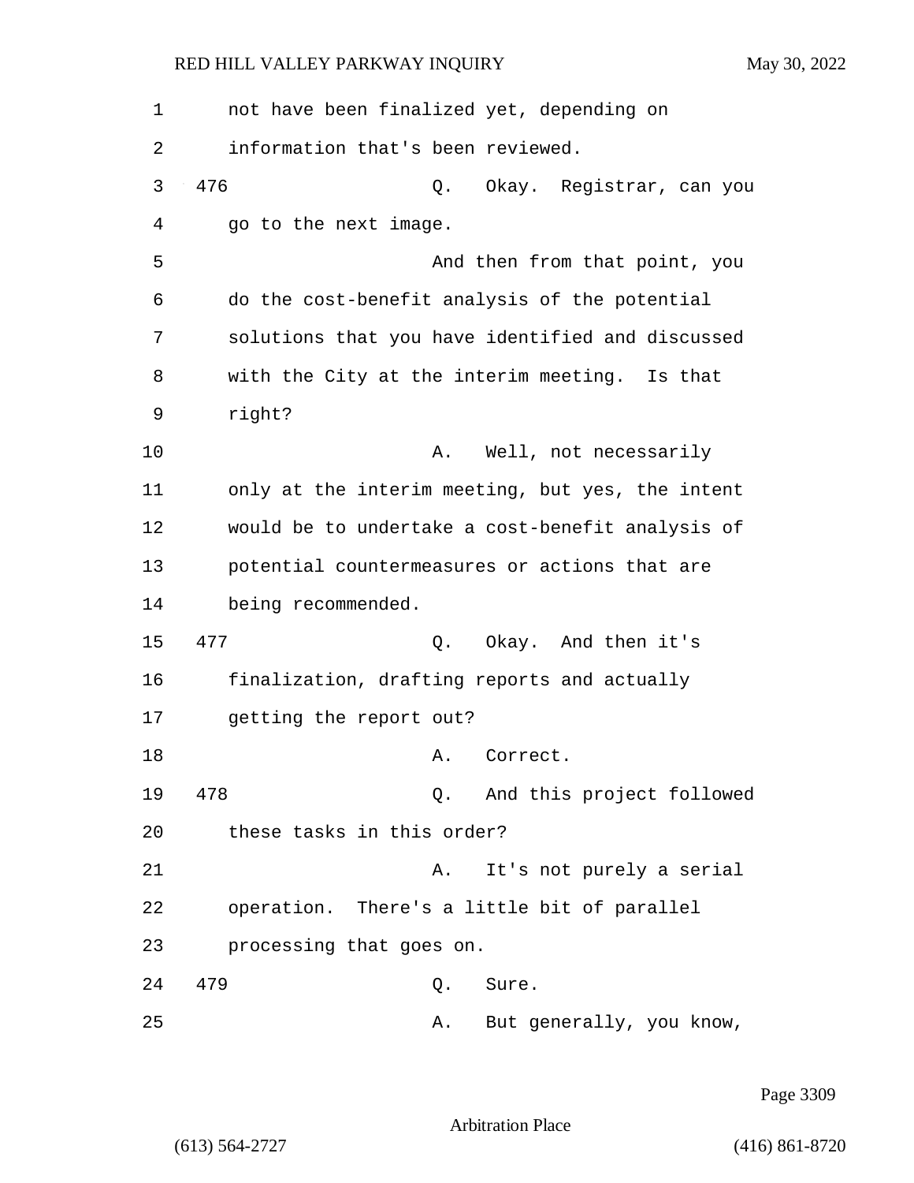not have been finalized yet, depending on information that's been reviewed.

476 Q. Okay. Registrar, can you go to the next image.

And then from that point, you do the cost-benefit analysis of the potential solutions that you have identified and discussed with the City at the interim meeting. Is that right?

A. Well, not necessarily only at the interim meeting, but yes, the intent would be to undertake a cost-benefit analysis of potential countermeasures or actions that are being recommended.

477 Q. Okay. And then it's finalization, drafting reports and actually getting the report out?

A. Correct.

478 Q. And this project followed these tasks in this order?

A. It's not purely a serial operation. There's a little bit of parallel processing that goes on.

479 Q. Sure.

A. But generally, you know,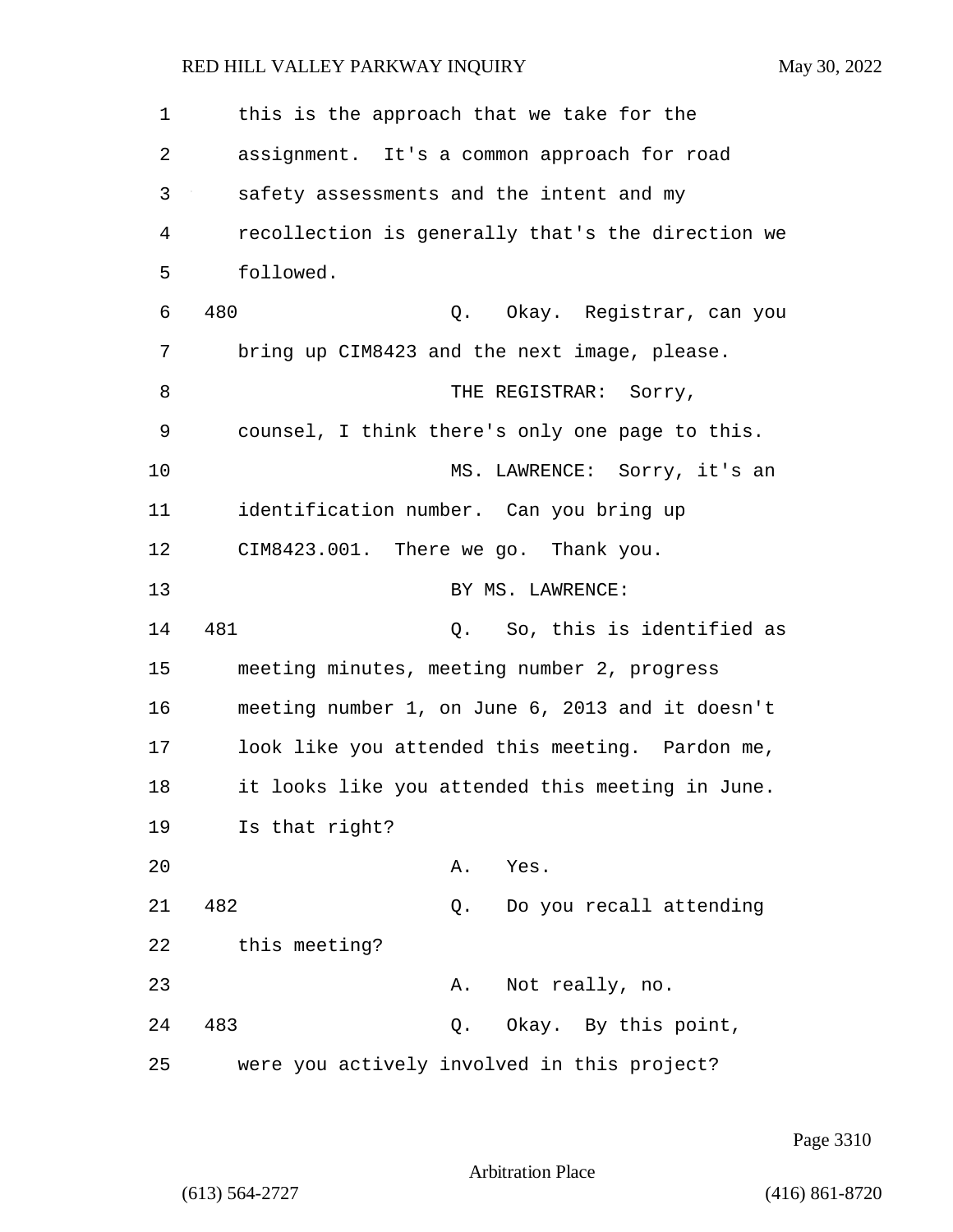this is the approach that we take for the assignment. It's a common approach for road safety assessments and the intent and my recollection is generally that's the direction we followed.

480 Q. Okay. Registrar, can you bring up CIM8423 and the next image, please.

THE REGISTRAR: Sorry, counsel, I think there's only one page to this.

MS. LAWRENCE: Sorry, it's an identification number. Can you bring up CIM8423.001. There we go. Thank you.

BY MS. LAWRENCE:

481 Q. So, this is identified as meeting minutes, meeting number 2, progress meeting number 1, on June 6, 2013 and it doesn't look like you attended this meeting. Pardon me, it looks like you attended this meeting in June. Is that right?

A. Yes.

482 Q. Do you recall attending this meeting?

A. Not really, no.

483 Q. Okay. By this point, were you actively involved in this project?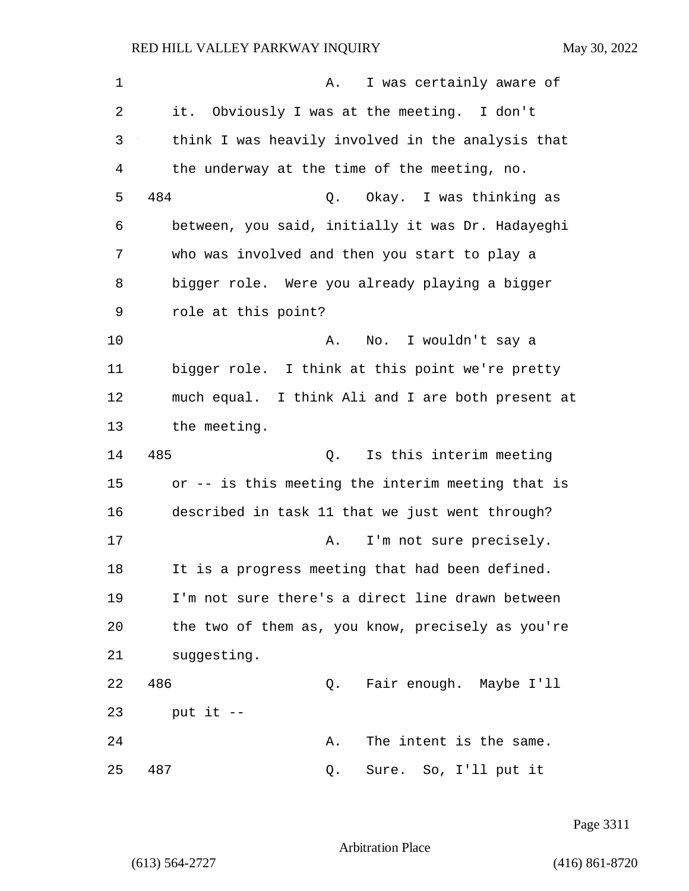A. I was certainly aware of it. Obviously I was at the meeting. I don't think I was heavily involved in the analysis that the underway at the time of the meeting, no.

484 Q. Okay. I was thinking as between, you said, initially it was Dr. Hadayeghi who was involved and then you start to play a bigger role. Were you already playing a bigger role at this point?

A. No. I wouldn't say a bigger role. I think at this point we're pretty much equal. I think Ali and I are both present at the meeting.

485 Q. Is this interim meeting or -- is this meeting the interim meeting that is described in task 11 that we just went through?

A. I'm not sure precisely. It is a progress meeting that had been defined. I'm not sure there's a direct line drawn between the two of them as, you know, precisely as you're suggesting.

486 Q. Fair enough. Maybe I'll put it --

A. The intent is the same.

487 Q. Sure. So, I'll put it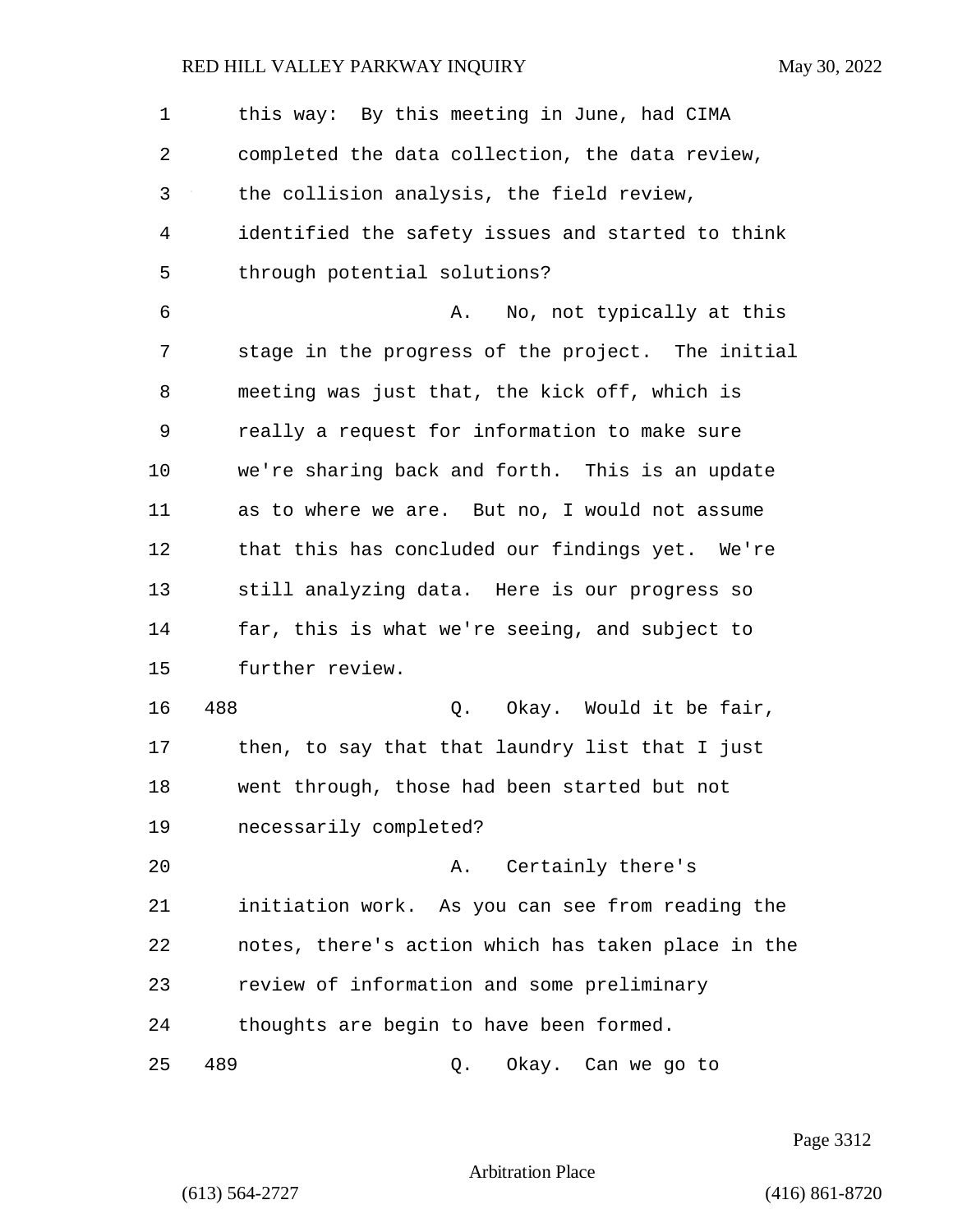this way: By this meeting in June, had CIMA completed the data collection, the data review, the collision analysis, the field review, identified the safety issues and started to think through potential solutions?

A. No, not typically at this stage in the progress of the project. The initial meeting was just that, the kick off, which is really a request for information to make sure we're sharing back and forth. This is an update as to where we are. But no, I would not assume that this has concluded our findings yet. We're still analyzing data. Here is our progress so far, this is what we're seeing, and subject to further review.

488 Q. Okay. Would it be fair, then, to say that that laundry list that I just went through, those had been started but not necessarily completed?

A. Certainly there's initiation work. As you can see from reading the notes, there's action which has taken place in the review of information and some preliminary thoughts are begin to have been formed.

489 Q. Okay. Can we go to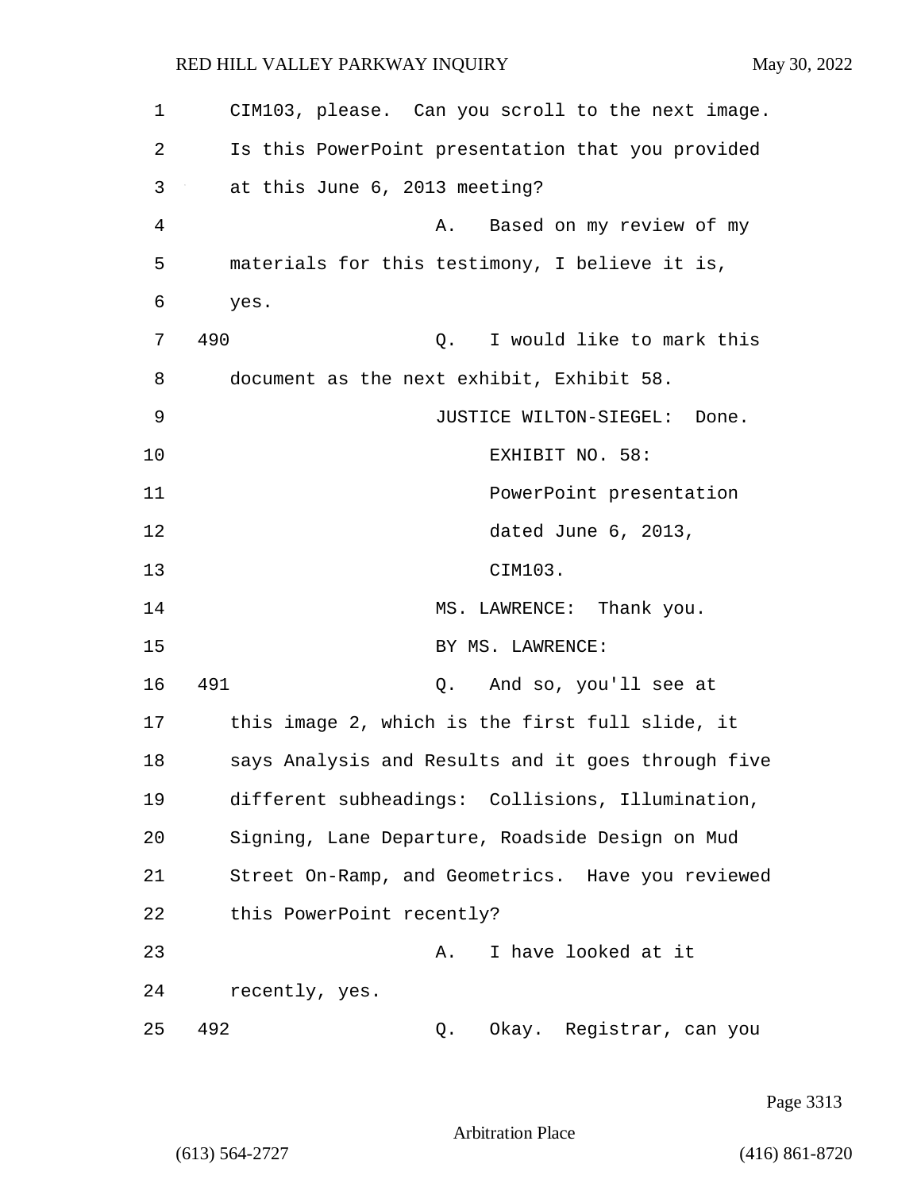CIM103, please. Can you scroll to the next image. Is this PowerPoint presentation that you provided at this June 6, 2013 meeting?

A. Based on my review of my materials for this testimony, I believe it is, yes.

490 Q. I would like to mark this document as the next exhibit, Exhibit 58.

JUSTICE WILTON-SIEGEL: Done.

EXHIBIT NO. 58: PowerPoint presentation dated June 6, 2013, CIM103.

MS. LAWRENCE: Thank you.

BY MS. LAWRENCE:

491 Q. And so, you'll see at this image 2, which is the first full slide, it says Analysis and Results and it goes through five different subheadings: Collisions, Illumination, Signing, Lane Departure, Roadside Design on Mud Street On-Ramp, and Geometrics. Have you reviewed this PowerPoint recently?

A. I have looked at it recently, yes.

492 Q. Okay. Registrar, can you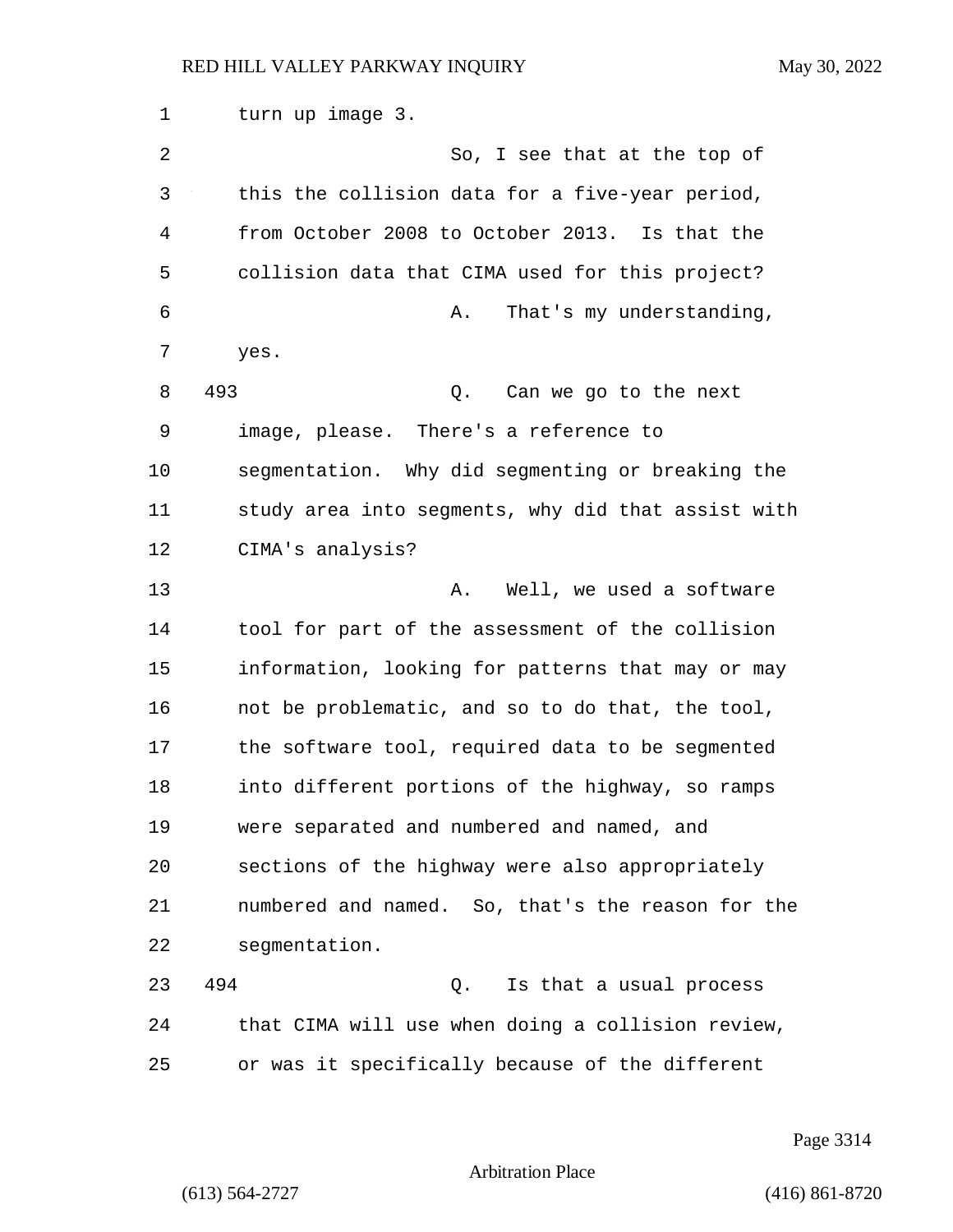turn up image 3.

So, I see that at the top of this the collision data for a five-year period, from October 2008 to October 2013. Is that the collision data that CIMA used for this project?

A. That's my understanding, yes.

493 Q. Can we go to the next image, please. There's a reference to segmentation. Why did segmenting or breaking the study area into segments, why did that assist with CIMA's analysis?

A. Well, we used a software tool for part of the assessment of the collision information, looking for patterns that may or may not be problematic, and so to do that, the tool, the software tool, required data to be segmented into different portions of the highway, so ramps were separated and numbered and named, and sections of the highway were also appropriately numbered and named. So, that's the reason for the segmentation.

494 Q. Is that a usual process that CIMA will use when doing a collision review, or was it specifically because of the different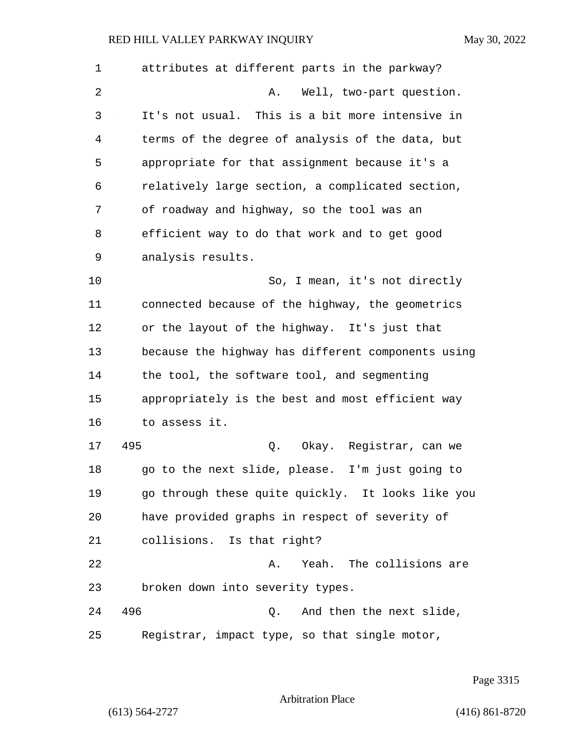1 attributes at different parts in the parkway?

2 A. Well, two-part question.

3 It's not usual. This is a bit more intensive in

4 terms of the degree of analysis of the data, but

5 appropriate for that assignment because it's a

6 relatively large section, a complicated section,

7 of roadway and highway, so the tool was an

8 efficient way to do that work and to get good

9 analysis results.

10 So, I mean, it's not directly

11 connected because of the highway, the geometrics

12 or the layout of the highway. It's just that

13 because the highway has different components using

14 the tool, the software tool, and segmenting

15 appropriately is the best and most efficient way

16 to assess it.

17 495 Q. Okay. Registrar, can we

18 go to the next slide, please. I'm just going to

19 go through these quite quickly. It looks like you

20 have provided graphs in respect of severity of

21 collisions. Is that right?

22 A. Yeah. The collisions are

23 broken down into severity types.

24 496 Q. And then the next slide,

25 Registrar, impact type, so that single motor,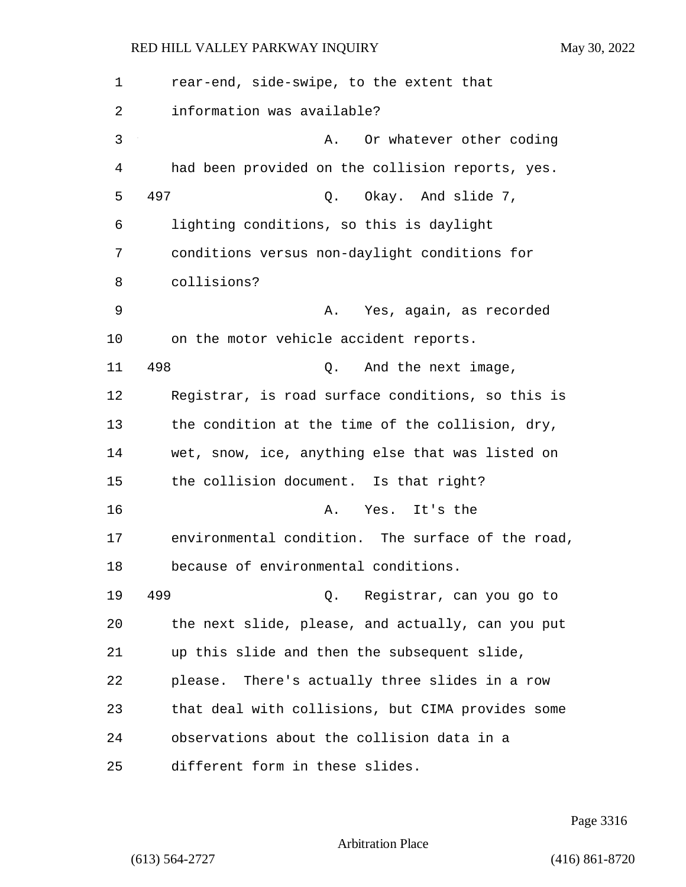rear-end, side-swipe, to the extent that information was available?

A. Or whatever other coding had been provided on the collision reports, yes.

497 Q. Okay. And slide 7, lighting conditions, so this is daylight conditions versus non-daylight conditions for collisions?

A. Yes, again, as recorded on the motor vehicle accident reports.

498 Q. And the next image, Registrar, is road surface conditions, so this is the condition at the time of the collision, dry, wet, snow, ice, anything else that was listed on the collision document. Is that right?

A. Yes. It's the environmental condition. The surface of the road, because of environmental conditions.

499 Q. Registrar, can you go to the next slide, please, and actually, can you put up this slide and then the subsequent slide, please. There's actually three slides in a row that deal with collisions, but CIMA provides some observations about the collision data in a different form in these slides.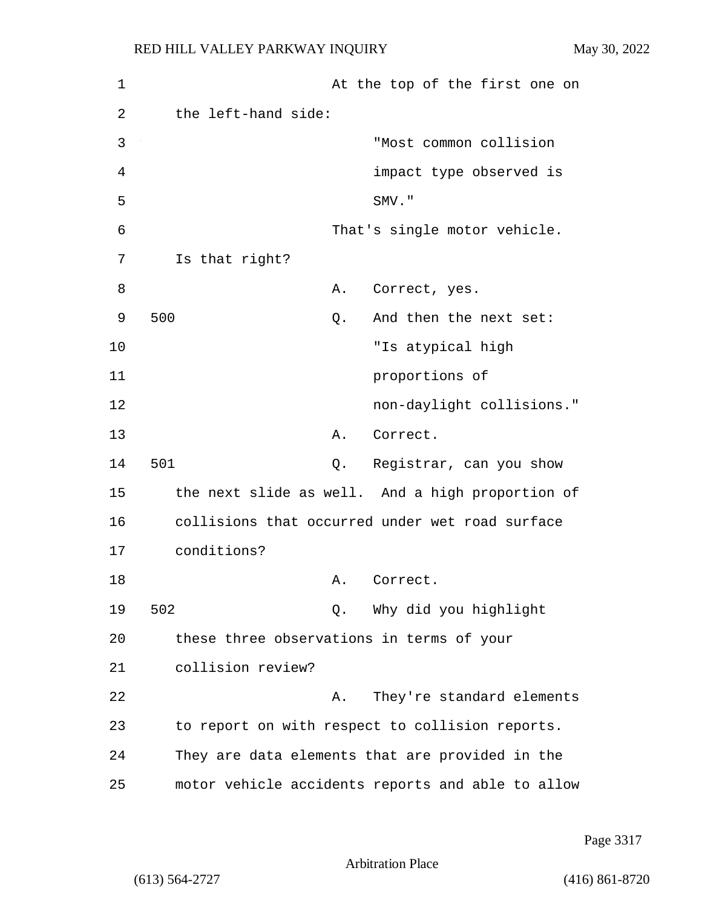At the top of the first one on the left-hand side:

> "Most common collision impact type observed is SMV."

That's single motor vehicle. Is that right?

A. Correct, yes.

500 Q. And then the next set:

> "Is atypical high proportions of non-daylight collisions."

A. Correct.

501 Q. Registrar, can you show the next slide as well. And a high proportion of collisions that occurred under wet road surface conditions?

A. Correct.

502 Q. Why did you highlight these three observations in terms of your collision review?

A. They're standard elements to report on with respect to collision reports. They are data elements that are provided in the motor vehicle accidents reports and able to allow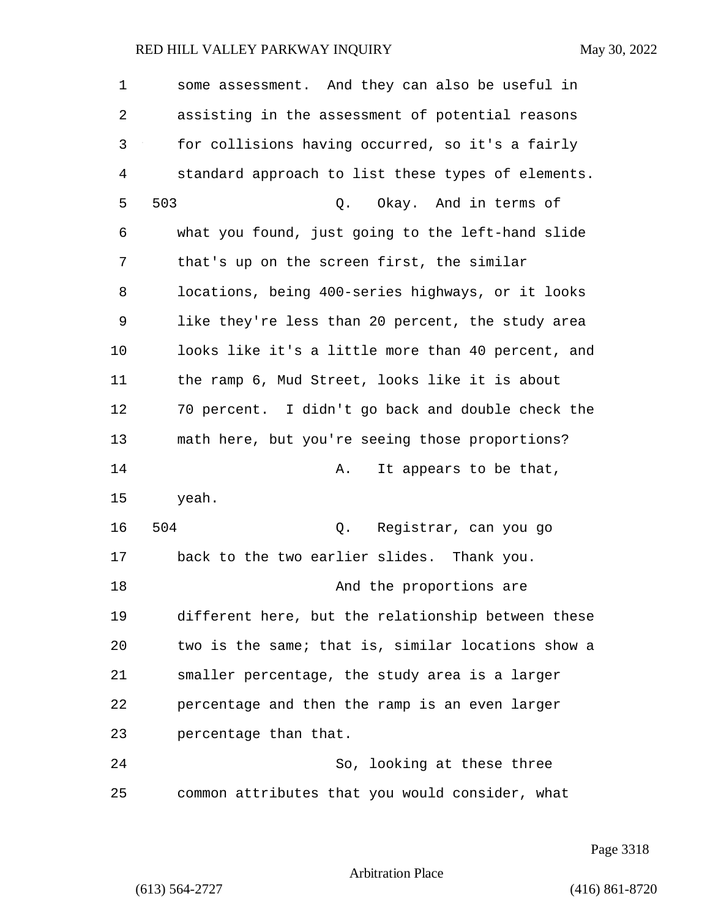some assessment. And they can also be useful in assisting in the assessment of potential reasons for collisions having occurred, so it's a fairly standard approach to list these types of elements.

503 Q. Okay. And in terms of what you found, just going to the left-hand slide that's up on the screen first, the similar locations, being 400-series highways, or it looks like they're less than 20 percent, the study area looks like it's a little more than 40 percent, and the ramp 6, Mud Street, looks like it is about 70 percent. I didn't go back and double check the math here, but you're seeing those proportions?

A. It appears to be that, yeah.

504 Q. Registrar, can you go back to the two earlier slides. Thank you.

And the proportions are different here, but the relationship between these two is the same; that is, similar locations show a smaller percentage, the study area is a larger percentage and then the ramp is an even larger percentage than that.

So, looking at these three common attributes that you would consider, what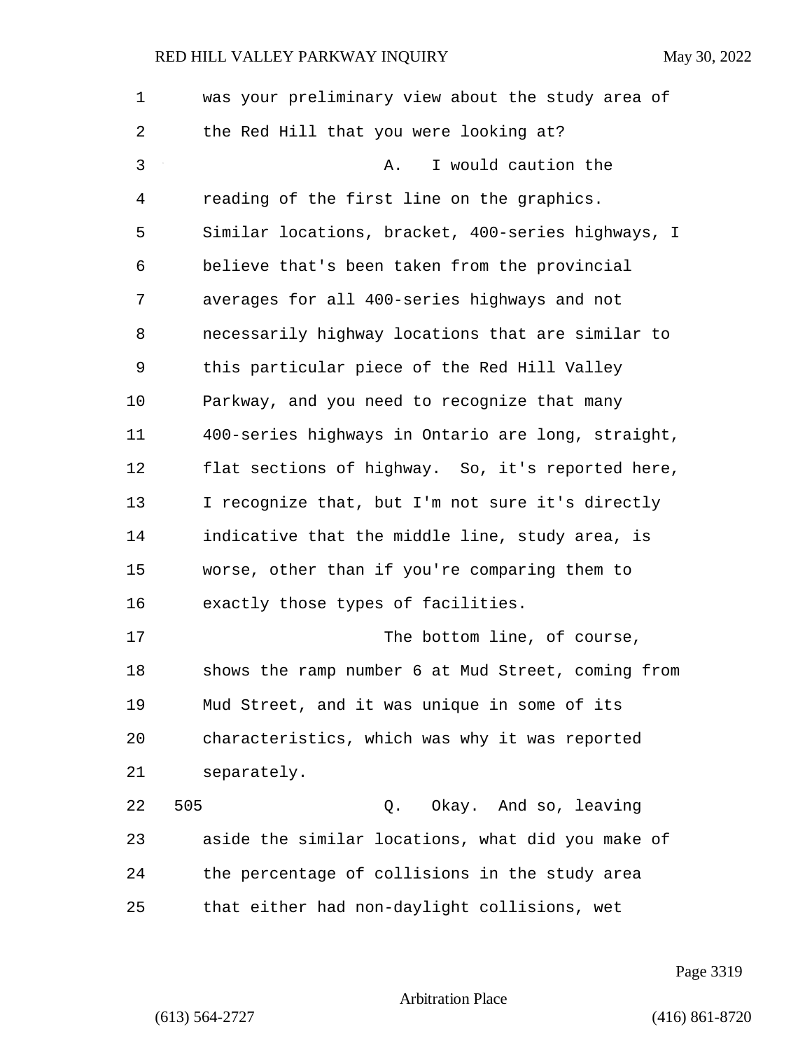was your preliminary view about the study area of the Red Hill that you were looking at?

A. I would caution the reading of the first line on the graphics. Similar locations, bracket, 400-series highways, I believe that's been taken from the provincial averages for all 400-series highways and not necessarily highway locations that are similar to this particular piece of the Red Hill Valley Parkway, and you need to recognize that many 400-series highways in Ontario are long, straight, flat sections of highway. So, it's reported here, I recognize that, but I'm not sure it's directly indicative that the middle line, study area, is worse, other than if you're comparing them to exactly those types of facilities.

The bottom line, of course, shows the ramp number 6 at Mud Street, coming from Mud Street, and it was unique in some of its characteristics, which was why it was reported separately.

505 Q. Okay. And so, leaving aside the similar locations, what did you make of the percentage of collisions in the study area that either had non-daylight collisions, wet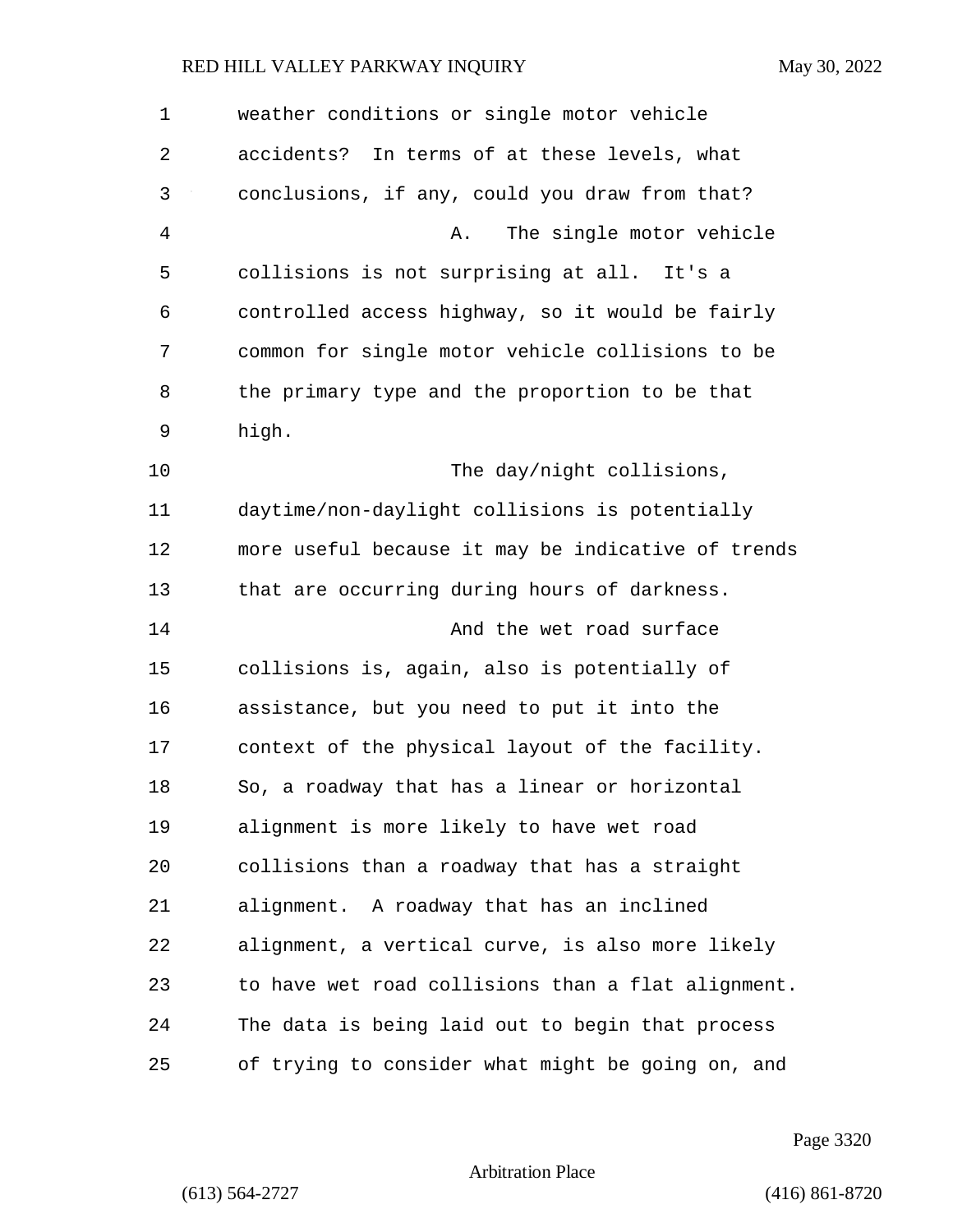weather conditions or single motor vehicle accidents? In terms of at these levels, what conclusions, if any, could you draw from that?

A. The single motor vehicle collisions is not surprising at all. It's a controlled access highway, so it would be fairly common for single motor vehicle collisions to be the primary type and the proportion to be that high.

The day/night collisions, daytime/non-daylight collisions is potentially more useful because it may be indicative of trends that are occurring during hours of darkness.

And the wet road surface collisions is, again, also is potentially of assistance, but you need to put it into the context of the physical layout of the facility. So, a roadway that has a linear or horizontal alignment is more likely to have wet road collisions than a roadway that has a straight alignment. A roadway that has an inclined alignment, a vertical curve, is also more likely to have wet road collisions than a flat alignment. The data is being laid out to begin that process of trying to consider what might be going on, and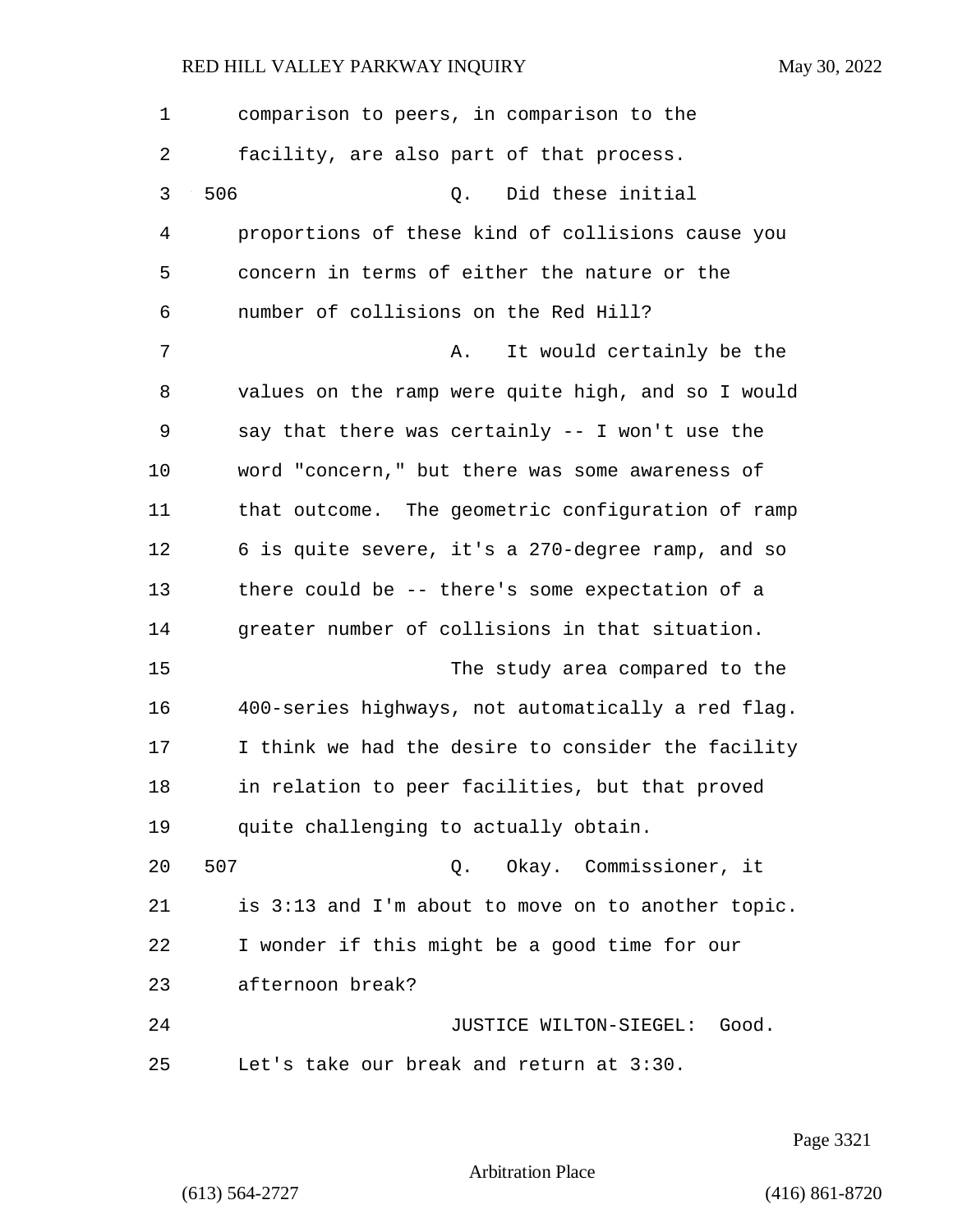comparison to peers, in comparison to the facility, are also part of that process.

506 Q. Did these initial proportions of these kind of collisions cause you concern in terms of either the nature or the number of collisions on the Red Hill?

A. It would certainly be the values on the ramp were quite high, and so I would say that there was certainly -- I won't use the word "concern," but there was some awareness of that outcome. The geometric configuration of ramp 6 is quite severe, it's a 270-degree ramp, and so there could be -- there's some expectation of a greater number of collisions in that situation.

The study area compared to the 400-series highways, not automatically a red flag. I think we had the desire to consider the facility in relation to peer facilities, but that proved quite challenging to actually obtain.

507 Q. Okay. Commissioner, it is 3:13 and I'm about to move on to another topic. I wonder if this might be a good time for our afternoon break?

JUSTICE WILTON-SIEGEL: Good. Let's take our break and return at 3:30.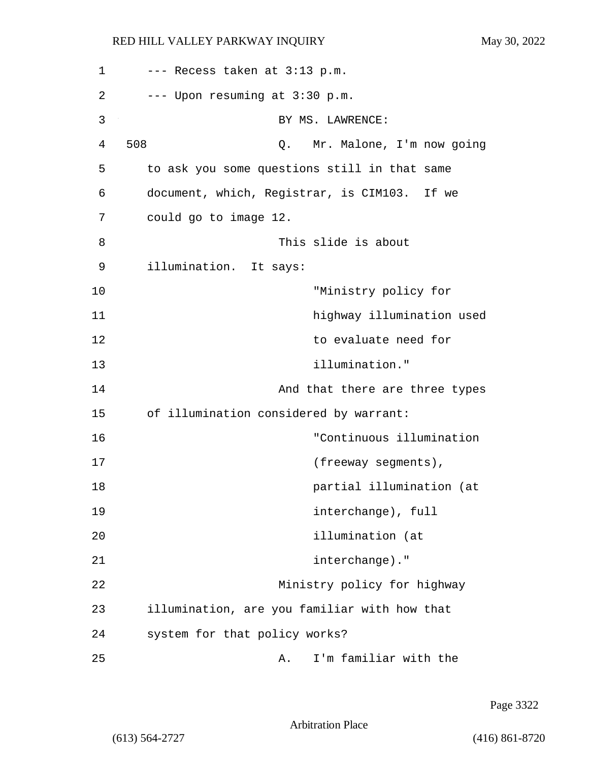--- Recess taken at 3:13 p.m.

--- Upon resuming at 3:30 p.m.

BY MS. LAWRENCE:

508 Q. Mr. Malone, I'm now going to ask you some questions still in that same document, which, Registrar, is CIM103. If we could go to image 12.

This slide is about illumination. It says:

> "Ministry policy for highway illumination used to evaluate need for illumination."

And that there are three types of illumination considered by warrant:

> "Continuous illumination (freeway segments), partial illumination (at interchange), full illumination (at interchange)."

Ministry policy for highway illumination, are you familiar with how that system for that policy works?

A. I'm familiar with the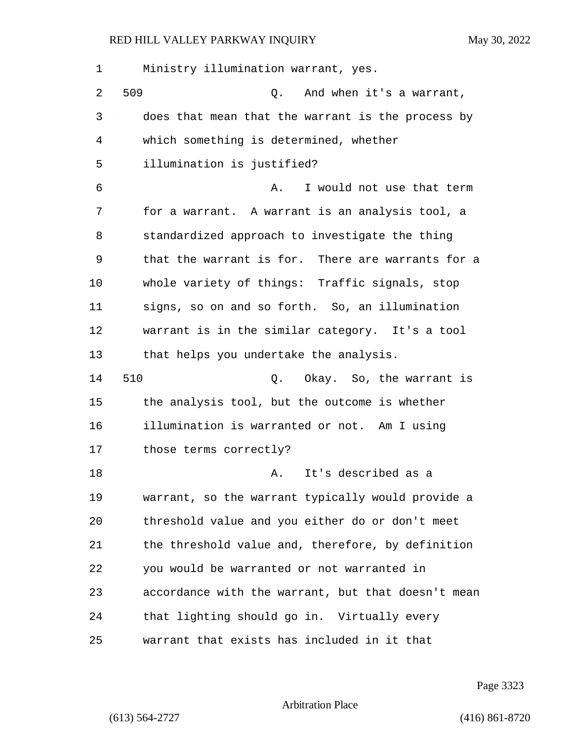Ministry illumination warrant, yes.

509 Q. And when it's a warrant, does that mean that the warrant is the process by which something is determined, whether illumination is justified?

A. I would not use that term for a warrant. A warrant is an analysis tool, a standardized approach to investigate the thing that the warrant is for. There are warrants for a whole variety of things: Traffic signals, stop signs, so on and so forth. So, an illumination warrant is in the similar category. It's a tool that helps you undertake the analysis.

510 Q. Okay. So, the warrant is the analysis tool, but the outcome is whether illumination is warranted or not. Am I using those terms correctly?

A. It's described as a warrant, so the warrant typically would provide a threshold value and you either do or don't meet the threshold value and, therefore, by definition you would be warranted or not warranted in accordance with the warrant, but that doesn't mean that lighting should go in. Virtually every warrant that exists has included in it that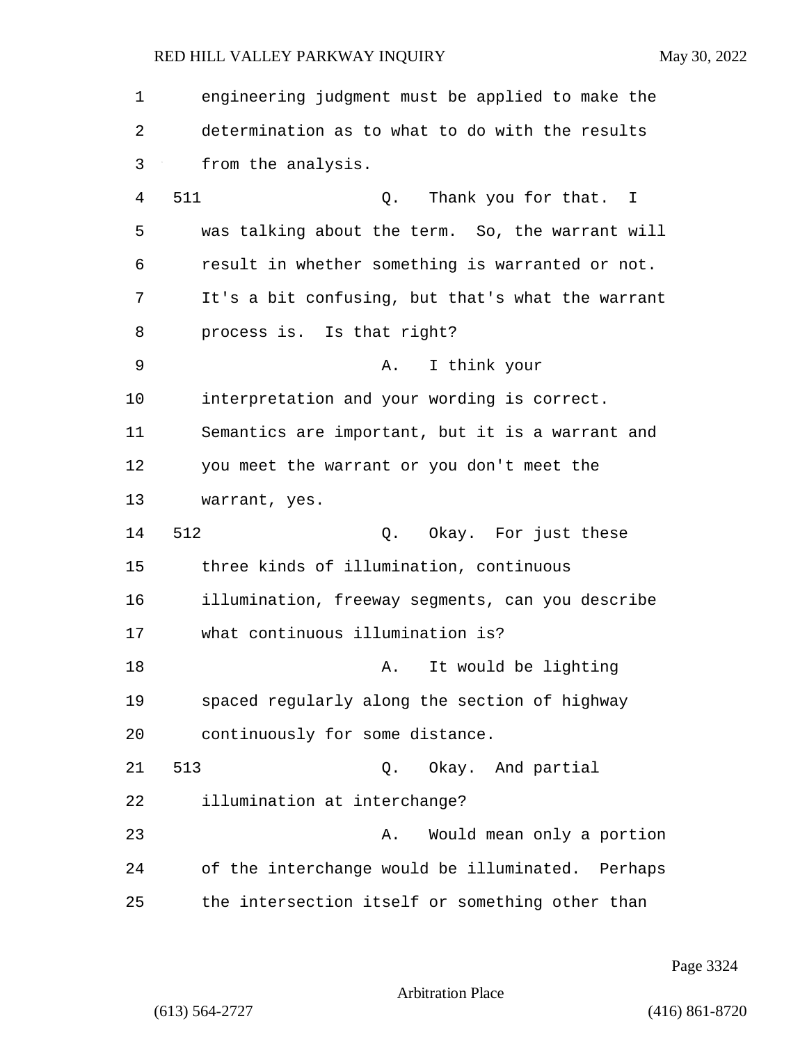engineering judgment must be applied to make the determination as to what to do with the results from the analysis.

511 Q. Thank you for that. I was talking about the term. So, the warrant will result in whether something is warranted or not. It's a bit confusing, but that's what the warrant process is. Is that right?

A. I think your interpretation and your wording is correct. Semantics are important, but it is a warrant and you meet the warrant or you don't meet the warrant, yes.

512 Q. Okay. For just these three kinds of illumination, continuous illumination, freeway segments, can you describe what continuous illumination is?

A. It would be lighting spaced regularly along the section of highway continuously for some distance.

513 Q. Okay. And partial illumination at interchange?

A. Would mean only a portion of the interchange would be illuminated. Perhaps the intersection itself or something other than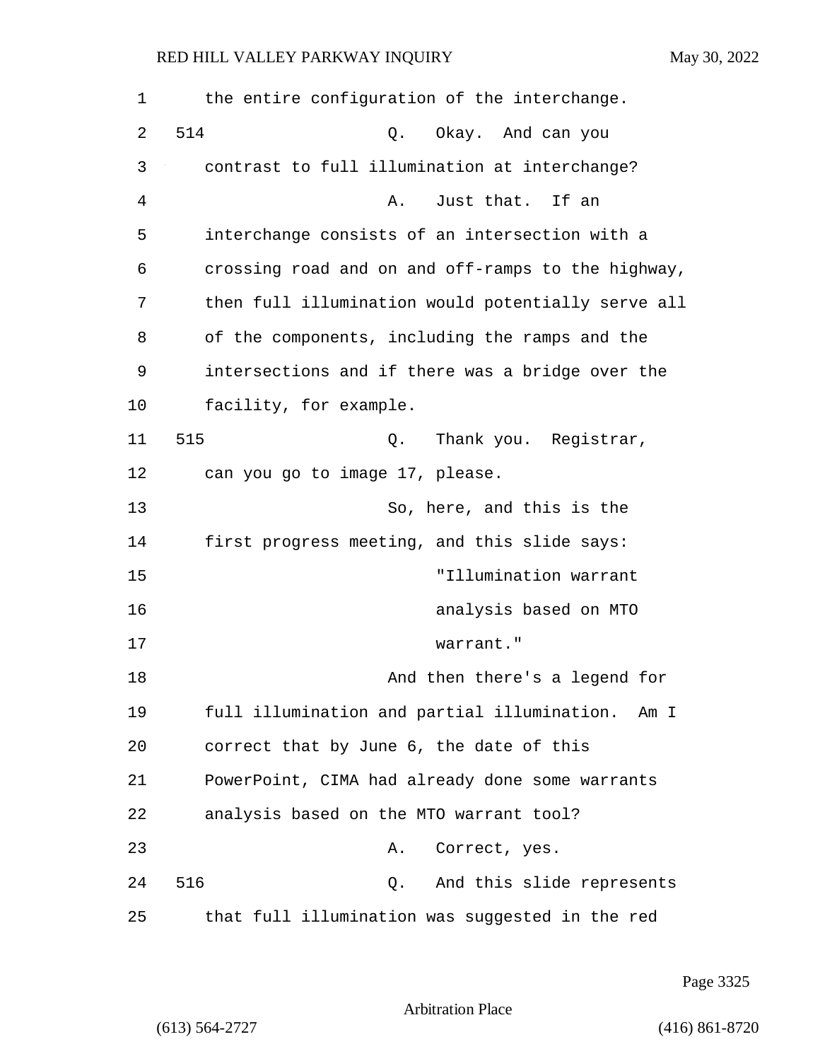the entire configuration of the interchange.

514 Q. Okay. And can you contrast to full illumination at interchange?

A. Just that. If an interchange consists of an intersection with a crossing road and on and off-ramps to the highway, then full illumination would potentially serve all of the components, including the ramps and the intersections and if there was a bridge over the facility, for example.

515 Q. Thank you. Registrar, can you go to image 17, please.

So, here, and this is the first progress meeting, and this slide says:

> "Illumination warrant analysis based on MTO warrant."

And then there's a legend for full illumination and partial illumination. Am I correct that by June 6, the date of this PowerPoint, CIMA had already done some warrants analysis based on the MTO warrant tool?

A. Correct, yes.

516 Q. And this slide represents that full illumination was suggested in the red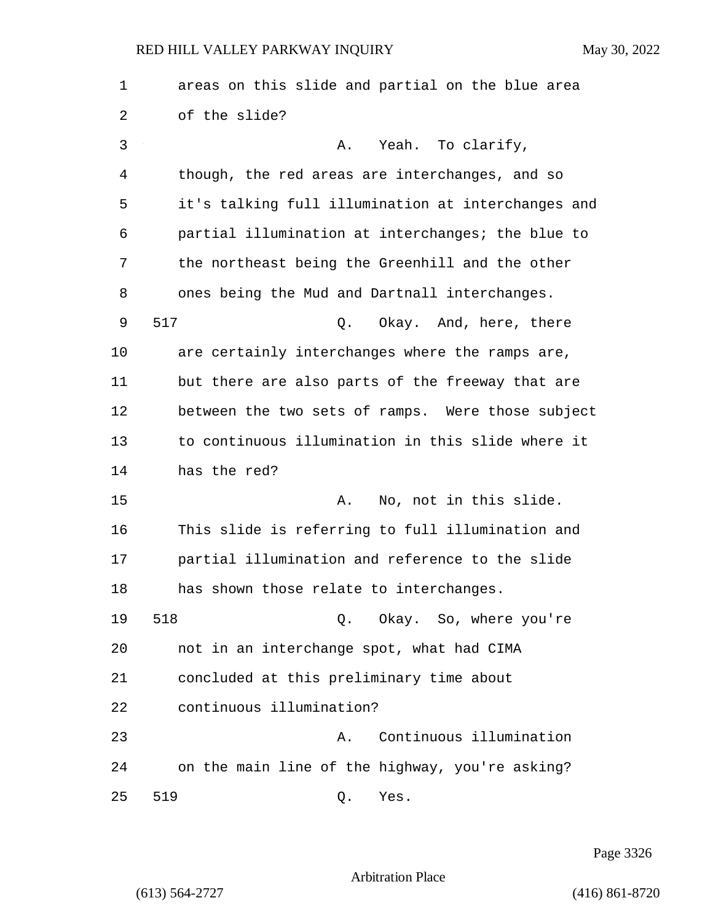areas on this slide and partial on the blue area of the slide?

A. Yeah. To clarify, though, the red areas are interchanges, and so it's talking full illumination at interchanges and partial illumination at interchanges; the blue to the northeast being the Greenhill and the other ones being the Mud and Dartnall interchanges.

517 Q. Okay. And, here, there are certainly interchanges where the ramps are, but there are also parts of the freeway that are between the two sets of ramps. Were those subject to continuous illumination in this slide where it has the red?

A. No, not in this slide. This slide is referring to full illumination and partial illumination and reference to the slide has shown those relate to interchanges.

518 Q. Okay. So, where you're not in an interchange spot, what had CIMA concluded at this preliminary time about continuous illumination?

A. Continuous illumination on the main line of the highway, you're asking?

519 Q. Yes.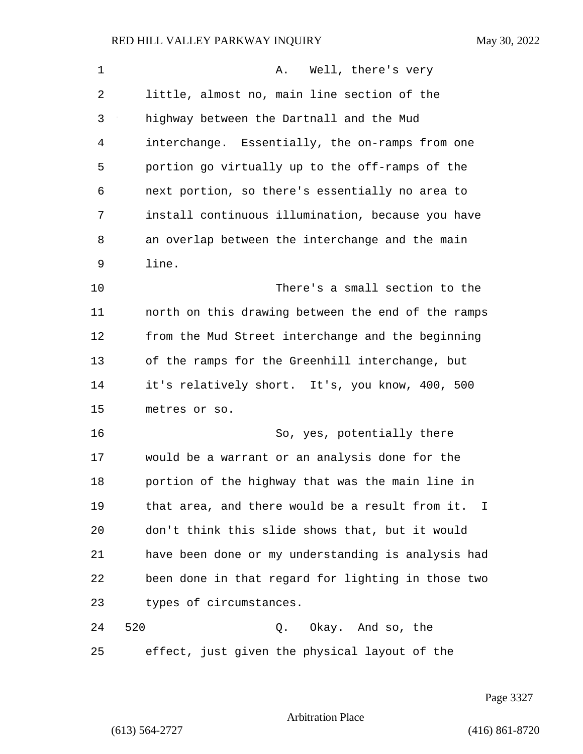A. Well, there's very little, almost no, main line section of the highway between the Dartnall and the Mud interchange. Essentially, the on-ramps from one portion go virtually up to the off-ramps of the next portion, so there's essentially no area to install continuous illumination, because you have an overlap between the interchange and the main line.

There's a small section to the north on this drawing between the end of the ramps from the Mud Street interchange and the beginning of the ramps for the Greenhill interchange, but it's relatively short. It's, you know, 400, 500 metres or so.

So, yes, potentially there would be a warrant or an analysis done for the portion of the highway that was the main line in that area, and there would be a result from it. I don't think this slide shows that, but it would have been done or my understanding is analysis had been done in that regard for lighting in those two types of circumstances.

520 Q. Okay. And so, the effect, just given the physical layout of the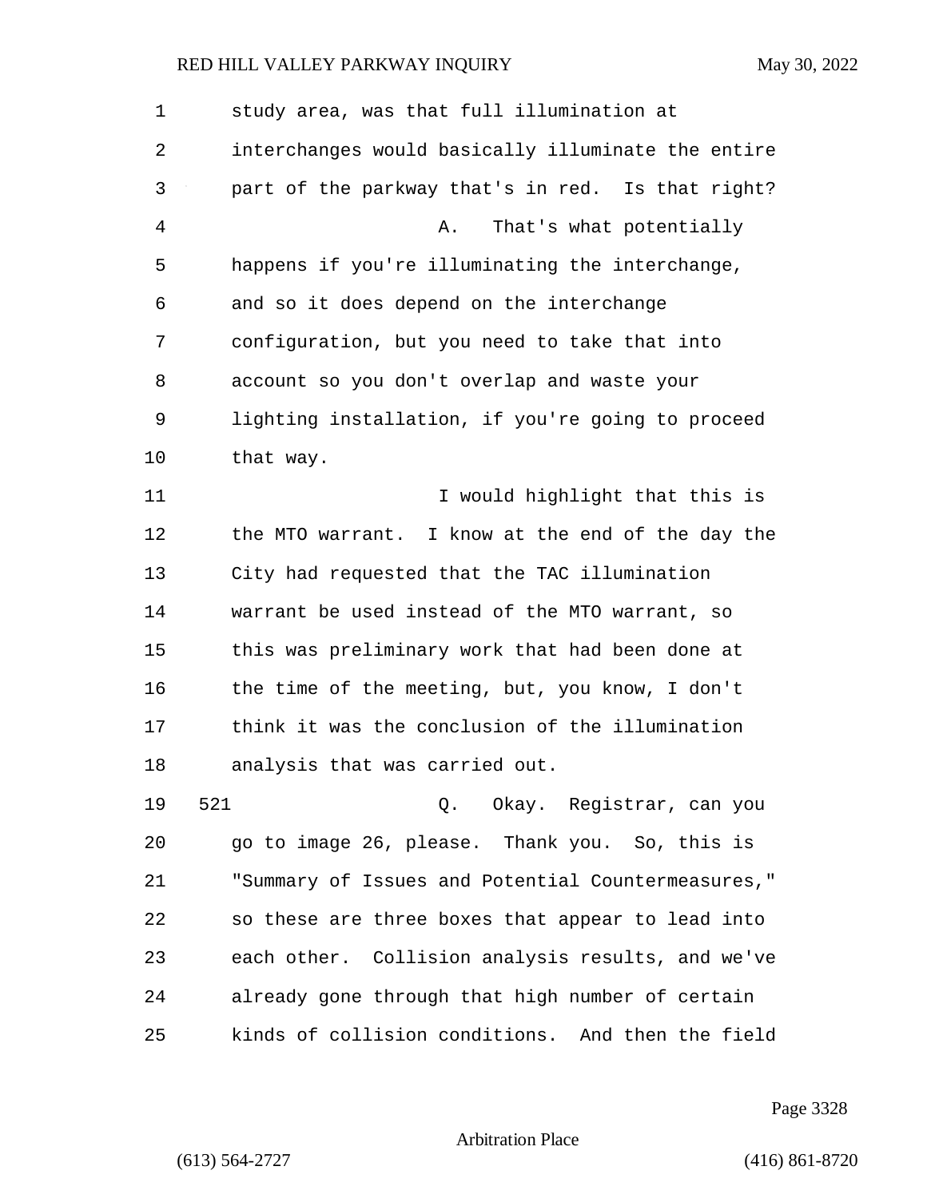study area, was that full illumination at interchanges would basically illuminate the entire part of the parkway that's in red. Is that right?

A. That's what potentially happens if you're illuminating the interchange, and so it does depend on the interchange configuration, but you need to take that into account so you don't overlap and waste your lighting installation, if you're going to proceed that way.

I would highlight that this is the MTO warrant. I know at the end of the day the City had requested that the TAC illumination warrant be used instead of the MTO warrant, so this was preliminary work that had been done at the time of the meeting, but, you know, I don't think it was the conclusion of the illumination analysis that was carried out.

521 Q. Okay. Registrar, can you go to image 26, please. Thank you. So, this is "Summary of Issues and Potential Countermeasures," so these are three boxes that appear to lead into each other. Collision analysis results, and we've already gone through that high number of certain kinds of collision conditions. And then the field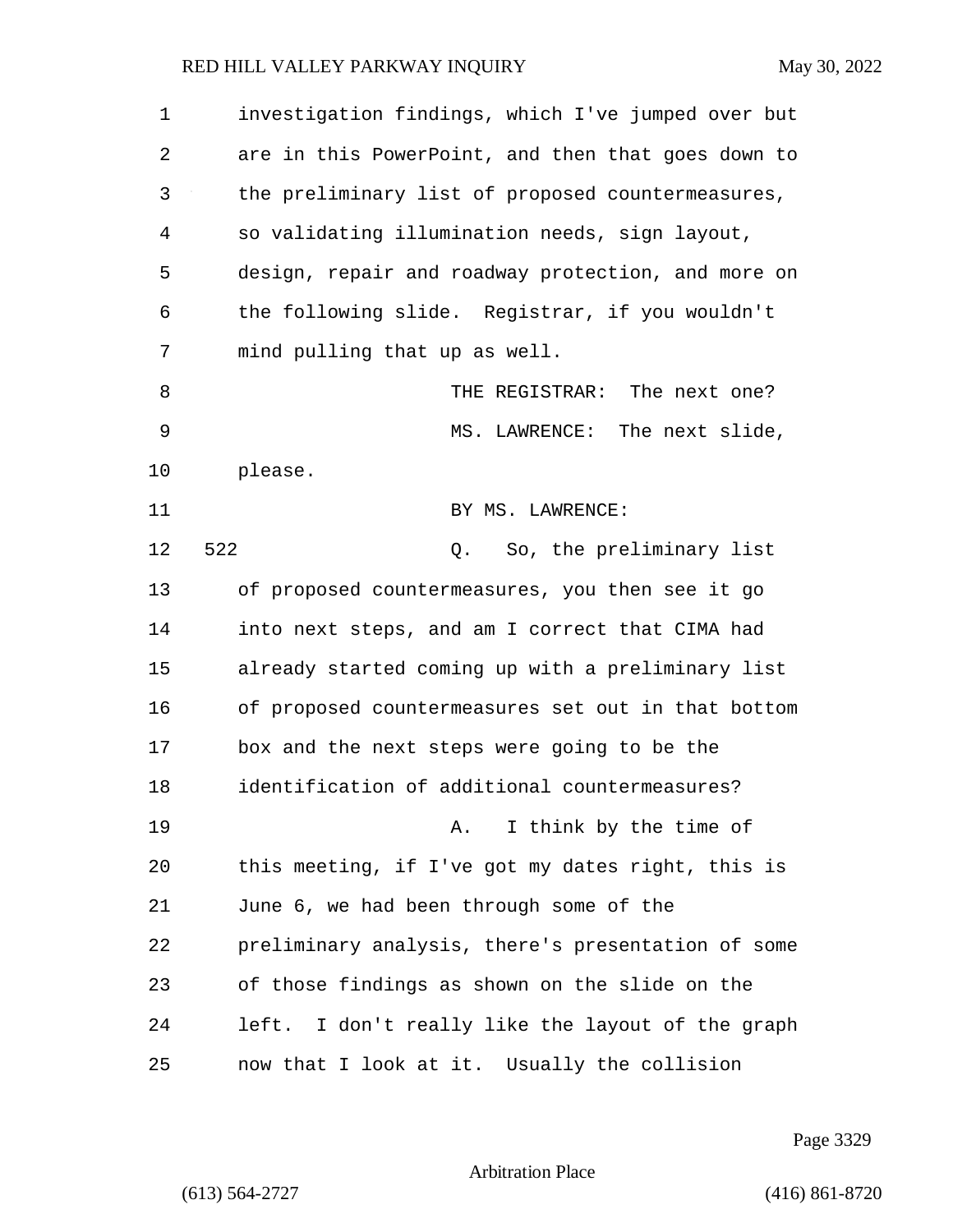investigation findings, which I've jumped over but are in this PowerPoint, and then that goes down to the preliminary list of proposed countermeasures, so validating illumination needs, sign layout, design, repair and roadway protection, and more on the following slide. Registrar, if you wouldn't mind pulling that up as well.

THE REGISTRAR: The next one?

MS. LAWRENCE: The next slide, please.

BY MS. LAWRENCE:

522 Q. So, the preliminary list of proposed countermeasures, you then see it go into next steps, and am I correct that CIMA had already started coming up with a preliminary list of proposed countermeasures set out in that bottom box and the next steps were going to be the identification of additional countermeasures?

A. I think by the time of this meeting, if I've got my dates right, this is June 6, we had been through some of the preliminary analysis, there's presentation of some of those findings as shown on the slide on the left. I don't really like the layout of the graph now that I look at it. Usually the collision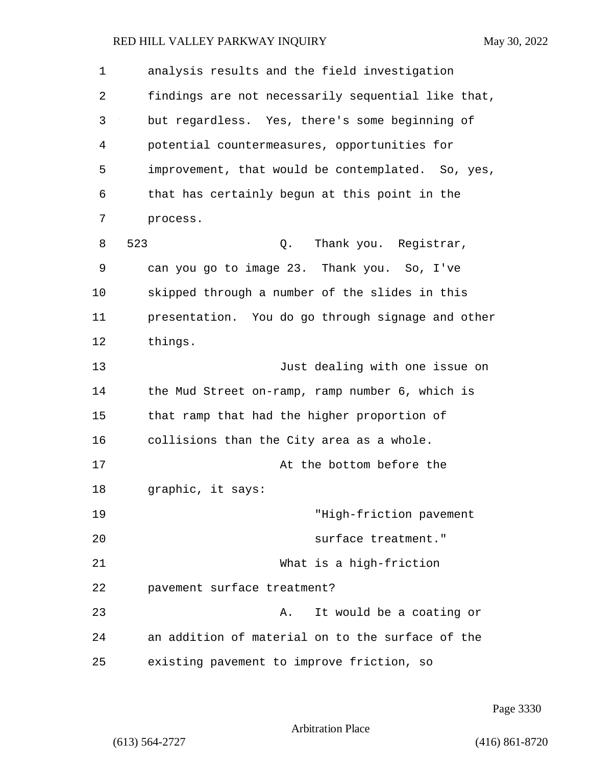analysis results and the field investigation findings are not necessarily sequential like that, but regardless. Yes, there's some beginning of potential countermeasures, opportunities for improvement, that would be contemplated. So, yes, that has certainly begun at this point in the process.

523 Q. Thank you. Registrar, can you go to image 23. Thank you. So, I've skipped through a number of the slides in this presentation. You do go through signage and other things.

Just dealing with one issue on the Mud Street on-ramp, ramp number 6, which is that ramp that had the higher proportion of collisions than the City area as a whole.

At the bottom before the graphic, it says:

> "High-friction pavement surface treatment."

What is a high-friction pavement surface treatment?

A. It would be a coating or an addition of material on to the surface of the existing pavement to improve friction, so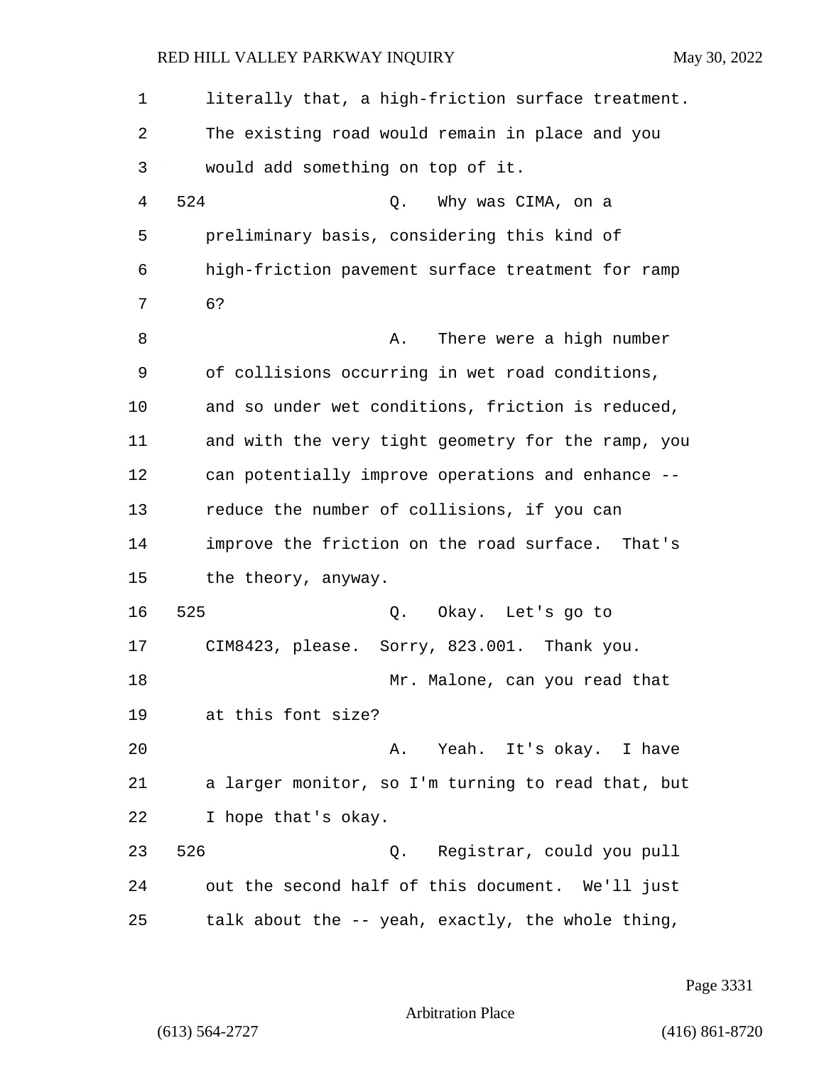literally that, a high-friction surface treatment. The existing road would remain in place and you would add something on top of it.

524 Q. Why was CIMA, on a preliminary basis, considering this kind of high-friction pavement surface treatment for ramp 6?

A. There were a high number of collisions occurring in wet road conditions, and so under wet conditions, friction is reduced, and with the very tight geometry for the ramp, you can potentially improve operations and enhance -- reduce the number of collisions, if you can improve the friction on the road surface. That's the theory, anyway.

525 Q. Okay. Let's go to CIM8423, please. Sorry, 823.001. Thank you.

Mr. Malone, can you read that at this font size?

A. Yeah. It's okay. I have a larger monitor, so I'm turning to read that, but I hope that's okay.

526 Q. Registrar, could you pull out the second half of this document. We'll just talk about the -- yeah, exactly, the whole thing,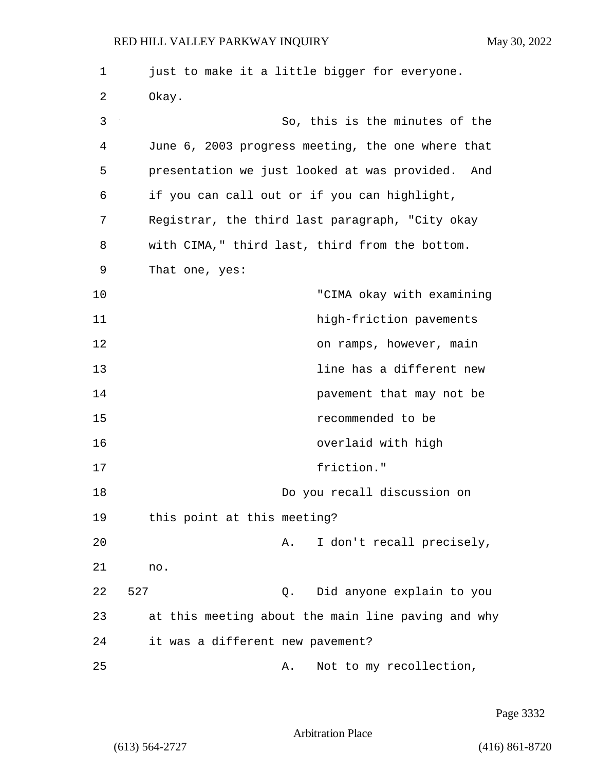just to make it a little bigger for everyone. Okay.

So, this is the minutes of the June 6, 2003 progress meeting, the one where that presentation we just looked at was provided. And if you can call out or if you can highlight, Registrar, the third last paragraph, "City okay with CIMA," third last, third from the bottom. That one, yes:

> "CIMA okay with examining high-friction pavements on ramps, however, main line has a different new pavement that may not be recommended to be overlaid with high friction."

Do you recall discussion on this point at this meeting?

A. I don't recall precisely, no.

527 Q. Did anyone explain to you at this meeting about the main line paving and why it was a different new pavement?

A. Not to my recollection,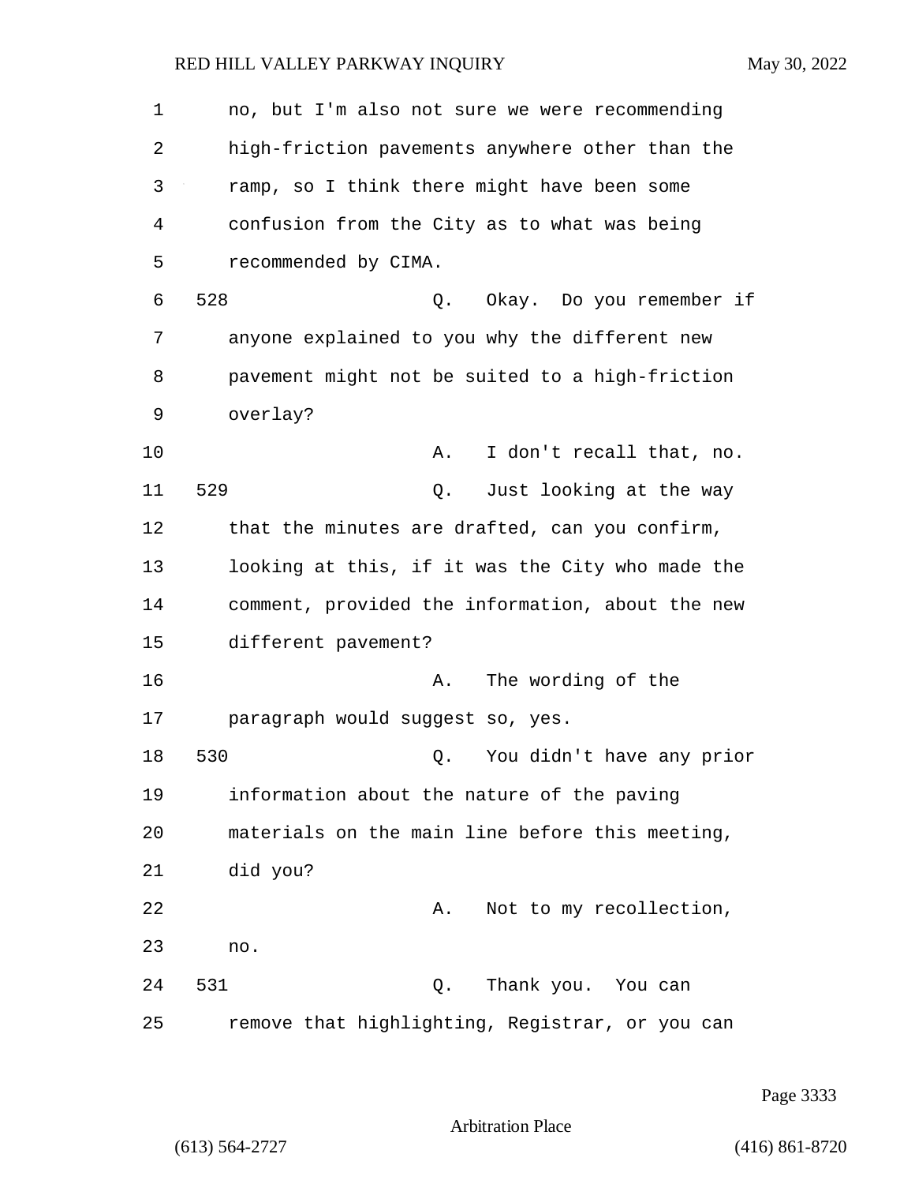no, but I'm also not sure we were recommending high-friction pavements anywhere other than the ramp, so I think there might have been some confusion from the City as to what was being recommended by CIMA.

528 Q. Okay. Do you remember if anyone explained to you why the different new pavement might not be suited to a high-friction overlay?

A. I don't recall that, no.

529 Q. Just looking at the way that the minutes are drafted, can you confirm, looking at this, if it was the City who made the comment, provided the information, about the new different pavement?

A. The wording of the paragraph would suggest so, yes.

530 Q. You didn't have any prior information about the nature of the paving materials on the main line before this meeting, did you?

A. Not to my recollection, no.

531 Q. Thank you. You can remove that highlighting, Registrar, or you can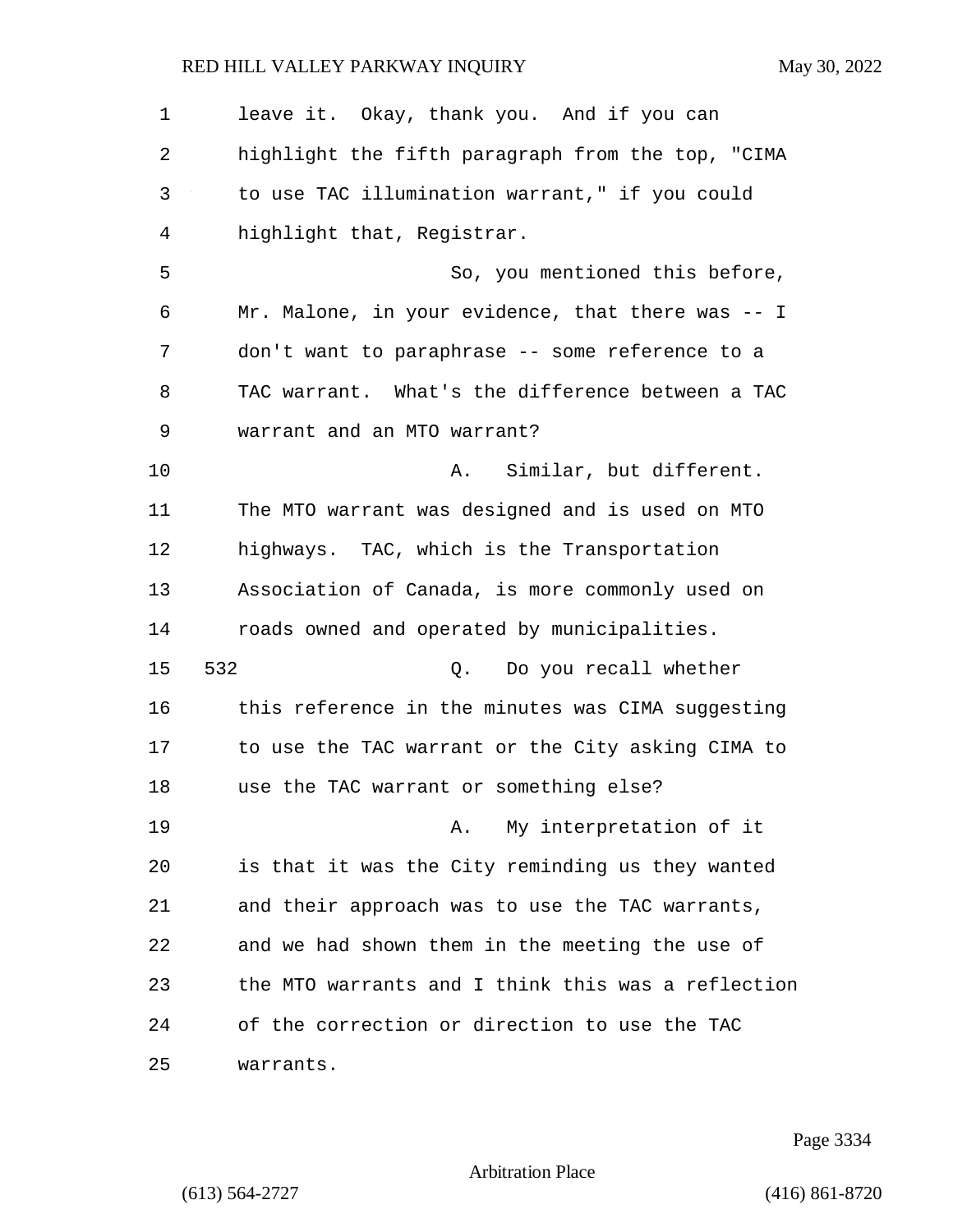leave it. Okay, thank you. And if you can highlight the fifth paragraph from the top, "CIMA to use TAC illumination warrant," if you could highlight that, Registrar.

So, you mentioned this before, Mr. Malone, in your evidence, that there was -- I don't want to paraphrase -- some reference to a TAC warrant. What's the difference between a TAC warrant and an MTO warrant?

A. Similar, but different. The MTO warrant was designed and is used on MTO highways. TAC, which is the Transportation Association of Canada, is more commonly used on roads owned and operated by municipalities.

532 Q. Do you recall whether this reference in the minutes was CIMA suggesting to use the TAC warrant or the City asking CIMA to use the TAC warrant or something else?

A. My interpretation of it is that it was the City reminding us they wanted and their approach was to use the TAC warrants, and we had shown them in the meeting the use of the MTO warrants and I think this was a reflection of the correction or direction to use the TAC warrants.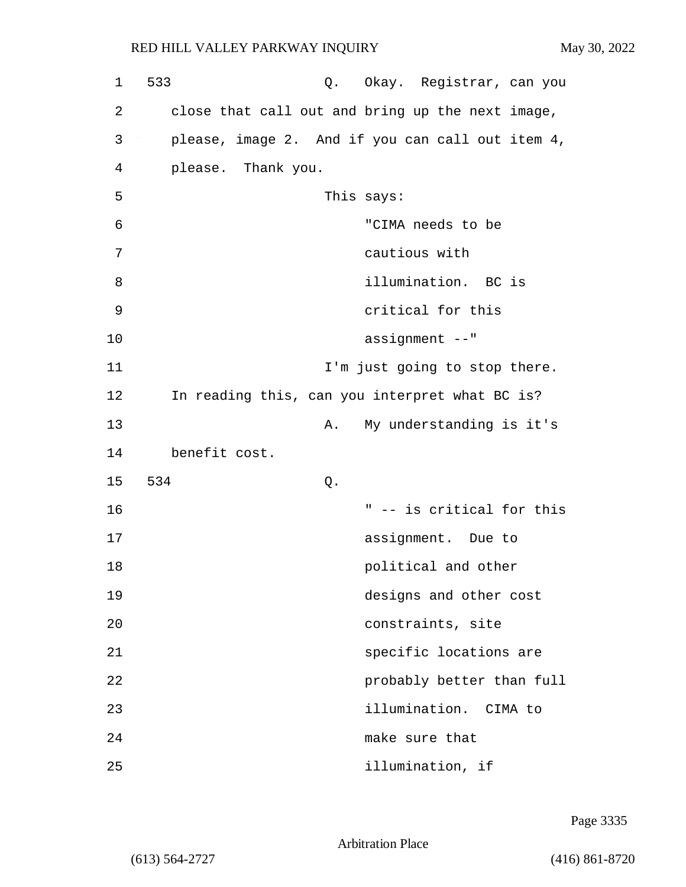533 Q. Okay. Registrar, can you close that call out and bring up the next image, please, image 2. And if you can call out item 4, please. Thank you.

This says:

> "CIMA needs to be cautious with illumination. BC is critical for this assignment --"

I'm just going to stop there. In reading this, can you interpret what BC is?

A. My understanding is it's benefit cost.

534 Q.

> " -- is critical for this assignment. Due to political and other designs and other cost constraints, site specific locations are probably better than full illumination. CIMA to make sure that illumination, if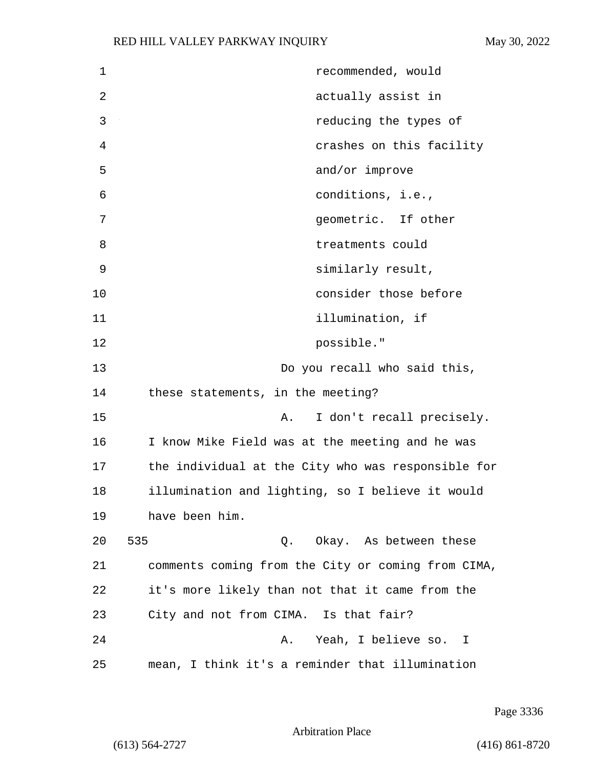recommended, would actually assist in reducing the types of crashes on this facility and/or improve conditions, i.e., geometric. If other treatments could similarly result, consider those before illumination, if possible."

Do you recall who said this, these statements, in the meeting?

A. I don't recall precisely. I know Mike Field was at the meeting and he was the individual at the City who was responsible for illumination and lighting, so I believe it would have been him.

535 Q. Okay. As between these comments coming from the City or coming from CIMA, it's more likely than not that it came from the City and not from CIMA. Is that fair?

A. Yeah, I believe so. I mean, I think it's a reminder that illumination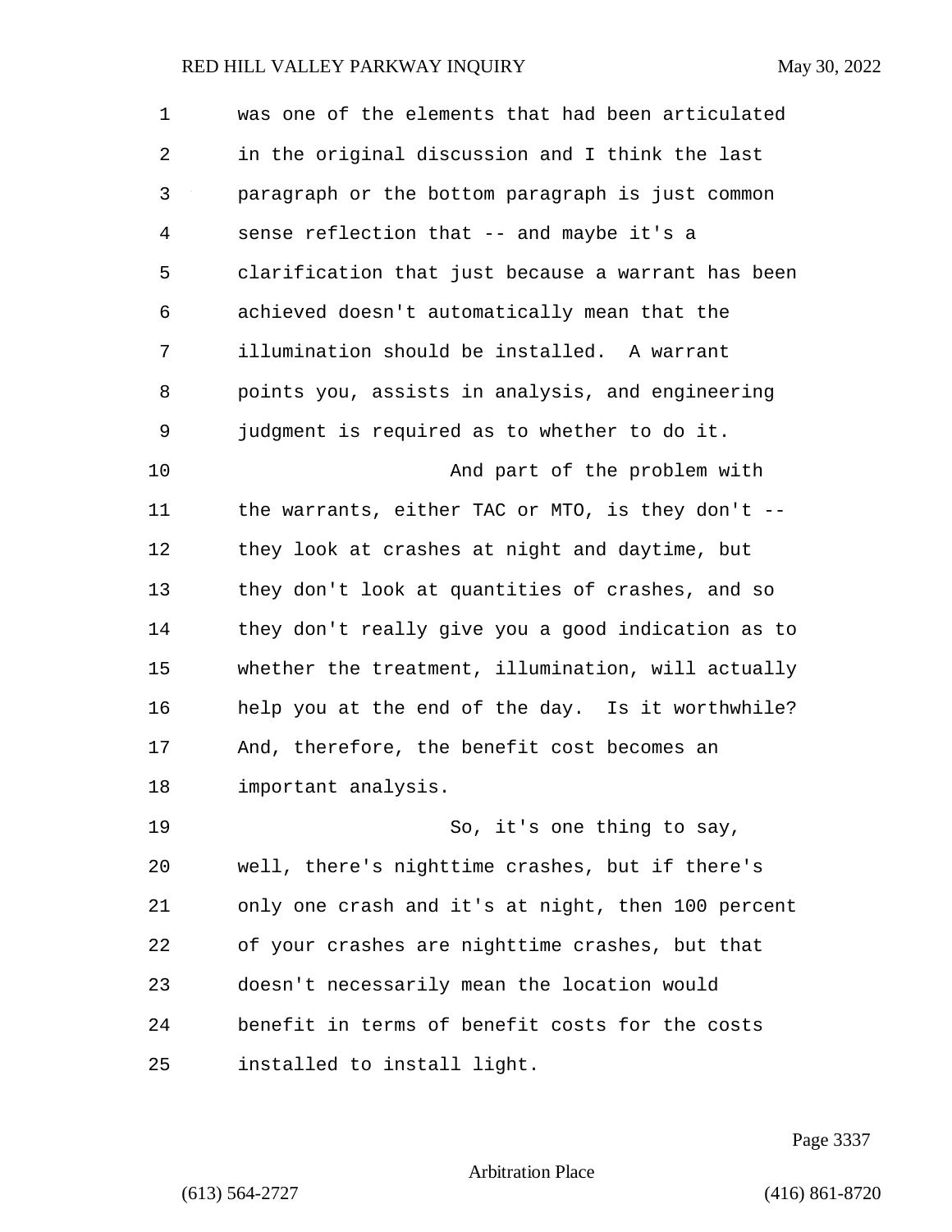was one of the elements that had been articulated in the original discussion and I think the last paragraph or the bottom paragraph is just common sense reflection that -- and maybe it's a clarification that just because a warrant has been achieved doesn't automatically mean that the illumination should be installed. A warrant points you, assists in analysis, and engineering judgment is required as to whether to do it.

And part of the problem with the warrants, either TAC or MTO, is they don't -- they look at crashes at night and daytime, but they don't look at quantities of crashes, and so they don't really give you a good indication as to whether the treatment, illumination, will actually help you at the end of the day. Is it worthwhile? And, therefore, the benefit cost becomes an important analysis.

So, it's one thing to say, well, there's nighttime crashes, but if there's only one crash and it's at night, then 100 percent of your crashes are nighttime crashes, but that doesn't necessarily mean the location would benefit in terms of benefit costs for the costs installed to install light.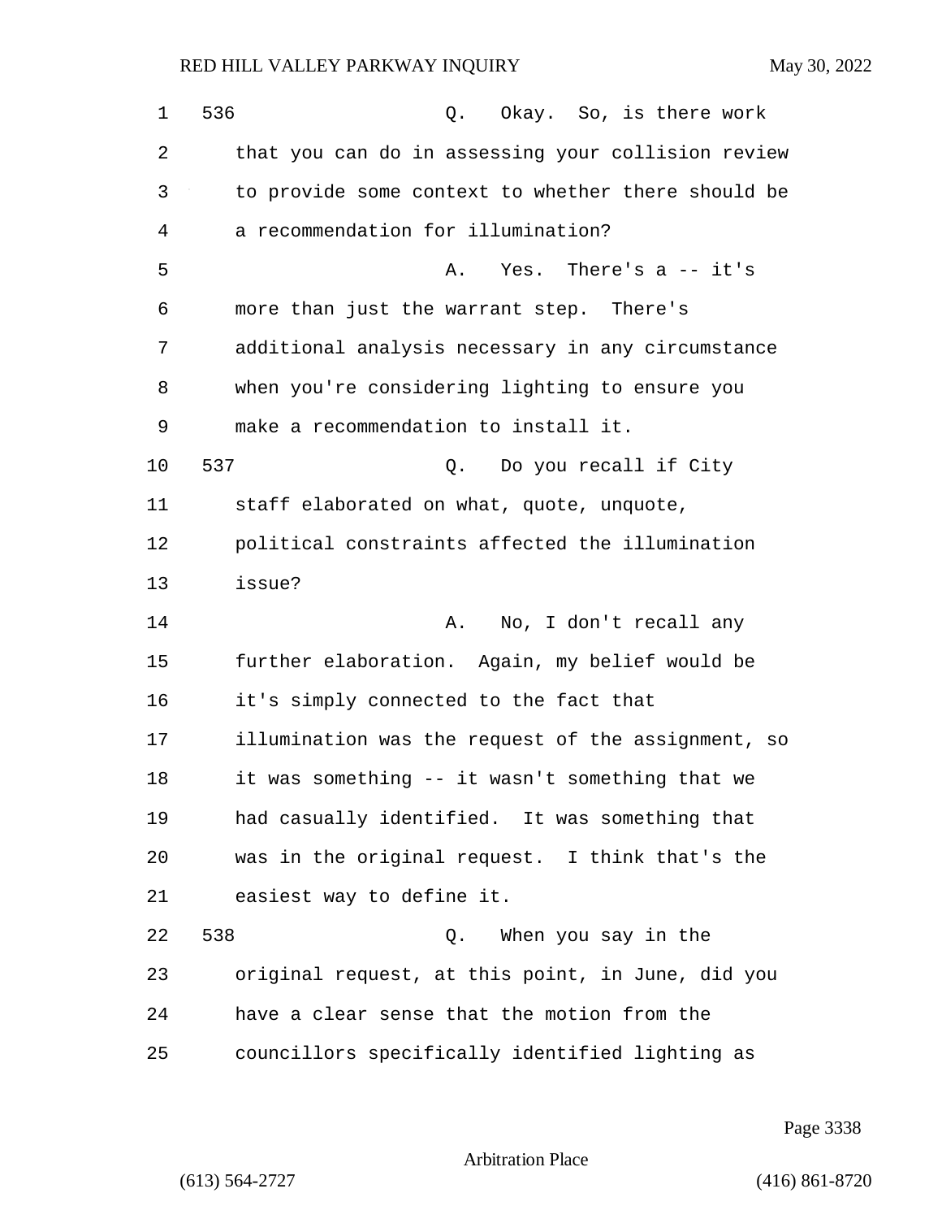536 Q. Okay. So, is there work that you can do in assessing your collision review to provide some context to whether there should be a recommendation for illumination?

A. Yes. There's a -- it's more than just the warrant step. There's additional analysis necessary in any circumstance when you're considering lighting to ensure you make a recommendation to install it.

537 Q. Do you recall if City staff elaborated on what, quote, unquote, political constraints affected the illumination issue?

A. No, I don't recall any further elaboration. Again, my belief would be it's simply connected to the fact that illumination was the request of the assignment, so it was something -- it wasn't something that we had casually identified. It was something that was in the original request. I think that's the easiest way to define it.

538 Q. When you say in the original request, at this point, in June, did you have a clear sense that the motion from the councillors specifically identified lighting as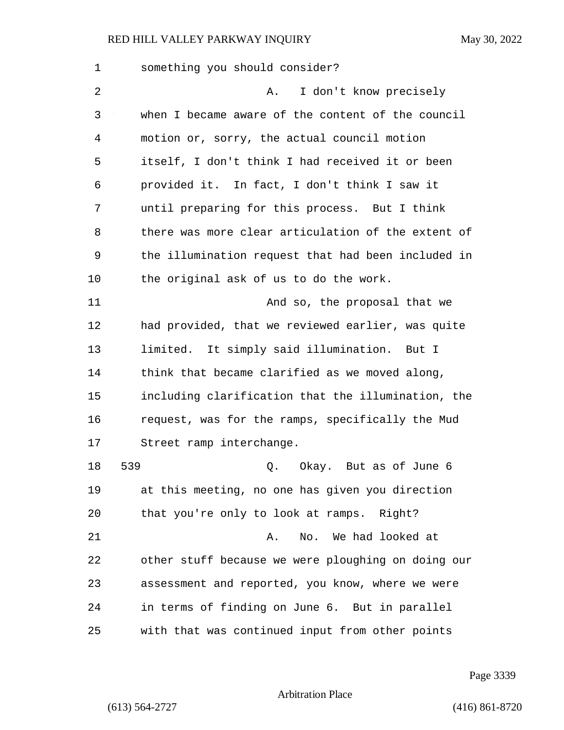something you should consider?

A. I don't know precisely when I became aware of the content of the council motion or, sorry, the actual council motion itself, I don't think I had received it or been provided it. In fact, I don't think I saw it until preparing for this process. But I think there was more clear articulation of the extent of the illumination request that had been included in the original ask of us to do the work.

And so, the proposal that we had provided, that we reviewed earlier, was quite limited. It simply said illumination. But I think that became clarified as we moved along, including clarification that the illumination, the request, was for the ramps, specifically the Mud Street ramp interchange.

539 Q. Okay. But as of June 6 at this meeting, no one has given you direction that you're only to look at ramps. Right?

A. No. We had looked at other stuff because we were ploughing on doing our assessment and reported, you know, where we were in terms of finding on June 6. But in parallel with that was continued input from other points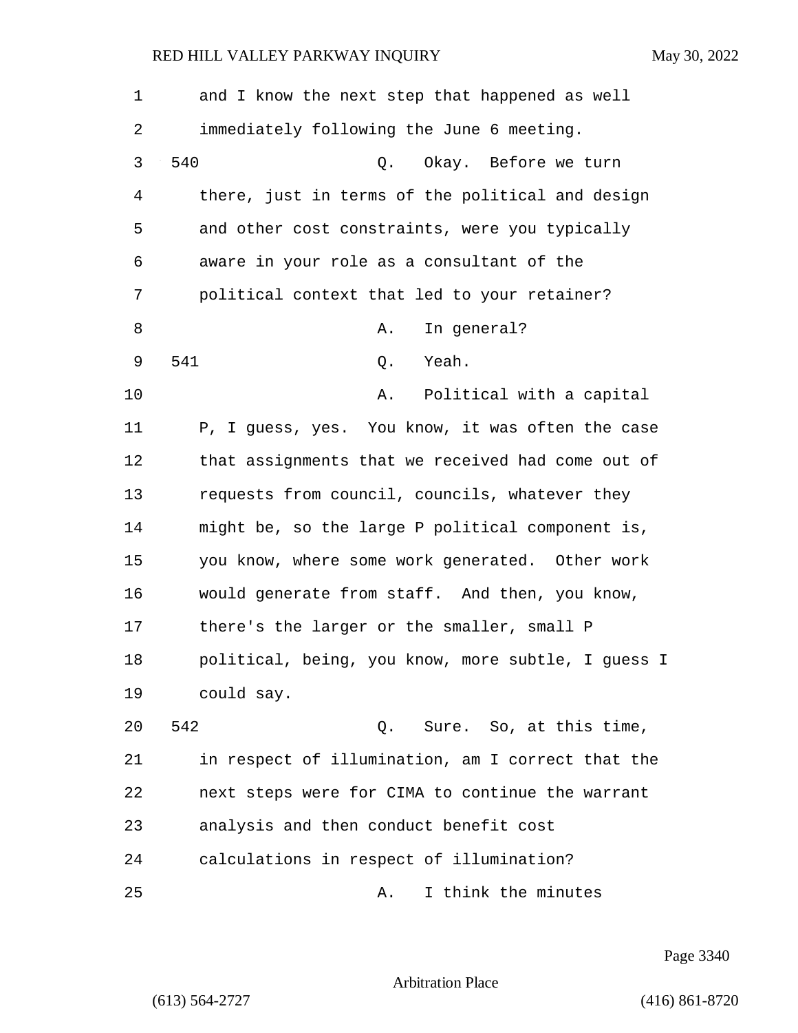and I know the next step that happened as well immediately following the June 6 meeting.

540 Q. Okay. Before we turn there, just in terms of the political and design and other cost constraints, were you typically aware in your role as a consultant of the political context that led to your retainer?

A. In general?

541 Q. Yeah.

A. Political with a capital P, I guess, yes. You know, it was often the case that assignments that we received had come out of requests from council, councils, whatever they might be, so the large P political component is, you know, where some work generated. Other work would generate from staff. And then, you know, there's the larger or the smaller, small P political, being, you know, more subtle, I guess I could say.

542 Q. Sure. So, at this time, in respect of illumination, am I correct that the next steps were for CIMA to continue the warrant analysis and then conduct benefit cost calculations in respect of illumination?

A. I think the minutes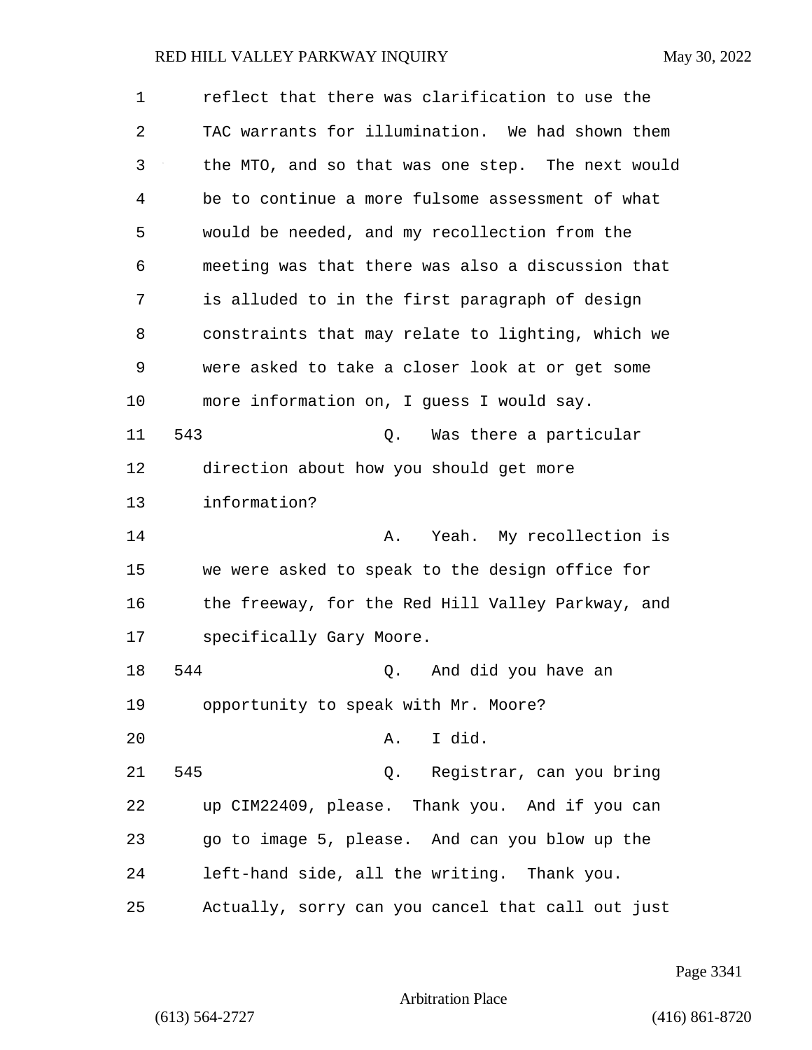reflect that there was clarification to use the TAC warrants for illumination. We had shown them the MTO, and so that was one step. The next would be to continue a more fulsome assessment of what would be needed, and my recollection from the meeting was that there was also a discussion that is alluded to in the first paragraph of design constraints that may relate to lighting, which we were asked to take a closer look at or get some more information on, I guess I would say.

543 Q. Was there a particular direction about how you should get more information?

A. Yeah. My recollection is we were asked to speak to the design office for the freeway, for the Red Hill Valley Parkway, and specifically Gary Moore.

544 Q. And did you have an opportunity to speak with Mr. Moore?

A. I did.

545 Q. Registrar, can you bring up CIM22409, please. Thank you. And if you can go to image 5, please. And can you blow up the left-hand side, all the writing. Thank you. Actually, sorry can you cancel that call out just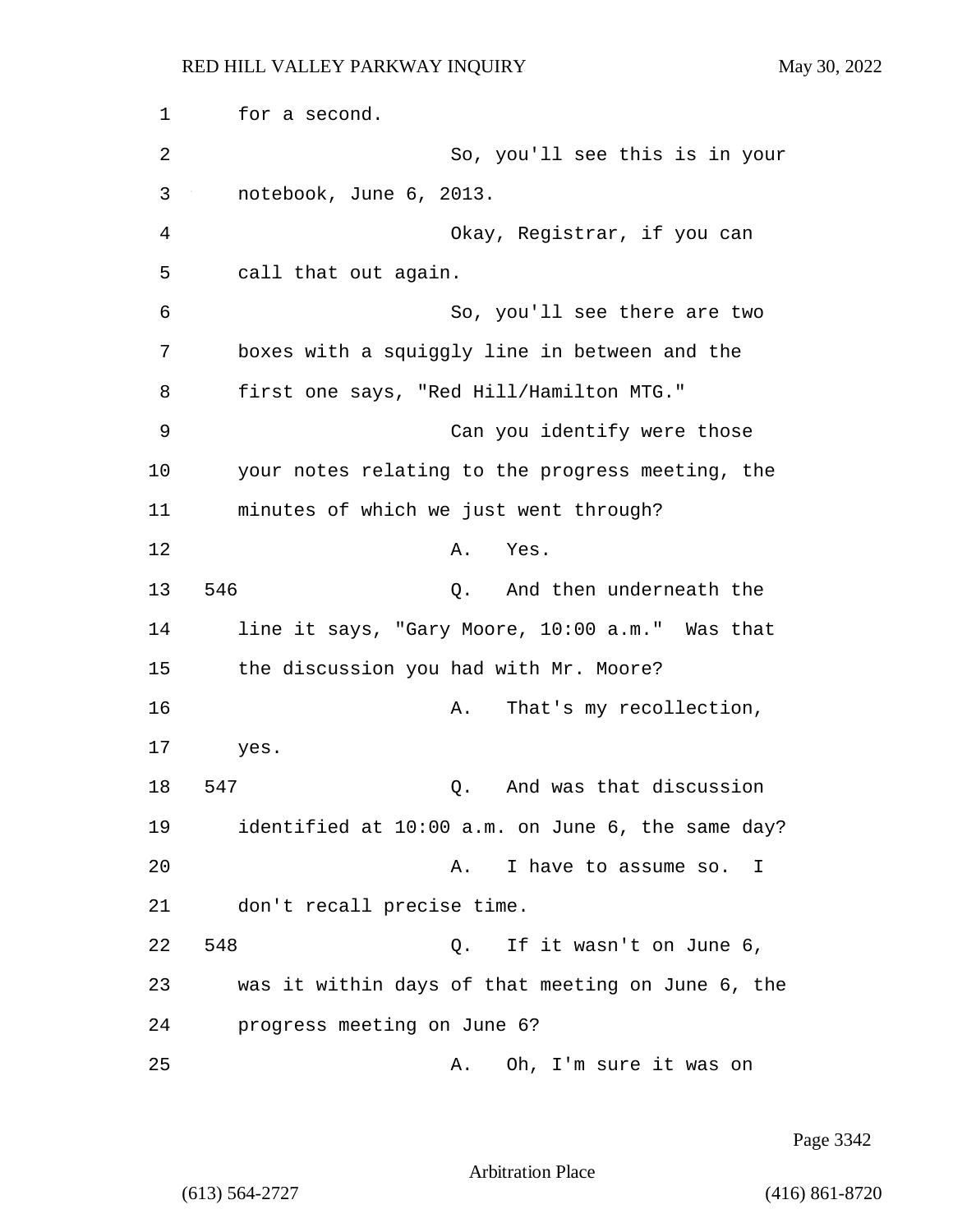for a second.

So, you'll see this is in your notebook, June 6, 2013.

Okay, Registrar, if you can call that out again.

So, you'll see there are two boxes with a squiggly line in between and the first one says, "Red Hill/Hamilton MTG."

Can you identify were those your notes relating to the progress meeting, the minutes of which we just went through?

A. Yes.

546 Q. And then underneath the line it says, "Gary Moore, 10:00 a.m." Was that the discussion you had with Mr. Moore?

A. That's my recollection, yes.

547 Q. And was that discussion identified at 10:00 a.m. on June 6, the same day?

A. I have to assume so. I don't recall precise time.

548 Q. If it wasn't on June 6, was it within days of that meeting on June 6, the progress meeting on June 6?

A. Oh, I'm sure it was on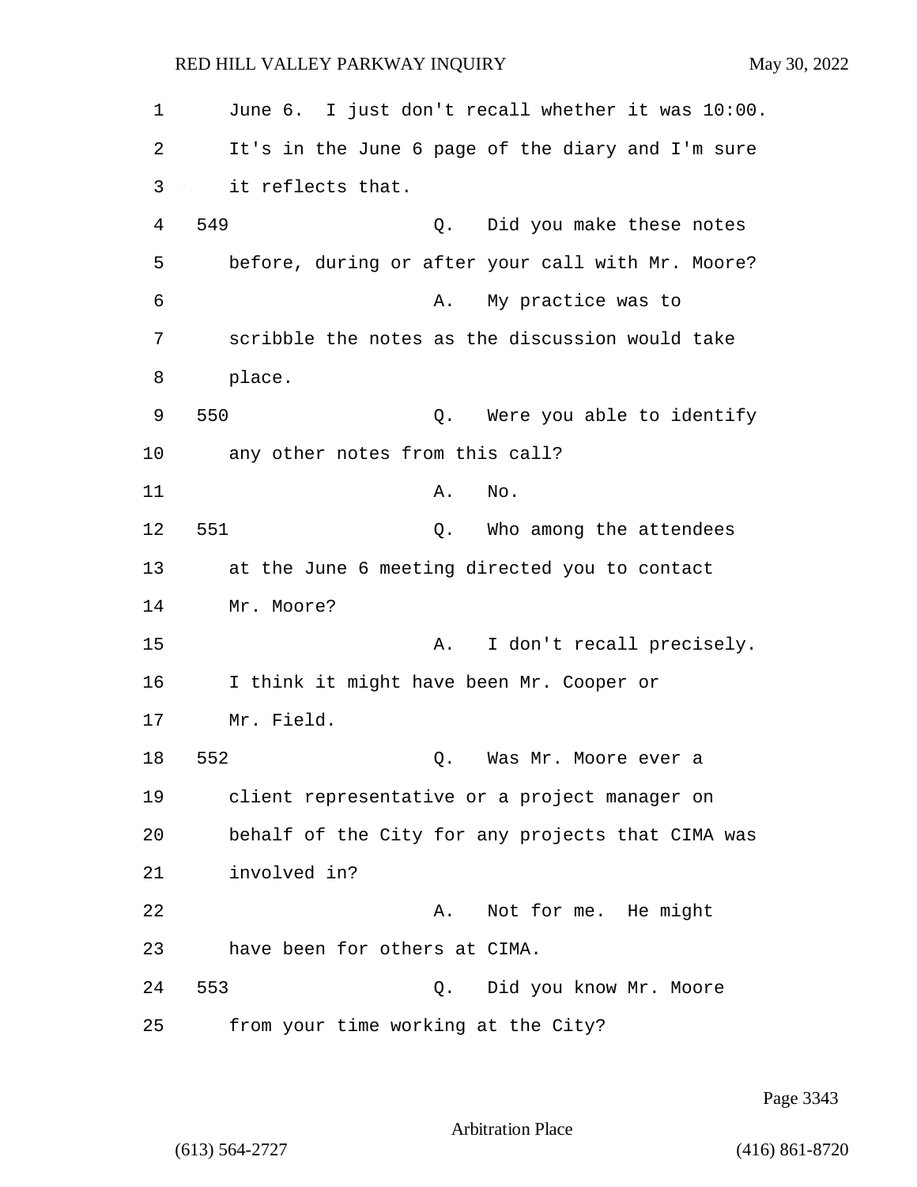June 6. I just don't recall whether it was 10:00. It's in the June 6 page of the diary and I'm sure it reflects that.

549 Q. Did you make these notes before, during or after your call with Mr. Moore?

A. My practice was to scribble the notes as the discussion would take place.

550 Q. Were you able to identify any other notes from this call?

A. No.

551 Q. Who among the attendees at the June 6 meeting directed you to contact Mr. Moore?

A. I don't recall precisely. I think it might have been Mr. Cooper or Mr. Field.

552 Q. Was Mr. Moore ever a client representative or a project manager on behalf of the City for any projects that CIMA was involved in?

A. Not for me. He might have been for others at CIMA.

553 Q. Did you know Mr. Moore from your time working at the City?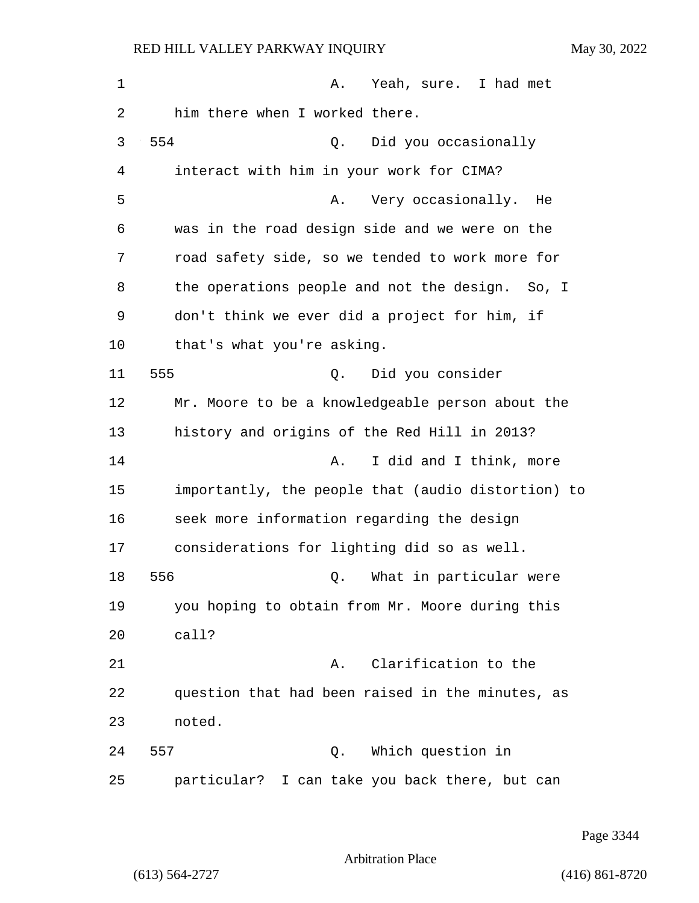A. Yeah, sure. I had met him there when I worked there.

554 Q. Did you occasionally interact with him in your work for CIMA?

A. Very occasionally. He was in the road design side and we were on the road safety side, so we tended to work more for the operations people and not the design. So, I don't think we ever did a project for him, if that's what you're asking.

555 Q. Did you consider Mr. Moore to be a knowledgeable person about the history and origins of the Red Hill in 2013?

A. I did and I think, more importantly, the people that (audio distortion) to seek more information regarding the design considerations for lighting did so as well.

556 Q. What in particular were you hoping to obtain from Mr. Moore during this call?

A. Clarification to the question that had been raised in the minutes, as noted.

557 Q. Which question in particular? I can take you back there, but can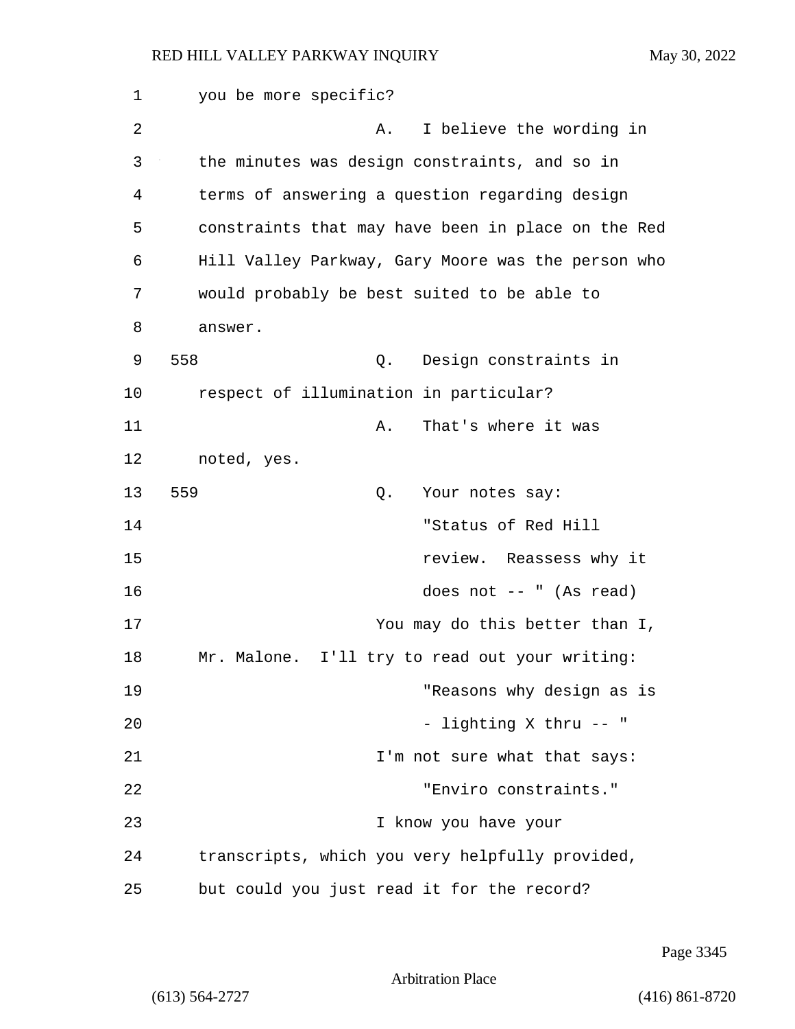you be more specific?

A. I believe the wording in the minutes was design constraints, and so in terms of answering a question regarding design constraints that may have been in place on the Red Hill Valley Parkway, Gary Moore was the person who would probably be best suited to be able to answer.

558 Q. Design constraints in respect of illumination in particular?

A. That's where it was noted, yes.

559 Q. Your notes say:

> "Status of Red Hill review. Reassess why it does not -- " (As read)

You may do this better than I, Mr. Malone. I'll try to read out your writing:

> "Reasons why design as is - lighting X thru -- "

I'm not sure what that says:

> "Enviro constraints."

I know you have your transcripts, which you very helpfully provided, but could you just read it for the record?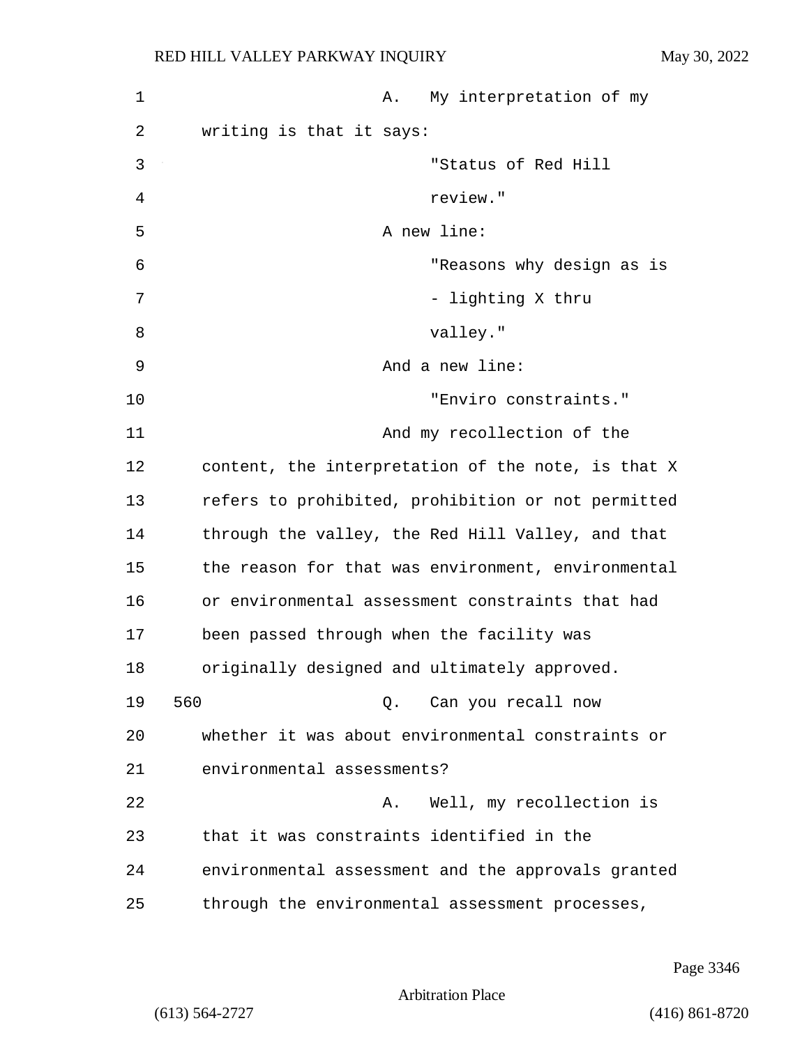A. My interpretation of my writing is that it says:

> "Status of Red Hill review."

A new line:

> "Reasons why design as is - lighting X thru valley."

And a new line:

> "Enviro constraints."

And my recollection of the content, the interpretation of the note, is that X refers to prohibited, prohibition or not permitted through the valley, the Red Hill Valley, and that the reason for that was environment, environmental or environmental assessment constraints that had been passed through when the facility was originally designed and ultimately approved.

560 Q. Can you recall now whether it was about environmental constraints or environmental assessments?

A. Well, my recollection is that it was constraints identified in the environmental assessment and the approvals granted through the environmental assessment processes,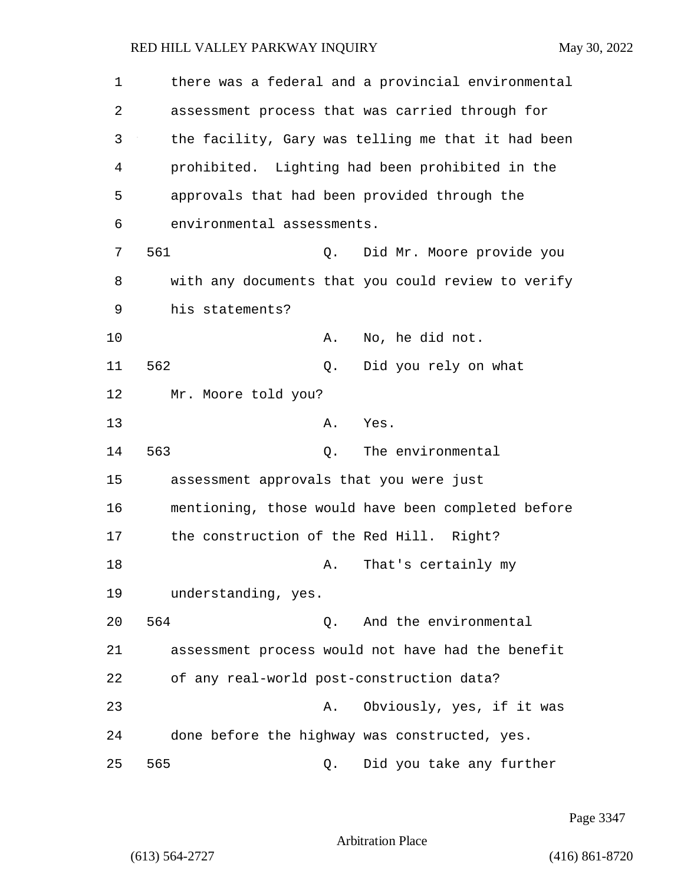there was a federal and a provincial environmental assessment process that was carried through for the facility, Gary was telling me that it had been prohibited. Lighting had been prohibited in the approvals that had been provided through the environmental assessments.

561 Q. Did Mr. Moore provide you with any documents that you could review to verify his statements?

A. No, he did not.

562 Q. Did you rely on what Mr. Moore told you?

A. Yes.

563 Q. The environmental assessment approvals that you were just mentioning, those would have been completed before the construction of the Red Hill. Right?

A. That's certainly my understanding, yes.

564 Q. And the environmental assessment process would not have had the benefit of any real-world post-construction data?

A. Obviously, yes, if it was done before the highway was constructed, yes.

565 Q. Did you take any further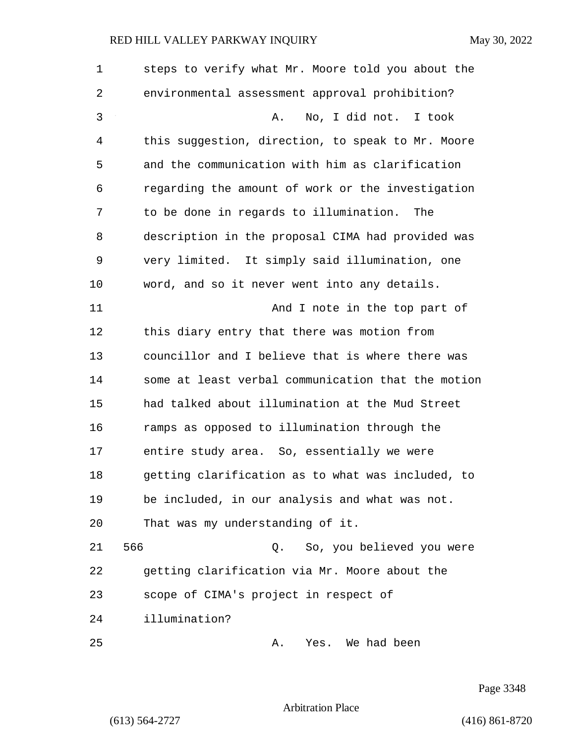steps to verify what Mr. Moore told you about the environmental assessment approval prohibition?

A. No, I did not. I took this suggestion, direction, to speak to Mr. Moore and the communication with him as clarification regarding the amount of work or the investigation to be done in regards to illumination. The description in the proposal CIMA had provided was very limited. It simply said illumination, one word, and so it never went into any details.

And I note in the top part of this diary entry that there was motion from councillor and I believe that is where there was some at least verbal communication that the motion had talked about illumination at the Mud Street ramps as opposed to illumination through the entire study area. So, essentially we were getting clarification as to what was included, to be included, in our analysis and what was not. That was my understanding of it.

566 Q. So, you believed you were getting clarification via Mr. Moore about the scope of CIMA's project in respect of illumination?

A. Yes. We had been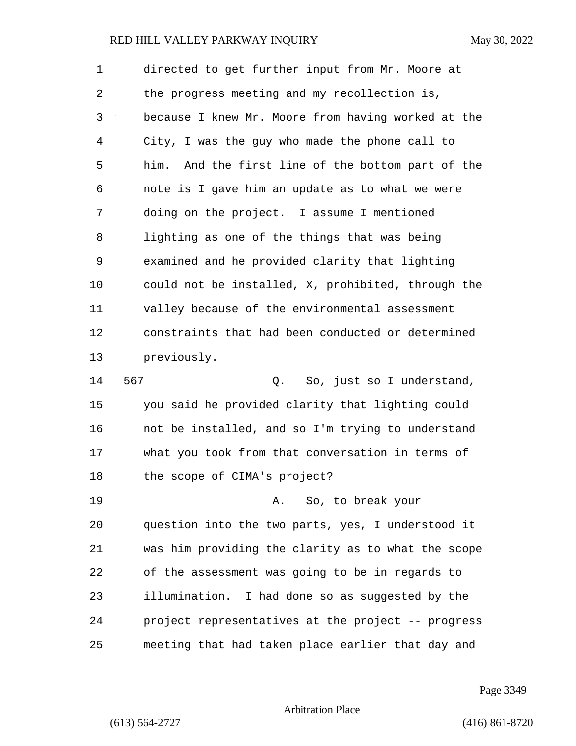directed to get further input from Mr. Moore at the progress meeting and my recollection is, because I knew Mr. Moore from having worked at the City, I was the guy who made the phone call to him. And the first line of the bottom part of the note is I gave him an update as to what we were doing on the project. I assume I mentioned lighting as one of the things that was being examined and he provided clarity that lighting could not be installed, X, prohibited, through the valley because of the environmental assessment constraints that had been conducted or determined previously.

567 Q. So, just so I understand, you said he provided clarity that lighting could not be installed, and so I'm trying to understand what you took from that conversation in terms of the scope of CIMA's project?

A. So, to break your question into the two parts, yes, I understood it was him providing the clarity as to what the scope of the assessment was going to be in regards to illumination. I had done so as suggested by the project representatives at the project -- progress meeting that had taken place earlier that day and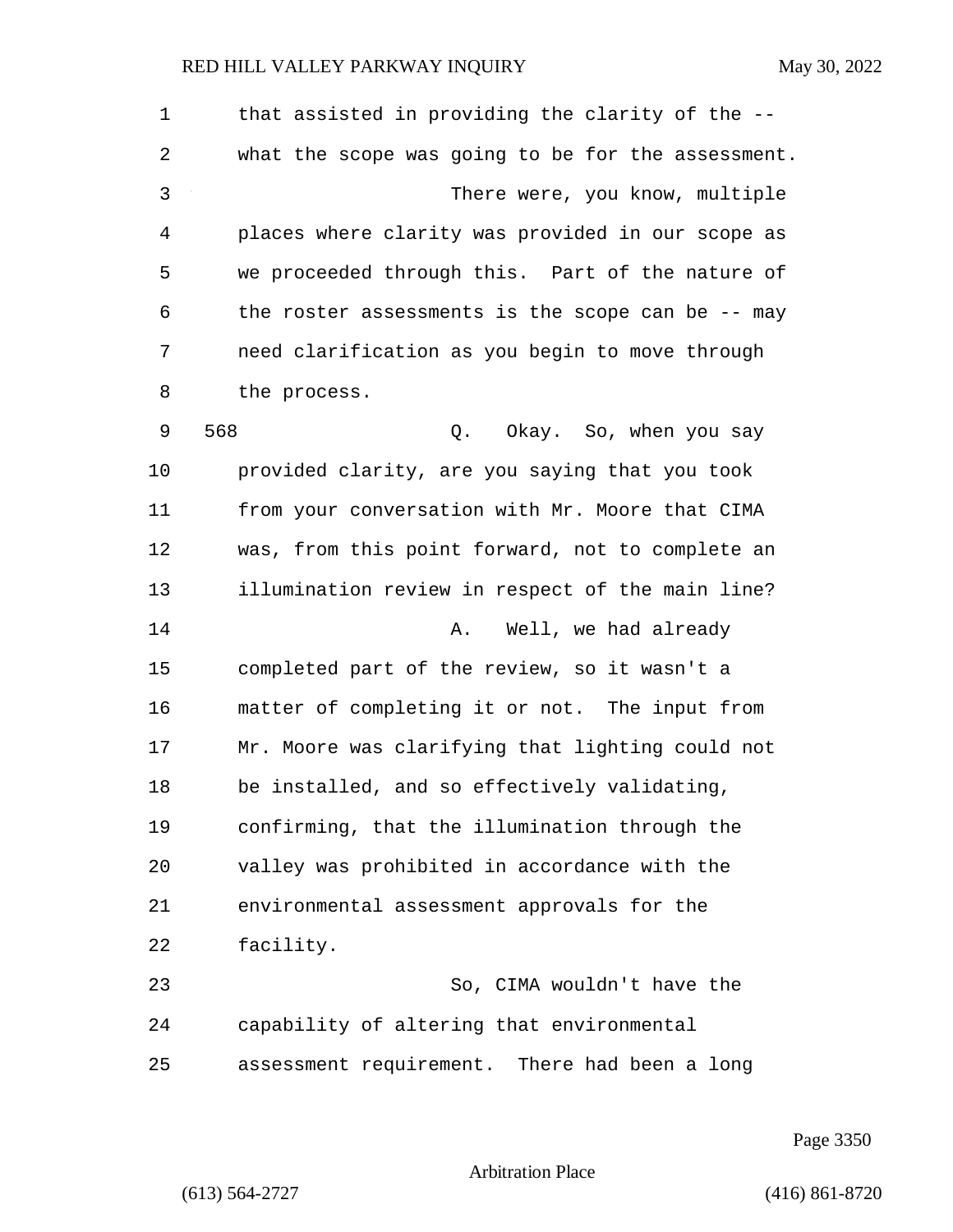that assisted in providing the clarity of the -- what the scope was going to be for the assessment.

There were, you know, multiple places where clarity was provided in our scope as we proceeded through this. Part of the nature of the roster assessments is the scope can be -- may need clarification as you begin to move through the process.

568 Q. Okay. So, when you say provided clarity, are you saying that you took from your conversation with Mr. Moore that CIMA was, from this point forward, not to complete an illumination review in respect of the main line?

A. Well, we had already completed part of the review, so it wasn't a matter of completing it or not. The input from Mr. Moore was clarifying that lighting could not be installed, and so effectively validating, confirming, that the illumination through the valley was prohibited in accordance with the environmental assessment approvals for the facility.

So, CIMA wouldn't have the capability of altering that environmental assessment requirement. There had been a long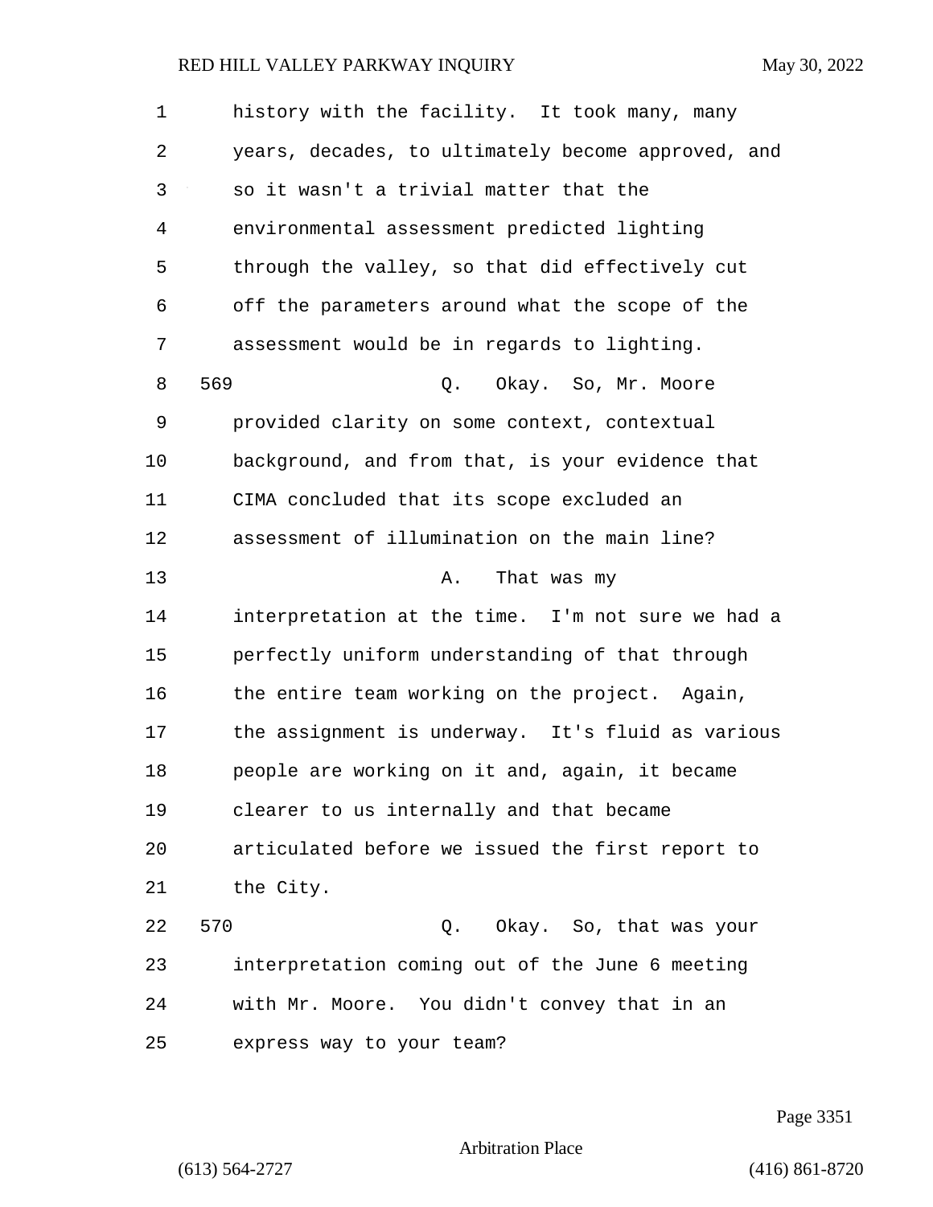history with the facility. It took many, many years, decades, to ultimately become approved, and so it wasn't a trivial matter that the environmental assessment predicted lighting through the valley, so that did effectively cut off the parameters around what the scope of the assessment would be in regards to lighting.

569 Q. Okay. So, Mr. Moore provided clarity on some context, contextual background, and from that, is your evidence that CIMA concluded that its scope excluded an assessment of illumination on the main line?

A. That was my interpretation at the time. I'm not sure we had a perfectly uniform understanding of that through the entire team working on the project. Again, the assignment is underway. It's fluid as various people are working on it and, again, it became clearer to us internally and that became articulated before we issued the first report to the City.

570 Q. Okay. So, that was your interpretation coming out of the June 6 meeting with Mr. Moore. You didn't convey that in an express way to your team?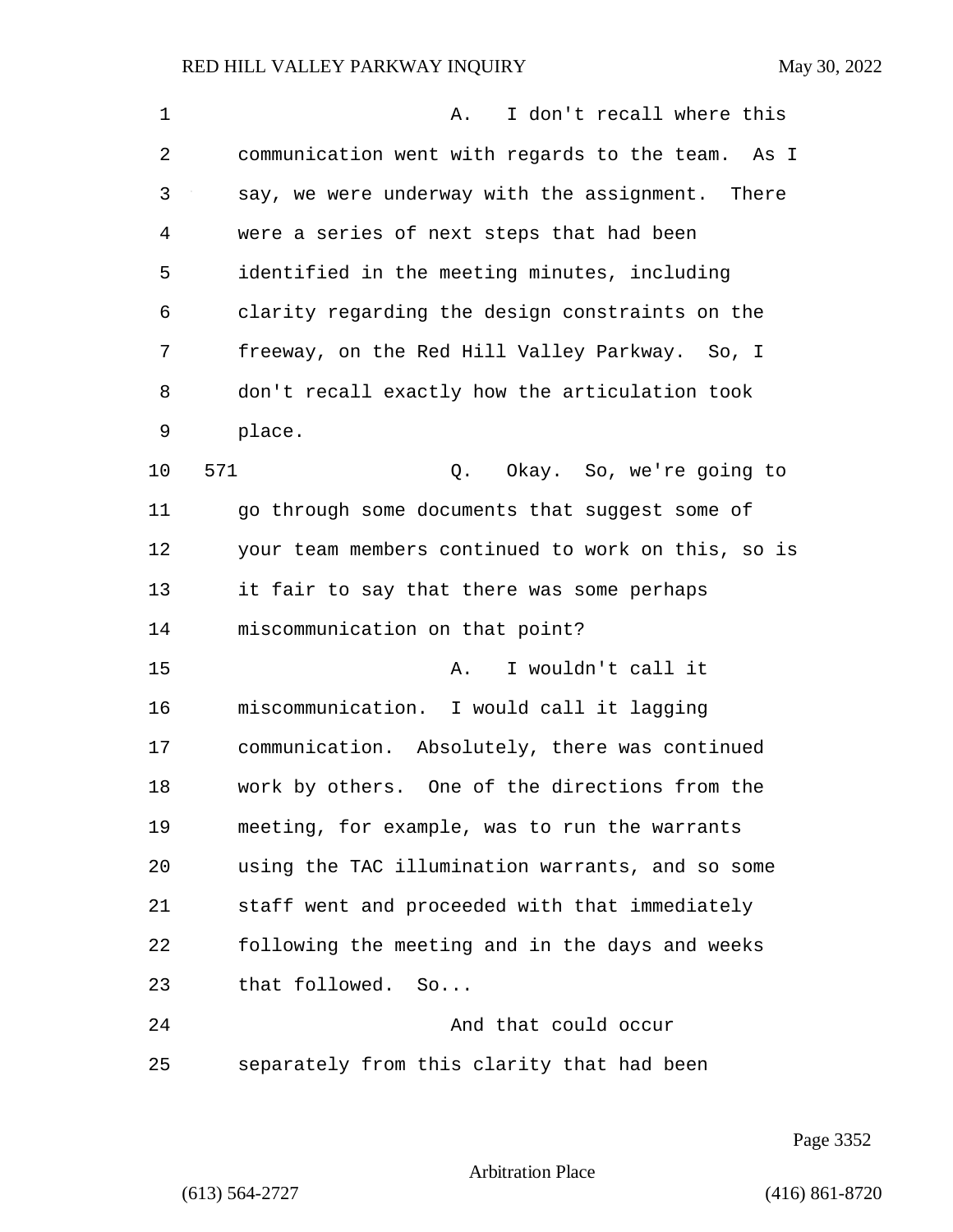A. I don't recall where this communication went with regards to the team. As I say, we were underway with the assignment. There were a series of next steps that had been identified in the meeting minutes, including clarity regarding the design constraints on the freeway, on the Red Hill Valley Parkway. So, I don't recall exactly how the articulation took place.

571 Q. Okay. So, we're going to go through some documents that suggest some of your team members continued to work on this, so is it fair to say that there was some perhaps miscommunication on that point?

A. I wouldn't call it miscommunication. I would call it lagging communication. Absolutely, there was continued work by others. One of the directions from the meeting, for example, was to run the warrants using the TAC illumination warrants, and so some staff went and proceeded with that immediately following the meeting and in the days and weeks that followed. So...

And that could occur separately from this clarity that had been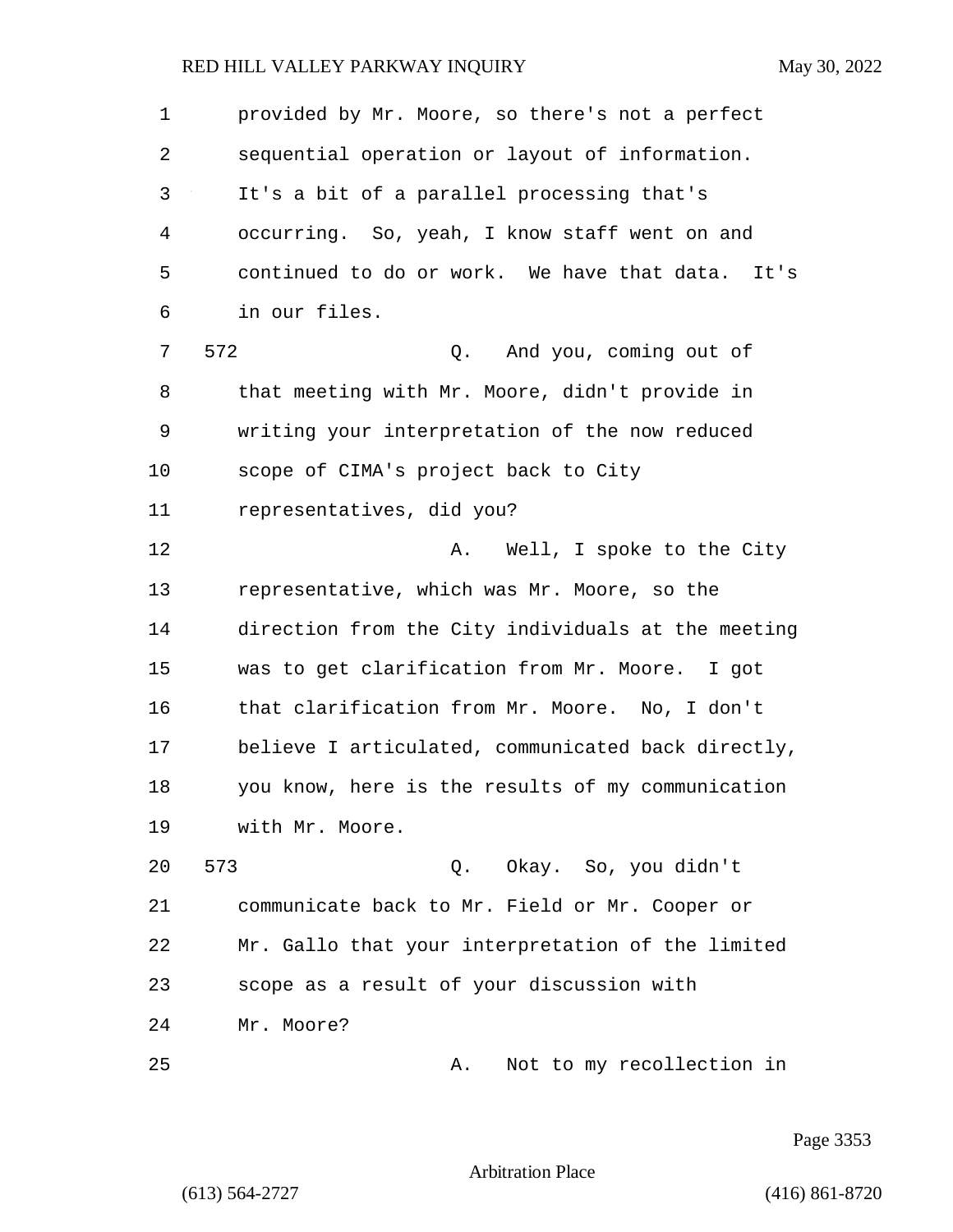provided by Mr. Moore, so there's not a perfect sequential operation or layout of information. It's a bit of a parallel processing that's occurring. So, yeah, I know staff went on and continued to do or work. We have that data. It's in our files.

572 Q. And you, coming out of that meeting with Mr. Moore, didn't provide in writing your interpretation of the now reduced scope of CIMA's project back to City representatives, did you?

A. Well, I spoke to the City representative, which was Mr. Moore, so the direction from the City individuals at the meeting was to get clarification from Mr. Moore. I got that clarification from Mr. Moore. No, I don't believe I articulated, communicated back directly, you know, here is the results of my communication with Mr. Moore.

573 Q. Okay. So, you didn't communicate back to Mr. Field or Mr. Cooper or Mr. Gallo that your interpretation of the limited scope as a result of your discussion with Mr. Moore?

A. Not to my recollection in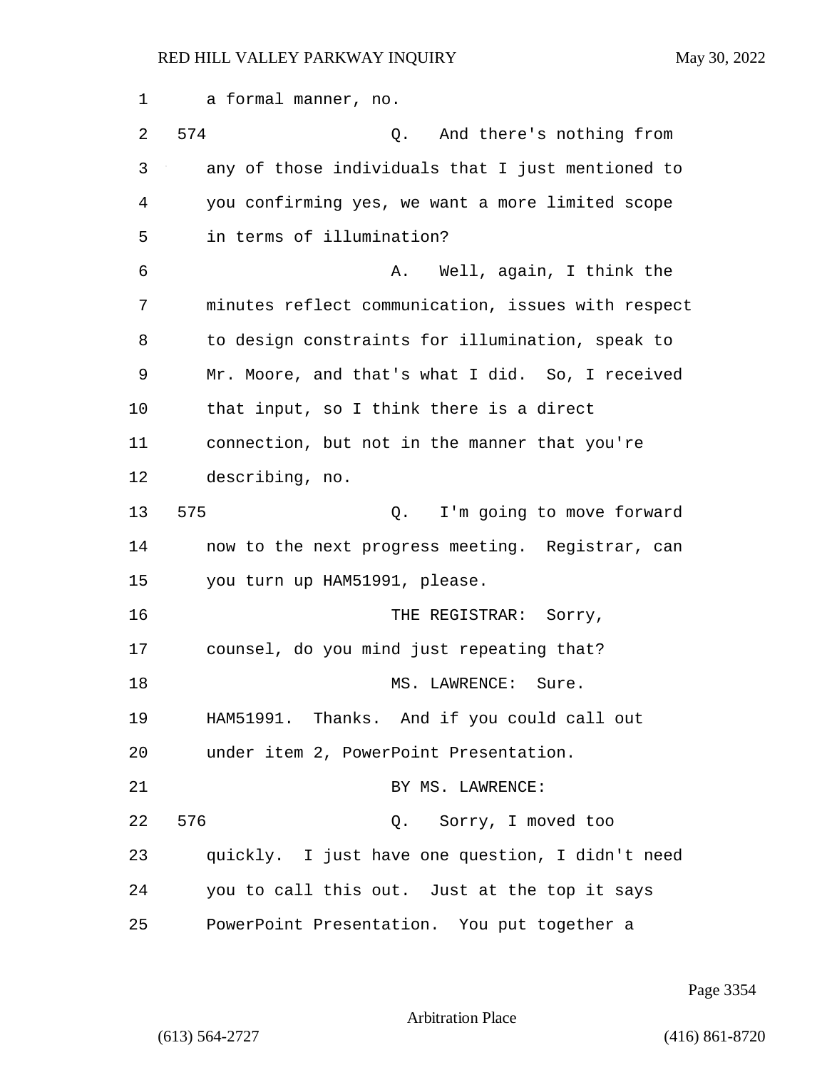a formal manner, no.

574 Q. And there's nothing from any of those individuals that I just mentioned to you confirming yes, we want a more limited scope in terms of illumination?

A. Well, again, I think the minutes reflect communication, issues with respect to design constraints for illumination, speak to Mr. Moore, and that's what I did. So, I received that input, so I think there is a direct connection, but not in the manner that you're describing, no.

575 Q. I'm going to move forward now to the next progress meeting. Registrar, can you turn up HAM51991, please.

THE REGISTRAR: Sorry, counsel, do you mind just repeating that?

MS. LAWRENCE: Sure. HAM51991. Thanks. And if you could call out under item 2, PowerPoint Presentation.

BY MS. LAWRENCE:

576 Q. Sorry, I moved too quickly. I just have one question, I didn't need you to call this out. Just at the top it says PowerPoint Presentation. You put together a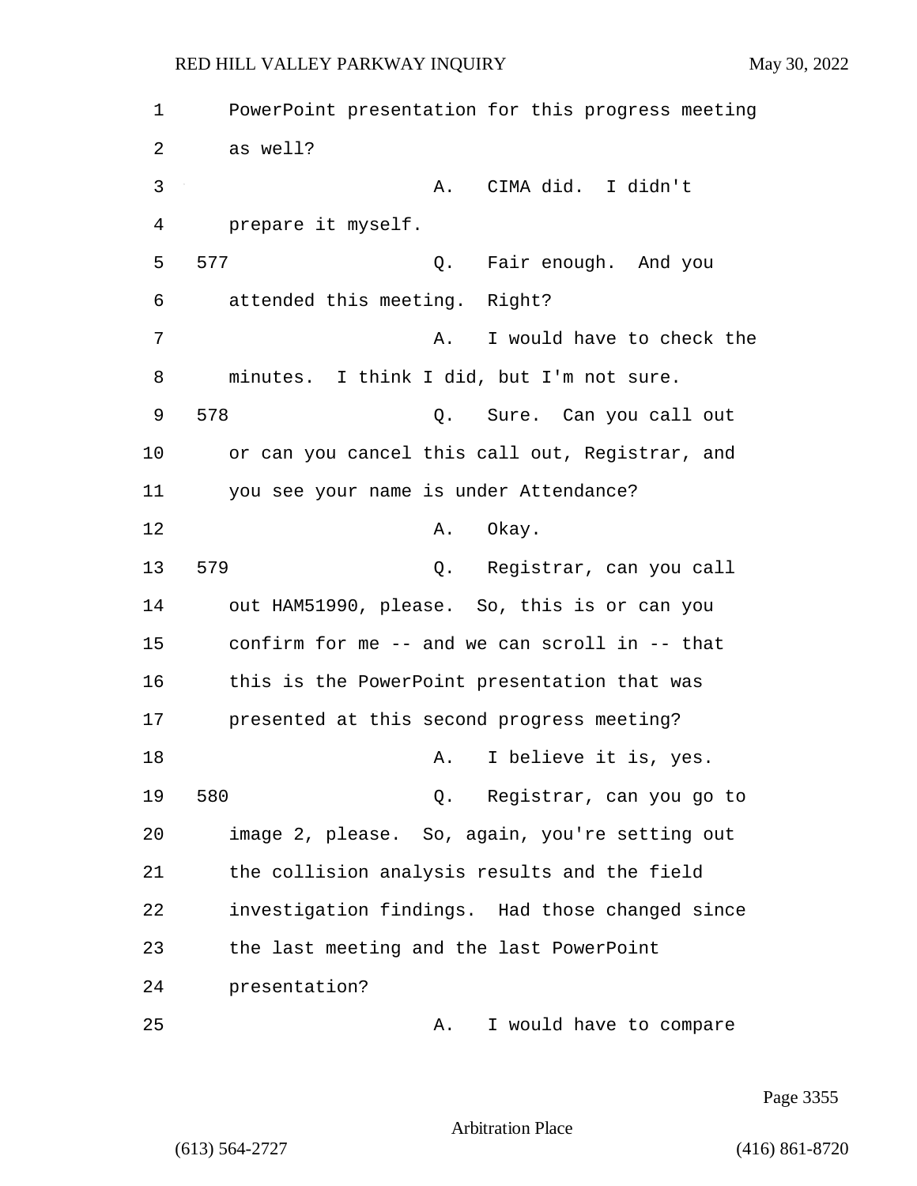PowerPoint presentation for this progress meeting as well?

A. CIMA did. I didn't prepare it myself.

577 Q. Fair enough. And you attended this meeting. Right?

A. I would have to check the minutes. I think I did, but I'm not sure.

578 Q. Sure. Can you call out or can you cancel this call out, Registrar, and you see your name is under Attendance?

A. Okay.

579 Q. Registrar, can you call out HAM51990, please. So, this is or can you confirm for me -- and we can scroll in -- that this is the PowerPoint presentation that was presented at this second progress meeting?

A. I believe it is, yes.

580 Q. Registrar, can you go to image 2, please. So, again, you're setting out the collision analysis results and the field investigation findings. Had those changed since the last meeting and the last PowerPoint presentation?

A. I would have to compare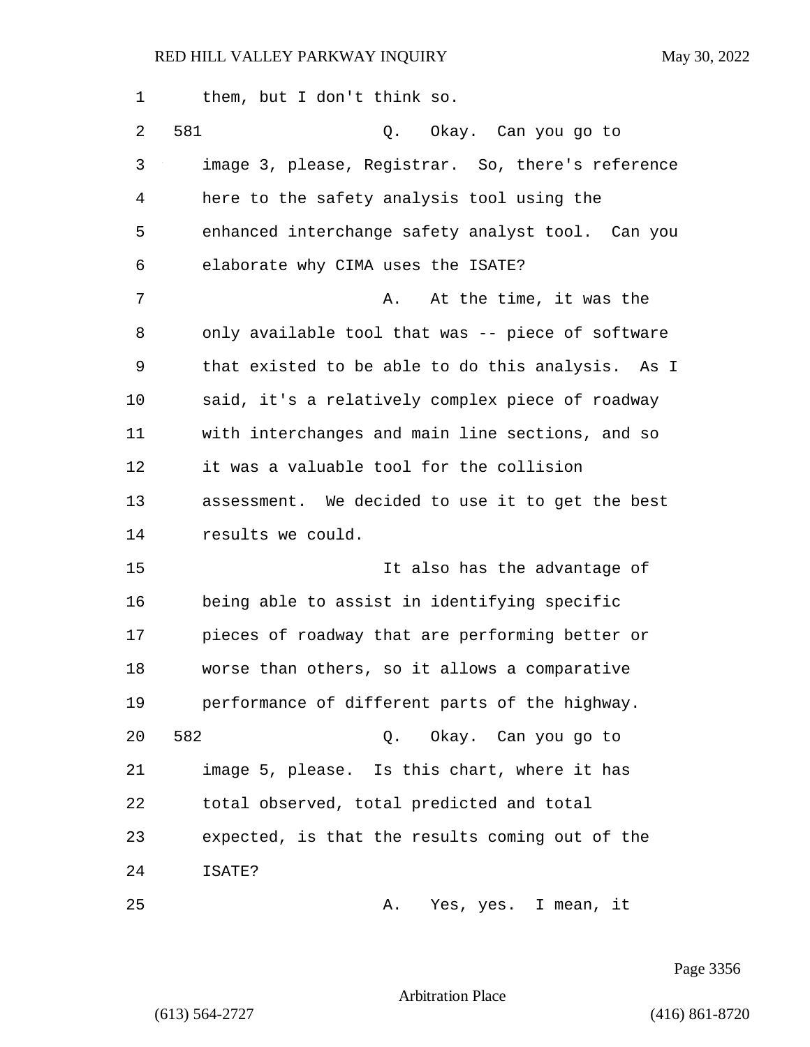them, but I don't think so.

581 Q. Okay. Can you go to image 3, please, Registrar. So, there's reference here to the safety analysis tool using the enhanced interchange safety analyst tool. Can you elaborate why CIMA uses the ISATE?

A. At the time, it was the only available tool that was -- piece of software that existed to be able to do this analysis. As I said, it's a relatively complex piece of roadway with interchanges and main line sections, and so it was a valuable tool for the collision assessment. We decided to use it to get the best results we could.

It also has the advantage of being able to assist in identifying specific pieces of roadway that are performing better or worse than others, so it allows a comparative performance of different parts of the highway.

582 Q. Okay. Can you go to image 5, please. Is this chart, where it has total observed, total predicted and total expected, is that the results coming out of the ISATE?

A. Yes, yes. I mean, it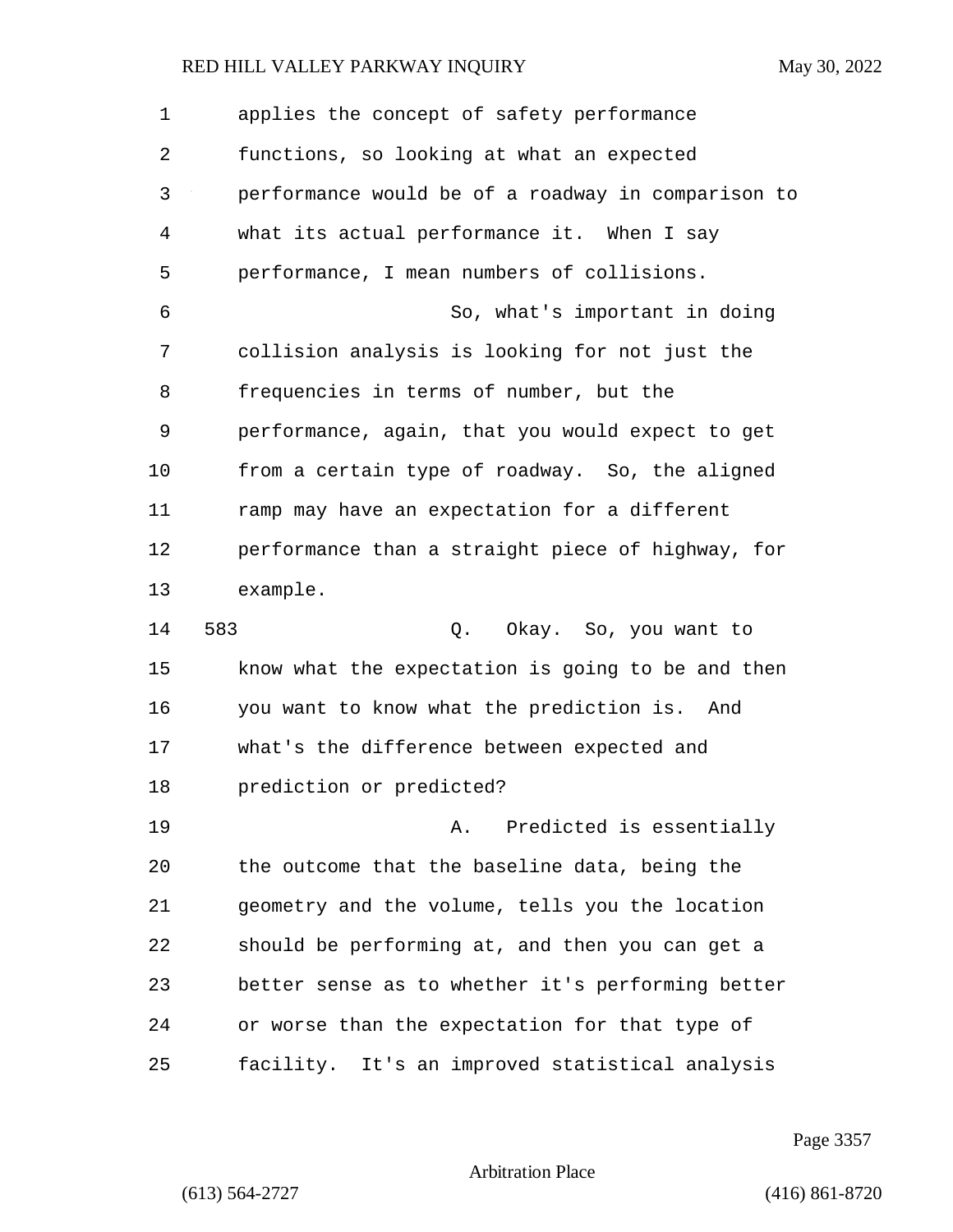applies the concept of safety performance functions, so looking at what an expected performance would be of a roadway in comparison to what its actual performance it. When I say performance, I mean numbers of collisions.

So, what's important in doing collision analysis is looking for not just the frequencies in terms of number, but the performance, again, that you would expect to get from a certain type of roadway. So, the aligned ramp may have an expectation for a different performance than a straight piece of highway, for example.

583 Q. Okay. So, you want to know what the expectation is going to be and then you want to know what the prediction is. And what's the difference between expected and prediction or predicted?

A. Predicted is essentially the outcome that the baseline data, being the geometry and the volume, tells you the location should be performing at, and then you can get a better sense as to whether it's performing better or worse than the expectation for that type of facility. It's an improved statistical analysis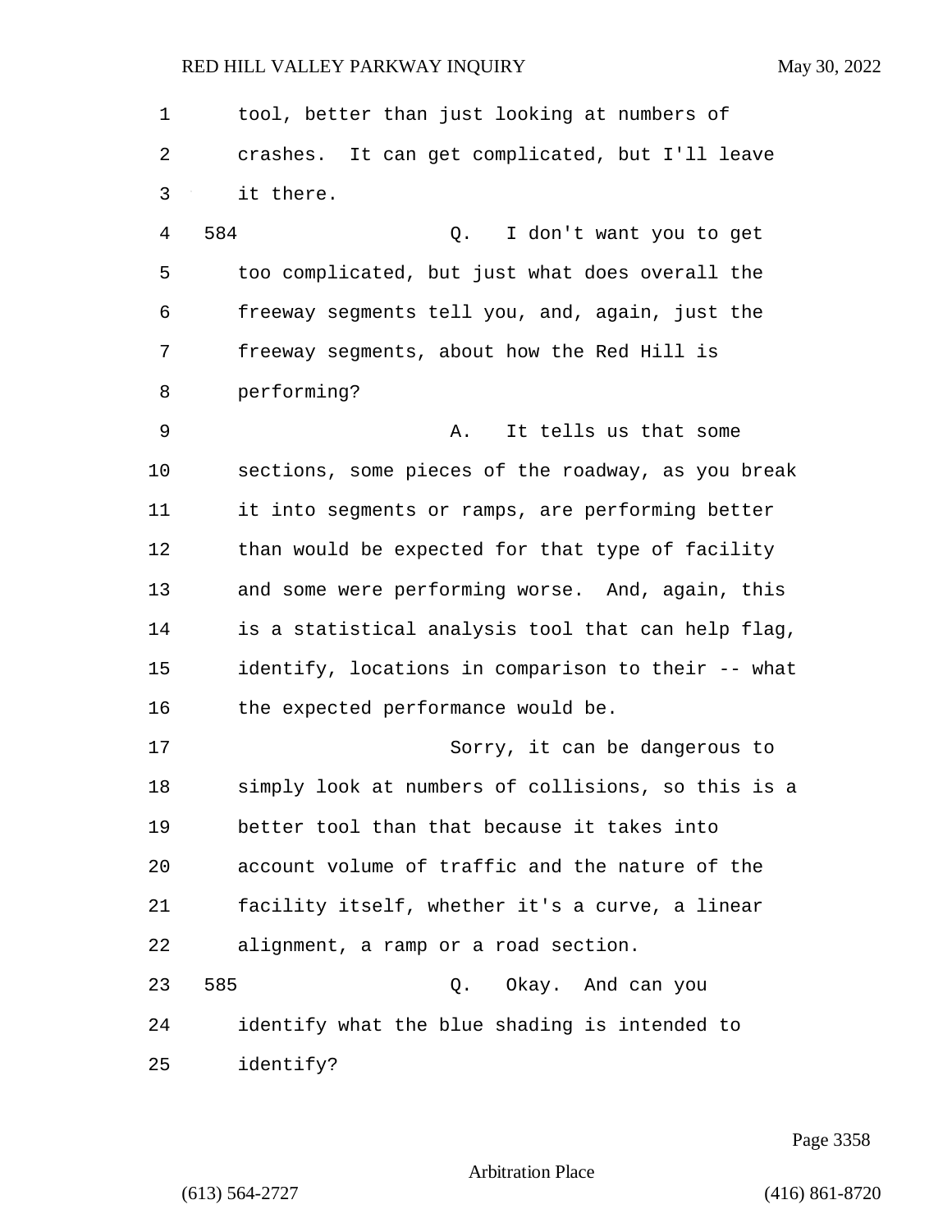tool, better than just looking at numbers of crashes. It can get complicated, but I'll leave it there.

584 Q. I don't want you to get too complicated, but just what does overall the freeway segments tell you, and, again, just the freeway segments, about how the Red Hill is performing?

A. It tells us that some sections, some pieces of the roadway, as you break it into segments or ramps, are performing better than would be expected for that type of facility and some were performing worse. And, again, this is a statistical analysis tool that can help flag, identify, locations in comparison to their -- what the expected performance would be.

Sorry, it can be dangerous to simply look at numbers of collisions, so this is a better tool than that because it takes into account volume of traffic and the nature of the facility itself, whether it's a curve, a linear alignment, a ramp or a road section.

585 Q. Okay. And can you identify what the blue shading is intended to identify?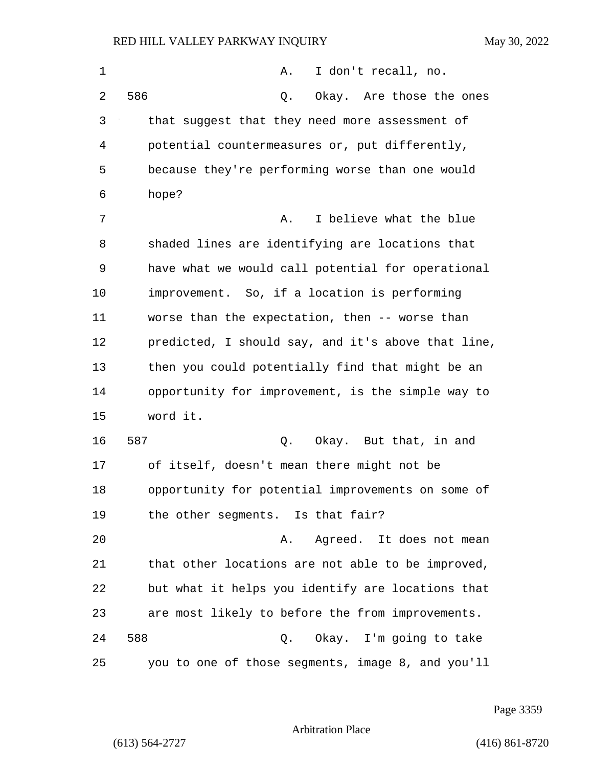A. I don't recall, no.

586 Q. Okay. Are those the ones that suggest that they need more assessment of potential countermeasures or, put differently, because they're performing worse than one would hope?

A. I believe what the blue shaded lines are identifying are locations that have what we would call potential for operational improvement. So, if a location is performing worse than the expectation, then -- worse than predicted, I should say, and it's above that line, then you could potentially find that might be an opportunity for improvement, is the simple way to word it.

587 Q. Okay. But that, in and of itself, doesn't mean there might not be opportunity for potential improvements on some of the other segments. Is that fair?

A. Agreed. It does not mean that other locations are not able to be improved, but what it helps you identify are locations that are most likely to before the from improvements.

588 Q. Okay. I'm going to take you to one of those segments, image 8, and you'll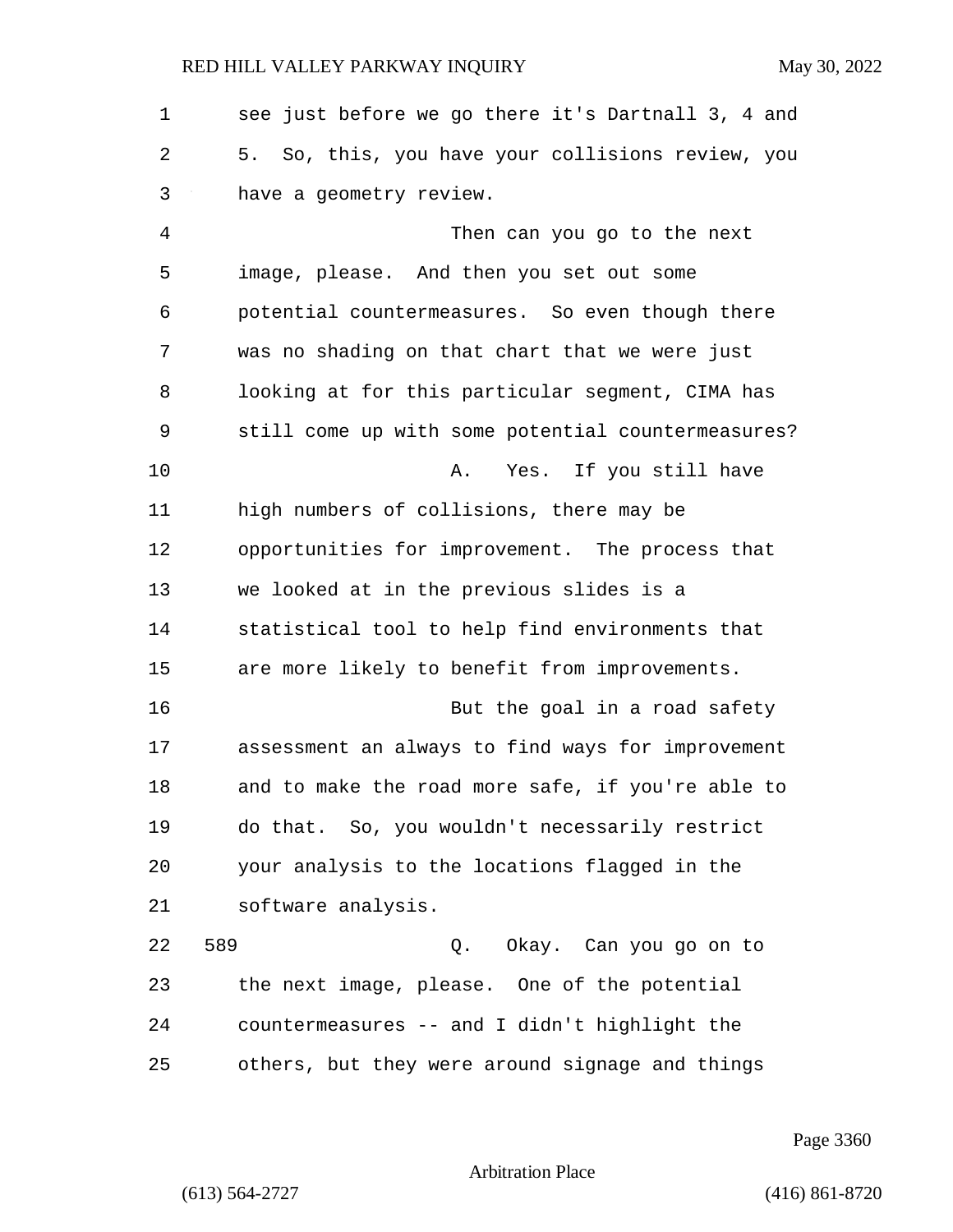see just before we go there it's Dartnall 3, 4 and 5. So, this, you have your collisions review, you have a geometry review.

Then can you go to the next image, please. And then you set out some potential countermeasures. So even though there was no shading on that chart that we were just looking at for this particular segment, CIMA has still come up with some potential countermeasures?

A. Yes. If you still have high numbers of collisions, there may be opportunities for improvement. The process that we looked at in the previous slides is a statistical tool to help find environments that are more likely to benefit from improvements.

But the goal in a road safety assessment an always to find ways for improvement and to make the road more safe, if you're able to do that. So, you wouldn't necessarily restrict your analysis to the locations flagged in the software analysis.

589 Q. Okay. Can you go on to the next image, please. One of the potential countermeasures -- and I didn't highlight the others, but they were around signage and things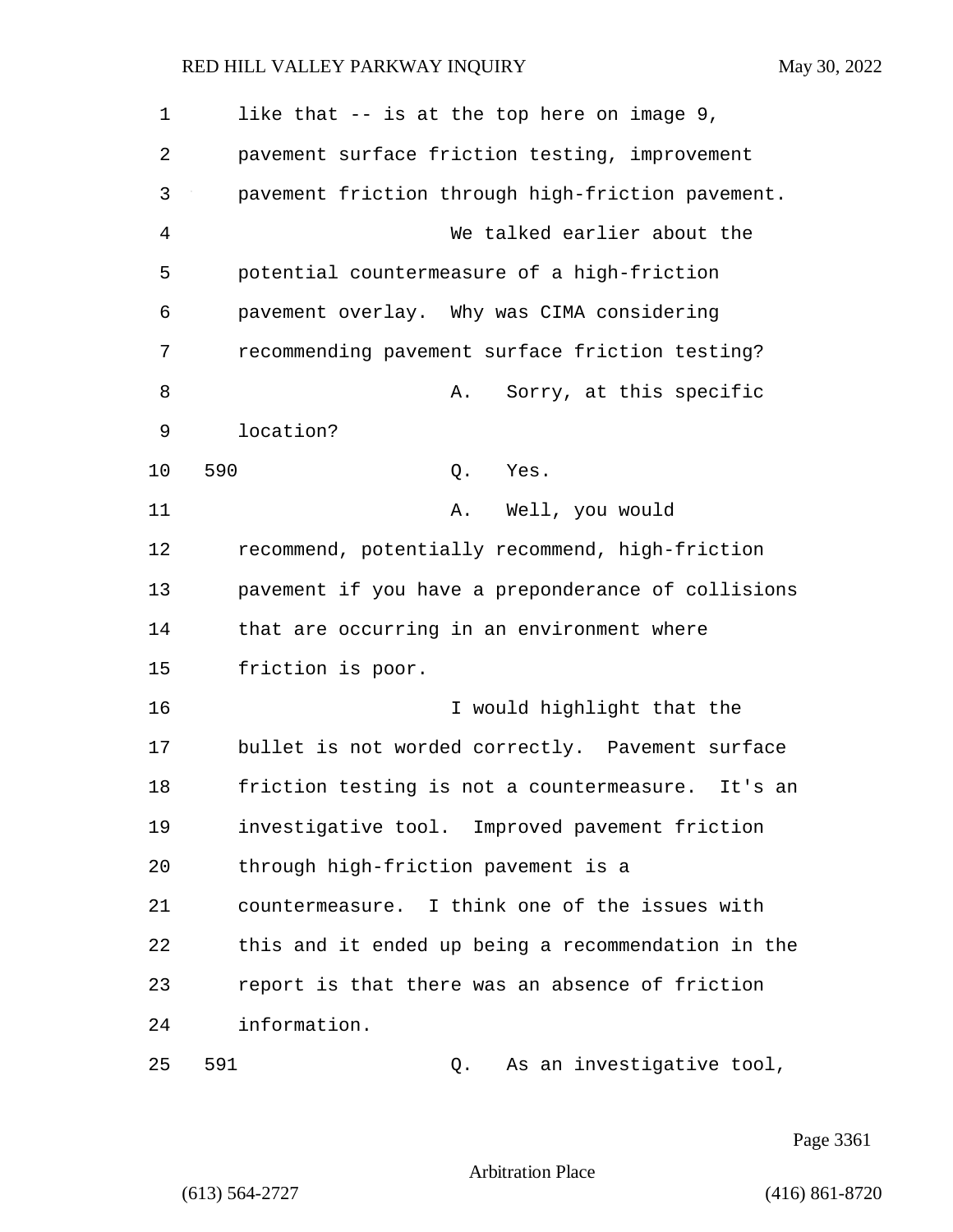like that -- is at the top here on image 9, pavement surface friction testing, improvement pavement friction through high-friction pavement.

We talked earlier about the potential countermeasure of a high-friction pavement overlay. Why was CIMA considering recommending pavement surface friction testing?

A. Sorry, at this specific location?

590 Q. Yes.

A. Well, you would recommend, potentially recommend, high-friction pavement if you have a preponderance of collisions that are occurring in an environment where friction is poor.

I would highlight that the bullet is not worded correctly. Pavement surface friction testing is not a countermeasure. It's an investigative tool. Improved pavement friction through high-friction pavement is a countermeasure. I think one of the issues with this and it ended up being a recommendation in the report is that there was an absence of friction information.

591 Q. As an investigative tool,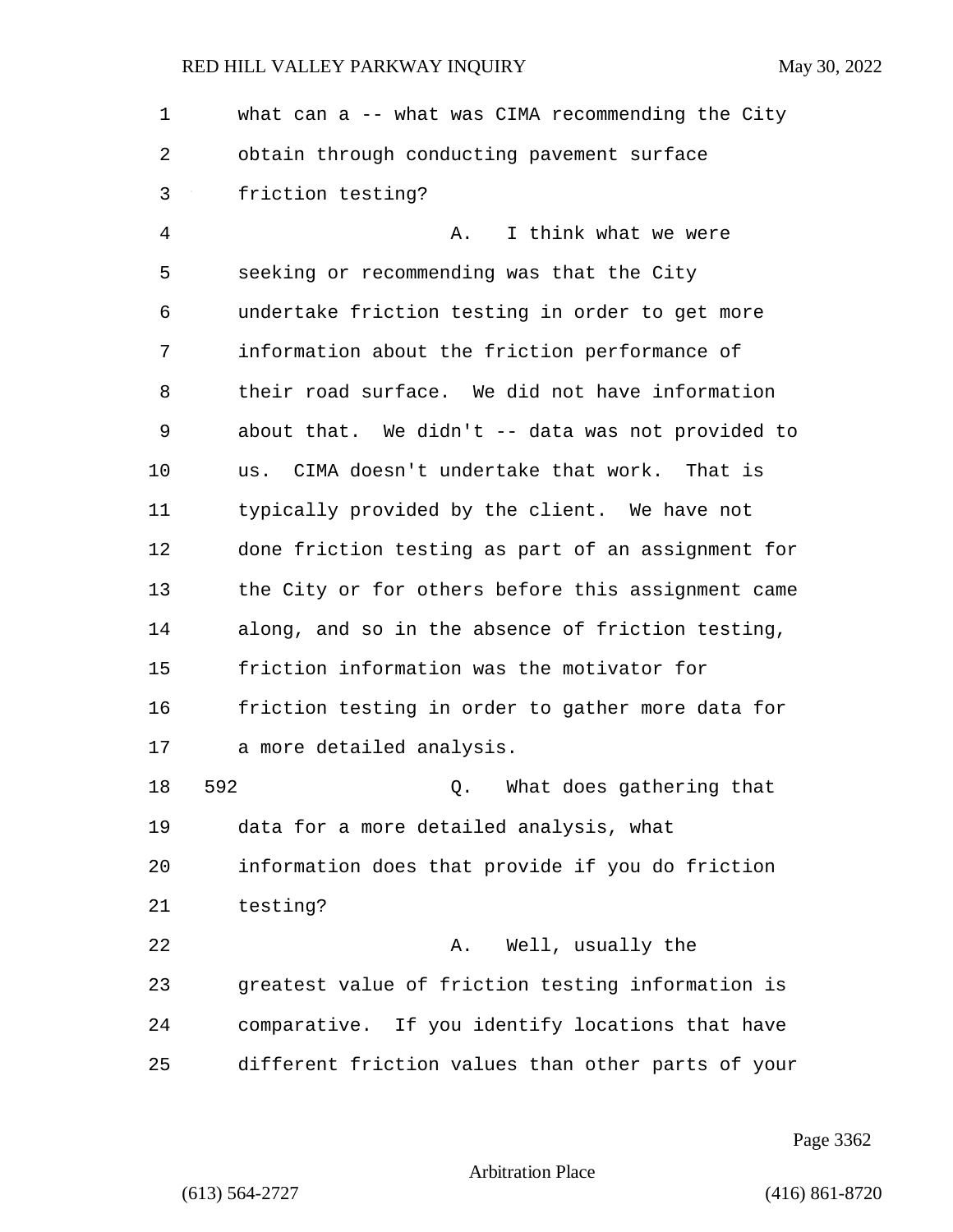what can a -- what was CIMA recommending the City obtain through conducting pavement surface friction testing?

A. I think what we were seeking or recommending was that the City undertake friction testing in order to get more information about the friction performance of their road surface. We did not have information about that. We didn't -- data was not provided to us. CIMA doesn't undertake that work. That is typically provided by the client. We have not done friction testing as part of an assignment for the City or for others before this assignment came along, and so in the absence of friction testing, friction information was the motivator for friction testing in order to gather more data for a more detailed analysis.

592 Q. What does gathering that data for a more detailed analysis, what information does that provide if you do friction testing?

A. Well, usually the greatest value of friction testing information is comparative. If you identify locations that have different friction values than other parts of your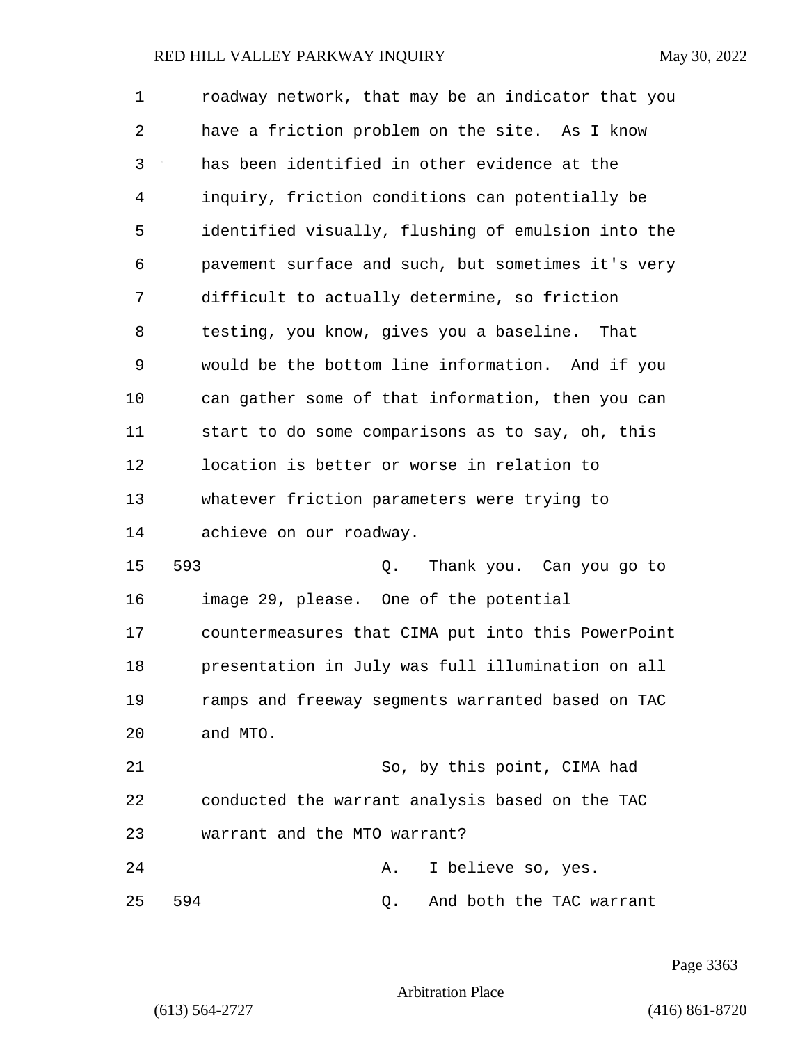roadway network, that may be an indicator that you have a friction problem on the site. As I know has been identified in other evidence at the inquiry, friction conditions can potentially be identified visually, flushing of emulsion into the pavement surface and such, but sometimes it's very difficult to actually determine, so friction testing, you know, gives you a baseline. That would be the bottom line information. And if you can gather some of that information, then you can start to do some comparisons as to say, oh, this location is better or worse in relation to whatever friction parameters were trying to achieve on our roadway.

593 Q. Thank you. Can you go to image 29, please. One of the potential countermeasures that CIMA put into this PowerPoint presentation in July was full illumination on all ramps and freeway segments warranted based on TAC and MTO.

So, by this point, CIMA had conducted the warrant analysis based on the TAC warrant and the MTO warrant?

A. I believe so, yes.

594 Q. And both the TAC warrant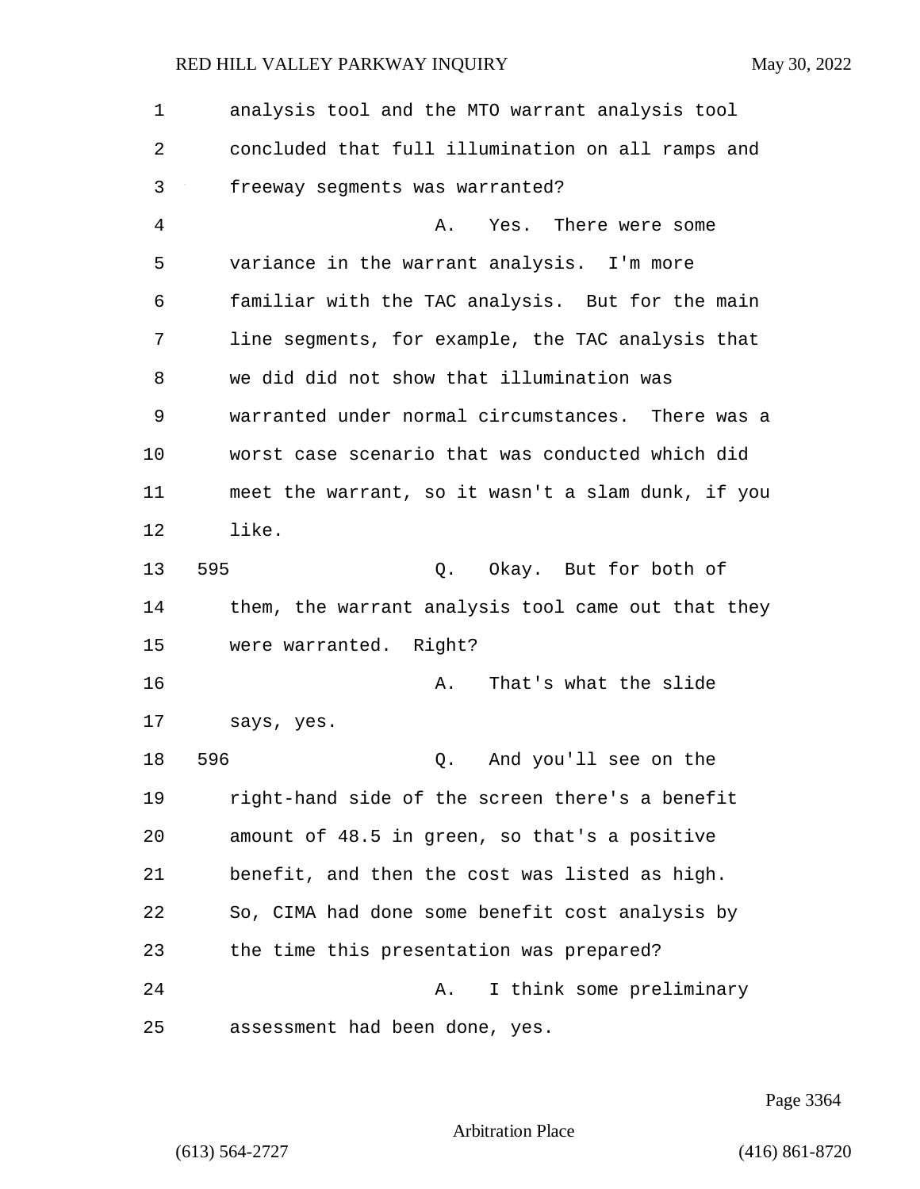analysis tool and the MTO warrant analysis tool concluded that full illumination on all ramps and freeway segments was warranted?

A. Yes. There were some variance in the warrant analysis. I'm more familiar with the TAC analysis. But for the main line segments, for example, the TAC analysis that we did did not show that illumination was warranted under normal circumstances. There was a worst case scenario that was conducted which did meet the warrant, so it wasn't a slam dunk, if you like.

595 Q. Okay. But for both of them, the warrant analysis tool came out that they were warranted. Right?

A. That's what the slide says, yes.

596 Q. And you'll see on the right-hand side of the screen there's a benefit amount of 48.5 in green, so that's a positive benefit, and then the cost was listed as high. So, CIMA had done some benefit cost analysis by the time this presentation was prepared?

A. I think some preliminary assessment had been done, yes.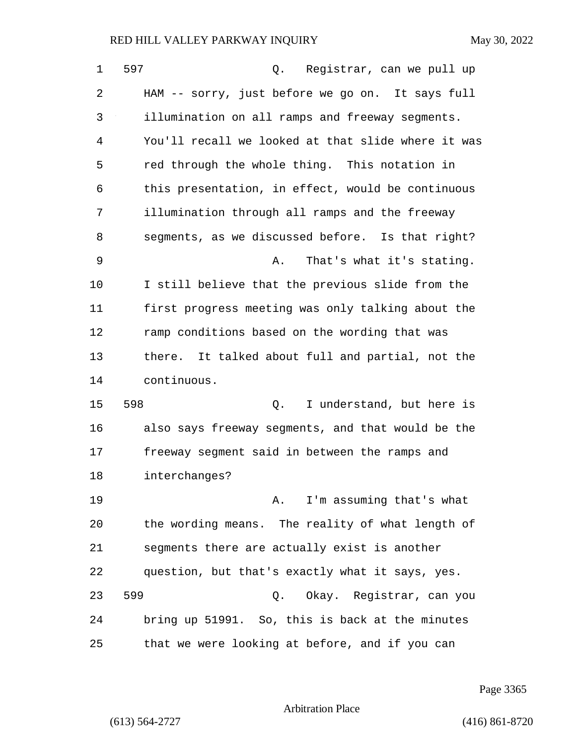597 Q. Registrar, can we pull up HAM -- sorry, just before we go on. It says full illumination on all ramps and freeway segments. You'll recall we looked at that slide where it was red through the whole thing. This notation in this presentation, in effect, would be continuous illumination through all ramps and the freeway segments, as we discussed before. Is that right?

A. That's what it's stating. I still believe that the previous slide from the first progress meeting was only talking about the ramp conditions based on the wording that was there. It talked about full and partial, not the continuous.

598 Q. I understand, but here is also says freeway segments, and that would be the freeway segment said in between the ramps and interchanges?

A. I'm assuming that's what the wording means. The reality of what length of segments there are actually exist is another question, but that's exactly what it says, yes.

599 Q. Okay. Registrar, can you bring up 51991. So, this is back at the minutes that we were looking at before, and if you can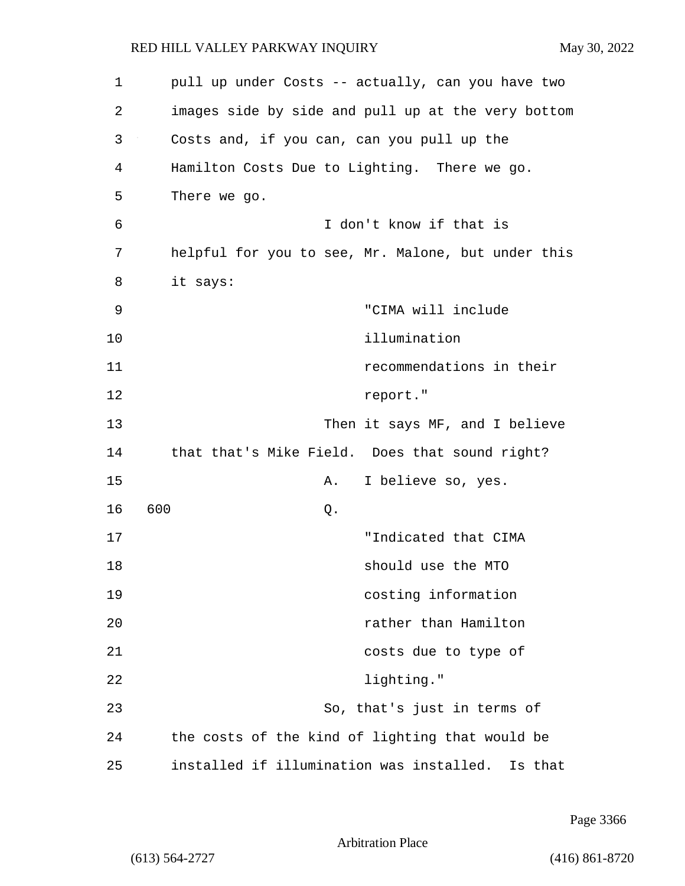pull up under Costs -- actually, can you have two images side by side and pull up at the very bottom Costs and, if you can, can you pull up the Hamilton Costs Due to Lighting. There we go. There we go.

I don't know if that is helpful for you to see, Mr. Malone, but under this it says:

> "CIMA will include illumination recommendations in their report."

Then it says MF, and I believe that that's Mike Field. Does that sound right?

A. I believe so, yes.

600 Q.

> "Indicated that CIMA should use the MTO costing information rather than Hamilton costs due to type of lighting."

So, that's just in terms of the costs of the kind of lighting that would be installed if illumination was installed. Is that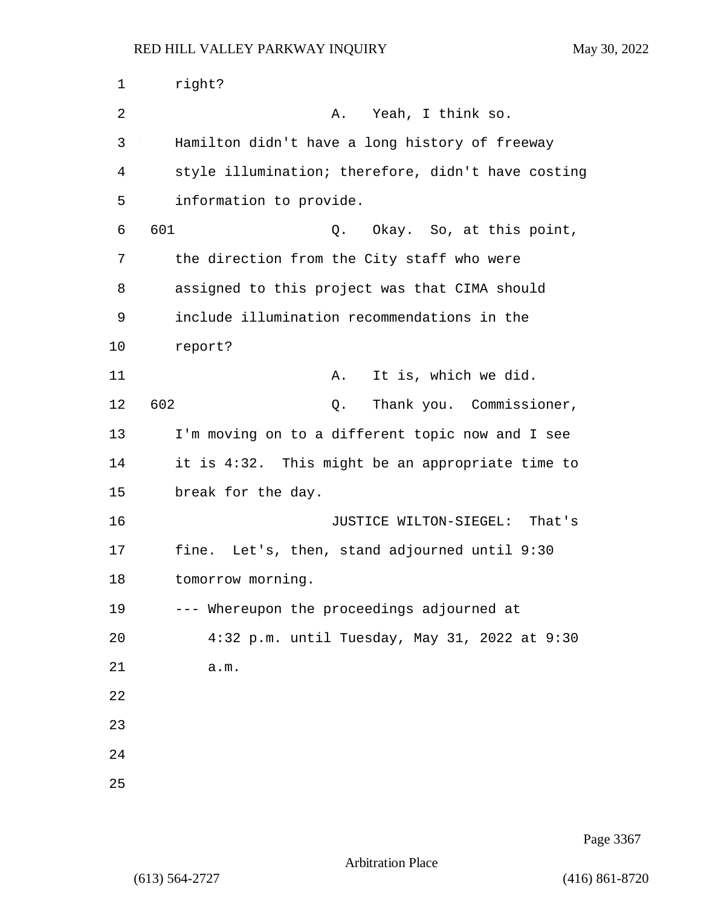right?

A. Yeah, I think so. Hamilton didn't have a long history of freeway style illumination; therefore, didn't have costing information to provide.

601 Q. Okay. So, at this point, the direction from the City staff who were assigned to this project was that CIMA should include illumination recommendations in the report?

A. It is, which we did.

602 Q. Thank you. Commissioner, I'm moving on to a different topic now and I see it is 4:32. This might be an appropriate time to break for the day.

JUSTICE WILTON-SIEGEL: That's fine. Let's, then, stand adjourned until 9:30 tomorrow morning.

--- Whereupon the proceedings adjourned at 4:32 p.m. until Tuesday, May 31, 2022 at 9:30 a.m.